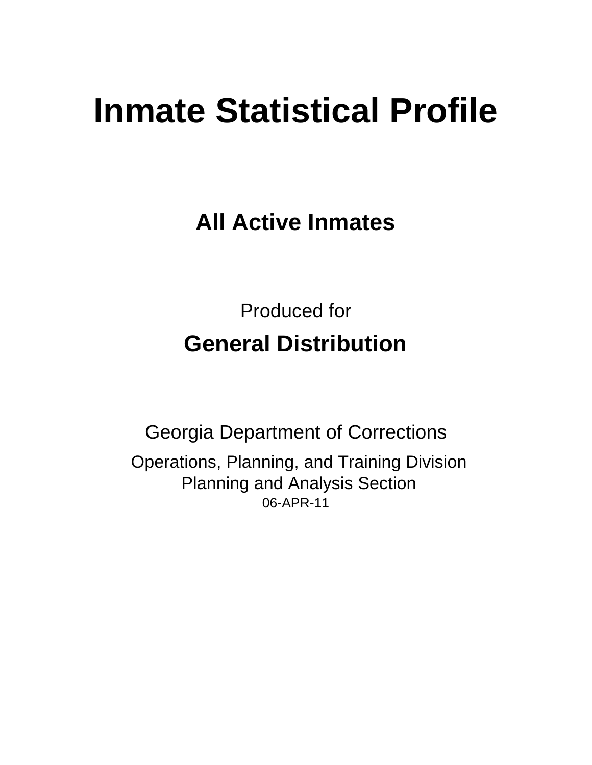# Inmate Statistical Profile

## All Active Inmates

Produced for

## General Distribution

Georgia Department of Corrections

Operations, Planning, and Training Division
Planning and Analysis Section
06-APR-11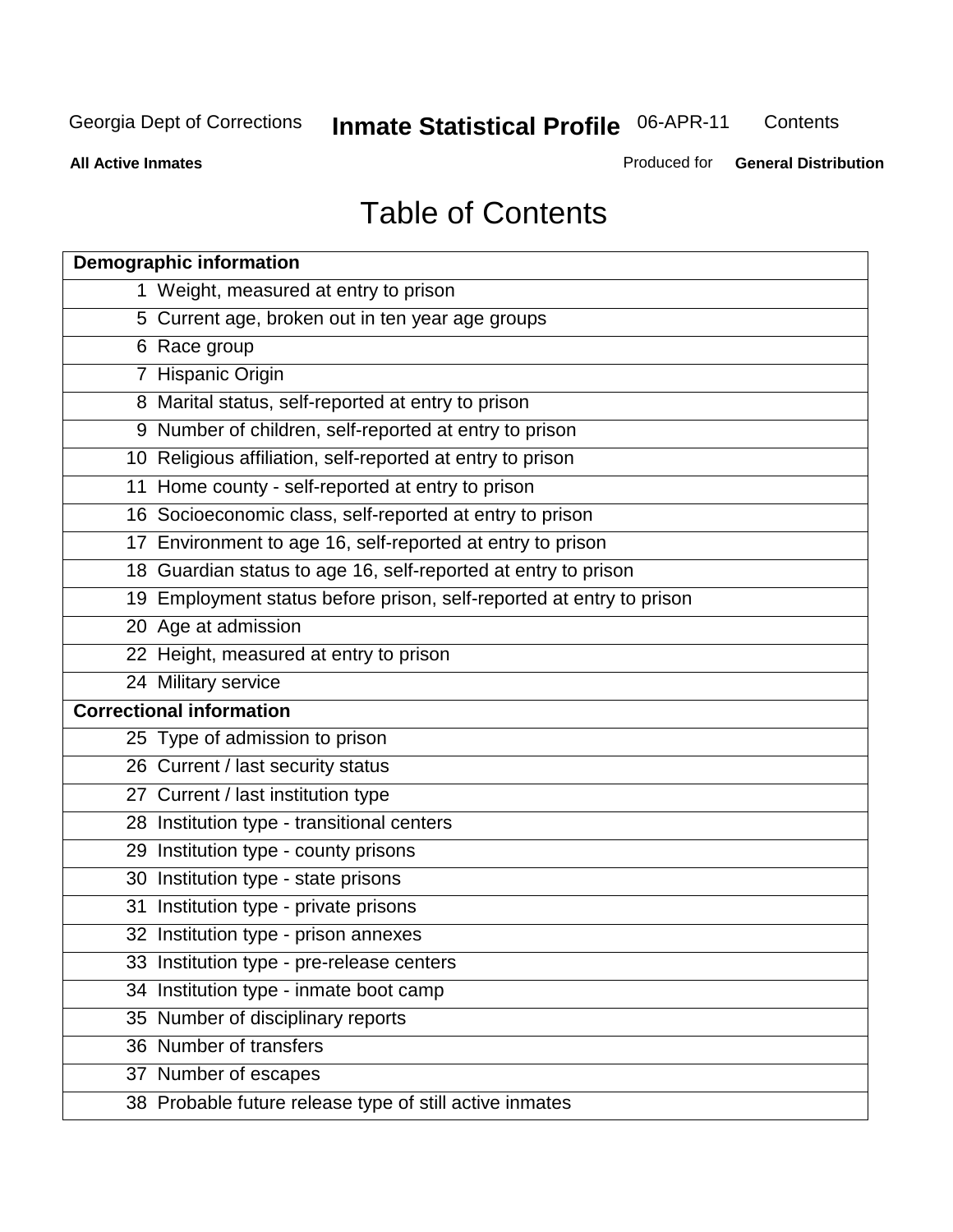Georgia Dept of Corrections **Inmate Statistical Profile** 06-APR-11 Contents

**All Active Inmates** Produced for **General Distribution**

# Table of Contents

| **Demographic information** | |
|---|---|
| 1 | Weight, measured at entry to prison |
| 5 | Current age, broken out in ten year age groups |
| 6 | Race group |
| 7 | Hispanic Origin |
| 8 | Marital status, self-reported at entry to prison |
| 9 | Number of children, self-reported at entry to prison |
| 10 | Religious affiliation, self-reported at entry to prison |
| 11 | Home county - self-reported at entry to prison |
| 16 | Socioeconomic class, self-reported at entry to prison |
| 17 | Environment to age 16, self-reported at entry to prison |
| 18 | Guardian status to age 16, self-reported at entry to prison |
| 19 | Employment status before prison, self-reported at entry to prison |
| 20 | Age at admission |
| 22 | Height, measured at entry to prison |
| 24 | Military service |
| **Correctional information** | |
| 25 | Type of admission to prison |
| 26 | Current / last security status |
| 27 | Current / last institution type |
| 28 | Institution type - transitional centers |
| 29 | Institution type - county prisons |
| 30 | Institution type - state prisons |
| 31 | Institution type - private prisons |
| 32 | Institution type - prison annexes |
| 33 | Institution type - pre-release centers |
| 34 | Institution type - inmate boot camp |
| 35 | Number of disciplinary reports |
| 36 | Number of transfers |
| 37 | Number of escapes |
| 38 | Probable future release type of still active inmates |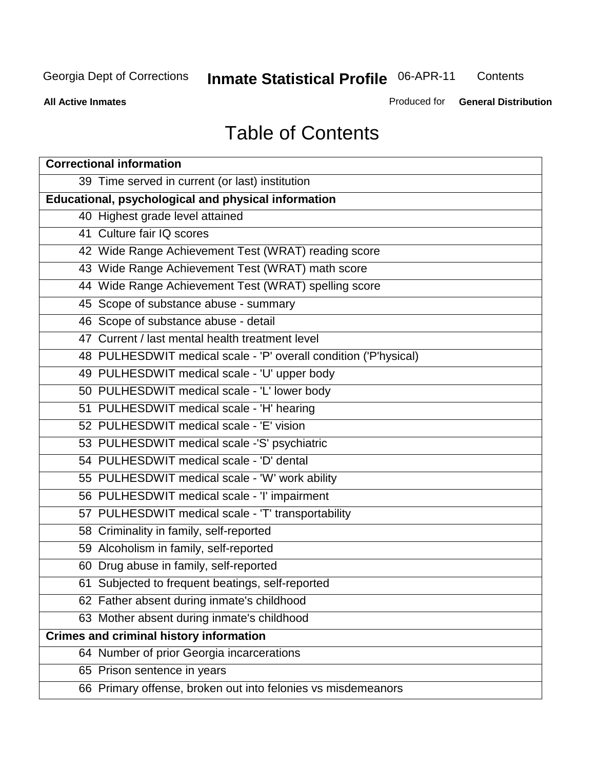# Table of Contents

| Correctional information | |
|---|---|
| 39 | Time served in current (or last) institution |
| **Educational, psychological and physical information** | |
| 40 | Highest grade level attained |
| 41 | Culture fair IQ scores |
| 42 | Wide Range Achievement Test (WRAT) reading score |
| 43 | Wide Range Achievement Test (WRAT) math score |
| 44 | Wide Range Achievement Test (WRAT) spelling score |
| 45 | Scope of substance abuse - summary |
| 46 | Scope of substance abuse - detail |
| 47 | Current / last mental health treatment level |
| 48 | PULHESDWIT medical scale - 'P' overall condition ('P'hysical) |
| 49 | PULHESDWIT medical scale - 'U' upper body |
| 50 | PULHESDWIT medical scale - 'L' lower body |
| 51 | PULHESDWIT medical scale - 'H' hearing |
| 52 | PULHESDWIT medical scale - 'E' vision |
| 53 | PULHESDWIT medical scale -'S' psychiatric |
| 54 | PULHESDWIT medical scale - 'D' dental |
| 55 | PULHESDWIT medical scale - 'W' work ability |
| 56 | PULHESDWIT medical scale - 'I' impairment |
| 57 | PULHESDWIT medical scale - 'T' transportability |
| 58 | Criminality in family, self-reported |
| 59 | Alcoholism in family, self-reported |
| 60 | Drug abuse in family, self-reported |
| 61 | Subjected to frequent beatings, self-reported |
| 62 | Father absent during inmate's childhood |
| 63 | Mother absent during inmate's childhood |
| **Crimes and criminal history information** | |
| 64 | Number of prior Georgia incarcerations |
| 65 | Prison sentence in years |
| 66 | Primary offense, broken out into felonies vs misdemeanors |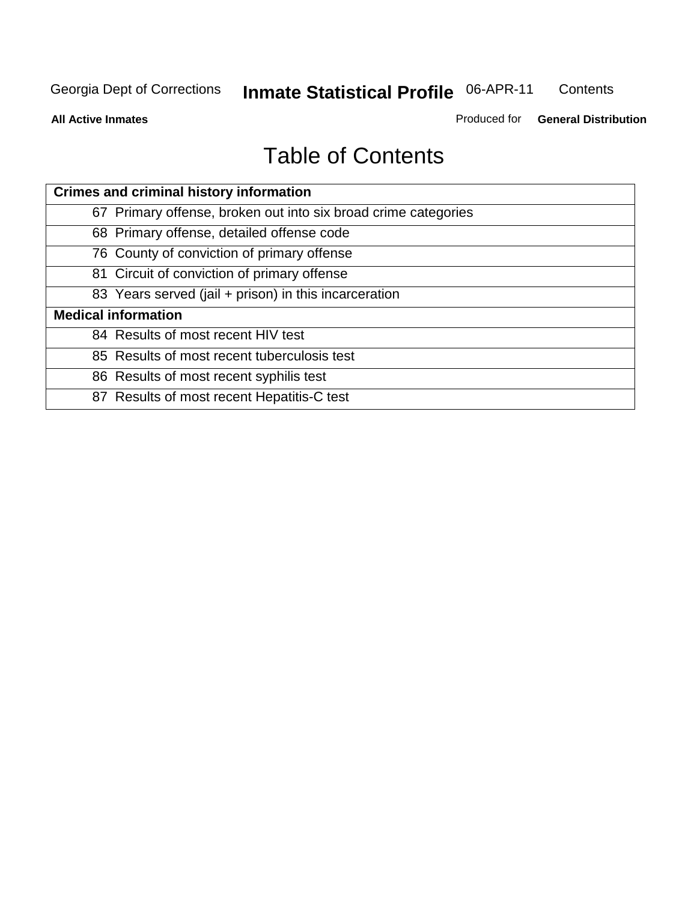# Table of Contents

| Crimes and criminal history information | |
|---|---|
| 67 | Primary offense, broken out into six broad crime categories |
| 68 | Primary offense, detailed offense code |
| 76 | County of conviction of primary offense |
| 81 | Circuit of conviction of primary offense |
| 83 | Years served (jail + prison) in this incarceration |
| **Medical information** | |
| 84 | Results of most recent HIV test |
| 85 | Results of most recent tuberculosis test |
| 86 | Results of most recent syphilis test |
| 87 | Results of most recent Hepatitis-C test |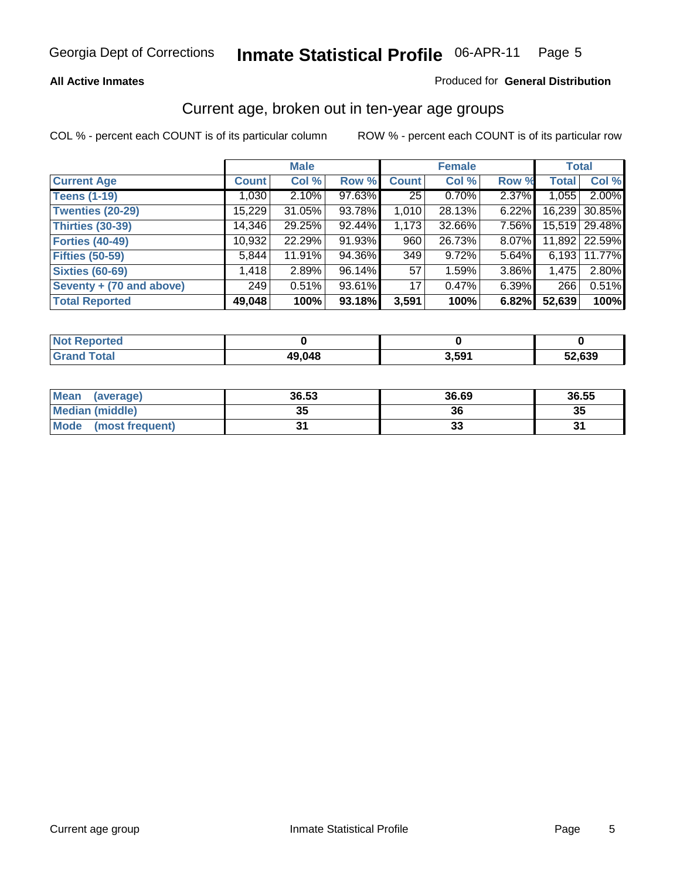Georgia Dept of Corrections **Inmate Statistical Profile** 06-APR-11

**All Active Inmates** Produced for **General Distribution**

## Current age, broken out in ten-year age groups

COL % - percent each COUNT is of its particular column ROW % - percent each COUNT is of its particular row

| | Male | | | Female | | | Total | |
|---|---|---|---|---|---|---|---|---|
| **Current Age** | **Count** | **Col %** | **Row %** | **Count** | **Col %** | **Row %** | **Total** | **Col %** |
| **Teens (1-19)** | 1,030 | 2.10% | 97.63% | 25 | 0.70% | 2.37% | 1,055 | 2.00% |
| **Twenties (20-29)** | 15,229 | 31.05% | 93.78% | 1,010 | 28.13% | 6.22% | 16,239 | 30.85% |
| **Thirties (30-39)** | 14,346 | 29.25% | 92.44% | 1,173 | 32.66% | 7.56% | 15,519 | 29.48% |
| **Forties (40-49)** | 10,932 | 22.29% | 91.93% | 960 | 26.73% | 8.07% | 11,892 | 22.59% |
| **Fifties (50-59)** | 5,844 | 11.91% | 94.36% | 349 | 9.72% | 5.64% | 6,193 | 11.77% |
| **Sixties (60-69)** | 1,418 | 2.89% | 96.14% | 57 | 1.59% | 3.86% | 1,475 | 2.80% |
| **Seventy + (70 and above)** | 249 | 0.51% | 93.61% | 17 | 0.47% | 6.39% | 266 | 0.51% |
| **Total Reported** | **49,048** | **100%** | **93.18%** | **3,591** | **100%** | **6.82%** | **52,639** | **100%** |

| | Male | Female | Total |
|---|---|---|---|
| **Not Reported** | **0** | **0** | **0** |
| **Grand Total** | **49,048** | **3,591** | **52,639** |

| | Male | Female | Total |
|---|---|---|---|
| **Mean (average)** | **36.53** | **36.69** | **36.55** |
| **Median (middle)** | **35** | **36** | **35** |
| **Mode (most frequent)** | **31** | **33** | **31** |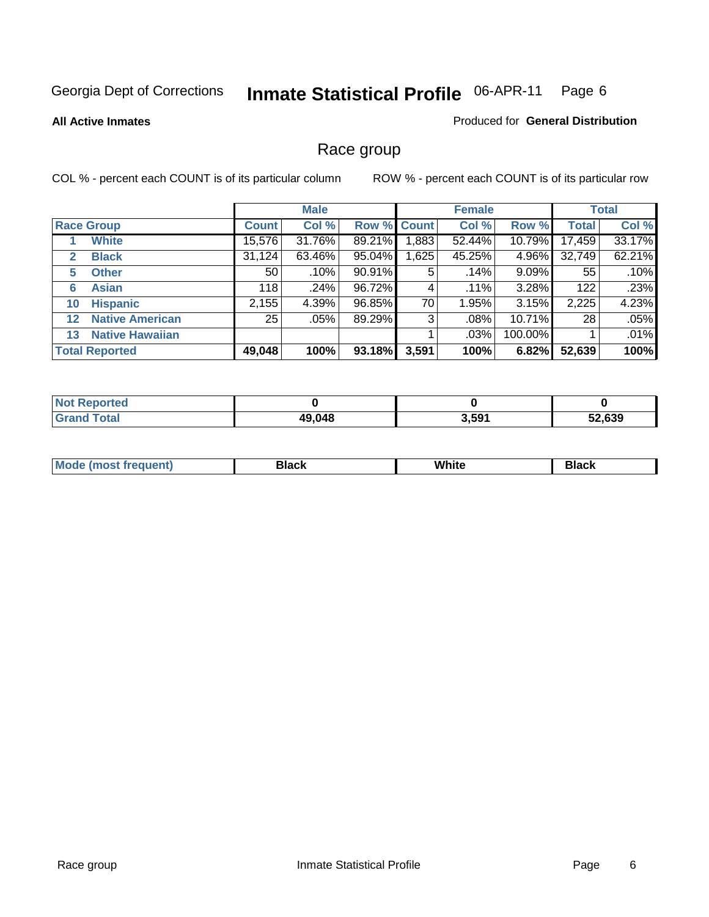Georgia Dept of Corrections **Inmate Statistical Profile** 06-APR-11

**All Active Inmates**

Produced for **General Distribution**

## Race group

COL % - percent each COUNT is of its particular column

ROW % - percent each COUNT is of its particular row

| | | Male | | | Female | | | Total | |
|---|---|---|---|---|---|---|---|---|---|
| **Race Group** | | **Count** | **Col %** | **Row %** | **Count** | **Col %** | **Row %** | **Total** | **Col %** |
| 1 | **White** | 15,576 | 31.76% | 89.21% | 1,883 | 52.44% | 10.79% | 17,459 | 33.17% |
| 2 | **Black** | 31,124 | 63.46% | 95.04% | 1,625 | 45.25% | 4.96% | 32,749 | 62.21% |
| 5 | **Other** | 50 | .10% | 90.91% | 5 | .14% | 9.09% | 55 | .10% |
| 6 | **Asian** | 118 | .24% | 96.72% | 4 | .11% | 3.28% | 122 | .23% |
| 10 | **Hispanic** | 2,155 | 4.39% | 96.85% | 70 | 1.95% | 3.15% | 2,225 | 4.23% |
| 12 | **Native American** | 25 | .05% | 89.29% | 3 | .08% | 10.71% | 28 | .05% |
| 13 | **Native Hawaiian** | | | | 1 | .03% | 100.00% | 1 | .01% |
| **Total Reported** | | **49,048** | **100%** | **93.18%** | **3,591** | **100%** | **6.82%** | **52,639** | **100%** |

| | Male | Female | Total |
|---|---|---|---|
| **Not Reported** | **0** | **0** | **0** |
| **Grand Total** | **49,048** | **3,591** | **52,639** |

| | Male | Female | Total |
|---|---|---|---|
| **Mode (most frequent)** | **Black** | **White** | **Black** |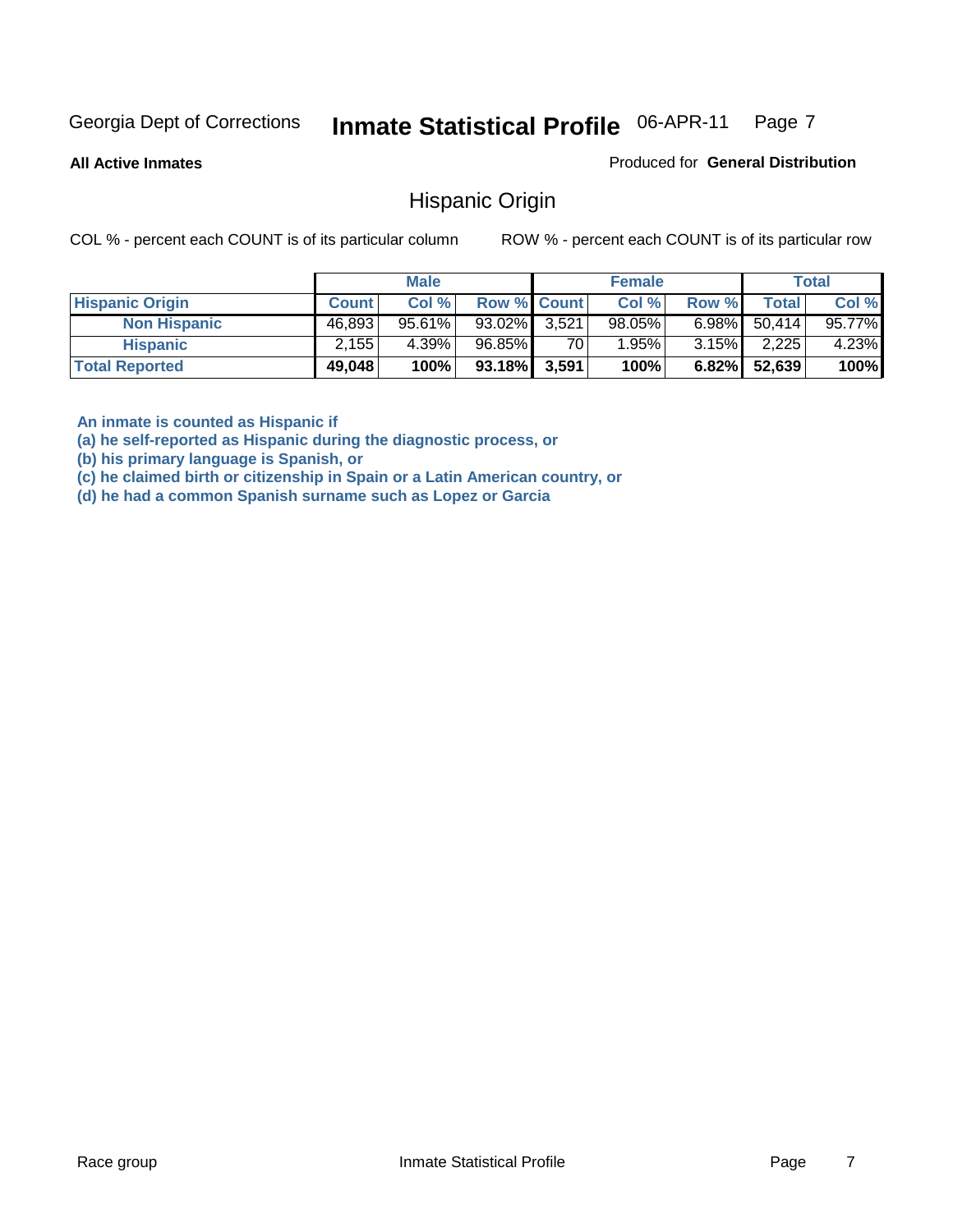Georgia Dept of Corrections **Inmate Statistical Profile** 06-APR-11

**All Active Inmates**

Produced for **General Distribution**

## Hispanic Origin

COL % - percent each COUNT is of its particular column

ROW % - percent each COUNT is of its particular row

| | Male | | | Female | | | Total | |
|---|---|---|---|---|---|---|---|---|
| **Hispanic Origin** | **Count** | **Col %** | **Row %** | **Count** | **Col %** | **Row %** | **Total** | **Col %** |
| **Non Hispanic** | 46,893 | 95.61% | 93.02% | 3,521 | 98.05% | 6.98% | 50,414 | 95.77% |
| **Hispanic** | 2,155 | 4.39% | 96.85% | 70 | 1.95% | 3.15% | 2,225 | 4.23% |
| **Total Reported** | **49,048** | **100%** | **93.18%** | **3,591** | **100%** | **6.82%** | **52,639** | **100%** |

**An inmate is counted as Hispanic if**
**(a) he self-reported as Hispanic during the diagnostic process, or**
**(b) his primary language is Spanish, or**
**(c) he claimed birth or citizenship in Spain or a Latin American country, or**
**(d) he had a common Spanish surname such as Lopez or Garcia**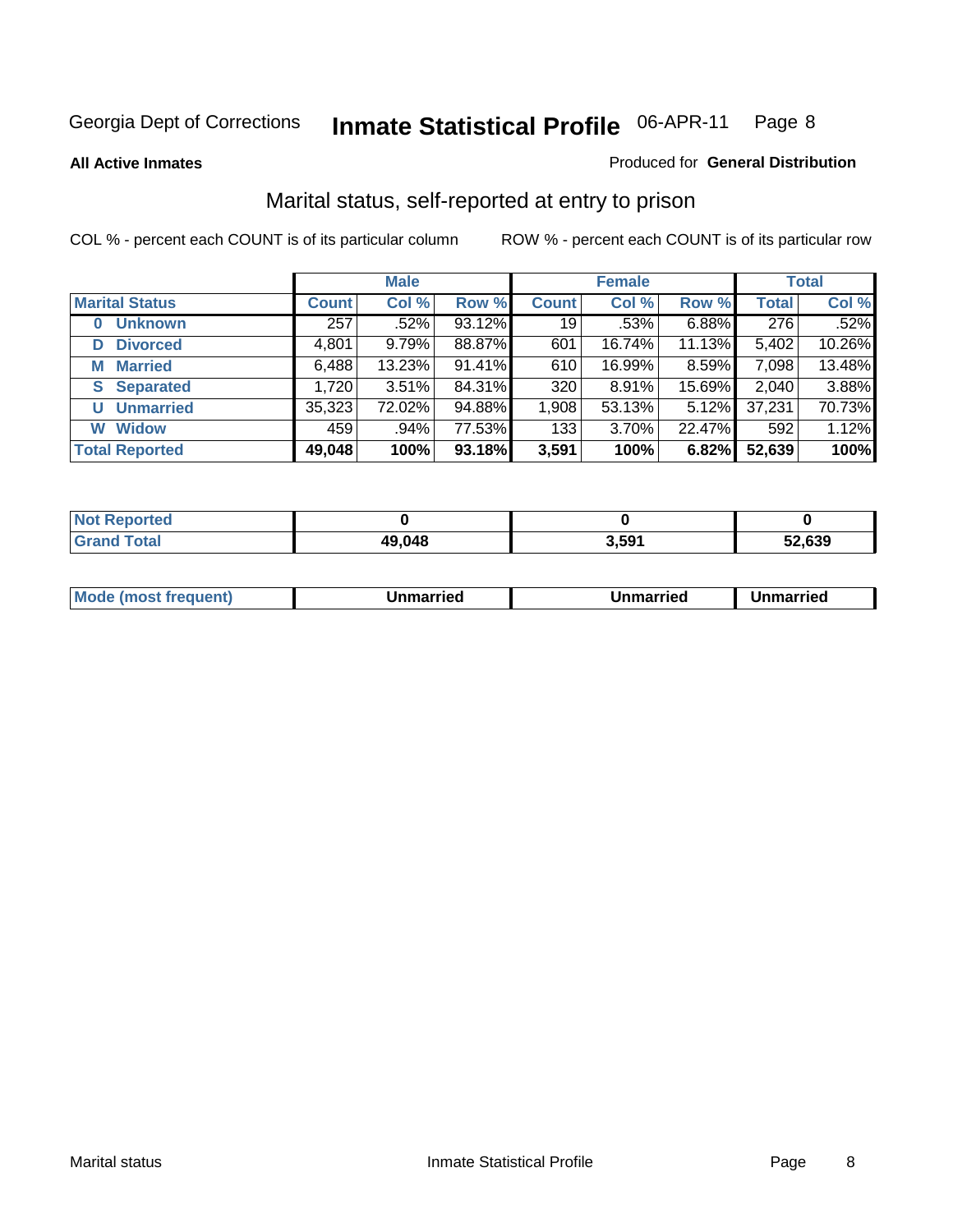Georgia Dept of Corrections **Inmate Statistical Profile** 06-APR-11

**All Active Inmates**

Produced for **General Distribution**

## Marital status, self-reported at entry to prison

COL % - percent each COUNT is of its particular column

ROW % - percent each COUNT is of its particular row

| | Male | | | Female | | | Total | |
|---|---|---|---|---|---|---|---|---|
| **Marital Status** | **Count** | **Col %** | **Row %** | **Count** | **Col %** | **Row %** | **Total** | **Col %** |
| 0 Unknown | 257 | .52% | 93.12% | 19 | .53% | 6.88% | 276 | .52% |
| D Divorced | 4,801 | 9.79% | 88.87% | 601 | 16.74% | 11.13% | 5,402 | 10.26% |
| M Married | 6,488 | 13.23% | 91.41% | 610 | 16.99% | 8.59% | 7,098 | 13.48% |
| S Separated | 1,720 | 3.51% | 84.31% | 320 | 8.91% | 15.69% | 2,040 | 3.88% |
| U Unmarried | 35,323 | 72.02% | 94.88% | 1,908 | 53.13% | 5.12% | 37,231 | 70.73% |
| W Widow | 459 | .94% | 77.53% | 133 | 3.70% | 22.47% | 592 | 1.12% |
| **Total Reported** | **49,048** | **100%** | **93.18%** | **3,591** | **100%** | **6.82%** | **52,639** | **100%** |

| | Male | Female | Total |
|---|---|---|---|
| Not Reported | **0** | **0** | **0** |
| Grand Total | **49,048** | **3,591** | **52,639** |

| | Male | Female | Total |
|---|---|---|---|
| Mode (most frequent) | **Unmarried** | **Unmarried** | **Unmarried** |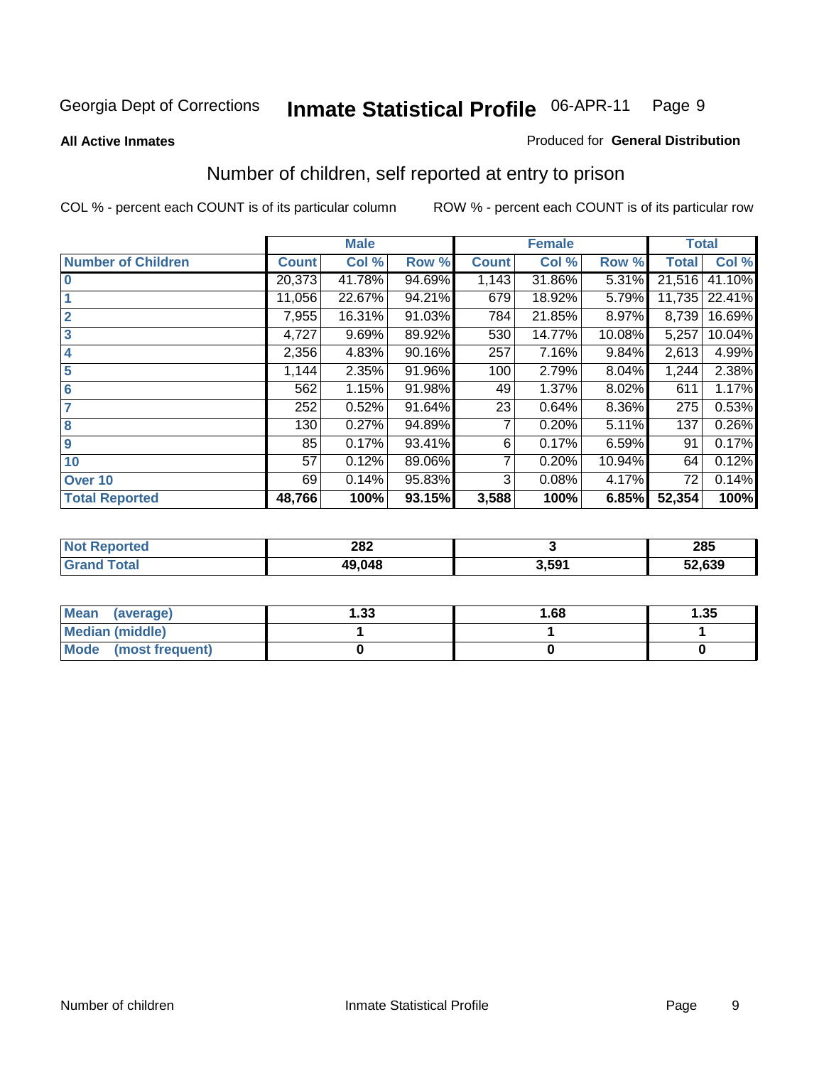Georgia Dept of Corrections **Inmate Statistical Profile** 06-APR-11

**All Active Inmates**

Produced for **General Distribution**

## Number of children, self reported at entry to prison

COL % - percent each COUNT is of its particular column

ROW % - percent each COUNT is of its particular row

| | Male | | | Female | | | Total | |
|---|---|---|---|---|---|---|---|---|
| **Number of Children** | **Count** | **Col %** | **Row %** | **Count** | **Col %** | **Row %** | **Total** | **Col %** |
| **0** | 20,373 | 41.78% | 94.69% | 1,143 | 31.86% | 5.31% | 21,516 | 41.10% |
| **1** | 11,056 | 22.67% | 94.21% | 679 | 18.92% | 5.79% | 11,735 | 22.41% |
| **2** | 7,955 | 16.31% | 91.03% | 784 | 21.85% | 8.97% | 8,739 | 16.69% |
| **3** | 4,727 | 9.69% | 89.92% | 530 | 14.77% | 10.08% | 5,257 | 10.04% |
| **4** | 2,356 | 4.83% | 90.16% | 257 | 7.16% | 9.84% | 2,613 | 4.99% |
| **5** | 1,144 | 2.35% | 91.96% | 100 | 2.79% | 8.04% | 1,244 | 2.38% |
| **6** | 562 | 1.15% | 91.98% | 49 | 1.37% | 8.02% | 611 | 1.17% |
| **7** | 252 | 0.52% | 91.64% | 23 | 0.64% | 8.36% | 275 | 0.53% |
| **8** | 130 | 0.27% | 94.89% | 7 | 0.20% | 5.11% | 137 | 0.26% |
| **9** | 85 | 0.17% | 93.41% | 6 | 0.17% | 6.59% | 91 | 0.17% |
| **10** | 57 | 0.12% | 89.06% | 7 | 0.20% | 10.94% | 64 | 0.12% |
| **Over 10** | 69 | 0.14% | 95.83% | 3 | 0.08% | 4.17% | 72 | 0.14% |
| **Total Reported** | **48,766** | **100%** | **93.15%** | **3,588** | **100%** | **6.85%** | **52,354** | **100%** |

| | Male | Female | Total |
|---|---|---|---|
| **Not Reported** | **282** | **3** | **285** |
| **Grand Total** | **49,048** | **3,591** | **52,639** |

| | Male | Female | Total |
|---|---|---|---|
| **Mean (average)** | **1.33** | **1.68** | **1.35** |
| **Median (middle)** | **1** | **1** | **1** |
| **Mode (most frequent)** | **0** | **0** | **0** |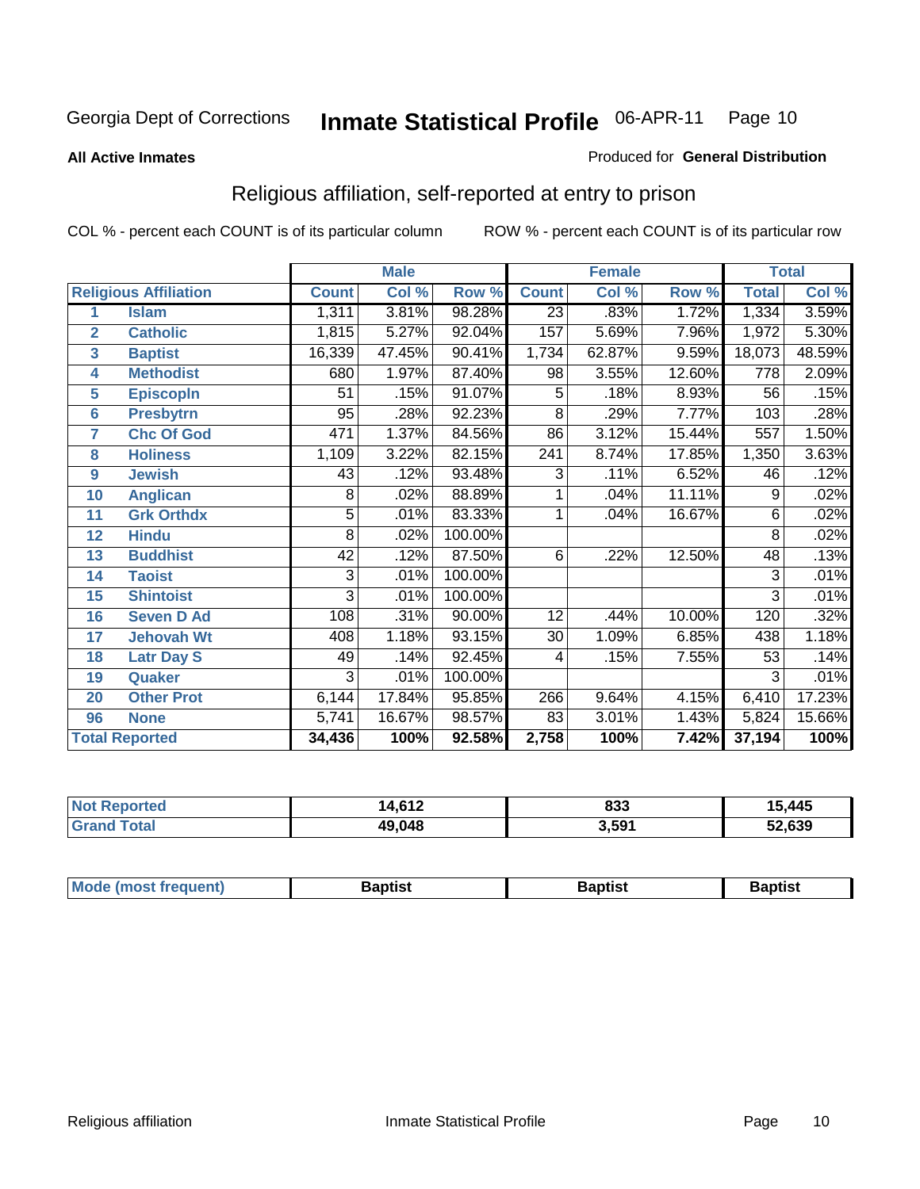Georgia Dept of Corrections **Inmate Statistical Profile** 06-APR-11

**All Active Inmates**

Produced for **General Distribution**

## Religious affiliation, self-reported at entry to prison

COL % - percent each COUNT is of its particular column ROW % - percent each COUNT is of its particular row

| Religious Affiliation | | Male | | | Female | | | Total | |
|---|---|---|---|---|---|---|---|---|---|
| | | Count | Col % | Row % | Count | Col % | Row % | Total | Col % |
| 1 | Islam | 1,311 | 3.81% | 98.28% | 23 | .83% | 1.72% | 1,334 | 3.59% |
| 2 | Catholic | 1,815 | 5.27% | 92.04% | 157 | 5.69% | 7.96% | 1,972 | 5.30% |
| 3 | Baptist | 16,339 | 47.45% | 90.41% | 1,734 | 62.87% | 9.59% | 18,073 | 48.59% |
| 4 | Methodist | 680 | 1.97% | 87.40% | 98 | 3.55% | 12.60% | 778 | 2.09% |
| 5 | Episcopln | 51 | .15% | 91.07% | 5 | .18% | 8.93% | 56 | .15% |
| 6 | Presbytrn | 95 | .28% | 92.23% | 8 | .29% | 7.77% | 103 | .28% |
| 7 | Chc Of God | 471 | 1.37% | 84.56% | 86 | 3.12% | 15.44% | 557 | 1.50% |
| 8 | Holiness | 1,109 | 3.22% | 82.15% | 241 | 8.74% | 17.85% | 1,350 | 3.63% |
| 9 | Jewish | 43 | .12% | 93.48% | 3 | .11% | 6.52% | 46 | .12% |
| 10 | Anglican | 8 | .02% | 88.89% | 1 | .04% | 11.11% | 9 | .02% |
| 11 | Grk Orthdx | 5 | .01% | 83.33% | 1 | .04% | 16.67% | 6 | .02% |
| 12 | Hindu | 8 | .02% | 100.00% | | | | 8 | .02% |
| 13 | Buddhist | 42 | .12% | 87.50% | 6 | .22% | 12.50% | 48 | .13% |
| 14 | Taoist | 3 | .01% | 100.00% | | | | 3 | .01% |
| 15 | Shintoist | 3 | .01% | 100.00% | | | | 3 | .01% |
| 16 | Seven D Ad | 108 | .31% | 90.00% | 12 | .44% | 10.00% | 120 | .32% |
| 17 | Jehovah Wt | 408 | 1.18% | 93.15% | 30 | 1.09% | 6.85% | 438 | 1.18% |
| 18 | Latr Day S | 49 | .14% | 92.45% | 4 | .15% | 7.55% | 53 | .14% |
| 19 | Quaker | 3 | .01% | 100.00% | | | | 3 | .01% |
| 20 | Other Prot | 6,144 | 17.84% | 95.85% | 266 | 9.64% | 4.15% | 6,410 | 17.23% |
| 96 | None | 5,741 | 16.67% | 98.57% | 83 | 3.01% | 1.43% | 5,824 | 15.66% |
| **Total Reported** | | **34,436** | **100%** | **92.58%** | **2,758** | **100%** | **7.42%** | **37,194** | **100%** |

| | Male | Female | Total |
|---|---|---|---|
| Not Reported | **14,612** | **833** | **15,445** |
| Grand Total | **49,048** | **3,591** | **52,639** |

| | Male | Female | Total |
|---|---|---|---|
| Mode (most frequent) | **Baptist** | **Baptist** | **Baptist** |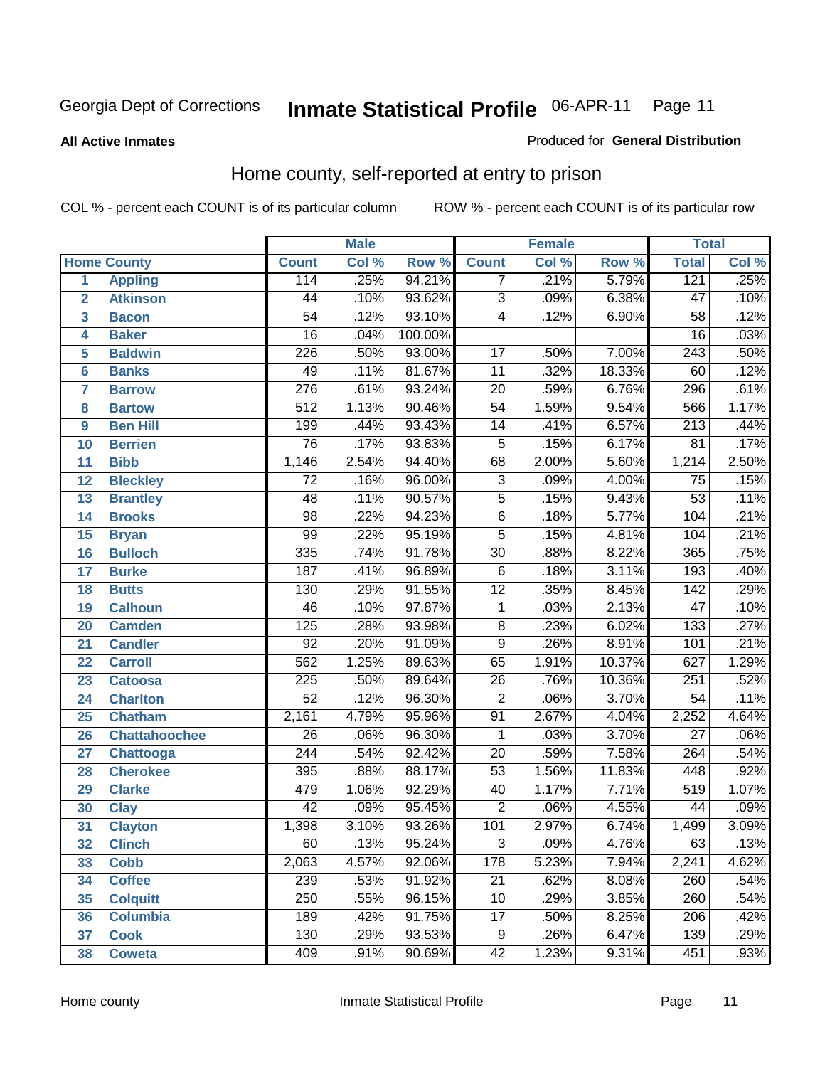# Inmate Statistical Profile

Georgia Dept of Corrections — 06-APR-11

**All Active Inmates**

Produced for **General Distribution**

## Home county, self-reported at entry to prison

COL % - percent each COUNT is of its particular column

ROW % - percent each COUNT is of its particular row

| | | Male | | | Female | | | Total | |
|---|---|---|---|---|---|---|---|---|---|
| | **Home County** | **Count** | **Col %** | **Row %** | **Count** | **Col %** | **Row %** | **Total** | **Col %** |
| 1 | Appling | 114 | .25% | 94.21% | 7 | .21% | 5.79% | 121 | .25% |
| 2 | Atkinson | 44 | .10% | 93.62% | 3 | .09% | 6.38% | 47 | .10% |
| 3 | Bacon | 54 | .12% | 93.10% | 4 | .12% | 6.90% | 58 | .12% |
| 4 | Baker | 16 | .04% | 100.00% | | | | 16 | .03% |
| 5 | Baldwin | 226 | .50% | 93.00% | 17 | .50% | 7.00% | 243 | .50% |
| 6 | Banks | 49 | .11% | 81.67% | 11 | .32% | 18.33% | 60 | .12% |
| 7 | Barrow | 276 | .61% | 93.24% | 20 | .59% | 6.76% | 296 | .61% |
| 8 | Bartow | 512 | 1.13% | 90.46% | 54 | 1.59% | 9.54% | 566 | 1.17% |
| 9 | Ben Hill | 199 | .44% | 93.43% | 14 | .41% | 6.57% | 213 | .44% |
| 10 | Berrien | 76 | .17% | 93.83% | 5 | .15% | 6.17% | 81 | .17% |
| 11 | Bibb | 1,146 | 2.54% | 94.40% | 68 | 2.00% | 5.60% | 1,214 | 2.50% |
| 12 | Bleckley | 72 | .16% | 96.00% | 3 | .09% | 4.00% | 75 | .15% |
| 13 | Brantley | 48 | .11% | 90.57% | 5 | .15% | 9.43% | 53 | .11% |
| 14 | Brooks | 98 | .22% | 94.23% | 6 | .18% | 5.77% | 104 | .21% |
| 15 | Bryan | 99 | .22% | 95.19% | 5 | .15% | 4.81% | 104 | .21% |
| 16 | Bulloch | 335 | .74% | 91.78% | 30 | .88% | 8.22% | 365 | .75% |
| 17 | Burke | 187 | .41% | 96.89% | 6 | .18% | 3.11% | 193 | .40% |
| 18 | Butts | 130 | .29% | 91.55% | 12 | .35% | 8.45% | 142 | .29% |
| 19 | Calhoun | 46 | .10% | 97.87% | 1 | .03% | 2.13% | 47 | .10% |
| 20 | Camden | 125 | .28% | 93.98% | 8 | .23% | 6.02% | 133 | .27% |
| 21 | Candler | 92 | .20% | 91.09% | 9 | .26% | 8.91% | 101 | .21% |
| 22 | Carroll | 562 | 1.25% | 89.63% | 65 | 1.91% | 10.37% | 627 | 1.29% |
| 23 | Catoosa | 225 | .50% | 89.64% | 26 | .76% | 10.36% | 251 | .52% |
| 24 | Charlton | 52 | .12% | 96.30% | 2 | .06% | 3.70% | 54 | .11% |
| 25 | Chatham | 2,161 | 4.79% | 95.96% | 91 | 2.67% | 4.04% | 2,252 | 4.64% |
| 26 | Chattahoochee | 26 | .06% | 96.30% | 1 | .03% | 3.70% | 27 | .06% |
| 27 | Chattooga | 244 | .54% | 92.42% | 20 | .59% | 7.58% | 264 | .54% |
| 28 | Cherokee | 395 | .88% | 88.17% | 53 | 1.56% | 11.83% | 448 | .92% |
| 29 | Clarke | 479 | 1.06% | 92.29% | 40 | 1.17% | 7.71% | 519 | 1.07% |
| 30 | Clay | 42 | .09% | 95.45% | 2 | .06% | 4.55% | 44 | .09% |
| 31 | Clayton | 1,398 | 3.10% | 93.26% | 101 | 2.97% | 6.74% | 1,499 | 3.09% |
| 32 | Clinch | 60 | .13% | 95.24% | 3 | .09% | 4.76% | 63 | .13% |
| 33 | Cobb | 2,063 | 4.57% | 92.06% | 178 | 5.23% | 7.94% | 2,241 | 4.62% |
| 34 | Coffee | 239 | .53% | 91.92% | 21 | .62% | 8.08% | 260 | .54% |
| 35 | Colquitt | 250 | .55% | 96.15% | 10 | .29% | 3.85% | 260 | .54% |
| 36 | Columbia | 189 | .42% | 91.75% | 17 | .50% | 8.25% | 206 | .42% |
| 37 | Cook | 130 | .29% | 93.53% | 9 | .26% | 6.47% | 139 | .29% |
| 38 | Coweta | 409 | .91% | 90.69% | 42 | 1.23% | 9.31% | 451 | .93% |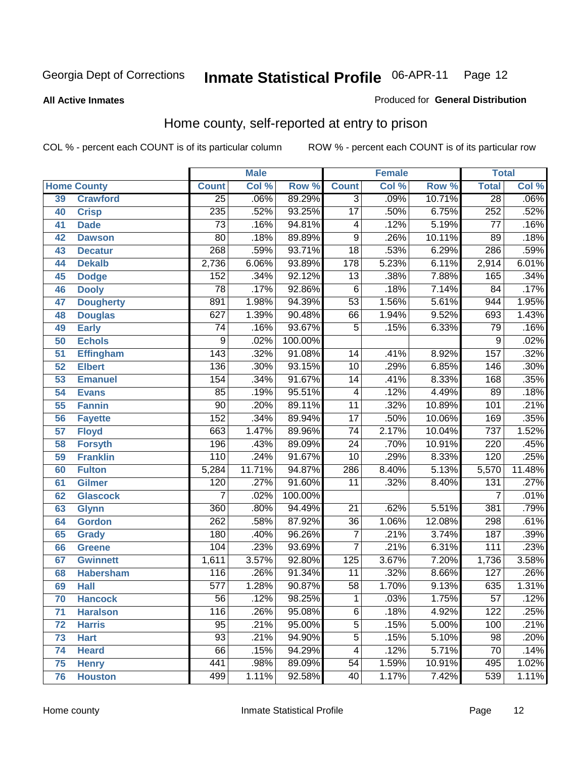Georgia Dept of Corrections

# Inmate Statistical Profile 06-APR-11 Page 12

**All Active Inmates**

Produced for **General Distribution**

## Home county, self-reported at entry to prison

COL % - percent each COUNT is of its particular column

ROW % - percent each COUNT is of its particular row

| Home County | | Male | | | Female | | | Total | |
|---|---|---|---|---|---|---|---|---|---|
| | | Count | Col % | Row % | Count | Col % | Row % | Total | Col % |
| 39 | Crawford | 25 | .06% | 89.29% | 3 | .09% | 10.71% | 28 | .06% |
| 40 | Crisp | 235 | .52% | 93.25% | 17 | .50% | 6.75% | 252 | .52% |
| 41 | Dade | 73 | .16% | 94.81% | 4 | .12% | 5.19% | 77 | .16% |
| 42 | Dawson | 80 | .18% | 89.89% | 9 | .26% | 10.11% | 89 | .18% |
| 43 | Decatur | 268 | .59% | 93.71% | 18 | .53% | 6.29% | 286 | .59% |
| 44 | Dekalb | 2,736 | 6.06% | 93.89% | 178 | 5.23% | 6.11% | 2,914 | 6.01% |
| 45 | Dodge | 152 | .34% | 92.12% | 13 | .38% | 7.88% | 165 | .34% |
| 46 | Dooly | 78 | .17% | 92.86% | 6 | .18% | 7.14% | 84 | .17% |
| 47 | Dougherty | 891 | 1.98% | 94.39% | 53 | 1.56% | 5.61% | 944 | 1.95% |
| 48 | Douglas | 627 | 1.39% | 90.48% | 66 | 1.94% | 9.52% | 693 | 1.43% |
| 49 | Early | 74 | .16% | 93.67% | 5 | .15% | 6.33% | 79 | .16% |
| 50 | Echols | 9 | .02% | 100.00% | | | | 9 | .02% |
| 51 | Effingham | 143 | .32% | 91.08% | 14 | .41% | 8.92% | 157 | .32% |
| 52 | Elbert | 136 | .30% | 93.15% | 10 | .29% | 6.85% | 146 | .30% |
| 53 | Emanuel | 154 | .34% | 91.67% | 14 | .41% | 8.33% | 168 | .35% |
| 54 | Evans | 85 | .19% | 95.51% | 4 | .12% | 4.49% | 89 | .18% |
| 55 | Fannin | 90 | .20% | 89.11% | 11 | .32% | 10.89% | 101 | .21% |
| 56 | Fayette | 152 | .34% | 89.94% | 17 | .50% | 10.06% | 169 | .35% |
| 57 | Floyd | 663 | 1.47% | 89.96% | 74 | 2.17% | 10.04% | 737 | 1.52% |
| 58 | Forsyth | 196 | .43% | 89.09% | 24 | .70% | 10.91% | 220 | .45% |
| 59 | Franklin | 110 | .24% | 91.67% | 10 | .29% | 8.33% | 120 | .25% |
| 60 | Fulton | 5,284 | 11.71% | 94.87% | 286 | 8.40% | 5.13% | 5,570 | 11.48% |
| 61 | Gilmer | 120 | .27% | 91.60% | 11 | .32% | 8.40% | 131 | .27% |
| 62 | Glascock | 7 | .02% | 100.00% | | | | 7 | .01% |
| 63 | Glynn | 360 | .80% | 94.49% | 21 | .62% | 5.51% | 381 | .79% |
| 64 | Gordon | 262 | .58% | 87.92% | 36 | 1.06% | 12.08% | 298 | .61% |
| 65 | Grady | 180 | .40% | 96.26% | 7 | .21% | 3.74% | 187 | .39% |
| 66 | Greene | 104 | .23% | 93.69% | 7 | .21% | 6.31% | 111 | .23% |
| 67 | Gwinnett | 1,611 | 3.57% | 92.80% | 125 | 3.67% | 7.20% | 1,736 | 3.58% |
| 68 | Habersham | 116 | .26% | 91.34% | 11 | .32% | 8.66% | 127 | .26% |
| 69 | Hall | 577 | 1.28% | 90.87% | 58 | 1.70% | 9.13% | 635 | 1.31% |
| 70 | Hancock | 56 | .12% | 98.25% | 1 | .03% | 1.75% | 57 | .12% |
| 71 | Haralson | 116 | .26% | 95.08% | 6 | .18% | 4.92% | 122 | .25% |
| 72 | Harris | 95 | .21% | 95.00% | 5 | .15% | 5.00% | 100 | .21% |
| 73 | Hart | 93 | .21% | 94.90% | 5 | .15% | 5.10% | 98 | .20% |
| 74 | Heard | 66 | .15% | 94.29% | 4 | .12% | 5.71% | 70 | .14% |
| 75 | Henry | 441 | .98% | 89.09% | 54 | 1.59% | 10.91% | 495 | 1.02% |
| 76 | Houston | 499 | 1.11% | 92.58% | 40 | 1.17% | 7.42% | 539 | 1.11% |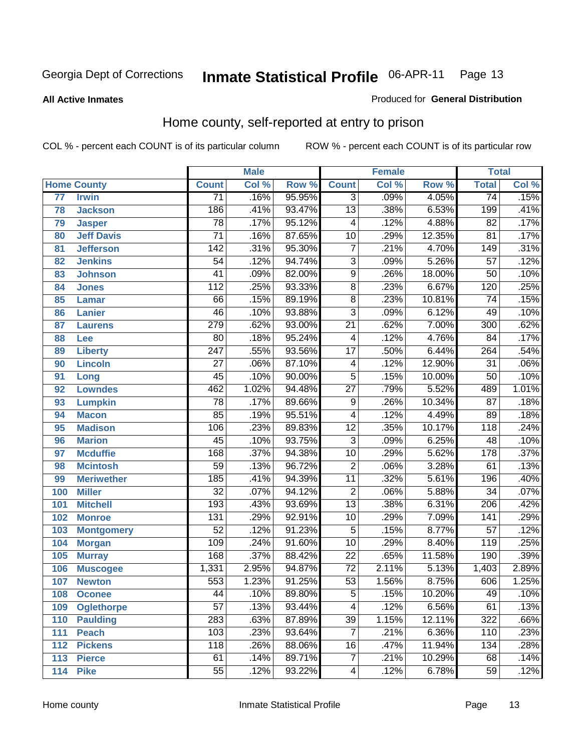Georgia Dept of Corrections **Inmate Statistical Profile** 06-APR-11

**All Active Inmates**

Produced for **General Distribution**

## Home county, self-reported at entry to prison

COL % - percent each COUNT is of its particular column    ROW % - percent each COUNT is of its particular row

| Home County | | Male | | | Female | | | Total | |
|---|---|---|---|---|---|---|---|---|---|
| | | Count | Col % | Row % | Count | Col % | Row % | Total | Col % |
| 77 | Irwin | 71 | .16% | 95.95% | 3 | .09% | 4.05% | 74 | .15% |
| 78 | Jackson | 186 | .41% | 93.47% | 13 | .38% | 6.53% | 199 | .41% |
| 79 | Jasper | 78 | .17% | 95.12% | 4 | .12% | 4.88% | 82 | .17% |
| 80 | Jeff Davis | 71 | .16% | 87.65% | 10 | .29% | 12.35% | 81 | .17% |
| 81 | Jefferson | 142 | .31% | 95.30% | 7 | .21% | 4.70% | 149 | .31% |
| 82 | Jenkins | 54 | .12% | 94.74% | 3 | .09% | 5.26% | 57 | .12% |
| 83 | Johnson | 41 | .09% | 82.00% | 9 | .26% | 18.00% | 50 | .10% |
| 84 | Jones | 112 | .25% | 93.33% | 8 | .23% | 6.67% | 120 | .25% |
| 85 | Lamar | 66 | .15% | 89.19% | 8 | .23% | 10.81% | 74 | .15% |
| 86 | Lanier | 46 | .10% | 93.88% | 3 | .09% | 6.12% | 49 | .10% |
| 87 | Laurens | 279 | .62% | 93.00% | 21 | .62% | 7.00% | 300 | .62% |
| 88 | Lee | 80 | .18% | 95.24% | 4 | .12% | 4.76% | 84 | .17% |
| 89 | Liberty | 247 | .55% | 93.56% | 17 | .50% | 6.44% | 264 | .54% |
| 90 | Lincoln | 27 | .06% | 87.10% | 4 | .12% | 12.90% | 31 | .06% |
| 91 | Long | 45 | .10% | 90.00% | 5 | .15% | 10.00% | 50 | .10% |
| 92 | Lowndes | 462 | 1.02% | 94.48% | 27 | .79% | 5.52% | 489 | 1.01% |
| 93 | Lumpkin | 78 | .17% | 89.66% | 9 | .26% | 10.34% | 87 | .18% |
| 94 | Macon | 85 | .19% | 95.51% | 4 | .12% | 4.49% | 89 | .18% |
| 95 | Madison | 106 | .23% | 89.83% | 12 | .35% | 10.17% | 118 | .24% |
| 96 | Marion | 45 | .10% | 93.75% | 3 | .09% | 6.25% | 48 | .10% |
| 97 | Mcduffie | 168 | .37% | 94.38% | 10 | .29% | 5.62% | 178 | .37% |
| 98 | Mcintosh | 59 | .13% | 96.72% | 2 | .06% | 3.28% | 61 | .13% |
| 99 | Meriwether | 185 | .41% | 94.39% | 11 | .32% | 5.61% | 196 | .40% |
| 100 | Miller | 32 | .07% | 94.12% | 2 | .06% | 5.88% | 34 | .07% |
| 101 | Mitchell | 193 | .43% | 93.69% | 13 | .38% | 6.31% | 206 | .42% |
| 102 | Monroe | 131 | .29% | 92.91% | 10 | .29% | 7.09% | 141 | .29% |
| 103 | Montgomery | 52 | .12% | 91.23% | 5 | .15% | 8.77% | 57 | .12% |
| 104 | Morgan | 109 | .24% | 91.60% | 10 | .29% | 8.40% | 119 | .25% |
| 105 | Murray | 168 | .37% | 88.42% | 22 | .65% | 11.58% | 190 | .39% |
| 106 | Muscogee | 1,331 | 2.95% | 94.87% | 72 | 2.11% | 5.13% | 1,403 | 2.89% |
| 107 | Newton | 553 | 1.23% | 91.25% | 53 | 1.56% | 8.75% | 606 | 1.25% |
| 108 | Oconee | 44 | .10% | 89.80% | 5 | .15% | 10.20% | 49 | .10% |
| 109 | Oglethorpe | 57 | .13% | 93.44% | 4 | .12% | 6.56% | 61 | .13% |
| 110 | Paulding | 283 | .63% | 87.89% | 39 | 1.15% | 12.11% | 322 | .66% |
| 111 | Peach | 103 | .23% | 93.64% | 7 | .21% | 6.36% | 110 | .23% |
| 112 | Pickens | 118 | .26% | 88.06% | 16 | .47% | 11.94% | 134 | .28% |
| 113 | Pierce | 61 | .14% | 89.71% | 7 | .21% | 10.29% | 68 | .14% |
| 114 | Pike | 55 | .12% | 93.22% | 4 | .12% | 6.78% | 59 | .12% |

Home county    Inmate Statistical Profile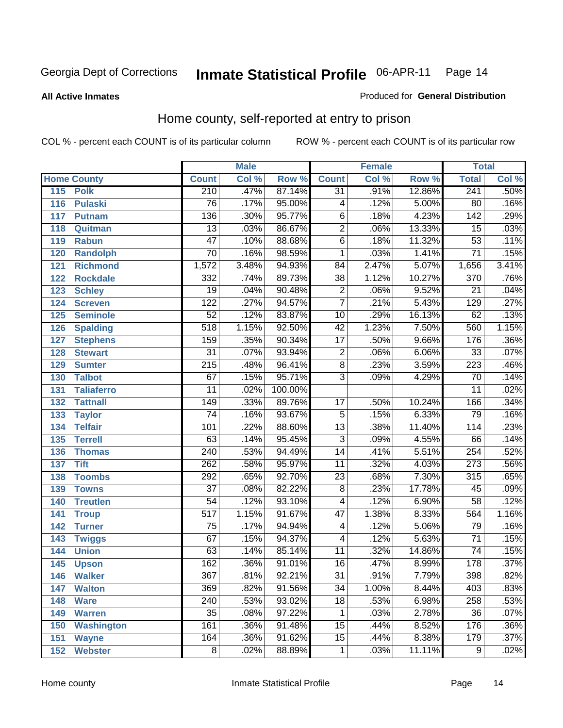Georgia Dept of Corrections **Inmate Statistical Profile** 06-APR-11

**All Active Inmates**

Produced for **General Distribution**

## Home county, self-reported at entry to prison

COL % - percent each COUNT is of its particular column ROW % - percent each COUNT is of its particular row

| Home County | | Male | | | Female | | | Total | |
|---|---|---|---|---|---|---|---|---|---|
| | | Count | Col % | Row % | Count | Col % | Row % | Total | Col % |
| 115 | Polk | 210 | .47% | 87.14% | 31 | .91% | 12.86% | 241 | .50% |
| 116 | Pulaski | 76 | .17% | 95.00% | 4 | .12% | 5.00% | 80 | .16% |
| 117 | Putnam | 136 | .30% | 95.77% | 6 | .18% | 4.23% | 142 | .29% |
| 118 | Quitman | 13 | .03% | 86.67% | 2 | .06% | 13.33% | 15 | .03% |
| 119 | Rabun | 47 | .10% | 88.68% | 6 | .18% | 11.32% | 53 | .11% |
| 120 | Randolph | 70 | .16% | 98.59% | 1 | .03% | 1.41% | 71 | .15% |
| 121 | Richmond | 1,572 | 3.48% | 94.93% | 84 | 2.47% | 5.07% | 1,656 | 3.41% |
| 122 | Rockdale | 332 | .74% | 89.73% | 38 | 1.12% | 10.27% | 370 | .76% |
| 123 | Schley | 19 | .04% | 90.48% | 2 | .06% | 9.52% | 21 | .04% |
| 124 | Screven | 122 | .27% | 94.57% | 7 | .21% | 5.43% | 129 | .27% |
| 125 | Seminole | 52 | .12% | 83.87% | 10 | .29% | 16.13% | 62 | .13% |
| 126 | Spalding | 518 | 1.15% | 92.50% | 42 | 1.23% | 7.50% | 560 | 1.15% |
| 127 | Stephens | 159 | .35% | 90.34% | 17 | .50% | 9.66% | 176 | .36% |
| 128 | Stewart | 31 | .07% | 93.94% | 2 | .06% | 6.06% | 33 | .07% |
| 129 | Sumter | 215 | .48% | 96.41% | 8 | .23% | 3.59% | 223 | .46% |
| 130 | Talbot | 67 | .15% | 95.71% | 3 | .09% | 4.29% | 70 | .14% |
| 131 | Taliaferro | 11 | .02% | 100.00% | | | | 11 | .02% |
| 132 | Tattnall | 149 | .33% | 89.76% | 17 | .50% | 10.24% | 166 | .34% |
| 133 | Taylor | 74 | .16% | 93.67% | 5 | .15% | 6.33% | 79 | .16% |
| 134 | Telfair | 101 | .22% | 88.60% | 13 | .38% | 11.40% | 114 | .23% |
| 135 | Terrell | 63 | .14% | 95.45% | 3 | .09% | 4.55% | 66 | .14% |
| 136 | Thomas | 240 | .53% | 94.49% | 14 | .41% | 5.51% | 254 | .52% |
| 137 | Tift | 262 | .58% | 95.97% | 11 | .32% | 4.03% | 273 | .56% |
| 138 | Toombs | 292 | .65% | 92.70% | 23 | .68% | 7.30% | 315 | .65% |
| 139 | Towns | 37 | .08% | 82.22% | 8 | .23% | 17.78% | 45 | .09% |
| 140 | Treutlen | 54 | .12% | 93.10% | 4 | .12% | 6.90% | 58 | .12% |
| 141 | Troup | 517 | 1.15% | 91.67% | 47 | 1.38% | 8.33% | 564 | 1.16% |
| 142 | Turner | 75 | .17% | 94.94% | 4 | .12% | 5.06% | 79 | .16% |
| 143 | Twiggs | 67 | .15% | 94.37% | 4 | .12% | 5.63% | 71 | .15% |
| 144 | Union | 63 | .14% | 85.14% | 11 | .32% | 14.86% | 74 | .15% |
| 145 | Upson | 162 | .36% | 91.01% | 16 | .47% | 8.99% | 178 | .37% |
| 146 | Walker | 367 | .81% | 92.21% | 31 | .91% | 7.79% | 398 | .82% |
| 147 | Walton | 369 | .82% | 91.56% | 34 | 1.00% | 8.44% | 403 | .83% |
| 148 | Ware | 240 | .53% | 93.02% | 18 | .53% | 6.98% | 258 | .53% |
| 149 | Warren | 35 | .08% | 97.22% | 1 | .03% | 2.78% | 36 | .07% |
| 150 | Washington | 161 | .36% | 91.48% | 15 | .44% | 8.52% | 176 | .36% |
| 151 | Wayne | 164 | .36% | 91.62% | 15 | .44% | 8.38% | 179 | .37% |
| 152 | Webster | 8 | .02% | 88.89% | 1 | .03% | 11.11% | 9 | .02% |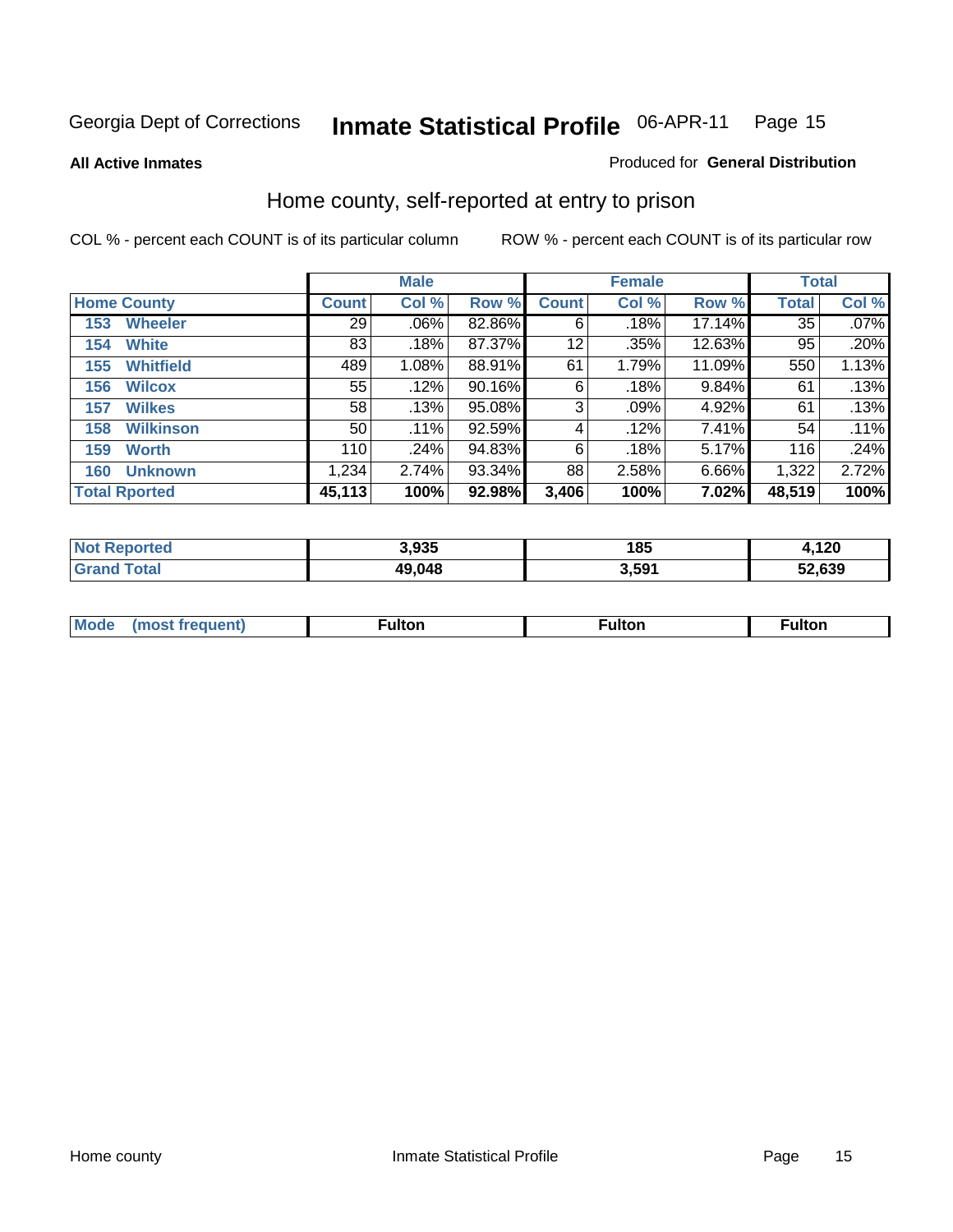Georgia Dept of Corrections **Inmate Statistical Profile** 06-APR-11

**All Active Inmates**

Produced for **General Distribution**

## Home county, self-reported at entry to prison

COL % - percent each COUNT is of its particular column ROW % - percent each COUNT is of its particular row

| Home County | Male | | | Female | | | Total | |
|---|---|---|---|---|---|---|---|---|
| | Count | Col % | Row % | Count | Col % | Row % | Total | Col % |
| 153 Wheeler | 29 | .06% | 82.86% | 6 | .18% | 17.14% | 35 | .07% |
| 154 White | 83 | .18% | 87.37% | 12 | .35% | 12.63% | 95 | .20% |
| 155 Whitfield | 489 | 1.08% | 88.91% | 61 | 1.79% | 11.09% | 550 | 1.13% |
| 156 Wilcox | 55 | .12% | 90.16% | 6 | .18% | 9.84% | 61 | .13% |
| 157 Wilkes | 58 | .13% | 95.08% | 3 | .09% | 4.92% | 61 | .13% |
| 158 Wilkinson | 50 | .11% | 92.59% | 4 | .12% | 7.41% | 54 | .11% |
| 159 Worth | 110 | .24% | 94.83% | 6 | .18% | 5.17% | 116 | .24% |
| 160 Unknown | 1,234 | 2.74% | 93.34% | 88 | 2.58% | 6.66% | 1,322 | 2.72% |
| **Total Rported** | **45,113** | **100%** | **92.98%** | **3,406** | **100%** | **7.02%** | **48,519** | **100%** |

| | Male | Female | Total |
|---|---|---|---|
| Not Reported | 3,935 | 185 | 4,120 |
| Grand Total | 49,048 | 3,591 | 52,639 |

| | Male | Female | Total |
|---|---|---|---|
| Mode (most frequent) | Fulton | Fulton | Fulton |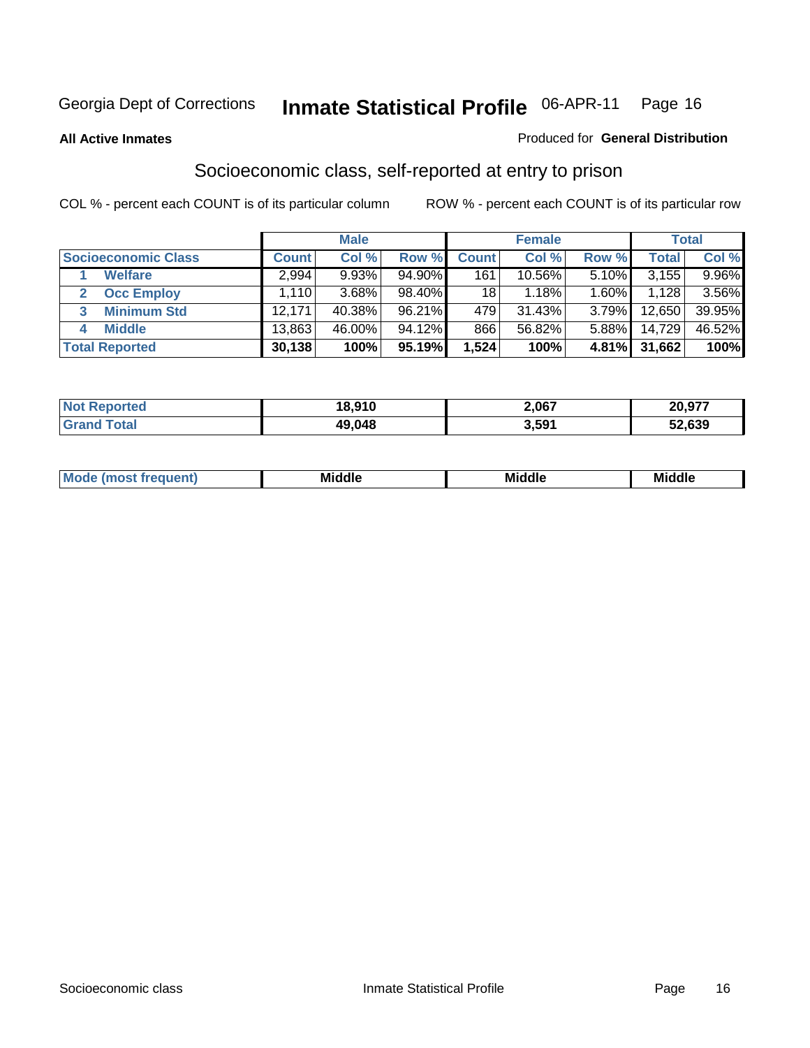Georgia Dept of Corrections **Inmate Statistical Profile** 06-APR-11

**All Active Inmates** Produced for **General Distribution**

## Socioeconomic class, self-reported at entry to prison

COL % - percent each COUNT is of its particular column ROW % - percent each COUNT is of its particular row

| | Male | | | Female | | | Total | |
|---|---|---|---|---|---|---|---|---|
| **Socioeconomic Class** | **Count** | **Col %** | **Row %** | **Count** | **Col %** | **Row %** | **Total** | **Col %** |
| 1 **Welfare** | 2,994 | 9.93% | 94.90% | 161 | 10.56% | 5.10% | 3,155 | 9.96% |
| 2 **Occ Employ** | 1,110 | 3.68% | 98.40% | 18 | 1.18% | 1.60% | 1,128 | 3.56% |
| 3 **Minimum Std** | 12,171 | 40.38% | 96.21% | 479 | 31.43% | 3.79% | 12,650 | 39.95% |
| 4 **Middle** | 13,863 | 46.00% | 94.12% | 866 | 56.82% | 5.88% | 14,729 | 46.52% |
| **Total Reported** | **30,138** | **100%** | **95.19%** | **1,524** | **100%** | **4.81%** | **31,662** | **100%** |

| | Male | Female | Total |
|---|---|---|---|
| **Not Reported** | **18,910** | **2,067** | **20,977** |
| **Grand Total** | **49,048** | **3,591** | **52,639** |

| | Male | Female | Total |
|---|---|---|---|
| **Mode (most frequent)** | **Middle** | **Middle** | **Middle** |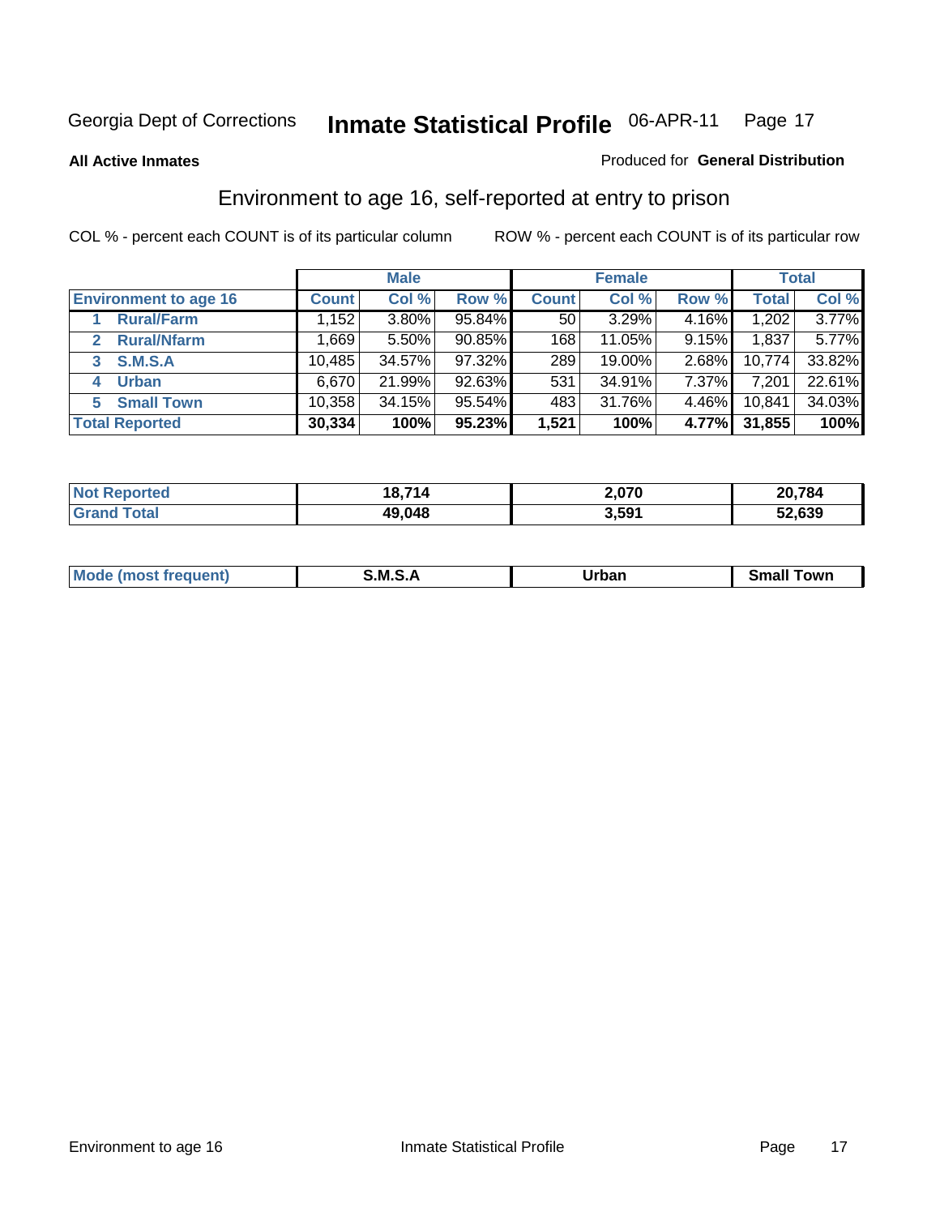Georgia Dept of Corrections **Inmate Statistical Profile** 06-APR-11

**All Active Inmates**

Produced for **General Distribution**

## Environment to age 16, self-reported at entry to prison

COL % - percent each COUNT is of its particular column

ROW % - percent each COUNT is of its particular row

| | Male | | | Female | | | Total | |
|---|---|---|---|---|---|---|---|---|
| **Environment to age 16** | **Count** | **Col %** | **Row %** | **Count** | **Col %** | **Row %** | **Total** | **Col %** |
| 1 Rural/Farm | 1,152 | 3.80% | 95.84% | 50 | 3.29% | 4.16% | 1,202 | 3.77% |
| 2 Rural/Nfarm | 1,669 | 5.50% | 90.85% | 168 | 11.05% | 9.15% | 1,837 | 5.77% |
| 3 S.M.S.A | 10,485 | 34.57% | 97.32% | 289 | 19.00% | 2.68% | 10,774 | 33.82% |
| 4 Urban | 6,670 | 21.99% | 92.63% | 531 | 34.91% | 7.37% | 7,201 | 22.61% |
| 5 Small Town | 10,358 | 34.15% | 95.54% | 483 | 31.76% | 4.46% | 10,841 | 34.03% |
| **Total Reported** | **30,334** | **100%** | **95.23%** | **1,521** | **100%** | **4.77%** | **31,855** | **100%** |

| | Male | Female | Total |
|---|---|---|---|
| **Not Reported** | **18,714** | **2,070** | **20,784** |
| **Grand Total** | **49,048** | **3,591** | **52,639** |

| | Male | Female | Total |
|---|---|---|---|
| **Mode (most frequent)** | **S.M.S.A** | **Urban** | **Small Town** |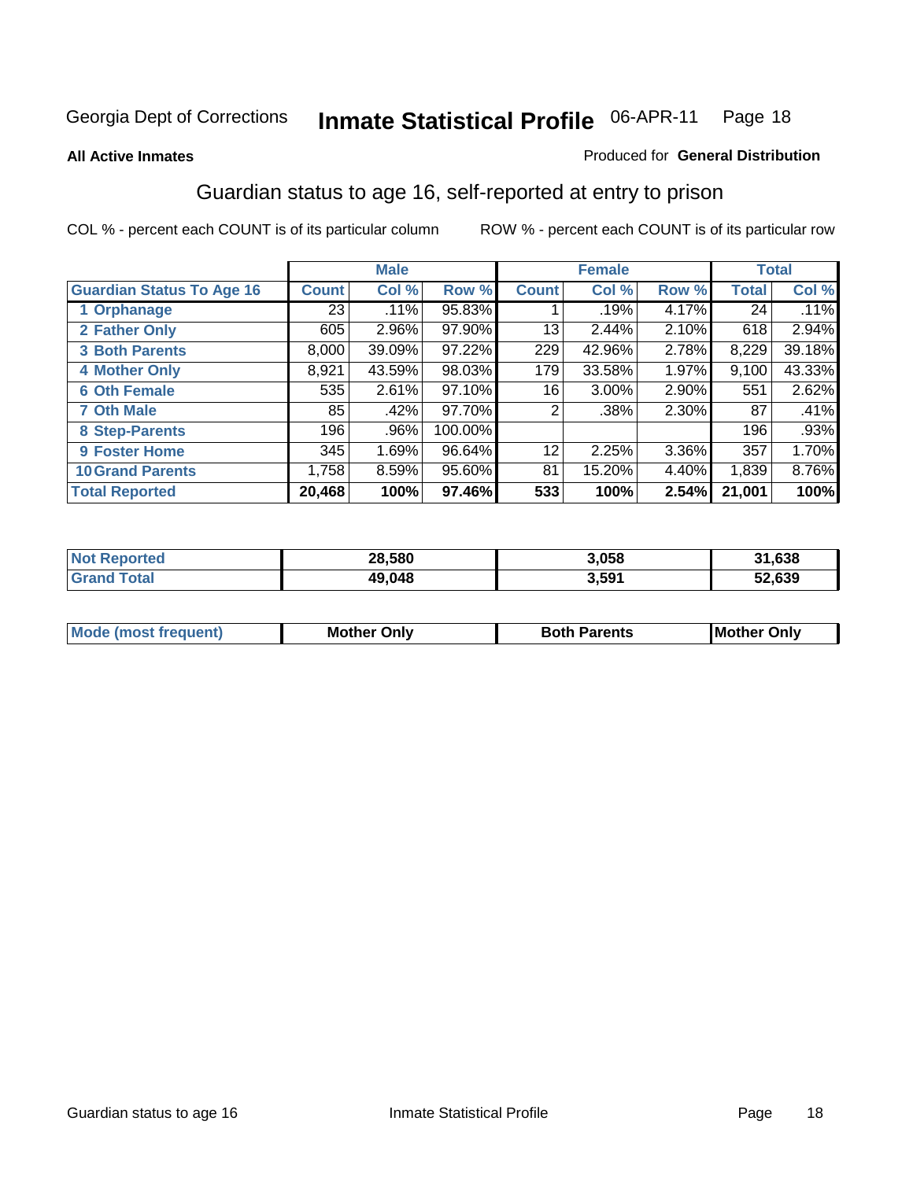Georgia Dept of Corrections **Inmate Statistical Profile** 06-APR-11

**All Active Inmates**

Produced for **General Distribution**

## Guardian status to age 16, self-reported at entry to prison

COL % - percent each COUNT is of its particular column ROW % - percent each COUNT is of its particular row

| | Male | | | Female | | | Total | |
|---|---|---|---|---|---|---|---|---|
| **Guardian Status To Age 16** | **Count** | **Col %** | **Row %** | **Count** | **Col %** | **Row %** | **Total** | **Col %** |
| 1 Orphanage | 23 | .11% | 95.83% | 1 | .19% | 4.17% | 24 | .11% |
| 2 Father Only | 605 | 2.96% | 97.90% | 13 | 2.44% | 2.10% | 618 | 2.94% |
| 3 Both Parents | 8,000 | 39.09% | 97.22% | 229 | 42.96% | 2.78% | 8,229 | 39.18% |
| 4 Mother Only | 8,921 | 43.59% | 98.03% | 179 | 33.58% | 1.97% | 9,100 | 43.33% |
| 6 Oth Female | 535 | 2.61% | 97.10% | 16 | 3.00% | 2.90% | 551 | 2.62% |
| 7 Oth Male | 85 | .42% | 97.70% | 2 | .38% | 2.30% | 87 | .41% |
| 8 Step-Parents | 196 | .96% | 100.00% | | | | 196 | .93% |
| 9 Foster Home | 345 | 1.69% | 96.64% | 12 | 2.25% | 3.36% | 357 | 1.70% |
| 10 Grand Parents | 1,758 | 8.59% | 95.60% | 81 | 15.20% | 4.40% | 1,839 | 8.76% |
| **Total Reported** | **20,468** | **100%** | **97.46%** | **533** | **100%** | **2.54%** | **21,001** | **100%** |

| | Male | Female | Total |
|---|---|---|---|
| Not Reported | 28,580 | 3,058 | 31,638 |
| Grand Total | 49,048 | 3,591 | 52,639 |

| | Male | Female | Total |
|---|---|---|---|
| Mode (most frequent) | Mother Only | Both Parents | Mother Only |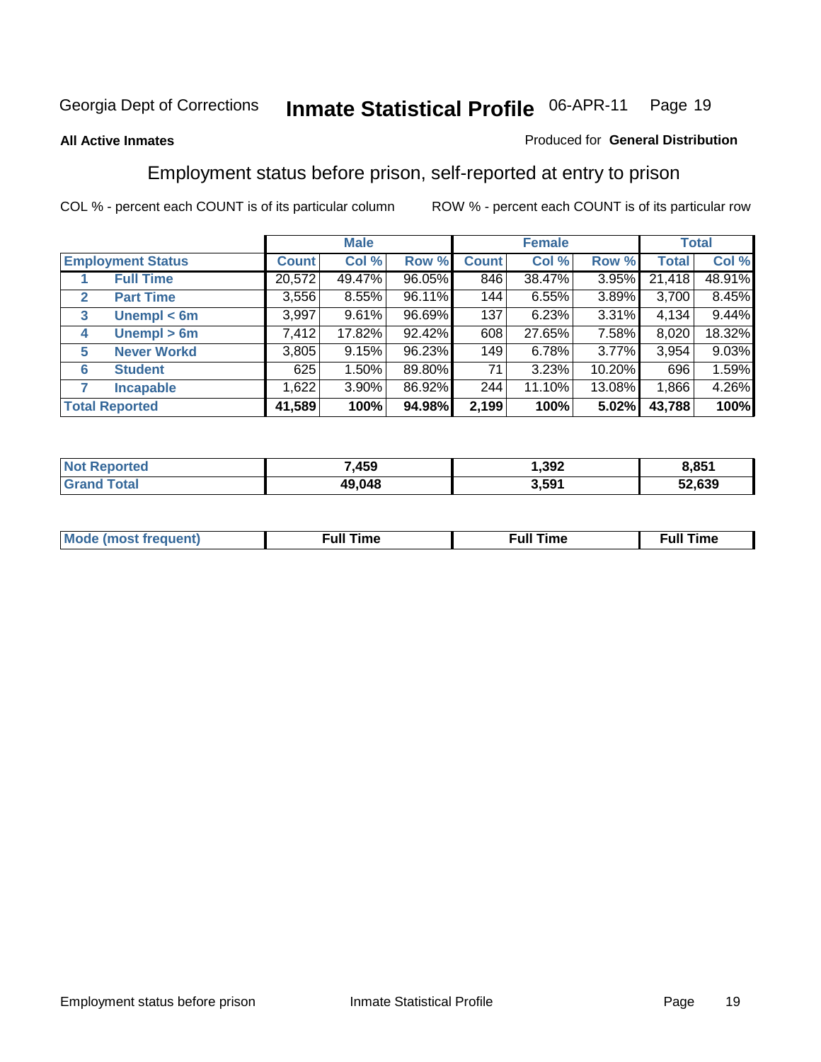Georgia Dept of Corrections **Inmate Statistical Profile** 06-APR-11

**All Active Inmates**

Produced for **General Distribution**

## Employment status before prison, self-reported at entry to prison

COL % - percent each COUNT is of its particular column

ROW % - percent each COUNT is of its particular row

| Employment Status | | Male | | | Female | | | Total | |
|---|---|---|---|---|---|---|---|---|---|
| | | Count | Col % | Row % | Count | Col % | Row % | Total | Col % |
| 1 | Full Time | 20,572 | 49.47% | 96.05% | 846 | 38.47% | 3.95% | 21,418 | 48.91% |
| 2 | Part Time | 3,556 | 8.55% | 96.11% | 144 | 6.55% | 3.89% | 3,700 | 8.45% |
| 3 | Unempl < 6m | 3,997 | 9.61% | 96.69% | 137 | 6.23% | 3.31% | 4,134 | 9.44% |
| 4 | Unempl > 6m | 7,412 | 17.82% | 92.42% | 608 | 27.65% | 7.58% | 8,020 | 18.32% |
| 5 | Never Workd | 3,805 | 9.15% | 96.23% | 149 | 6.78% | 3.77% | 3,954 | 9.03% |
| 6 | Student | 625 | 1.50% | 89.80% | 71 | 3.23% | 10.20% | 696 | 1.59% |
| 7 | Incapable | 1,622 | 3.90% | 86.92% | 244 | 11.10% | 13.08% | 1,866 | 4.26% |
| **Total Reported** | | **41,589** | **100%** | **94.98%** | **2,199** | **100%** | **5.02%** | **43,788** | **100%** |

| | Male | Female | Total |
|---|---|---|---|
| Not Reported | 7,459 | 1,392 | 8,851 |
| Grand Total | 49,048 | 3,591 | 52,639 |

| | Male | Female | Total |
|---|---|---|---|
| Mode (most frequent) | Full Time | Full Time | Full Time |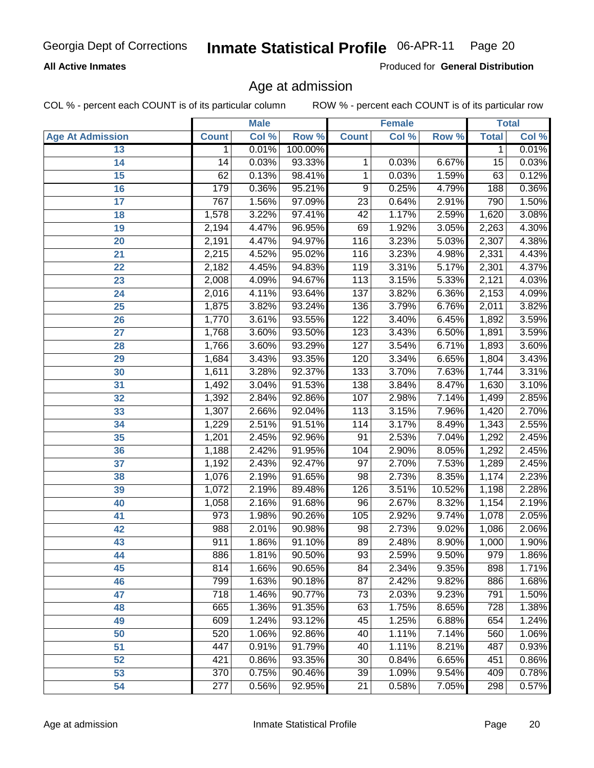Georgia Dept of Corrections **Inmate Statistical Profile** 06-APR-11

**All Active Inmates**

Produced for **General Distribution**

## Age at admission

COL % - percent each COUNT is of its particular column    ROW % - percent each COUNT is of its particular row

| | Male | | | Female | | | Total | |
|---|---|---|---|---|---|---|---|---|
| **Age At Admission** | **Count** | **Col %** | **Row %** | **Count** | **Col %** | **Row %** | **Total** | **Col %** |
| 13 | 1 | 0.01% | 100.00% | | | | 1 | 0.01% |
| 14 | 14 | 0.03% | 93.33% | 1 | 0.03% | 6.67% | 15 | 0.03% |
| 15 | 62 | 0.13% | 98.41% | 1 | 0.03% | 1.59% | 63 | 0.12% |
| 16 | 179 | 0.36% | 95.21% | 9 | 0.25% | 4.79% | 188 | 0.36% |
| 17 | 767 | 1.56% | 97.09% | 23 | 0.64% | 2.91% | 790 | 1.50% |
| 18 | 1,578 | 3.22% | 97.41% | 42 | 1.17% | 2.59% | 1,620 | 3.08% |
| 19 | 2,194 | 4.47% | 96.95% | 69 | 1.92% | 3.05% | 2,263 | 4.30% |
| 20 | 2,191 | 4.47% | 94.97% | 116 | 3.23% | 5.03% | 2,307 | 4.38% |
| 21 | 2,215 | 4.52% | 95.02% | 116 | 3.23% | 4.98% | 2,331 | 4.43% |
| 22 | 2,182 | 4.45% | 94.83% | 119 | 3.31% | 5.17% | 2,301 | 4.37% |
| 23 | 2,008 | 4.09% | 94.67% | 113 | 3.15% | 5.33% | 2,121 | 4.03% |
| 24 | 2,016 | 4.11% | 93.64% | 137 | 3.82% | 6.36% | 2,153 | 4.09% |
| 25 | 1,875 | 3.82% | 93.24% | 136 | 3.79% | 6.76% | 2,011 | 3.82% |
| 26 | 1,770 | 3.61% | 93.55% | 122 | 3.40% | 6.45% | 1,892 | 3.59% |
| 27 | 1,768 | 3.60% | 93.50% | 123 | 3.43% | 6.50% | 1,891 | 3.59% |
| 28 | 1,766 | 3.60% | 93.29% | 127 | 3.54% | 6.71% | 1,893 | 3.60% |
| 29 | 1,684 | 3.43% | 93.35% | 120 | 3.34% | 6.65% | 1,804 | 3.43% |
| 30 | 1,611 | 3.28% | 92.37% | 133 | 3.70% | 7.63% | 1,744 | 3.31% |
| 31 | 1,492 | 3.04% | 91.53% | 138 | 3.84% | 8.47% | 1,630 | 3.10% |
| 32 | 1,392 | 2.84% | 92.86% | 107 | 2.98% | 7.14% | 1,499 | 2.85% |
| 33 | 1,307 | 2.66% | 92.04% | 113 | 3.15% | 7.96% | 1,420 | 2.70% |
| 34 | 1,229 | 2.51% | 91.51% | 114 | 3.17% | 8.49% | 1,343 | 2.55% |
| 35 | 1,201 | 2.45% | 92.96% | 91 | 2.53% | 7.04% | 1,292 | 2.45% |
| 36 | 1,188 | 2.42% | 91.95% | 104 | 2.90% | 8.05% | 1,292 | 2.45% |
| 37 | 1,192 | 2.43% | 92.47% | 97 | 2.70% | 7.53% | 1,289 | 2.45% |
| 38 | 1,076 | 2.19% | 91.65% | 98 | 2.73% | 8.35% | 1,174 | 2.23% |
| 39 | 1,072 | 2.19% | 89.48% | 126 | 3.51% | 10.52% | 1,198 | 2.28% |
| 40 | 1,058 | 2.16% | 91.68% | 96 | 2.67% | 8.32% | 1,154 | 2.19% |
| 41 | 973 | 1.98% | 90.26% | 105 | 2.92% | 9.74% | 1,078 | 2.05% |
| 42 | 988 | 2.01% | 90.98% | 98 | 2.73% | 9.02% | 1,086 | 2.06% |
| 43 | 911 | 1.86% | 91.10% | 89 | 2.48% | 8.90% | 1,000 | 1.90% |
| 44 | 886 | 1.81% | 90.50% | 93 | 2.59% | 9.50% | 979 | 1.86% |
| 45 | 814 | 1.66% | 90.65% | 84 | 2.34% | 9.35% | 898 | 1.71% |
| 46 | 799 | 1.63% | 90.18% | 87 | 2.42% | 9.82% | 886 | 1.68% |
| 47 | 718 | 1.46% | 90.77% | 73 | 2.03% | 9.23% | 791 | 1.50% |
| 48 | 665 | 1.36% | 91.35% | 63 | 1.75% | 8.65% | 728 | 1.38% |
| 49 | 609 | 1.24% | 93.12% | 45 | 1.25% | 6.88% | 654 | 1.24% |
| 50 | 520 | 1.06% | 92.86% | 40 | 1.11% | 7.14% | 560 | 1.06% |
| 51 | 447 | 0.91% | 91.79% | 40 | 1.11% | 8.21% | 487 | 0.93% |
| 52 | 421 | 0.86% | 93.35% | 30 | 0.84% | 6.65% | 451 | 0.86% |
| 53 | 370 | 0.75% | 90.46% | 39 | 1.09% | 9.54% | 409 | 0.78% |
| 54 | 277 | 0.56% | 92.95% | 21 | 0.58% | 7.05% | 298 | 0.57% |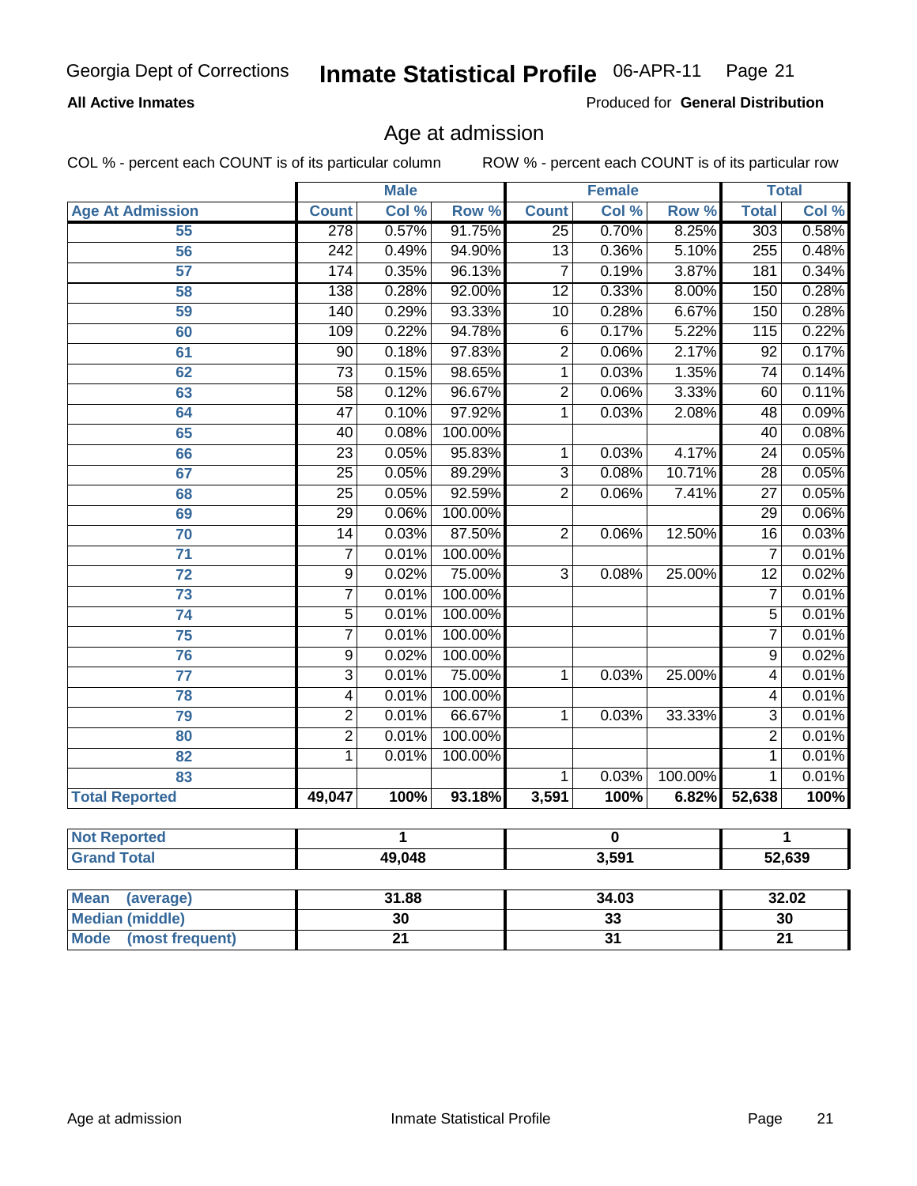Georgia Dept of Corrections **Inmate Statistical Profile** 06-APR-11

**All Active Inmates**

Produced for **General Distribution**

## Age at admission

COL % - percent each COUNT is of its particular column ROW % - percent each COUNT is of its particular row

| | Male | | | Female | | | Total | |
|---|---|---|---|---|---|---|---|---|
| **Age At Admission** | **Count** | **Col %** | **Row %** | **Count** | **Col %** | **Row %** | **Total** | **Col %** |
| 55 | 278 | 0.57% | 91.75% | 25 | 0.70% | 8.25% | 303 | 0.58% |
| 56 | 242 | 0.49% | 94.90% | 13 | 0.36% | 5.10% | 255 | 0.48% |
| 57 | 174 | 0.35% | 96.13% | 7 | 0.19% | 3.87% | 181 | 0.34% |
| 58 | 138 | 0.28% | 92.00% | 12 | 0.33% | 8.00% | 150 | 0.28% |
| 59 | 140 | 0.29% | 93.33% | 10 | 0.28% | 6.67% | 150 | 0.28% |
| 60 | 109 | 0.22% | 94.78% | 6 | 0.17% | 5.22% | 115 | 0.22% |
| 61 | 90 | 0.18% | 97.83% | 2 | 0.06% | 2.17% | 92 | 0.17% |
| 62 | 73 | 0.15% | 98.65% | 1 | 0.03% | 1.35% | 74 | 0.14% |
| 63 | 58 | 0.12% | 96.67% | 2 | 0.06% | 3.33% | 60 | 0.11% |
| 64 | 47 | 0.10% | 97.92% | 1 | 0.03% | 2.08% | 48 | 0.09% |
| 65 | 40 | 0.08% | 100.00% | | | | 40 | 0.08% |
| 66 | 23 | 0.05% | 95.83% | 1 | 0.03% | 4.17% | 24 | 0.05% |
| 67 | 25 | 0.05% | 89.29% | 3 | 0.08% | 10.71% | 28 | 0.05% |
| 68 | 25 | 0.05% | 92.59% | 2 | 0.06% | 7.41% | 27 | 0.05% |
| 69 | 29 | 0.06% | 100.00% | | | | 29 | 0.06% |
| 70 | 14 | 0.03% | 87.50% | 2 | 0.06% | 12.50% | 16 | 0.03% |
| 71 | 7 | 0.01% | 100.00% | | | | 7 | 0.01% |
| 72 | 9 | 0.02% | 75.00% | 3 | 0.08% | 25.00% | 12 | 0.02% |
| 73 | 7 | 0.01% | 100.00% | | | | 7 | 0.01% |
| 74 | 5 | 0.01% | 100.00% | | | | 5 | 0.01% |
| 75 | 7 | 0.01% | 100.00% | | | | 7 | 0.01% |
| 76 | 9 | 0.02% | 100.00% | | | | 9 | 0.02% |
| 77 | 3 | 0.01% | 75.00% | 1 | 0.03% | 25.00% | 4 | 0.01% |
| 78 | 4 | 0.01% | 100.00% | | | | 4 | 0.01% |
| 79 | 2 | 0.01% | 66.67% | 1 | 0.03% | 33.33% | 3 | 0.01% |
| 80 | 2 | 0.01% | 100.00% | | | | 2 | 0.01% |
| 82 | 1 | 0.01% | 100.00% | | | | 1 | 0.01% |
| 83 | | | | 1 | 0.03% | 100.00% | 1 | 0.01% |
| **Total Reported** | **49,047** | **100%** | **93.18%** | **3,591** | **100%** | **6.82%** | **52,638** | **100%** |

| | Male | Female | Total |
|---|---|---|---|
| **Not Reported** | 1 | 0 | 1 |
| **Grand Total** | 49,048 | 3,591 | 52,639 |

| | Male | Female | Total |
|---|---|---|---|
| **Mean (average)** | 31.88 | 34.03 | 32.02 |
| **Median (middle)** | 30 | 33 | 30 |
| **Mode (most frequent)** | 21 | 31 | 21 |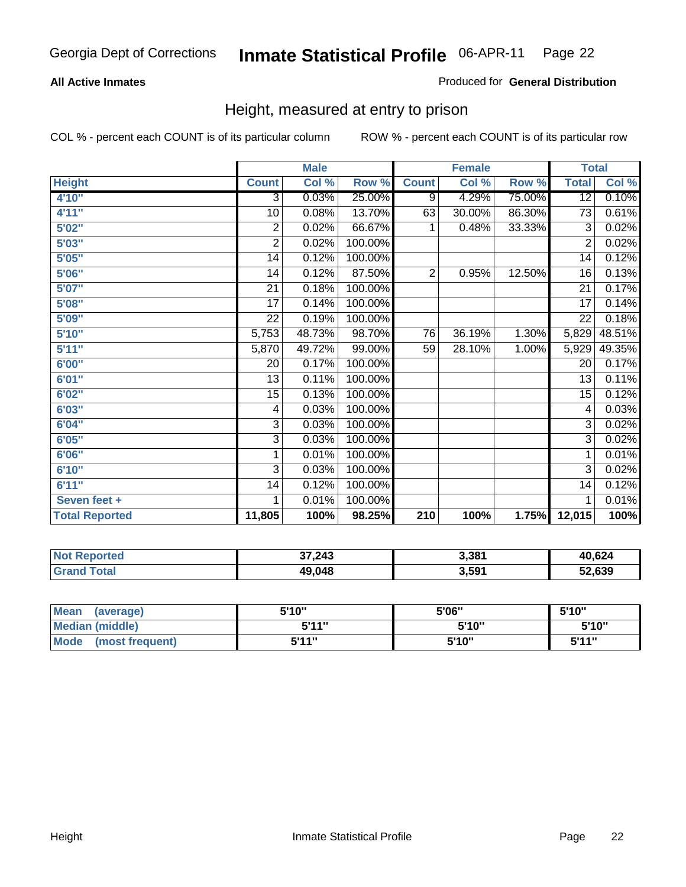Georgia Dept of Corrections **Inmate Statistical Profile** 06-APR-11

**All Active Inmates** Produced for **General Distribution**

## Height, measured at entry to prison

COL % - percent each COUNT is of its particular column ROW % - percent each COUNT is of its particular row

| | Male | | | Female | | | Total | |
|---|---|---|---|---|---|---|---|---|
| **Height** | **Count** | **Col %** | **Row %** | **Count** | **Col %** | **Row %** | **Total** | **Col %** |
| **4'10"** | 3 | 0.03% | 25.00% | 9 | 4.29% | 75.00% | 12 | 0.10% |
| **4'11"** | 10 | 0.08% | 13.70% | 63 | 30.00% | 86.30% | 73 | 0.61% |
| **5'02"** | 2 | 0.02% | 66.67% | 1 | 0.48% | 33.33% | 3 | 0.02% |
| **5'03"** | 2 | 0.02% | 100.00% | | | | 2 | 0.02% |
| **5'05"** | 14 | 0.12% | 100.00% | | | | 14 | 0.12% |
| **5'06"** | 14 | 0.12% | 87.50% | 2 | 0.95% | 12.50% | 16 | 0.13% |
| **5'07"** | 21 | 0.18% | 100.00% | | | | 21 | 0.17% |
| **5'08"** | 17 | 0.14% | 100.00% | | | | 17 | 0.14% |
| **5'09"** | 22 | 0.19% | 100.00% | | | | 22 | 0.18% |
| **5'10"** | 5,753 | 48.73% | 98.70% | 76 | 36.19% | 1.30% | 5,829 | 48.51% |
| **5'11"** | 5,870 | 49.72% | 99.00% | 59 | 28.10% | 1.00% | 5,929 | 49.35% |
| **6'00"** | 20 | 0.17% | 100.00% | | | | 20 | 0.17% |
| **6'01"** | 13 | 0.11% | 100.00% | | | | 13 | 0.11% |
| **6'02"** | 15 | 0.13% | 100.00% | | | | 15 | 0.12% |
| **6'03"** | 4 | 0.03% | 100.00% | | | | 4 | 0.03% |
| **6'04"** | 3 | 0.03% | 100.00% | | | | 3 | 0.02% |
| **6'05"** | 3 | 0.03% | 100.00% | | | | 3 | 0.02% |
| **6'06"** | 1 | 0.01% | 100.00% | | | | 1 | 0.01% |
| **6'10"** | 3 | 0.03% | 100.00% | | | | 3 | 0.02% |
| **6'11"** | 14 | 0.12% | 100.00% | | | | 14 | 0.12% |
| **Seven feet +** | 1 | 0.01% | 100.00% | | | | 1 | 0.01% |
| **Total Reported** | **11,805** | **100%** | **98.25%** | **210** | **100%** | **1.75%** | **12,015** | **100%** |

| | Male | Female | Total |
|---|---|---|---|
| **Not Reported** | **37,243** | **3,381** | **40,624** |
| **Grand Total** | **49,048** | **3,591** | **52,639** |

| | Male | Female | Total |
|---|---|---|---|
| **Mean (average)** | **5'10"** | **5'06"** | **5'10"** |
| **Median (middle)** | **5'11"** | **5'10"** | **5'10"** |
| **Mode (most frequent)** | **5'11"** | **5'10"** | **5'11"** |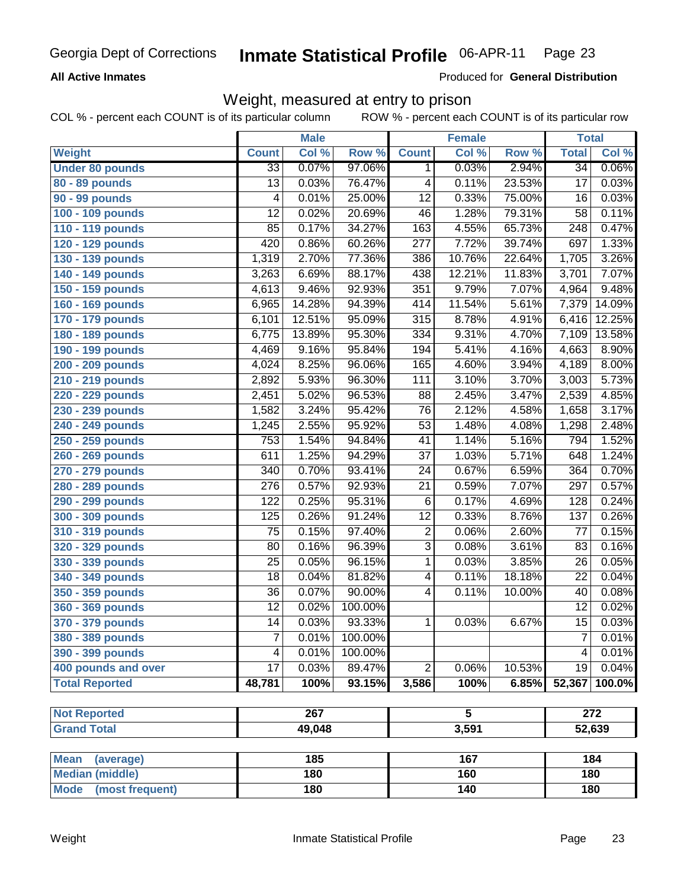Georgia Dept of Corrections **Inmate Statistical Profile** 06-APR-11

**All Active Inmates**

Produced for **General Distribution**

## Weight, measured at entry to prison

COL % - percent each COUNT is of its particular column ROW % - percent each COUNT is of its particular row

| | Male | | | Female | | | Total | |
|---|---|---|---|---|---|---|---|---|
| **Weight** | **Count** | **Col %** | **Row %** | **Count** | **Col %** | **Row %** | **Total** | **Col %** |
| **Under 80 pounds** | 33 | 0.07% | 97.06% | 1 | 0.03% | 2.94% | 34 | 0.06% |
| **80 - 89 pounds** | 13 | 0.03% | 76.47% | 4 | 0.11% | 23.53% | 17 | 0.03% |
| **90 - 99 pounds** | 4 | 0.01% | 25.00% | 12 | 0.33% | 75.00% | 16 | 0.03% |
| **100 - 109 pounds** | 12 | 0.02% | 20.69% | 46 | 1.28% | 79.31% | 58 | 0.11% |
| **110 - 119 pounds** | 85 | 0.17% | 34.27% | 163 | 4.55% | 65.73% | 248 | 0.47% |
| **120 - 129 pounds** | 420 | 0.86% | 60.26% | 277 | 7.72% | 39.74% | 697 | 1.33% |
| **130 - 139 pounds** | 1,319 | 2.70% | 77.36% | 386 | 10.76% | 22.64% | 1,705 | 3.26% |
| **140 - 149 pounds** | 3,263 | 6.69% | 88.17% | 438 | 12.21% | 11.83% | 3,701 | 7.07% |
| **150 - 159 pounds** | 4,613 | 9.46% | 92.93% | 351 | 9.79% | 7.07% | 4,964 | 9.48% |
| **160 - 169 pounds** | 6,965 | 14.28% | 94.39% | 414 | 11.54% | 5.61% | 7,379 | 14.09% |
| **170 - 179 pounds** | 6,101 | 12.51% | 95.09% | 315 | 8.78% | 4.91% | 6,416 | 12.25% |
| **180 - 189 pounds** | 6,775 | 13.89% | 95.30% | 334 | 9.31% | 4.70% | 7,109 | 13.58% |
| **190 - 199 pounds** | 4,469 | 9.16% | 95.84% | 194 | 5.41% | 4.16% | 4,663 | 8.90% |
| **200 - 209 pounds** | 4,024 | 8.25% | 96.06% | 165 | 4.60% | 3.94% | 4,189 | 8.00% |
| **210 - 219 pounds** | 2,892 | 5.93% | 96.30% | 111 | 3.10% | 3.70% | 3,003 | 5.73% |
| **220 - 229 pounds** | 2,451 | 5.02% | 96.53% | 88 | 2.45% | 3.47% | 2,539 | 4.85% |
| **230 - 239 pounds** | 1,582 | 3.24% | 95.42% | 76 | 2.12% | 4.58% | 1,658 | 3.17% |
| **240 - 249 pounds** | 1,245 | 2.55% | 95.92% | 53 | 1.48% | 4.08% | 1,298 | 2.48% |
| **250 - 259 pounds** | 753 | 1.54% | 94.84% | 41 | 1.14% | 5.16% | 794 | 1.52% |
| **260 - 269 pounds** | 611 | 1.25% | 94.29% | 37 | 1.03% | 5.71% | 648 | 1.24% |
| **270 - 279 pounds** | 340 | 0.70% | 93.41% | 24 | 0.67% | 6.59% | 364 | 0.70% |
| **280 - 289 pounds** | 276 | 0.57% | 92.93% | 21 | 0.59% | 7.07% | 297 | 0.57% |
| **290 - 299 pounds** | 122 | 0.25% | 95.31% | 6 | 0.17% | 4.69% | 128 | 0.24% |
| **300 - 309 pounds** | 125 | 0.26% | 91.24% | 12 | 0.33% | 8.76% | 137 | 0.26% |
| **310 - 319 pounds** | 75 | 0.15% | 97.40% | 2 | 0.06% | 2.60% | 77 | 0.15% |
| **320 - 329 pounds** | 80 | 0.16% | 96.39% | 3 | 0.08% | 3.61% | 83 | 0.16% |
| **330 - 339 pounds** | 25 | 0.05% | 96.15% | 1 | 0.03% | 3.85% | 26 | 0.05% |
| **340 - 349 pounds** | 18 | 0.04% | 81.82% | 4 | 0.11% | 18.18% | 22 | 0.04% |
| **350 - 359 pounds** | 36 | 0.07% | 90.00% | 4 | 0.11% | 10.00% | 40 | 0.08% |
| **360 - 369 pounds** | 12 | 0.02% | 100.00% | | | | 12 | 0.02% |
| **370 - 379 pounds** | 14 | 0.03% | 93.33% | 1 | 0.03% | 6.67% | 15 | 0.03% |
| **380 - 389 pounds** | 7 | 0.01% | 100.00% | | | | 7 | 0.01% |
| **390 - 399 pounds** | 4 | 0.01% | 100.00% | | | | 4 | 0.01% |
| **400 pounds and over** | 17 | 0.03% | 89.47% | 2 | 0.06% | 10.53% | 19 | 0.04% |
| **Total Reported** | **48,781** | **100%** | **93.15%** | **3,586** | **100%** | **6.85%** | **52,367** | **100.0%** |

| | Male | Female | Total |
|---|---|---|---|
| **Not Reported** | **267** | **5** | **272** |
| **Grand Total** | **49,048** | **3,591** | **52,639** |

| | Male | Female | Total |
|---|---|---|---|
| **Mean (average)** | **185** | **167** | **184** |
| **Median (middle)** | **180** | **160** | **180** |
| **Mode (most frequent)** | **180** | **140** | **180** |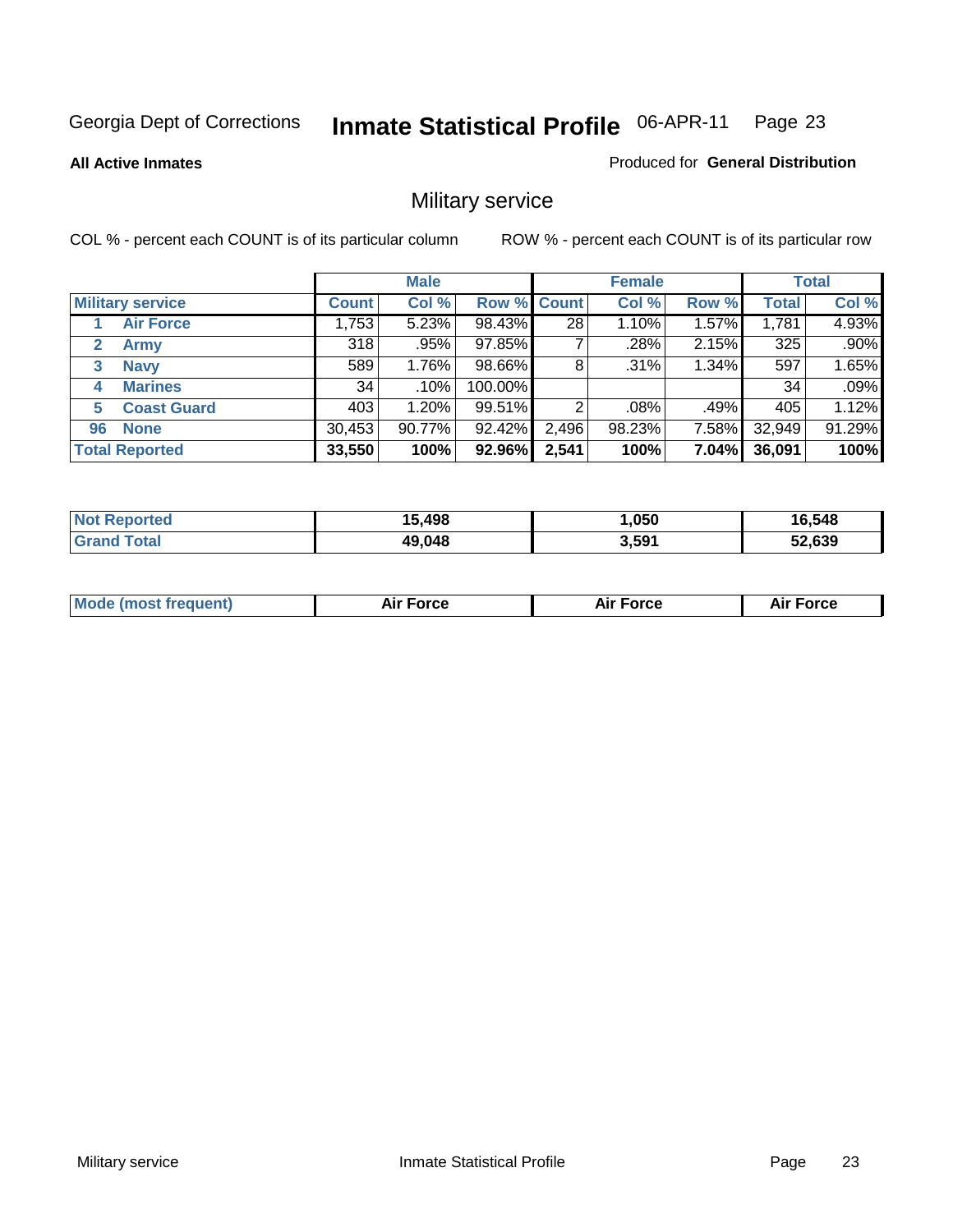Georgia Dept of Corrections **Inmate Statistical Profile** 06-APR-11

**All Active Inmates**

Produced for **General Distribution**

## Military service

COL % - percent each COUNT is of its particular column ROW % - percent each COUNT is of its particular row

| | | Male | | | Female | | | Total | |
|---|---|---|---|---|---|---|---|---|---|
| **Military service** | | **Count** | **Col %** | **Row %** | **Count** | **Col %** | **Row %** | **Total** | **Col %** |
| 1 | Air Force | 1,753 | 5.23% | 98.43% | 28 | 1.10% | 1.57% | 1,781 | 4.93% |
| 2 | Army | 318 | .95% | 97.85% | 7 | .28% | 2.15% | 325 | .90% |
| 3 | Navy | 589 | 1.76% | 98.66% | 8 | .31% | 1.34% | 597 | 1.65% |
| 4 | Marines | 34 | .10% | 100.00% | | | | 34 | .09% |
| 5 | Coast Guard | 403 | 1.20% | 99.51% | 2 | .08% | .49% | 405 | 1.12% |
| 96 | None | 30,453 | 90.77% | 92.42% | 2,496 | 98.23% | 7.58% | 32,949 | 91.29% |
| **Total Reported** | | **33,550** | **100%** | **92.96%** | **2,541** | **100%** | **7.04%** | **36,091** | **100%** |

| | Male | Female | Total |
|---|---|---|---|
| **Not Reported** | **15,498** | **1,050** | **16,548** |
| **Grand Total** | **49,048** | **3,591** | **52,639** |

| | Male | Female | Total |
|---|---|---|---|
| **Mode (most frequent)** | **Air Force** | **Air Force** | **Air Force** |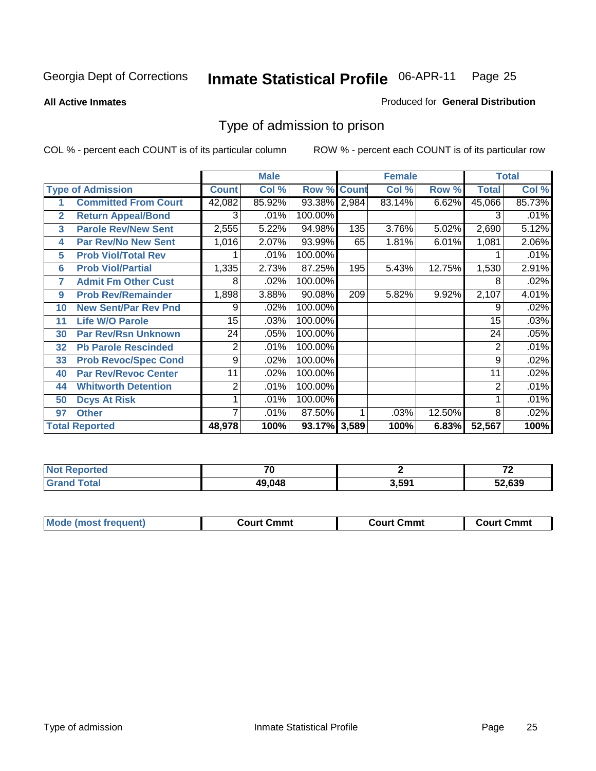Georgia Dept of Corrections **Inmate Statistical Profile** 06-APR-11

**All Active Inmates**

Produced for **General Distribution**

## Type of admission to prison

COL % - percent each COUNT is of its particular column

ROW % - percent each COUNT is of its particular row

| | | Male | | | Female | | | Total | |
|---|---|---|---|---|---|---|---|---|---|
| | Type of Admission | Count | Col % | Row % | Count | Col % | Row % | Total | Col % |
| 1 | Committed From Court | 42,082 | 85.92% | 93.38% | 2,984 | 83.14% | 6.62% | 45,066 | 85.73% |
| 2 | Return Appeal/Bond | 3 | .01% | 100.00% | | | | 3 | .01% |
| 3 | Parole Rev/New Sent | 2,555 | 5.22% | 94.98% | 135 | 3.76% | 5.02% | 2,690 | 5.12% |
| 4 | Par Rev/No New Sent | 1,016 | 2.07% | 93.99% | 65 | 1.81% | 6.01% | 1,081 | 2.06% |
| 5 | Prob Viol/Total Rev | 1 | .01% | 100.00% | | | | 1 | .01% |
| 6 | Prob Viol/Partial | 1,335 | 2.73% | 87.25% | 195 | 5.43% | 12.75% | 1,530 | 2.91% |
| 7 | Admit Fm Other Cust | 8 | .02% | 100.00% | | | | 8 | .02% |
| 9 | Prob Rev/Remainder | 1,898 | 3.88% | 90.08% | 209 | 5.82% | 9.92% | 2,107 | 4.01% |
| 10 | New Sent/Par Rev Pnd | 9 | .02% | 100.00% | | | | 9 | .02% |
| 11 | Life W/O Parole | 15 | .03% | 100.00% | | | | 15 | .03% |
| 30 | Par Rev/Rsn Unknown | 24 | .05% | 100.00% | | | | 24 | .05% |
| 32 | Pb Parole Rescinded | 2 | .01% | 100.00% | | | | 2 | .01% |
| 33 | Prob Revoc/Spec Cond | 9 | .02% | 100.00% | | | | 9 | .02% |
| 40 | Par Rev/Revoc Center | 11 | .02% | 100.00% | | | | 11 | .02% |
| 44 | Whitworth Detention | 2 | .01% | 100.00% | | | | 2 | .01% |
| 50 | Dcys At Risk | 1 | .01% | 100.00% | | | | 1 | .01% |
| 97 | Other | 7 | .01% | 87.50% | 1 | .03% | 12.50% | 8 | .02% |
| **Total Reported** | | **48,978** | **100%** | **93.17%** | **3,589** | **100%** | **6.83%** | **52,567** | **100%** |

| | Male | Female | Total |
|---|---|---|---|
| Not Reported | 70 | 2 | 72 |
| Grand Total | 49,048 | 3,591 | 52,639 |

| | Male | Female | Total |
|---|---|---|---|
| Mode (most frequent) | Court Cmmt | Court Cmmt | Court Cmmt |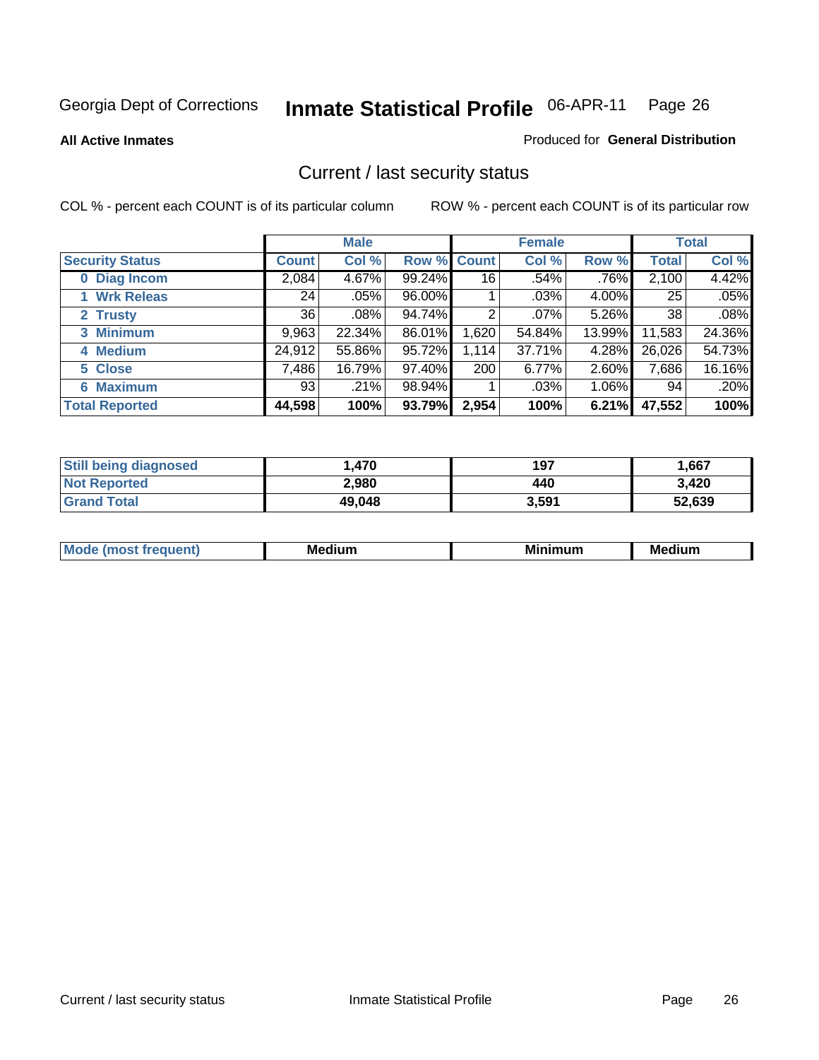Georgia Dept of Corrections **Inmate Statistical Profile** 06-APR-11 Page 26

**All Active Inmates**

Produced for **General Distribution**

## Current / last security status

COL % - percent each COUNT is of its particular column

ROW % - percent each COUNT is of its particular row

| | Male | | | Female | | | Total | |
|---|---|---|---|---|---|---|---|---|
| **Security Status** | **Count** | **Col %** | **Row %** | **Count** | **Col %** | **Row %** | **Total** | **Col %** |
| 0 Diag Incom | 2,084 | 4.67% | 99.24% | 16 | .54% | .76% | 2,100 | 4.42% |
| 1 Wrk Releas | 24 | .05% | 96.00% | 1 | .03% | 4.00% | 25 | .05% |
| 2 Trusty | 36 | .08% | 94.74% | 2 | .07% | 5.26% | 38 | .08% |
| 3 Minimum | 9,963 | 22.34% | 86.01% | 1,620 | 54.84% | 13.99% | 11,583 | 24.36% |
| 4 Medium | 24,912 | 55.86% | 95.72% | 1,114 | 37.71% | 4.28% | 26,026 | 54.73% |
| 5 Close | 7,486 | 16.79% | 97.40% | 200 | 6.77% | 2.60% | 7,686 | 16.16% |
| 6 Maximum | 93 | .21% | 98.94% | 1 | .03% | 1.06% | 94 | .20% |
| **Total Reported** | **44,598** | **100%** | **93.79%** | **2,954** | **100%** | **6.21%** | **47,552** | **100%** |

| | Male | Female | Total |
|---|---|---|---|
| Still being diagnosed | 1,470 | 197 | 1,667 |
| Not Reported | 2,980 | 440 | 3,420 |
| Grand Total | 49,048 | 3,591 | 52,639 |

| | Male | Female | Total |
|---|---|---|---|
| Mode (most frequent) | Medium | Minimum | Medium |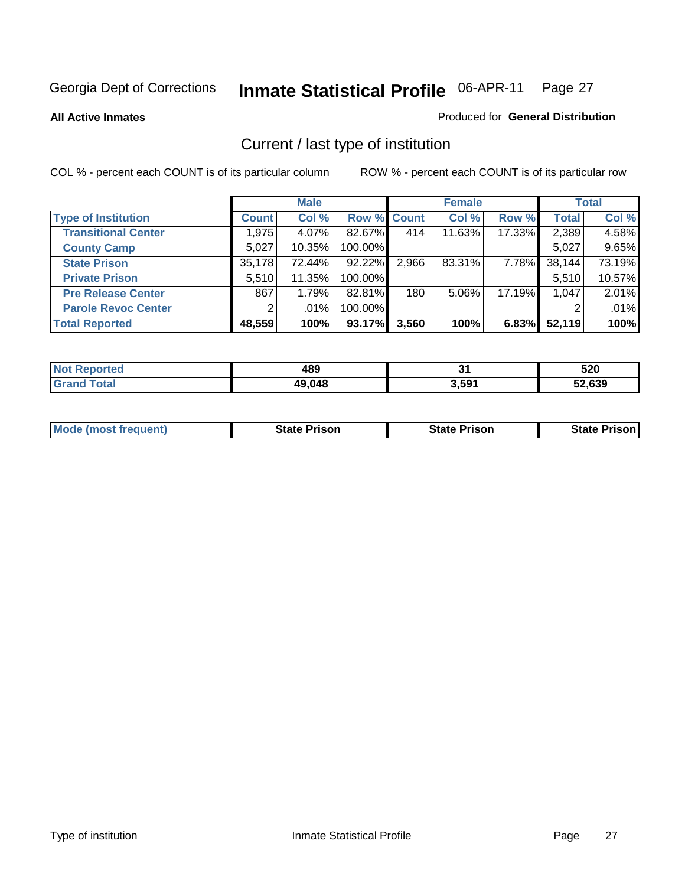Georgia Dept of Corrections **Inmate Statistical Profile** 06-APR-11

**All Active Inmates** Produced for **General Distribution**

## Current / last type of institution

COL % - percent each COUNT is of its particular column ROW % - percent each COUNT is of its particular row

| | Male | | | Female | | | Total | |
|---|---|---|---|---|---|---|---|---|
| Type of Institution | Count | Col % | Row % | Count | Col % | Row % | Total | Col % |
| Transitional Center | 1,975 | 4.07% | 82.67% | 414 | 11.63% | 17.33% | 2,389 | 4.58% |
| County Camp | 5,027 | 10.35% | 100.00% | | | | 5,027 | 9.65% |
| State Prison | 35,178 | 72.44% | 92.22% | 2,966 | 83.31% | 7.78% | 38,144 | 73.19% |
| Private Prison | 5,510 | 11.35% | 100.00% | | | | 5,510 | 10.57% |
| Pre Release Center | 867 | 1.79% | 82.81% | 180 | 5.06% | 17.19% | 1,047 | 2.01% |
| Parole Revoc Center | 2 | .01% | 100.00% | | | | 2 | .01% |
| **Total Reported** | **48,559** | **100%** | **93.17%** | **3,560** | **100%** | **6.83%** | **52,119** | **100%** |

| | Male | Female | Total |
|---|---|---|---|
| Not Reported | 489 | 31 | 520 |
| Grand Total | 49,048 | 3,591 | 52,639 |

| | Male | Female | Total |
|---|---|---|---|
| Mode (most frequent) | State Prison | State Prison | State Prison |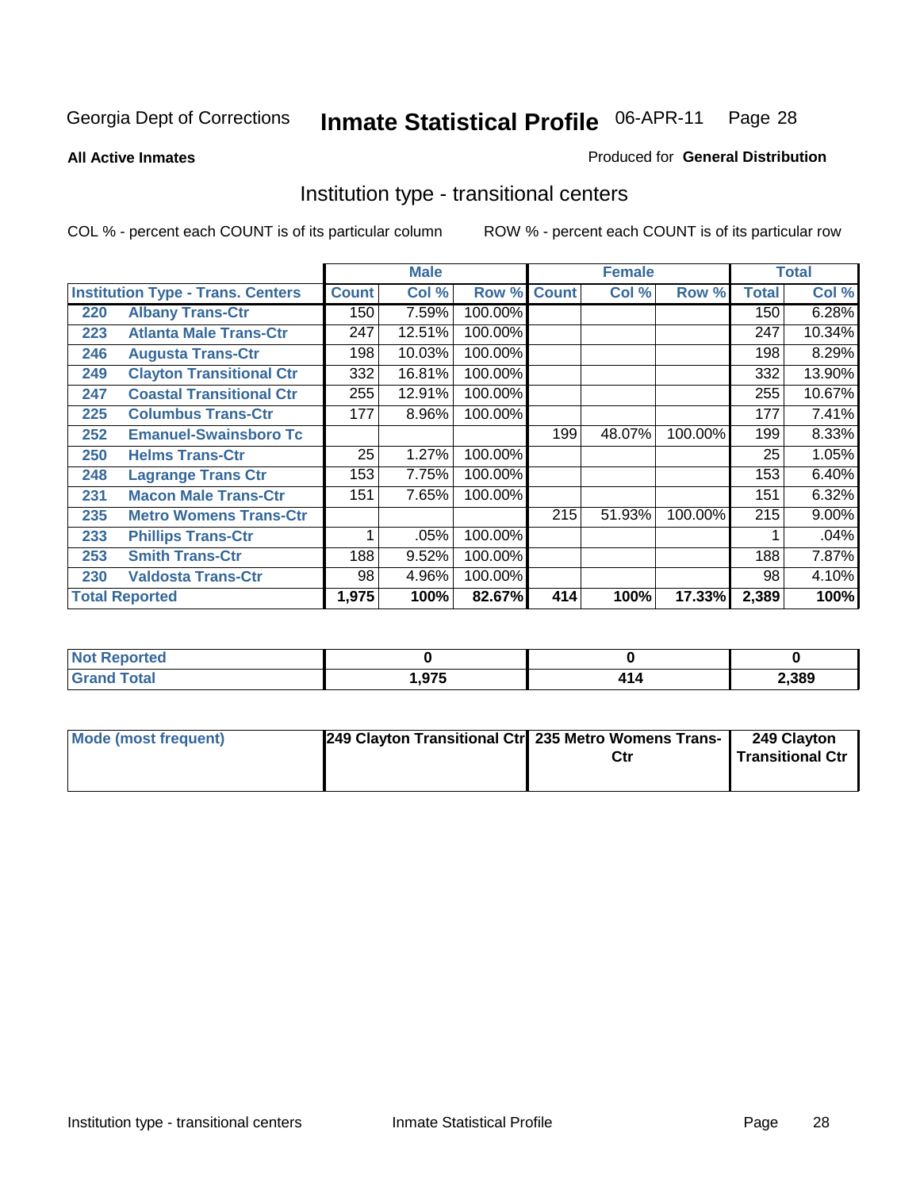Georgia Dept of Corrections **Inmate Statistical Profile** 06-APR-11 Page 28

**All Active Inmates**

Produced for **General Distribution**

## Institution type - transitional centers

COL % - percent each COUNT is of its particular column

ROW % - percent each COUNT is of its particular row

| | | Male | | | Female | | | Total | |
|---|---|---|---|---|---|---|---|---|---|
| **Institution Type - Trans. Centers** | | **Count** | **Col %** | **Row %** | **Count** | **Col %** | **Row %** | **Total** | **Col %** |
| 220 | Albany Trans-Ctr | 150 | 7.59% | 100.00% | | | | 150 | 6.28% |
| 223 | Atlanta Male Trans-Ctr | 247 | 12.51% | 100.00% | | | | 247 | 10.34% |
| 246 | Augusta Trans-Ctr | 198 | 10.03% | 100.00% | | | | 198 | 8.29% |
| 249 | Clayton Transitional Ctr | 332 | 16.81% | 100.00% | | | | 332 | 13.90% |
| 247 | Coastal Transitional Ctr | 255 | 12.91% | 100.00% | | | | 255 | 10.67% |
| 225 | Columbus Trans-Ctr | 177 | 8.96% | 100.00% | | | | 177 | 7.41% |
| 252 | Emanuel-Swainsboro Tc | | | | 199 | 48.07% | 100.00% | 199 | 8.33% |
| 250 | Helms Trans-Ctr | 25 | 1.27% | 100.00% | | | | 25 | 1.05% |
| 248 | Lagrange Trans Ctr | 153 | 7.75% | 100.00% | | | | 153 | 6.40% |
| 231 | Macon Male Trans-Ctr | 151 | 7.65% | 100.00% | | | | 151 | 6.32% |
| 235 | Metro Womens Trans-Ctr | | | | 215 | 51.93% | 100.00% | 215 | 9.00% |
| 233 | Phillips Trans-Ctr | 1 | .05% | 100.00% | | | | 1 | .04% |
| 253 | Smith Trans-Ctr | 188 | 9.52% | 100.00% | | | | 188 | 7.87% |
| 230 | Valdosta Trans-Ctr | 98 | 4.96% | 100.00% | | | | 98 | 4.10% |
| **Total Reported** | | **1,975** | **100%** | **82.67%** | **414** | **100%** | **17.33%** | **2,389** | **100%** |

| | Male | Female | Total |
|---|---|---|---|
| **Not Reported** | **0** | **0** | **0** |
| **Grand Total** | **1,975** | **414** | **2,389** |

| | Male | Female | Total |
|---|---|---|---|
| **Mode (most frequent)** | **249 Clayton Transitional Ctr** | **235 Metro Womens Trans-Ctr** | **249 Clayton Transitional Ctr** |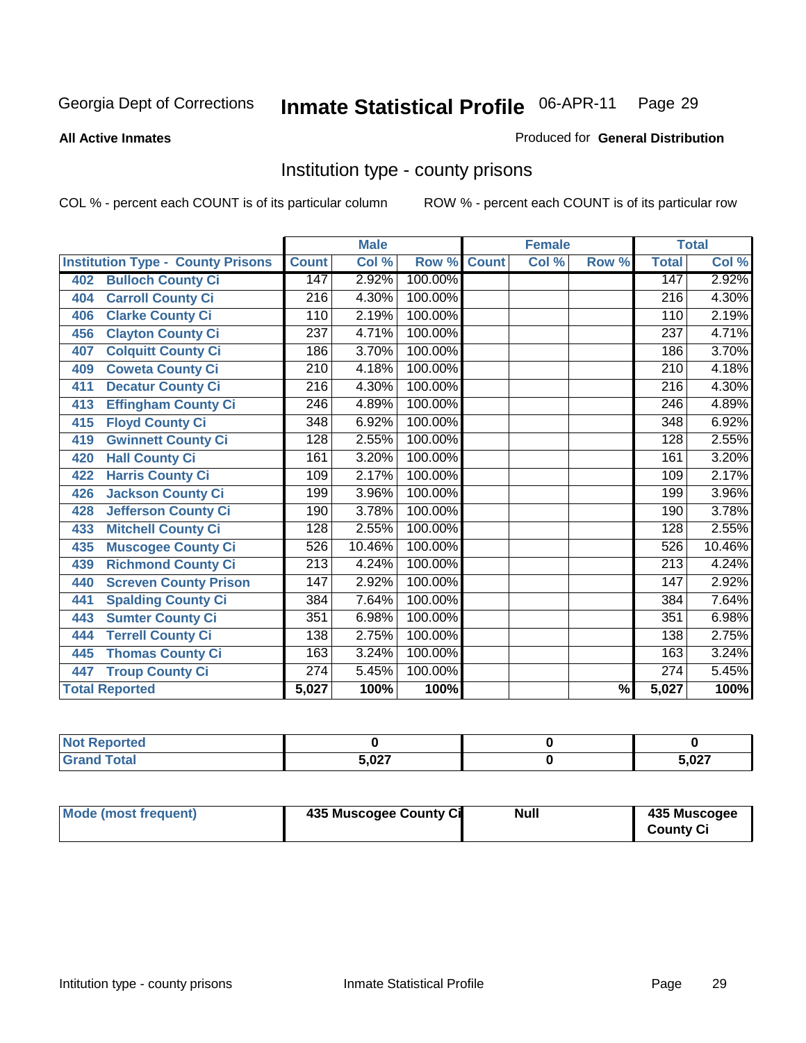Georgia Dept of Corrections **Inmate Statistical Profile** 06-APR-11 Page 29

**All Active Inmates**

Produced for **General Distribution**

## Institution type - county prisons

COL % - percent each COUNT is of its particular column

ROW % - percent each COUNT is of its particular row

| Institution Type - County Prisons | Male | | | Female | | | Total | |
|---|---|---|---|---|---|---|---|---|
| | Count | Col % | Row % | Count | Col % | Row % | Total | Col % |
| 402 Bulloch County Ci | 147 | 2.92% | 100.00% | | | | 147 | 2.92% |
| 404 Carroll County Ci | 216 | 4.30% | 100.00% | | | | 216 | 4.30% |
| 406 Clarke County Ci | 110 | 2.19% | 100.00% | | | | 110 | 2.19% |
| 456 Clayton County Ci | 237 | 4.71% | 100.00% | | | | 237 | 4.71% |
| 407 Colquitt County Ci | 186 | 3.70% | 100.00% | | | | 186 | 3.70% |
| 409 Coweta County Ci | 210 | 4.18% | 100.00% | | | | 210 | 4.18% |
| 411 Decatur County Ci | 216 | 4.30% | 100.00% | | | | 216 | 4.30% |
| 413 Effingham County Ci | 246 | 4.89% | 100.00% | | | | 246 | 4.89% |
| 415 Floyd County Ci | 348 | 6.92% | 100.00% | | | | 348 | 6.92% |
| 419 Gwinnett County Ci | 128 | 2.55% | 100.00% | | | | 128 | 2.55% |
| 420 Hall County Ci | 161 | 3.20% | 100.00% | | | | 161 | 3.20% |
| 422 Harris County Ci | 109 | 2.17% | 100.00% | | | | 109 | 2.17% |
| 426 Jackson County Ci | 199 | 3.96% | 100.00% | | | | 199 | 3.96% |
| 428 Jefferson County Ci | 190 | 3.78% | 100.00% | | | | 190 | 3.78% |
| 433 Mitchell County Ci | 128 | 2.55% | 100.00% | | | | 128 | 2.55% |
| 435 Muscogee County Ci | 526 | 10.46% | 100.00% | | | | 526 | 10.46% |
| 439 Richmond County Ci | 213 | 4.24% | 100.00% | | | | 213 | 4.24% |
| 440 Screven County Prison | 147 | 2.92% | 100.00% | | | | 147 | 2.92% |
| 441 Spalding County Ci | 384 | 7.64% | 100.00% | | | | 384 | 7.64% |
| 443 Sumter County Ci | 351 | 6.98% | 100.00% | | | | 351 | 6.98% |
| 444 Terrell County Ci | 138 | 2.75% | 100.00% | | | | 138 | 2.75% |
| 445 Thomas County Ci | 163 | 3.24% | 100.00% | | | | 163 | 3.24% |
| 447 Troup County Ci | 274 | 5.45% | 100.00% | | | | 274 | 5.45% |
| Total Reported | 5,027 | 100% | 100% | | | % | 5,027 | 100% |

| | Male | Female | Total |
|---|---|---|---|
| Not Reported | 0 | 0 | 0 |
| Grand Total | 5,027 | 0 | 5,027 |

| | Male | Female | Total |
|---|---|---|---|
| Mode (most frequent) | 435 Muscogee County Ci | Null | 435 Muscogee County Ci |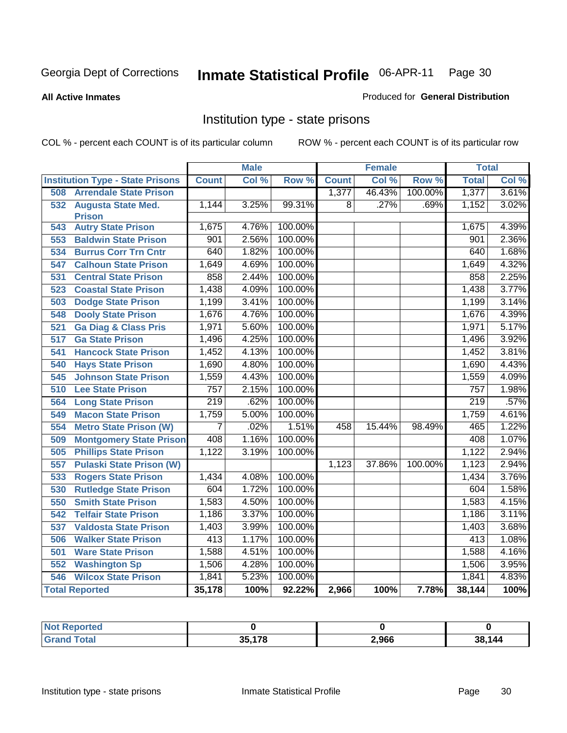Georgia Dept of Corrections **Inmate Statistical Profile** 06-APR-11

**All Active Inmates**

Produced for **General Distribution**

## Institution type - state prisons

COL % - percent each COUNT is of its particular column

ROW % - percent each COUNT is of its particular row

| | Male | | | Female | | | Total | |
|---|---|---|---|---|---|---|---|---|
| **Institution Type - State Prisons** | **Count** | **Col %** | **Row %** | **Count** | **Col %** | **Row %** | **Total** | **Col %** |
| 508 Arrendale State Prison | | | | 1,377 | 46.43% | 100.00% | 1,377 | 3.61% |
| 532 Augusta State Med. Prison | 1,144 | 3.25% | 99.31% | 8 | .27% | .69% | 1,152 | 3.02% |
| 543 Autry State Prison | 1,675 | 4.76% | 100.00% | | | | 1,675 | 4.39% |
| 553 Baldwin State Prison | 901 | 2.56% | 100.00% | | | | 901 | 2.36% |
| 534 Burrus Corr Trn Cntr | 640 | 1.82% | 100.00% | | | | 640 | 1.68% |
| 547 Calhoun State Prison | 1,649 | 4.69% | 100.00% | | | | 1,649 | 4.32% |
| 531 Central State Prison | 858 | 2.44% | 100.00% | | | | 858 | 2.25% |
| 523 Coastal State Prison | 1,438 | 4.09% | 100.00% | | | | 1,438 | 3.77% |
| 503 Dodge State Prison | 1,199 | 3.41% | 100.00% | | | | 1,199 | 3.14% |
| 548 Dooly State Prison | 1,676 | 4.76% | 100.00% | | | | 1,676 | 4.39% |
| 521 Ga Diag & Class Pris | 1,971 | 5.60% | 100.00% | | | | 1,971 | 5.17% |
| 517 Ga State Prison | 1,496 | 4.25% | 100.00% | | | | 1,496 | 3.92% |
| 541 Hancock State Prison | 1,452 | 4.13% | 100.00% | | | | 1,452 | 3.81% |
| 540 Hays State Prison | 1,690 | 4.80% | 100.00% | | | | 1,690 | 4.43% |
| 545 Johnson State Prison | 1,559 | 4.43% | 100.00% | | | | 1,559 | 4.09% |
| 510 Lee State Prison | 757 | 2.15% | 100.00% | | | | 757 | 1.98% |
| 564 Long State Prison | 219 | .62% | 100.00% | | | | 219 | .57% |
| 549 Macon State Prison | 1,759 | 5.00% | 100.00% | | | | 1,759 | 4.61% |
| 554 Metro State Prison (W) | 7 | .02% | 1.51% | 458 | 15.44% | 98.49% | 465 | 1.22% |
| 509 Montgomery State Prison | 408 | 1.16% | 100.00% | | | | 408 | 1.07% |
| 505 Phillips State Prison | 1,122 | 3.19% | 100.00% | | | | 1,122 | 2.94% |
| 557 Pulaski State Prison (W) | | | | 1,123 | 37.86% | 100.00% | 1,123 | 2.94% |
| 533 Rogers State Prison | 1,434 | 4.08% | 100.00% | | | | 1,434 | 3.76% |
| 530 Rutledge State Prison | 604 | 1.72% | 100.00% | | | | 604 | 1.58% |
| 550 Smith State Prison | 1,583 | 4.50% | 100.00% | | | | 1,583 | 4.15% |
| 542 Telfair State Prison | 1,186 | 3.37% | 100.00% | | | | 1,186 | 3.11% |
| 537 Valdosta State Prison | 1,403 | 3.99% | 100.00% | | | | 1,403 | 3.68% |
| 506 Walker State Prison | 413 | 1.17% | 100.00% | | | | 413 | 1.08% |
| 501 Ware State Prison | 1,588 | 4.51% | 100.00% | | | | 1,588 | 4.16% |
| 552 Washington Sp | 1,506 | 4.28% | 100.00% | | | | 1,506 | 3.95% |
| 546 Wilcox State Prison | 1,841 | 5.23% | 100.00% | | | | 1,841 | 4.83% |
| **Total Reported** | **35,178** | **100%** | **92.22%** | **2,966** | **100%** | **7.78%** | **38,144** | **100%** |

| | Male | Female | Total |
|---|---|---|---|
| **Not Reported** | **0** | **0** | **0** |
| **Grand Total** | **35,178** | **2,966** | **38,144** |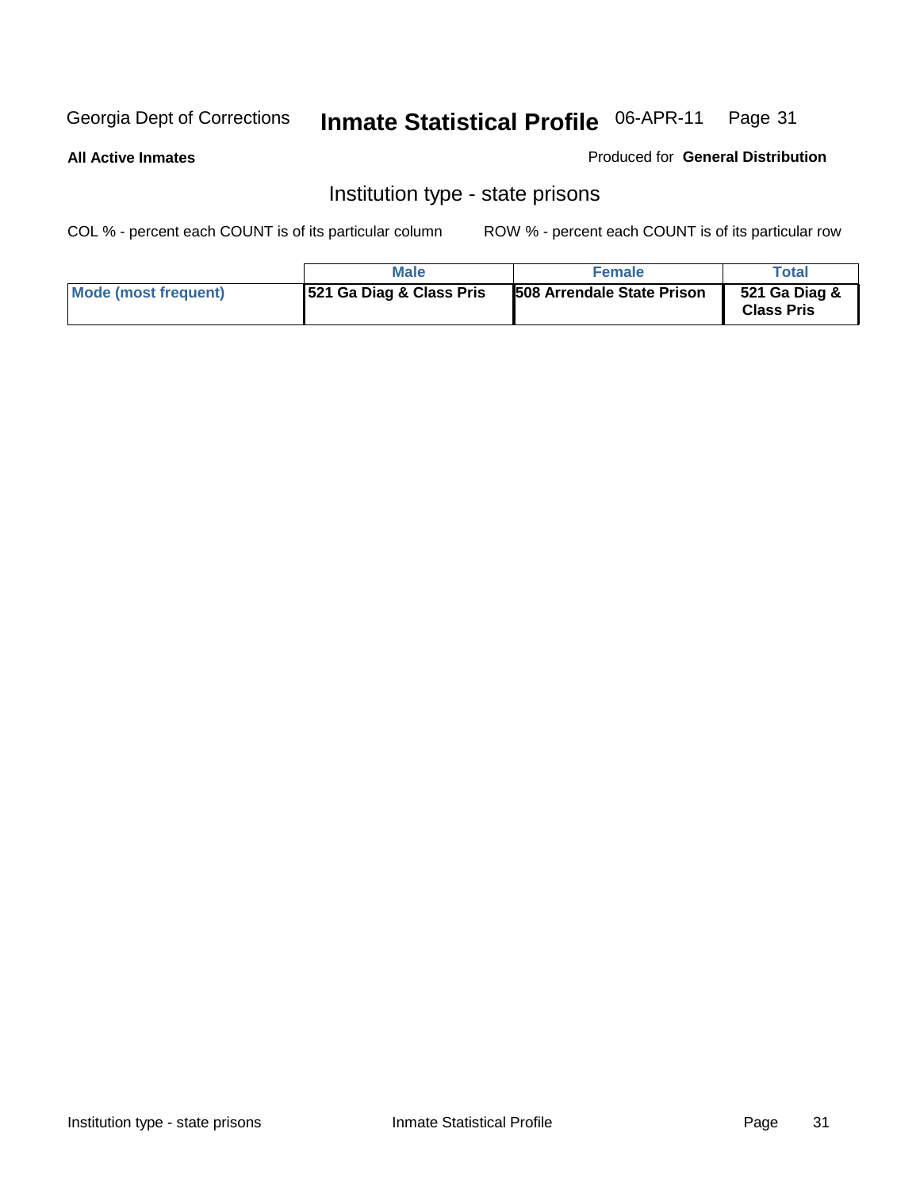Georgia Dept of Corrections **Inmate Statistical Profile** 06-APR-11

**All Active Inmates**

Produced for **General Distribution**

## Institution type - state prisons

COL % - percent each COUNT is of its particular column ROW % - percent each COUNT is of its particular row

| | Male | Female | Total |
|---|---|---|---|
| **Mode (most frequent)** | **521 Ga Diag & Class Pris** | **508 Arrendale State Prison** | **521 Ga Diag & Class Pris** |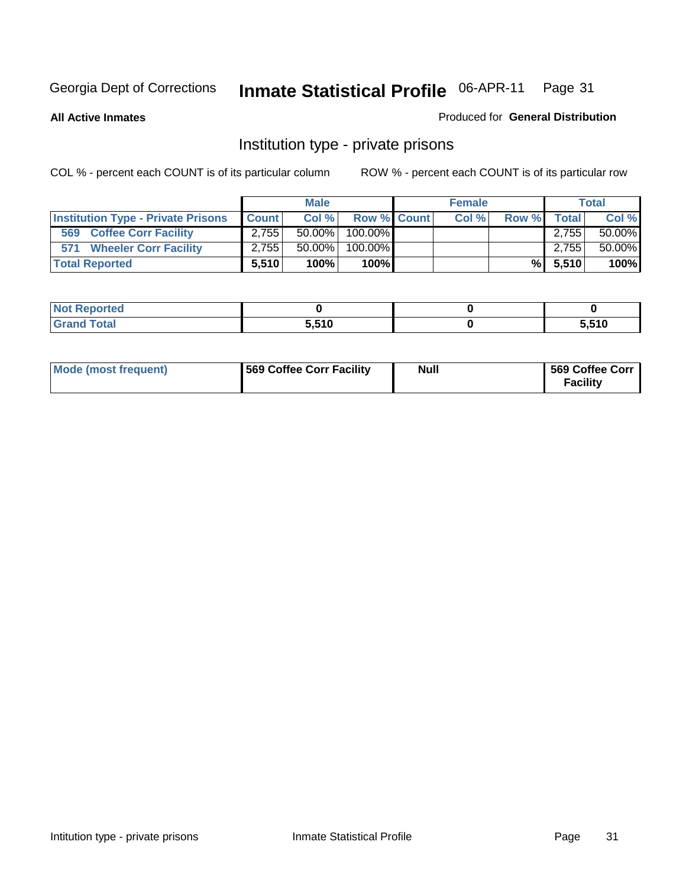Georgia Dept of Corrections **Inmate Statistical Profile** 06-APR-11

**All Active Inmates**

Produced for **General Distribution**

## Institution type - private prisons

COL % - percent each COUNT is of its particular column

ROW % - percent each COUNT is of its particular row

| | Male | | | Female | | | Total | |
|---|---|---|---|---|---|---|---|---|
| **Institution Type - Private Prisons** | **Count** | **Col %** | **Row %** | **Count** | **Col %** | **Row %** | **Total** | **Col %** |
| **569 Coffee Corr Facility** | 2,755 | 50.00% | 100.00% | | | | 2,755 | 50.00% |
| **571 Wheeler Corr Facility** | 2,755 | 50.00% | 100.00% | | | | 2,755 | 50.00% |
| **Total Reported** | **5,510** | **100%** | **100%** | | | **%** | **5,510** | **100%** |

| | Male | Female | Total |
|---|---|---|---|
| **Not Reported** | **0** | **0** | **0** |
| **Grand Total** | **5,510** | **0** | **5,510** |

| | Male | Female | Total |
|---|---|---|---|
| **Mode (most frequent)** | **569 Coffee Corr Facility** | **Null** | **569 Coffee Corr Facility** |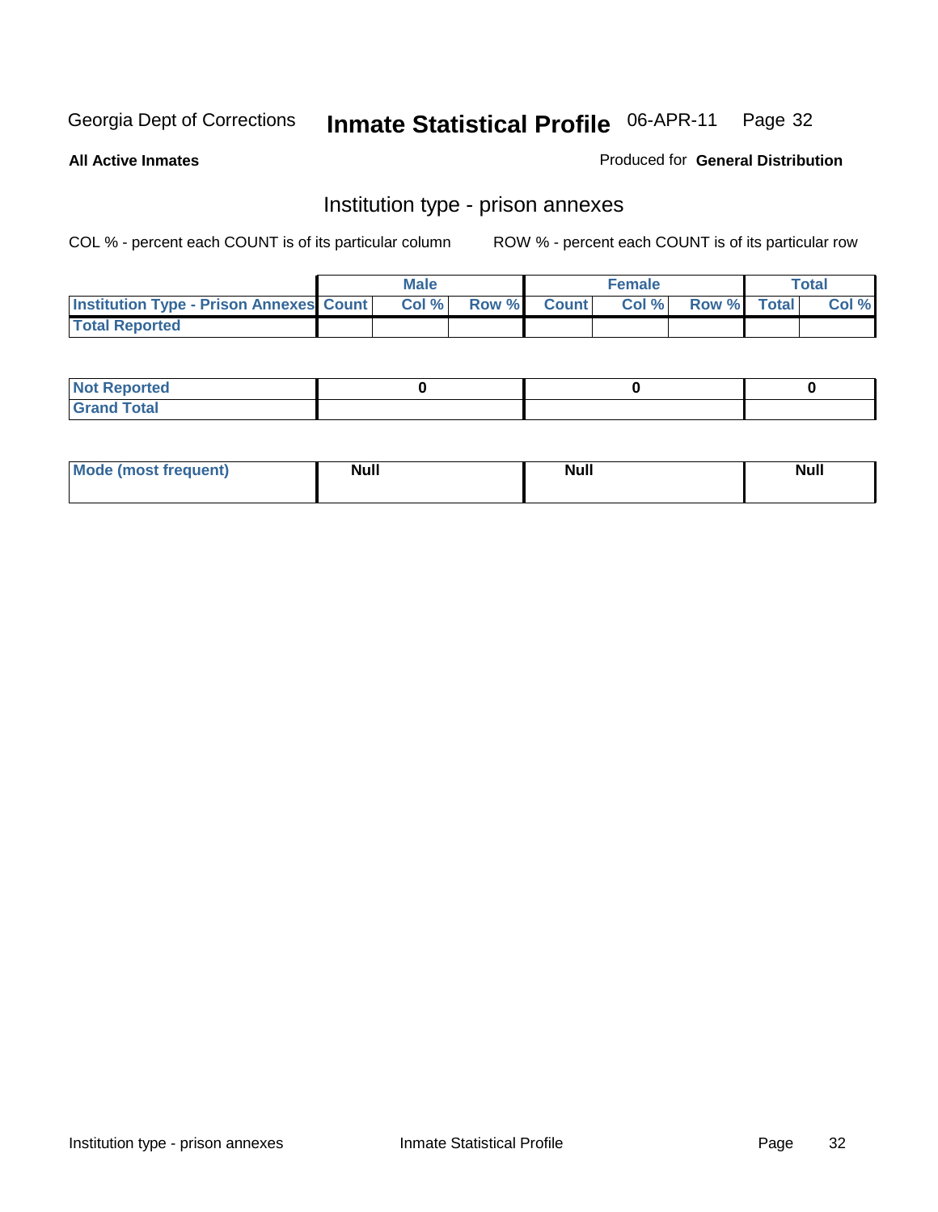## Institution type - prison annexes

COL % - percent each COUNT is of its particular column ROW % - percent each COUNT is of its particular row

| | Male | | | Female | | | Total | |
|---|---|---|---|---|---|---|---|---|
| Institution Type - Prison Annexes | Count | Col % | Row % | Count | Col % | Row % | Total | Col % |
| Total Reported | | | | | | | | |

| | | | |
|---|---|---|---|
| Not Reported | 0 | 0 | 0 |
| Grand Total | | | |

| | | | |
|---|---|---|---|
| Mode (most frequent) | Null | Null | Null |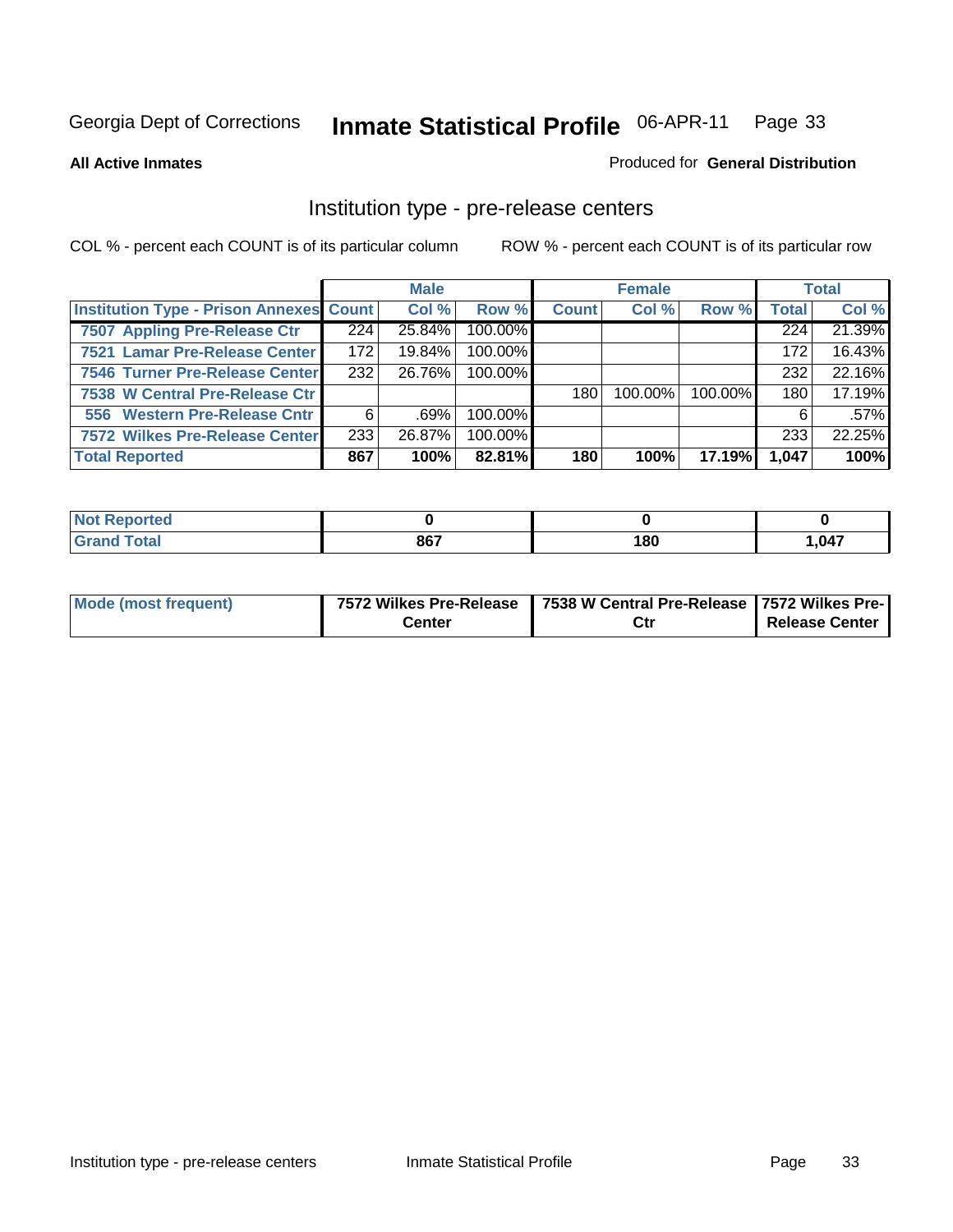Georgia Dept of Corrections **Inmate Statistical Profile** 06-APR-11

**All Active Inmates**

Produced for **General Distribution**

## Institution type - pre-release centers

COL % - percent each COUNT is of its particular column ROW % - percent each COUNT is of its particular row

| | Male | | | Female | | | Total | |
|---|---|---|---|---|---|---|---|---|
| **Institution Type - Prison Annexes** | **Count** | **Col %** | **Row %** | **Count** | **Col %** | **Row %** | **Total** | **Col %** |
| 7507 Appling Pre-Release Ctr | 224 | 25.84% | 100.00% | | | | 224 | 21.39% |
| 7521 Lamar Pre-Release Center | 172 | 19.84% | 100.00% | | | | 172 | 16.43% |
| 7546 Turner Pre-Release Center | 232 | 26.76% | 100.00% | | | | 232 | 22.16% |
| 7538 W Central Pre-Release Ctr | | | | 180 | 100.00% | 100.00% | 180 | 17.19% |
| 556 Western Pre-Release Cntr | 6 | .69% | 100.00% | | | | 6 | .57% |
| 7572 Wilkes Pre-Release Center | 233 | 26.87% | 100.00% | | | | 233 | 22.25% |
| **Total Reported** | **867** | **100%** | **82.81%** | **180** | **100%** | **17.19%** | **1,047** | **100%** |

| | Male | Female | Total |
|---|---|---|---|
| **Not Reported** | **0** | **0** | **0** |
| **Grand Total** | **867** | **180** | **1,047** |

| | Male | Female | Total |
|---|---|---|---|
| **Mode (most frequent)** | **7572 Wilkes Pre-Release Center** | **7538 W Central Pre-Release Ctr** | **7572 Wilkes Pre-Release Center** |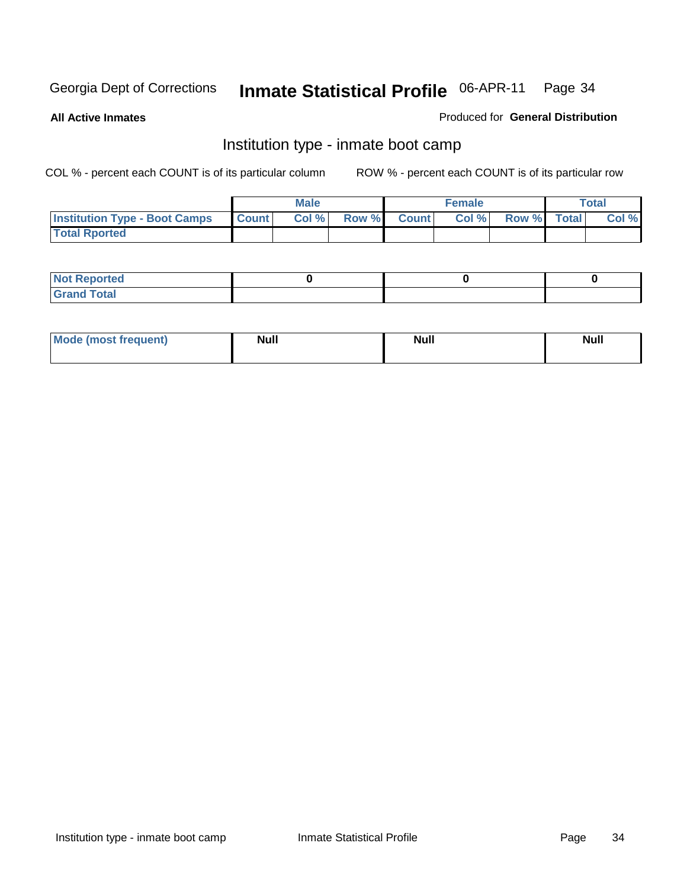Georgia Dept of Corrections **Inmate Statistical Profile** 06-APR-11

**All Active Inmates**

Produced for **General Distribution**

## Institution type - inmate boot camp

COL % - percent each COUNT is of its particular column

ROW % - percent each COUNT is of its particular row

| | Male | | | Female | | | Total | |
|---|---|---|---|---|---|---|---|---|
| **Institution Type - Boot Camps** | **Count** | **Col %** | **Row %** | **Count** | **Col %** | **Row %** | **Total** | **Col %** |
| **Total Rported** | | | | | | | | |

| | Male | Female | Total |
|---|---|---|---|
| **Not Reported** | 0 | 0 | 0 |
| **Grand Total** | | | |

| | Male | Female | Total |
|---|---|---|---|
| **Mode (most frequent)** | Null | Null | Null |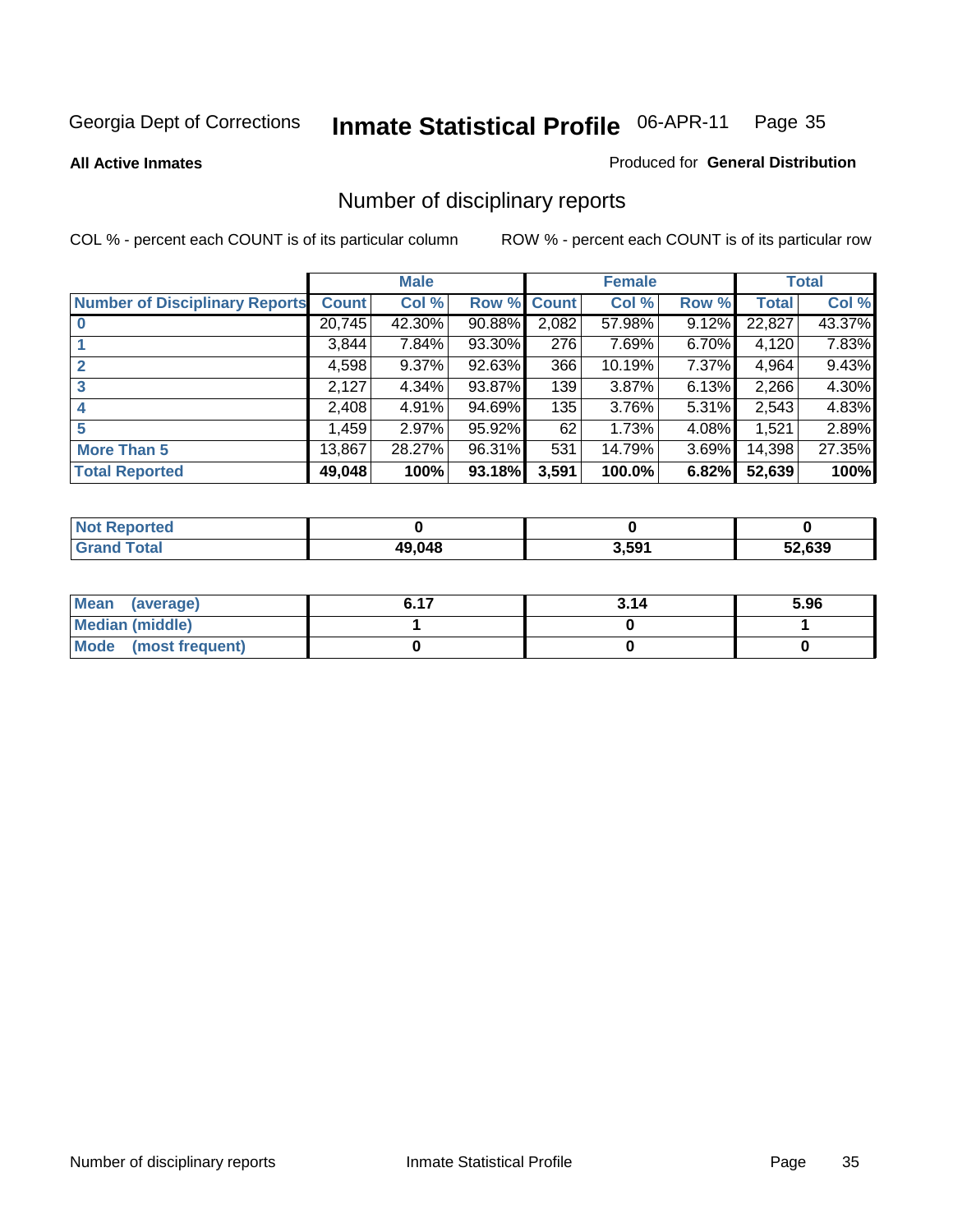Georgia Dept of Corrections **Inmate Statistical Profile** 06-APR-11

**All Active Inmates**

Produced for **General Distribution**

# Number of disciplinary reports

COL % - percent each COUNT is of its particular column

ROW % - percent each COUNT is of its particular row

| | Male | | | Female | | | Total | |
|---|---|---|---|---|---|---|---|---|
| **Number of Disciplinary Reports** | **Count** | **Col %** | **Row %** | **Count** | **Col %** | **Row %** | **Total** | **Col %** |
| **0** | 20,745 | 42.30% | 90.88% | 2,082 | 57.98% | 9.12% | 22,827 | 43.37% |
| **1** | 3,844 | 7.84% | 93.30% | 276 | 7.69% | 6.70% | 4,120 | 7.83% |
| **2** | 4,598 | 9.37% | 92.63% | 366 | 10.19% | 7.37% | 4,964 | 9.43% |
| **3** | 2,127 | 4.34% | 93.87% | 139 | 3.87% | 6.13% | 2,266 | 4.30% |
| **4** | 2,408 | 4.91% | 94.69% | 135 | 3.76% | 5.31% | 2,543 | 4.83% |
| **5** | 1,459 | 2.97% | 95.92% | 62 | 1.73% | 4.08% | 1,521 | 2.89% |
| **More Than 5** | 13,867 | 28.27% | 96.31% | 531 | 14.79% | 3.69% | 14,398 | 27.35% |
| **Total Reported** | **49,048** | **100%** | **93.18%** | **3,591** | **100.0%** | **6.82%** | **52,639** | **100%** |

| | Male | Female | Total |
|---|---|---|---|
| **Not Reported** | **0** | **0** | **0** |
| **Grand Total** | **49,048** | **3,591** | **52,639** |

| | Male | Female | Total |
|---|---|---|---|
| **Mean (average)** | **6.17** | **3.14** | **5.96** |
| **Median (middle)** | **1** | **0** | **1** |
| **Mode (most frequent)** | **0** | **0** | **0** |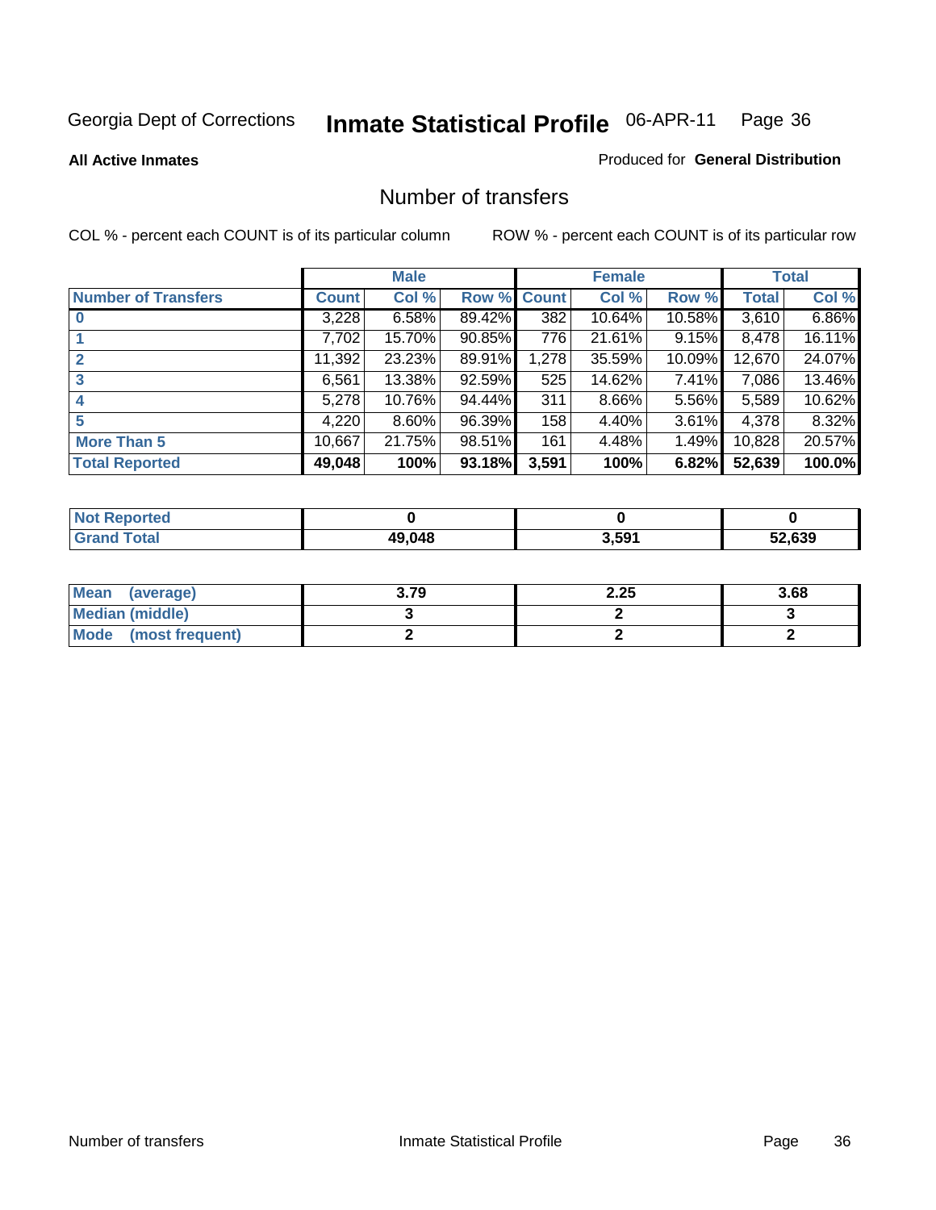Georgia Dept of Corrections **Inmate Statistical Profile** 06-APR-11

**All Active Inmates**

Produced for **General Distribution**

## Number of transfers

COL % - percent each COUNT is of its particular column

ROW % - percent each COUNT is of its particular row

| | Male | | | Female | | | Total | |
|---|---|---|---|---|---|---|---|---|
| **Number of Transfers** | **Count** | **Col %** | **Row %** | **Count** | **Col %** | **Row %** | **Total** | **Col %** |
| **0** | 3,228 | 6.58% | 89.42% | 382 | 10.64% | 10.58% | 3,610 | 6.86% |
| **1** | 7,702 | 15.70% | 90.85% | 776 | 21.61% | 9.15% | 8,478 | 16.11% |
| **2** | 11,392 | 23.23% | 89.91% | 1,278 | 35.59% | 10.09% | 12,670 | 24.07% |
| **3** | 6,561 | 13.38% | 92.59% | 525 | 14.62% | 7.41% | 7,086 | 13.46% |
| **4** | 5,278 | 10.76% | 94.44% | 311 | 8.66% | 5.56% | 5,589 | 10.62% |
| **5** | 4,220 | 8.60% | 96.39% | 158 | 4.40% | 3.61% | 4,378 | 8.32% |
| **More Than 5** | 10,667 | 21.75% | 98.51% | 161 | 4.48% | 1.49% | 10,828 | 20.57% |
| **Total Reported** | **49,048** | **100%** | **93.18%** | **3,591** | **100%** | **6.82%** | **52,639** | **100.0%** |

| | Male | Female | Total |
|---|---|---|---|
| **Not Reported** | **0** | **0** | **0** |
| **Grand Total** | **49,048** | **3,591** | **52,639** |

| | Male | Female | Total |
|---|---|---|---|
| **Mean (average)** | **3.79** | **2.25** | **3.68** |
| **Median (middle)** | **3** | **2** | **3** |
| **Mode (most frequent)** | **2** | **2** | **2** |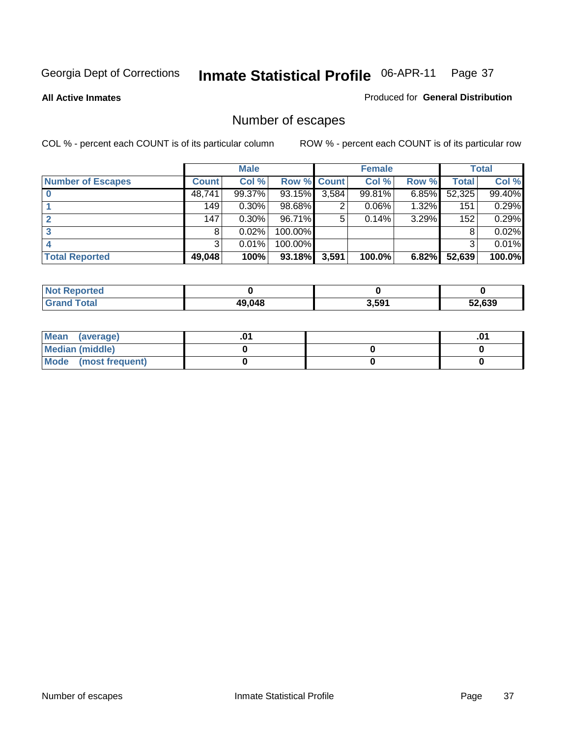Georgia Dept of Corrections **Inmate Statistical Profile** 06-APR-11

**All Active Inmates**

Produced for **General Distribution**

## Number of escapes

COL % - percent each COUNT is of its particular column ROW % - percent each COUNT is of its particular row

| | Male | | | Female | | | Total | |
|---|---|---|---|---|---|---|---|---|
| **Number of Escapes** | **Count** | **Col %** | **Row %** | **Count** | **Col %** | **Row %** | **Total** | **Col %** |
| **0** | 48,741 | 99.37% | 93.15% | 3,584 | 99.81% | 6.85% | 52,325 | 99.40% |
| **1** | 149 | 0.30% | 98.68% | 2 | 0.06% | 1.32% | 151 | 0.29% |
| **2** | 147 | 0.30% | 96.71% | 5 | 0.14% | 3.29% | 152 | 0.29% |
| **3** | 8 | 0.02% | 100.00% | | | | 8 | 0.02% |
| **4** | 3 | 0.01% | 100.00% | | | | 3 | 0.01% |
| **Total Reported** | **49,048** | **100%** | **93.18%** | **3,591** | **100.0%** | **6.82%** | **52,639** | **100.0%** |

| | Male | Female | Total |
|---|---|---|---|
| **Not Reported** | **0** | **0** | **0** |
| **Grand Total** | **49,048** | **3,591** | **52,639** |

| | Male | Female | Total |
|---|---|---|---|
| **Mean (average)** | **.01** | | **.01** |
| **Median (middle)** | **0** | **0** | **0** |
| **Mode (most frequent)** | **0** | **0** | **0** |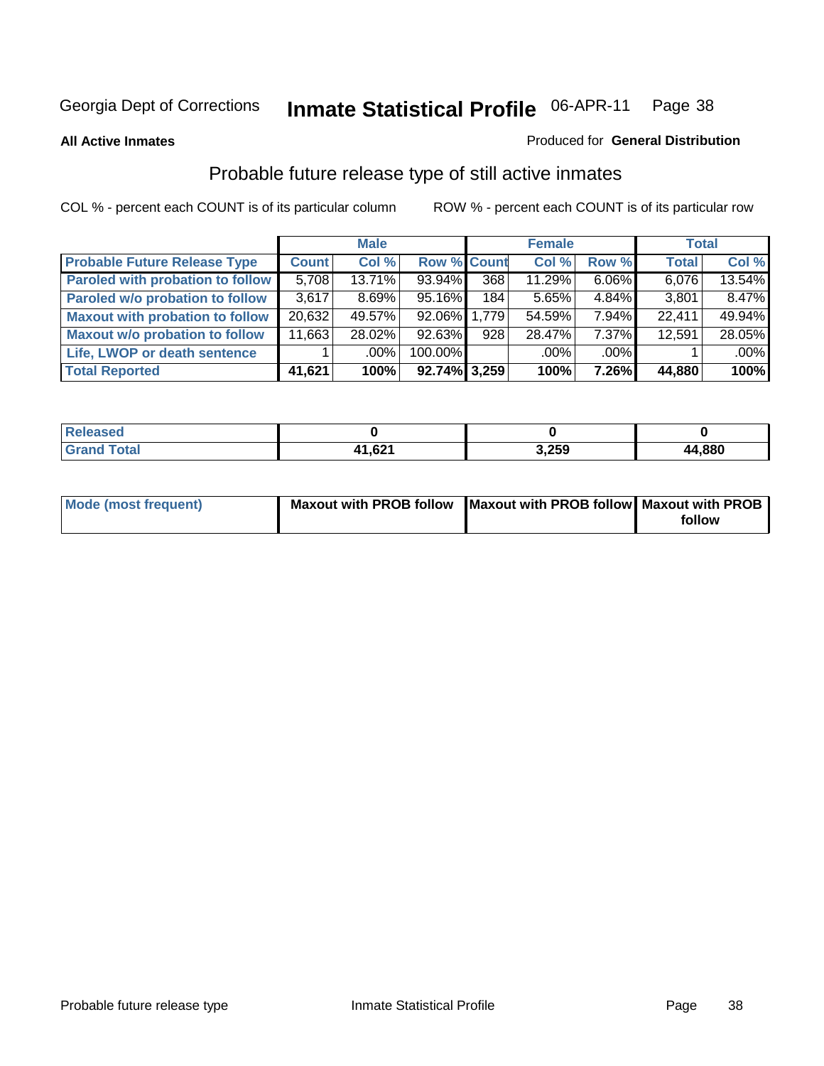Georgia Dept of Corrections **Inmate Statistical Profile** 06-APR-11

**All Active Inmates**

Produced for **General Distribution**

## Probable future release type of still active inmates

COL % - percent each COUNT is of its particular column

ROW % - percent each COUNT is of its particular row

| | Male | | | Female | | | Total | |
|---|---|---|---|---|---|---|---|---|
| **Probable Future Release Type** | **Count** | **Col %** | **Row %** | **Count** | **Col %** | **Row %** | **Total** | **Col %** |
| **Paroled with probation to follow** | 5,708 | 13.71% | 93.94% | 368 | 11.29% | 6.06% | 6,076 | 13.54% |
| **Paroled w/o probation to follow** | 3,617 | 8.69% | 95.16% | 184 | 5.65% | 4.84% | 3,801 | 8.47% |
| **Maxout with probation to follow** | 20,632 | 49.57% | 92.06% | 1,779 | 54.59% | 7.94% | 22,411 | 49.94% |
| **Maxout w/o probation to follow** | 11,663 | 28.02% | 92.63% | 928 | 28.47% | 7.37% | 12,591 | 28.05% |
| **Life, LWOP or death sentence** | 1 | .00% | 100.00% | | .00% | .00% | 1 | .00% |
| **Total Reported** | **41,621** | **100%** | **92.74%** | **3,259** | **100%** | **7.26%** | **44,880** | **100%** |

| | Male | Female | Total |
|---|---|---|---|
| **Released** | **0** | **0** | **0** |
| **Grand Total** | **41,621** | **3,259** | **44,880** |

| | Male | Female | Total |
|---|---|---|---|
| **Mode (most frequent)** | **Maxout with PROB follow** | **Maxout with PROB follow** | **Maxout with PROB follow** |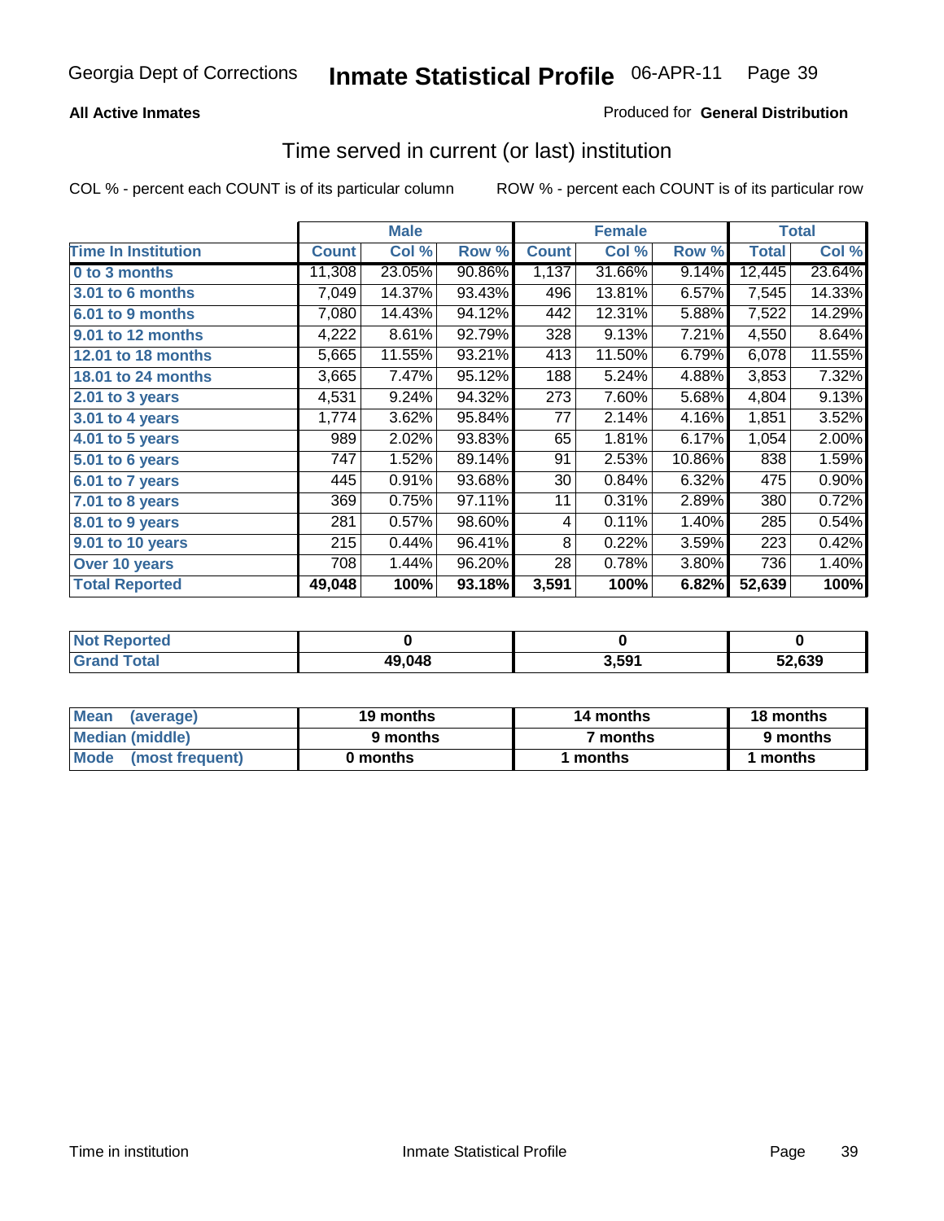**All Active Inmates**

Produced for **General Distribution**

## Time served in current (or last) institution

COL % - percent each COUNT is of its particular column

ROW % - percent each COUNT is of its particular row

| | Male | | | Female | | | Total | |
|---|---|---|---|---|---|---|---|---|
| **Time In Institution** | **Count** | **Col %** | **Row %** | **Count** | **Col %** | **Row %** | **Total** | **Col %** |
| **0 to 3 months** | 11,308 | 23.05% | 90.86% | 1,137 | 31.66% | 9.14% | 12,445 | 23.64% |
| **3.01 to 6 months** | 7,049 | 14.37% | 93.43% | 496 | 13.81% | 6.57% | 7,545 | 14.33% |
| **6.01 to 9 months** | 7,080 | 14.43% | 94.12% | 442 | 12.31% | 5.88% | 7,522 | 14.29% |
| **9.01 to 12 months** | 4,222 | 8.61% | 92.79% | 328 | 9.13% | 7.21% | 4,550 | 8.64% |
| **12.01 to 18 months** | 5,665 | 11.55% | 93.21% | 413 | 11.50% | 6.79% | 6,078 | 11.55% |
| **18.01 to 24 months** | 3,665 | 7.47% | 95.12% | 188 | 5.24% | 4.88% | 3,853 | 7.32% |
| **2.01 to 3 years** | 4,531 | 9.24% | 94.32% | 273 | 7.60% | 5.68% | 4,804 | 9.13% |
| **3.01 to 4 years** | 1,774 | 3.62% | 95.84% | 77 | 2.14% | 4.16% | 1,851 | 3.52% |
| **4.01 to 5 years** | 989 | 2.02% | 93.83% | 65 | 1.81% | 6.17% | 1,054 | 2.00% |
| **5.01 to 6 years** | 747 | 1.52% | 89.14% | 91 | 2.53% | 10.86% | 838 | 1.59% |
| **6.01 to 7 years** | 445 | 0.91% | 93.68% | 30 | 0.84% | 6.32% | 475 | 0.90% |
| **7.01 to 8 years** | 369 | 0.75% | 97.11% | 11 | 0.31% | 2.89% | 380 | 0.72% |
| **8.01 to 9 years** | 281 | 0.57% | 98.60% | 4 | 0.11% | 1.40% | 285 | 0.54% |
| **9.01 to 10 years** | 215 | 0.44% | 96.41% | 8 | 0.22% | 3.59% | 223 | 0.42% |
| **Over 10 years** | 708 | 1.44% | 96.20% | 28 | 0.78% | 3.80% | 736 | 1.40% |
| **Total Reported** | **49,048** | **100%** | **93.18%** | **3,591** | **100%** | **6.82%** | **52,639** | **100%** |

| | Male | Female | Total |
|---|---|---|---|
| **Not Reported** | **0** | **0** | **0** |
| **Grand Total** | **49,048** | **3,591** | **52,639** |

| | Male | Female | Total |
|---|---|---|---|
| **Mean (average)** | **19 months** | **14 months** | **18 months** |
| **Median (middle)** | **9 months** | **7 months** | **9 months** |
| **Mode (most frequent)** | **0 months** | **1 months** | **1 months** |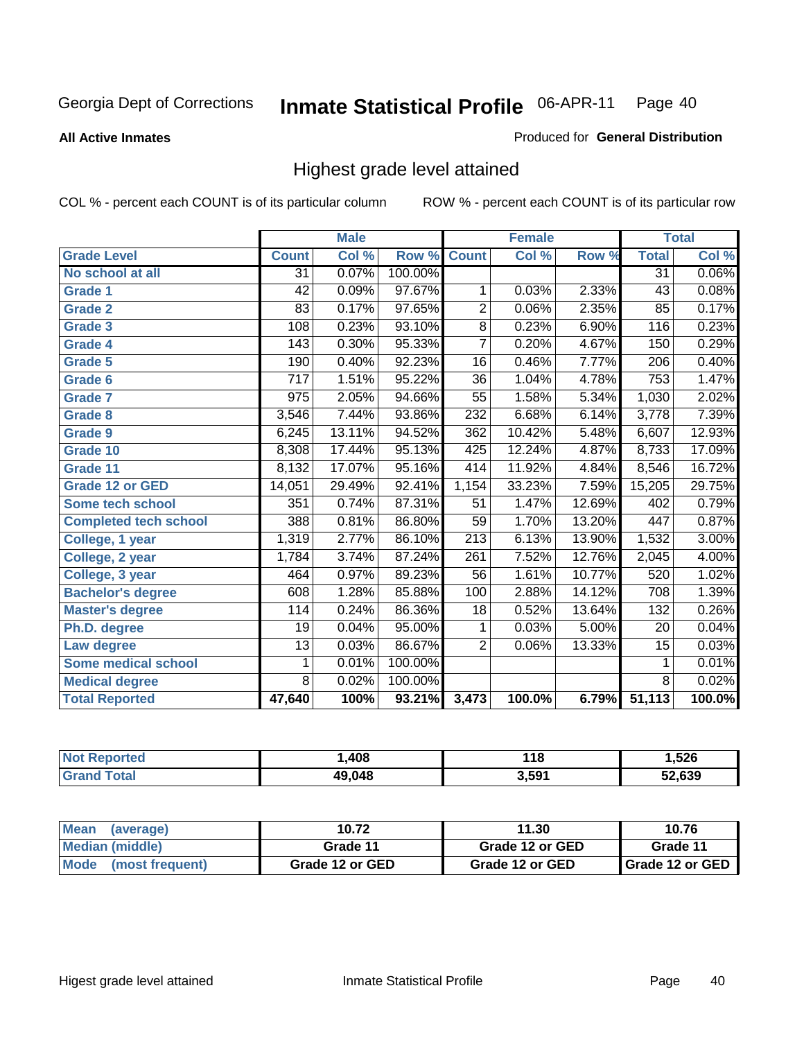Georgia Dept of Corrections

# Inmate Statistical Profile 06-APR-11 Page 40

**All Active Inmates**

Produced for **General Distribution**

## Highest grade level attained

COL % - percent each COUNT is of its particular column

ROW % - percent each COUNT is of its particular row

| | Male | | | Female | | | Total | |
|---|---|---|---|---|---|---|---|---|
| **Grade Level** | **Count** | **Col %** | **Row %** | **Count** | **Col %** | **Row %** | **Total** | **Col %** |
| No school at all | 31 | 0.07% | 100.00% | | | | 31 | 0.06% |
| Grade 1 | 42 | 0.09% | 97.67% | 1 | 0.03% | 2.33% | 43 | 0.08% |
| Grade 2 | 83 | 0.17% | 97.65% | 2 | 0.06% | 2.35% | 85 | 0.17% |
| Grade 3 | 108 | 0.23% | 93.10% | 8 | 0.23% | 6.90% | 116 | 0.23% |
| Grade 4 | 143 | 0.30% | 95.33% | 7 | 0.20% | 4.67% | 150 | 0.29% |
| Grade 5 | 190 | 0.40% | 92.23% | 16 | 0.46% | 7.77% | 206 | 0.40% |
| Grade 6 | 717 | 1.51% | 95.22% | 36 | 1.04% | 4.78% | 753 | 1.47% |
| Grade 7 | 975 | 2.05% | 94.66% | 55 | 1.58% | 5.34% | 1,030 | 2.02% |
| Grade 8 | 3,546 | 7.44% | 93.86% | 232 | 6.68% | 6.14% | 3,778 | 7.39% |
| Grade 9 | 6,245 | 13.11% | 94.52% | 362 | 10.42% | 5.48% | 6,607 | 12.93% |
| Grade 10 | 8,308 | 17.44% | 95.13% | 425 | 12.24% | 4.87% | 8,733 | 17.09% |
| Grade 11 | 8,132 | 17.07% | 95.16% | 414 | 11.92% | 4.84% | 8,546 | 16.72% |
| Grade 12 or GED | 14,051 | 29.49% | 92.41% | 1,154 | 33.23% | 7.59% | 15,205 | 29.75% |
| Some tech school | 351 | 0.74% | 87.31% | 51 | 1.47% | 12.69% | 402 | 0.79% |
| Completed tech school | 388 | 0.81% | 86.80% | 59 | 1.70% | 13.20% | 447 | 0.87% |
| College, 1 year | 1,319 | 2.77% | 86.10% | 213 | 6.13% | 13.90% | 1,532 | 3.00% |
| College, 2 year | 1,784 | 3.74% | 87.24% | 261 | 7.52% | 12.76% | 2,045 | 4.00% |
| College, 3 year | 464 | 0.97% | 89.23% | 56 | 1.61% | 10.77% | 520 | 1.02% |
| Bachelor's degree | 608 | 1.28% | 85.88% | 100 | 2.88% | 14.12% | 708 | 1.39% |
| Master's degree | 114 | 0.24% | 86.36% | 18 | 0.52% | 13.64% | 132 | 0.26% |
| Ph.D. degree | 19 | 0.04% | 95.00% | 1 | 0.03% | 5.00% | 20 | 0.04% |
| Law degree | 13 | 0.03% | 86.67% | 2 | 0.06% | 13.33% | 15 | 0.03% |
| Some medical school | 1 | 0.01% | 100.00% | | | | 1 | 0.01% |
| Medical degree | 8 | 0.02% | 100.00% | | | | 8 | 0.02% |
| **Total Reported** | **47,640** | **100%** | **93.21%** | **3,473** | **100.0%** | **6.79%** | **51,113** | **100.0%** |

| | Male | Female | Total |
|---|---|---|---|
| Not Reported | 1,408 | 118 | 1,526 |
| Grand Total | 49,048 | 3,591 | 52,639 |

| | Male | Female | Total |
|---|---|---|---|
| Mean (average) | 10.72 | 11.30 | 10.76 |
| Median (middle) | Grade 11 | Grade 12 or GED | Grade 11 |
| Mode (most frequent) | Grade 12 or GED | Grade 12 or GED | Grade 12 or GED |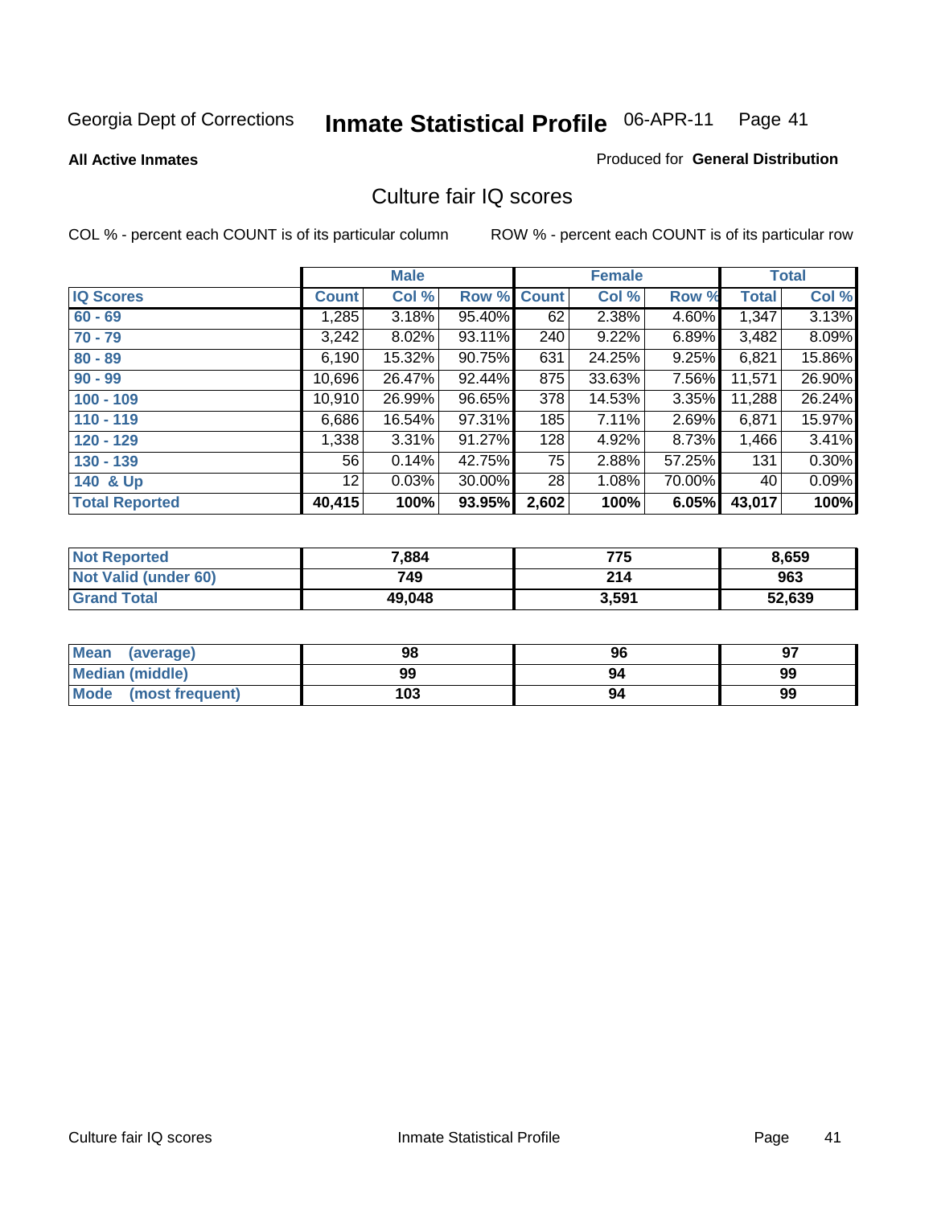Georgia Dept of Corrections **Inmate Statistical Profile** 06-APR-11 Page 41

**All Active Inmates**

Produced for **General Distribution**

## Culture fair IQ scores

COL % - percent each COUNT is of its particular column

ROW % - percent each COUNT is of its particular row

| | Male | | | Female | | | Total | |
|---|---|---|---|---|---|---|---|---|
| **IQ Scores** | **Count** | **Col %** | **Row %** | **Count** | **Col %** | **Row %** | **Total** | **Col %** |
| 60 - 69 | 1,285 | 3.18% | 95.40% | 62 | 2.38% | 4.60% | 1,347 | 3.13% |
| 70 - 79 | 3,242 | 8.02% | 93.11% | 240 | 9.22% | 6.89% | 3,482 | 8.09% |
| 80 - 89 | 6,190 | 15.32% | 90.75% | 631 | 24.25% | 9.25% | 6,821 | 15.86% |
| 90 - 99 | 10,696 | 26.47% | 92.44% | 875 | 33.63% | 7.56% | 11,571 | 26.90% |
| 100 - 109 | 10,910 | 26.99% | 96.65% | 378 | 14.53% | 3.35% | 11,288 | 26.24% |
| 110 - 119 | 6,686 | 16.54% | 97.31% | 185 | 7.11% | 2.69% | 6,871 | 15.97% |
| 120 - 129 | 1,338 | 3.31% | 91.27% | 128 | 4.92% | 8.73% | 1,466 | 3.41% |
| 130 - 139 | 56 | 0.14% | 42.75% | 75 | 2.88% | 57.25% | 131 | 0.30% |
| 140 & Up | 12 | 0.03% | 30.00% | 28 | 1.08% | 70.00% | 40 | 0.09% |
| **Total Reported** | **40,415** | **100%** | **93.95%** | **2,602** | **100%** | **6.05%** | **43,017** | **100%** |

| | Male | Female | Total |
|---|---|---|---|
| Not Reported | 7,884 | 775 | 8,659 |
| Not Valid (under 60) | 749 | 214 | 963 |
| Grand Total | 49,048 | 3,591 | 52,639 |

| | Male | Female | Total |
|---|---|---|---|
| Mean (average) | 98 | 96 | 97 |
| Median (middle) | 99 | 94 | 99 |
| Mode (most frequent) | 103 | 94 | 99 |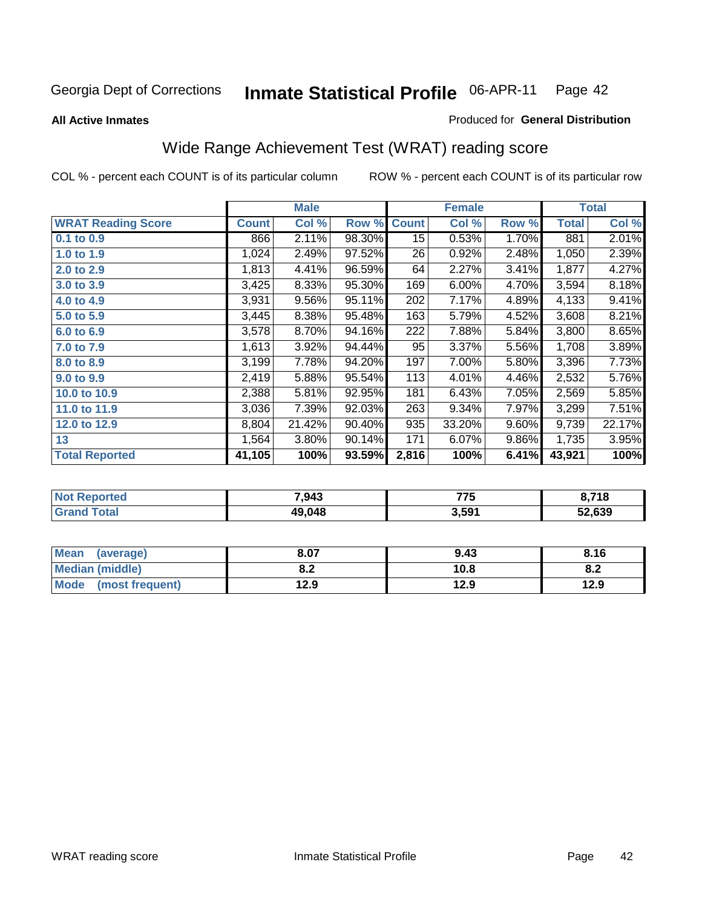Georgia Dept of Corrections **Inmate Statistical Profile** 06-APR-11 Page 42

**All Active Inmates**

Produced for **General Distribution**

# Wide Range Achievement Test (WRAT) reading score

COL % - percent each COUNT is of its particular column

ROW % - percent each COUNT is of its particular row

| | Male | | | Female | | | Total | |
|---|---|---|---|---|---|---|---|---|
| **WRAT Reading Score** | **Count** | **Col %** | **Row %** | **Count** | **Col %** | **Row %** | **Total** | **Col %** |
| **0.1 to 0.9** | 866 | 2.11% | 98.30% | 15 | 0.53% | 1.70% | 881 | 2.01% |
| **1.0 to 1.9** | 1,024 | 2.49% | 97.52% | 26 | 0.92% | 2.48% | 1,050 | 2.39% |
| **2.0 to 2.9** | 1,813 | 4.41% | 96.59% | 64 | 2.27% | 3.41% | 1,877 | 4.27% |
| **3.0 to 3.9** | 3,425 | 8.33% | 95.30% | 169 | 6.00% | 4.70% | 3,594 | 8.18% |
| **4.0 to 4.9** | 3,931 | 9.56% | 95.11% | 202 | 7.17% | 4.89% | 4,133 | 9.41% |
| **5.0 to 5.9** | 3,445 | 8.38% | 95.48% | 163 | 5.79% | 4.52% | 3,608 | 8.21% |
| **6.0 to 6.9** | 3,578 | 8.70% | 94.16% | 222 | 7.88% | 5.84% | 3,800 | 8.65% |
| **7.0 to 7.9** | 1,613 | 3.92% | 94.44% | 95 | 3.37% | 5.56% | 1,708 | 3.89% |
| **8.0 to 8.9** | 3,199 | 7.78% | 94.20% | 197 | 7.00% | 5.80% | 3,396 | 7.73% |
| **9.0 to 9.9** | 2,419 | 5.88% | 95.54% | 113 | 4.01% | 4.46% | 2,532 | 5.76% |
| **10.0 to 10.9** | 2,388 | 5.81% | 92.95% | 181 | 6.43% | 7.05% | 2,569 | 5.85% |
| **11.0 to 11.9** | 3,036 | 7.39% | 92.03% | 263 | 9.34% | 7.97% | 3,299 | 7.51% |
| **12.0 to 12.9** | 8,804 | 21.42% | 90.40% | 935 | 33.20% | 9.60% | 9,739 | 22.17% |
| **13** | 1,564 | 3.80% | 90.14% | 171 | 6.07% | 9.86% | 1,735 | 3.95% |
| **Total Reported** | **41,105** | **100%** | **93.59%** | **2,816** | **100%** | **6.41%** | **43,921** | **100%** |

| | Male | Female | Total |
|---|---|---|---|
| **Not Reported** | **7,943** | **775** | **8,718** |
| **Grand Total** | **49,048** | **3,591** | **52,639** |

| | Male | Female | Total |
|---|---|---|---|
| **Mean (average)** | **8.07** | **9.43** | **8.16** |
| **Median (middle)** | **8.2** | **10.8** | **8.2** |
| **Mode (most frequent)** | **12.9** | **12.9** | **12.9** |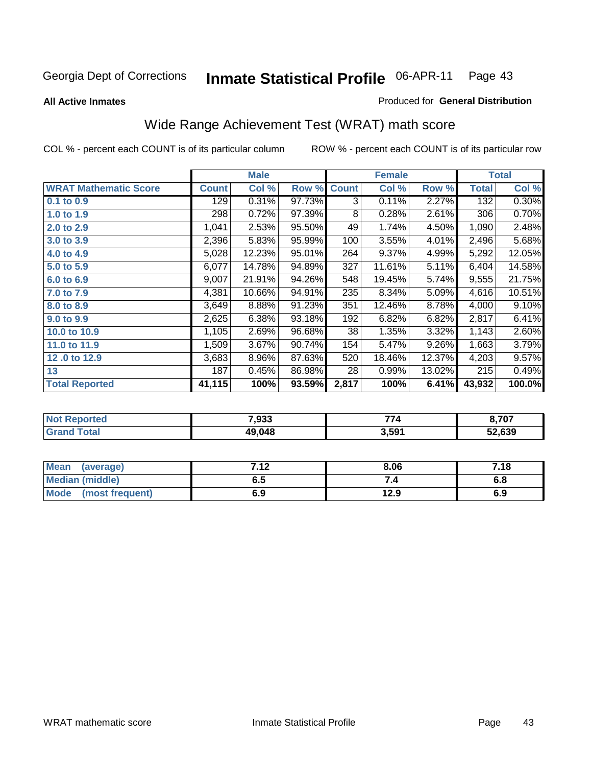Georgia Dept of Corrections **Inmate Statistical Profile** 06-APR-11

**All Active Inmates**

Produced for **General Distribution**

## Wide Range Achievement Test (WRAT) math score

COL % - percent each COUNT is of its particular column

ROW % - percent each COUNT is of its particular row

| | Male | | | Female | | | Total | |
|---|---|---|---|---|---|---|---|---|
| **WRAT Mathematic Score** | **Count** | **Col %** | **Row %** | **Count** | **Col %** | **Row %** | **Total** | **Col %** |
| 0.1 to 0.9 | 129 | 0.31% | 97.73% | 3 | 0.11% | 2.27% | 132 | 0.30% |
| 1.0 to 1.9 | 298 | 0.72% | 97.39% | 8 | 0.28% | 2.61% | 306 | 0.70% |
| 2.0 to 2.9 | 1,041 | 2.53% | 95.50% | 49 | 1.74% | 4.50% | 1,090 | 2.48% |
| 3.0 to 3.9 | 2,396 | 5.83% | 95.99% | 100 | 3.55% | 4.01% | 2,496 | 5.68% |
| 4.0 to 4.9 | 5,028 | 12.23% | 95.01% | 264 | 9.37% | 4.99% | 5,292 | 12.05% |
| 5.0 to 5.9 | 6,077 | 14.78% | 94.89% | 327 | 11.61% | 5.11% | 6,404 | 14.58% |
| 6.0 to 6.9 | 9,007 | 21.91% | 94.26% | 548 | 19.45% | 5.74% | 9,555 | 21.75% |
| 7.0 to 7.9 | 4,381 | 10.66% | 94.91% | 235 | 8.34% | 5.09% | 4,616 | 10.51% |
| 8.0 to 8.9 | 3,649 | 8.88% | 91.23% | 351 | 12.46% | 8.78% | 4,000 | 9.10% |
| 9.0 to 9.9 | 2,625 | 6.38% | 93.18% | 192 | 6.82% | 6.82% | 2,817 | 6.41% |
| 10.0 to 10.9 | 1,105 | 2.69% | 96.68% | 38 | 1.35% | 3.32% | 1,143 | 2.60% |
| 11.0 to 11.9 | 1,509 | 3.67% | 90.74% | 154 | 5.47% | 9.26% | 1,663 | 3.79% |
| 12 .0 to 12.9 | 3,683 | 8.96% | 87.63% | 520 | 18.46% | 12.37% | 4,203 | 9.57% |
| 13 | 187 | 0.45% | 86.98% | 28 | 0.99% | 13.02% | 215 | 0.49% |
| **Total Reported** | **41,115** | **100%** | **93.59%** | **2,817** | **100%** | **6.41%** | **43,932** | **100.0%** |

| | Male | Female | Total |
|---|---|---|---|
| **Not Reported** | **7,933** | **774** | **8,707** |
| **Grand Total** | **49,048** | **3,591** | **52,639** |

| | Male | Female | Total |
|---|---|---|---|
| **Mean (average)** | **7.12** | **8.06** | **7.18** |
| **Median (middle)** | **6.5** | **7.4** | **6.8** |
| **Mode (most frequent)** | **6.9** | **12.9** | **6.9** |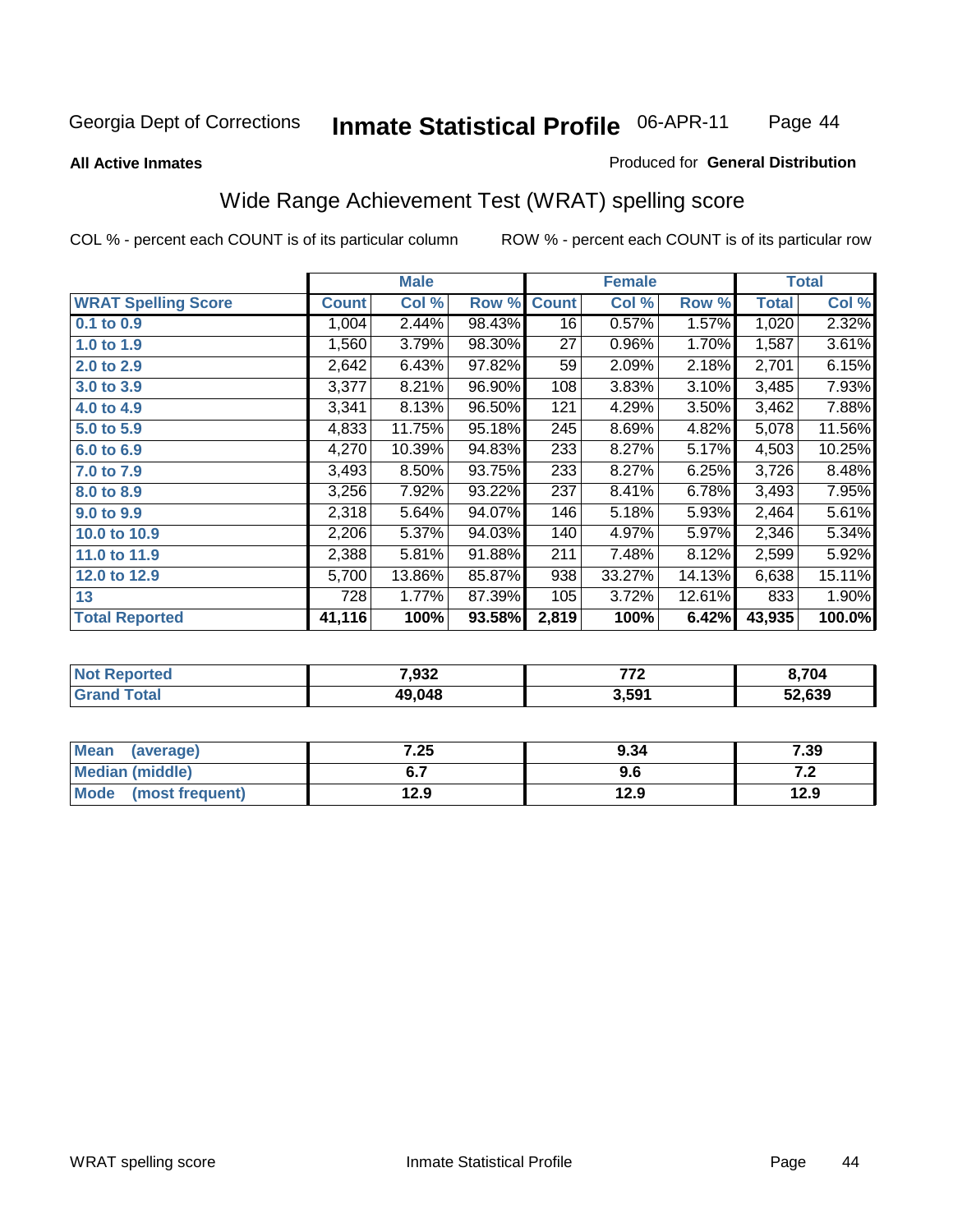Georgia Dept of Corrections **Inmate Statistical Profile** 06-APR-11

**All Active Inmates**

Produced for **General Distribution**

## Wide Range Achievement Test (WRAT) spelling score

COL % - percent each COUNT is of its particular column     ROW % - percent each COUNT is of its particular row

| | Male | | | Female | | | Total | |
|---|---|---|---|---|---|---|---|---|
| **WRAT Spelling Score** | **Count** | **Col %** | **Row %** | **Count** | **Col %** | **Row %** | **Total** | **Col %** |
| 0.1 to 0.9 | 1,004 | 2.44% | 98.43% | 16 | 0.57% | 1.57% | 1,020 | 2.32% |
| 1.0 to 1.9 | 1,560 | 3.79% | 98.30% | 27 | 0.96% | 1.70% | 1,587 | 3.61% |
| 2.0 to 2.9 | 2,642 | 6.43% | 97.82% | 59 | 2.09% | 2.18% | 2,701 | 6.15% |
| 3.0 to 3.9 | 3,377 | 8.21% | 96.90% | 108 | 3.83% | 3.10% | 3,485 | 7.93% |
| 4.0 to 4.9 | 3,341 | 8.13% | 96.50% | 121 | 4.29% | 3.50% | 3,462 | 7.88% |
| 5.0 to 5.9 | 4,833 | 11.75% | 95.18% | 245 | 8.69% | 4.82% | 5,078 | 11.56% |
| 6.0 to 6.9 | 4,270 | 10.39% | 94.83% | 233 | 8.27% | 5.17% | 4,503 | 10.25% |
| 7.0 to 7.9 | 3,493 | 8.50% | 93.75% | 233 | 8.27% | 6.25% | 3,726 | 8.48% |
| 8.0 to 8.9 | 3,256 | 7.92% | 93.22% | 237 | 8.41% | 6.78% | 3,493 | 7.95% |
| 9.0 to 9.9 | 2,318 | 5.64% | 94.07% | 146 | 5.18% | 5.93% | 2,464 | 5.61% |
| 10.0 to 10.9 | 2,206 | 5.37% | 94.03% | 140 | 4.97% | 5.97% | 2,346 | 5.34% |
| 11.0 to 11.9 | 2,388 | 5.81% | 91.88% | 211 | 7.48% | 8.12% | 2,599 | 5.92% |
| 12.0 to 12.9 | 5,700 | 13.86% | 85.87% | 938 | 33.27% | 14.13% | 6,638 | 15.11% |
| 13 | 728 | 1.77% | 87.39% | 105 | 3.72% | 12.61% | 833 | 1.90% |
| **Total Reported** | **41,116** | **100%** | **93.58%** | **2,819** | **100%** | **6.42%** | **43,935** | **100.0%** |

| | Male | Female | Total |
|---|---|---|---|
| **Not Reported** | **7,932** | **772** | **8,704** |
| **Grand Total** | **49,048** | **3,591** | **52,639** |

| | Male | Female | Total |
|---|---|---|---|
| **Mean (average)** | **7.25** | **9.34** | **7.39** |
| **Median (middle)** | **6.7** | **9.6** | **7.2** |
| **Mode (most frequent)** | **12.9** | **12.9** | **12.9** |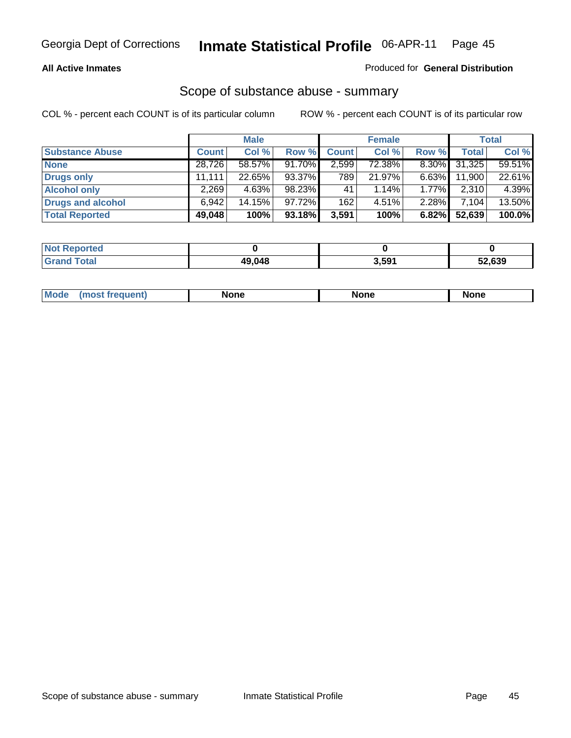**All Active Inmates**

Produced for **General Distribution**

## Scope of substance abuse - summary

COL % - percent each COUNT is of its particular column

ROW % - percent each COUNT is of its particular row

| | Male | | | Female | | | Total | |
|---|---|---|---|---|---|---|---|---|
| **Substance Abuse** | **Count** | **Col %** | **Row %** | **Count** | **Col %** | **Row %** | **Total** | **Col %** |
| **None** | 28,726 | 58.57% | 91.70% | 2,599 | 72.38% | 8.30% | 31,325 | 59.51% |
| **Drugs only** | 11,111 | 22.65% | 93.37% | 789 | 21.97% | 6.63% | 11,900 | 22.61% |
| **Alcohol only** | 2,269 | 4.63% | 98.23% | 41 | 1.14% | 1.77% | 2,310 | 4.39% |
| **Drugs and alcohol** | 6,942 | 14.15% | 97.72% | 162 | 4.51% | 2.28% | 7,104 | 13.50% |
| **Total Reported** | **49,048** | **100%** | **93.18%** | **3,591** | **100%** | **6.82%** | **52,639** | **100.0%** |

| | Male | Female | Total |
|---|---|---|---|
| **Not Reported** | **0** | **0** | **0** |
| **Grand Total** | **49,048** | **3,591** | **52,639** |

| | Male | Female | Total |
|---|---|---|---|
| **Mode (most frequent)** | **None** | **None** | **None** |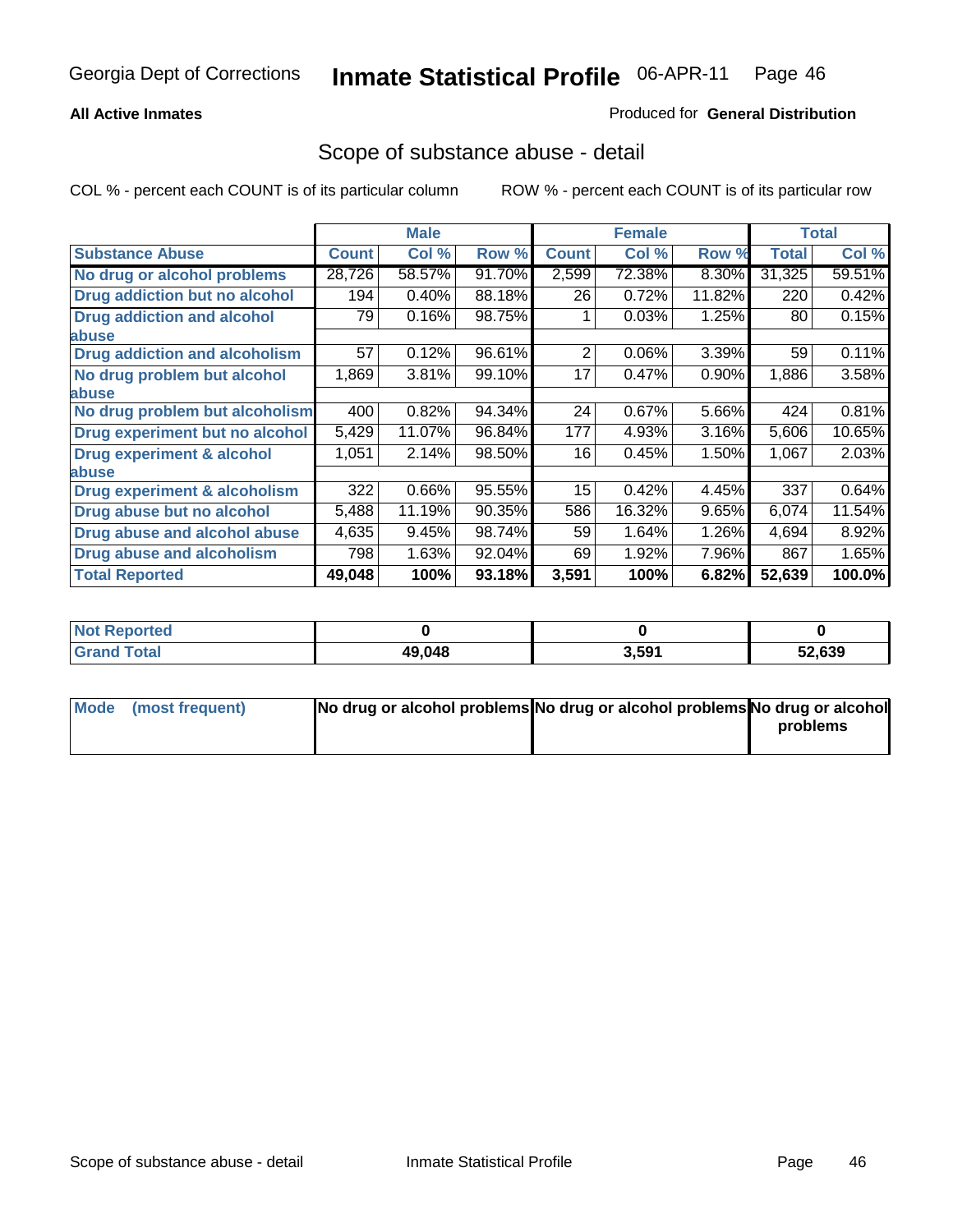Georgia Dept of Corrections **Inmate Statistical Profile** 06-APR-11

**All Active Inmates** Produced for **General Distribution**

## Scope of substance abuse - detail

COL % - percent each COUNT is of its particular column    ROW % - percent each COUNT is of its particular row

| | Male | | | Female | | | Total | |
|---|---|---|---|---|---|---|---|---|
| **Substance Abuse** | **Count** | **Col %** | **Row %** | **Count** | **Col %** | **Row %** | **Total** | **Col %** |
| **No drug or alcohol problems** | 28,726 | 58.57% | 91.70% | 2,599 | 72.38% | 8.30% | 31,325 | 59.51% |
| **Drug addiction but no alcohol** | 194 | 0.40% | 88.18% | 26 | 0.72% | 11.82% | 220 | 0.42% |
| **Drug addiction and alcohol abuse** | 79 | 0.16% | 98.75% | 1 | 0.03% | 1.25% | 80 | 0.15% |
| **Drug addiction and alcoholism** | 57 | 0.12% | 96.61% | 2 | 0.06% | 3.39% | 59 | 0.11% |
| **No drug problem but alcohol abuse** | 1,869 | 3.81% | 99.10% | 17 | 0.47% | 0.90% | 1,886 | 3.58% |
| **No drug problem but alcoholism** | 400 | 0.82% | 94.34% | 24 | 0.67% | 5.66% | 424 | 0.81% |
| **Drug experiment but no alcohol** | 5,429 | 11.07% | 96.84% | 177 | 4.93% | 3.16% | 5,606 | 10.65% |
| **Drug experiment & alcohol abuse** | 1,051 | 2.14% | 98.50% | 16 | 0.45% | 1.50% | 1,067 | 2.03% |
| **Drug experiment & alcoholism** | 322 | 0.66% | 95.55% | 15 | 0.42% | 4.45% | 337 | 0.64% |
| **Drug abuse but no alcohol** | 5,488 | 11.19% | 90.35% | 586 | 16.32% | 9.65% | 6,074 | 11.54% |
| **Drug abuse and alcohol abuse** | 4,635 | 9.45% | 98.74% | 59 | 1.64% | 1.26% | 4,694 | 8.92% |
| **Drug abuse and alcoholism** | 798 | 1.63% | 92.04% | 69 | 1.92% | 7.96% | 867 | 1.65% |
| **Total Reported** | **49,048** | **100%** | **93.18%** | **3,591** | **100%** | **6.82%** | **52,639** | **100.0%** |

| | Male | Female | Total |
|---|---|---|---|
| **Not Reported** | **0** | **0** | **0** |
| **Grand Total** | **49,048** | **3,591** | **52,639** |

| | Male | Female | Total |
|---|---|---|---|
| **Mode (most frequent)** | **No drug or alcohol problems** | **No drug or alcohol problems** | **No drug or alcohol problems** |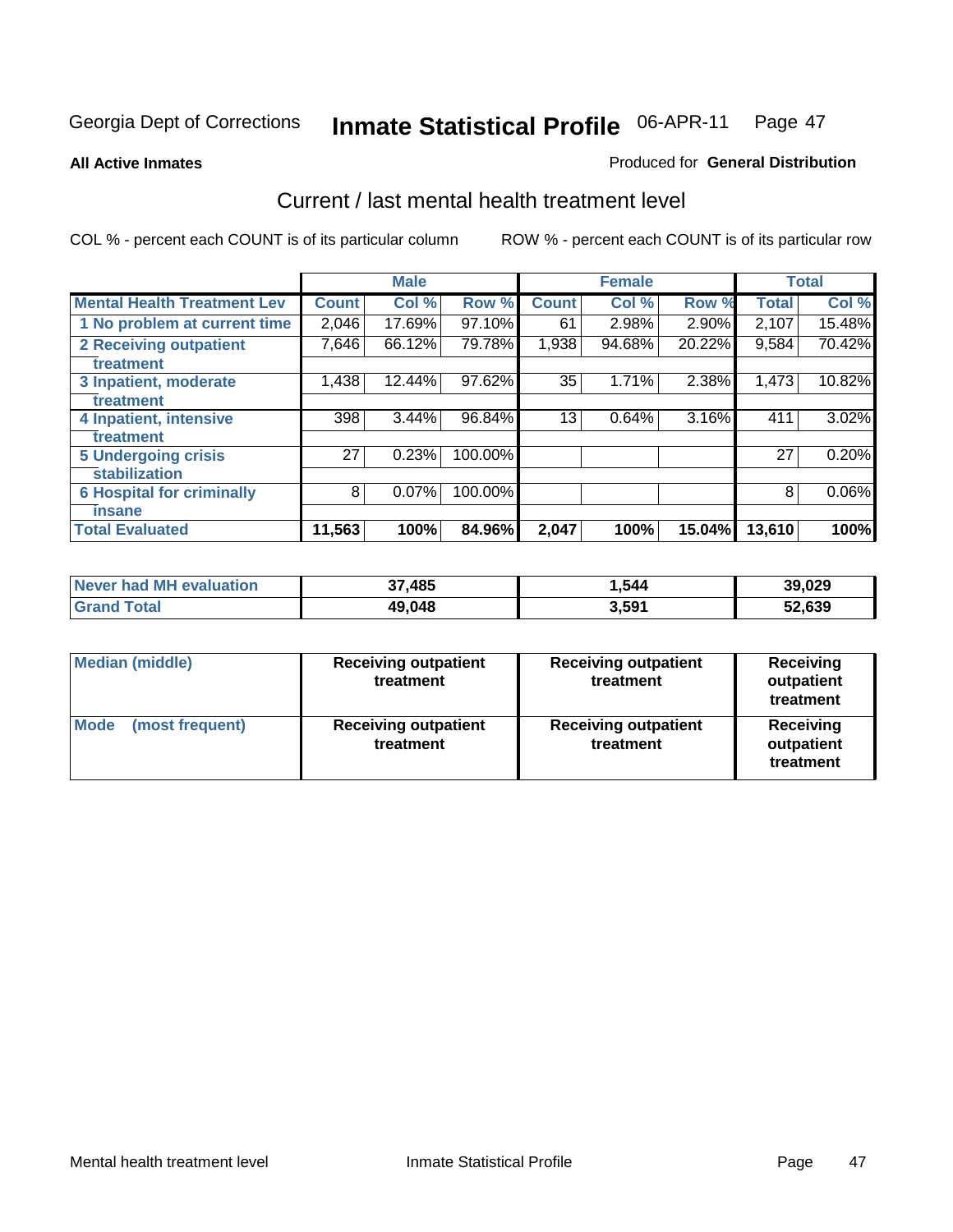Georgia Dept of Corrections **Inmate Statistical Profile** 06-APR-11 Page 47

**All Active Inmates**

Produced for **General Distribution**

## Current / last mental health treatment level

COL % - percent each COUNT is of its particular column

ROW % - percent each COUNT is of its particular row

| | Male | | | Female | | | Total | |
|---|---|---|---|---|---|---|---|---|
| **Mental Health Treatment Lev** | **Count** | **Col %** | **Row %** | **Count** | **Col %** | **Row %** | **Total** | **Col %** |
| 1 No problem at current time | 2,046 | 17.69% | 97.10% | 61 | 2.98% | 2.90% | 2,107 | 15.48% |
| 2 Receiving outpatient treatment | 7,646 | 66.12% | 79.78% | 1,938 | 94.68% | 20.22% | 9,584 | 70.42% |
| 3 Inpatient, moderate treatment | 1,438 | 12.44% | 97.62% | 35 | 1.71% | 2.38% | 1,473 | 10.82% |
| 4 Inpatient, intensive treatment | 398 | 3.44% | 96.84% | 13 | 0.64% | 3.16% | 411 | 3.02% |
| 5 Undergoing crisis stabilization | 27 | 0.23% | 100.00% | | | | 27 | 0.20% |
| 6 Hospital for criminally insane | 8 | 0.07% | 100.00% | | | | 8 | 0.06% |
| **Total Evaluated** | **11,563** | **100%** | **84.96%** | **2,047** | **100%** | **15.04%** | **13,610** | **100%** |

| | Male | Female | Total |
|---|---|---|---|
| **Never had MH evaluation** | **37,485** | **1,544** | **39,029** |
| **Grand Total** | **49,048** | **3,591** | **52,639** |

| | Male | Female | Total |
|---|---|---|---|
| **Median (middle)** | **Receiving outpatient treatment** | **Receiving outpatient treatment** | **Receiving outpatient treatment** |
| **Mode (most frequent)** | **Receiving outpatient treatment** | **Receiving outpatient treatment** | **Receiving outpatient treatment** |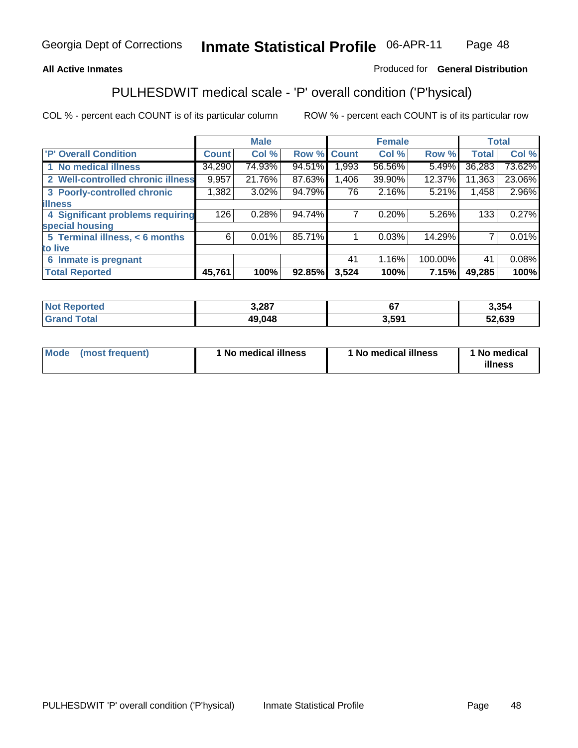**All Active Inmates** Produced for **General Distribution**

## PULHESDWIT medical scale - 'P' overall condition ('P'hysical)

COL % - percent each COUNT is of its particular column ROW % - percent each COUNT is of its particular row

| | Male | | | Female | | | Total | |
|---|---|---|---|---|---|---|---|---|
| 'P' Overall Condition | Count | Col % | Row % | Count | Col % | Row % | Total | Col % |
| 1 No medical illness | 34,290 | 74.93% | 94.51% | 1,993 | 56.56% | 5.49% | 36,283 | 73.62% |
| 2 Well-controlled chronic illness | 9,957 | 21.76% | 87.63% | 1,406 | 39.90% | 12.37% | 11,363 | 23.06% |
| 3 Poorly-controlled chronic illness | 1,382 | 3.02% | 94.79% | 76 | 2.16% | 5.21% | 1,458 | 2.96% |
| 4 Significant problems requiring special housing | 126 | 0.28% | 94.74% | 7 | 0.20% | 5.26% | 133 | 0.27% |
| 5 Terminal illness, < 6 months to live | 6 | 0.01% | 85.71% | 1 | 0.03% | 14.29% | 7 | 0.01% |
| 6 Inmate is pregnant | | | | 41 | 1.16% | 100.00% | 41 | 0.08% |
| **Total Reported** | **45,761** | **100%** | **92.85%** | **3,524** | **100%** | **7.15%** | **49,285** | **100%** |

| | Male | Female | Total |
|---|---|---|---|
| Not Reported | 3,287 | 67 | 3,354 |
| Grand Total | 49,048 | 3,591 | 52,639 |

| | Male | Female | Total |
|---|---|---|---|
| Mode (most frequent) | 1 No medical illness | 1 No medical illness | 1 No medical illness |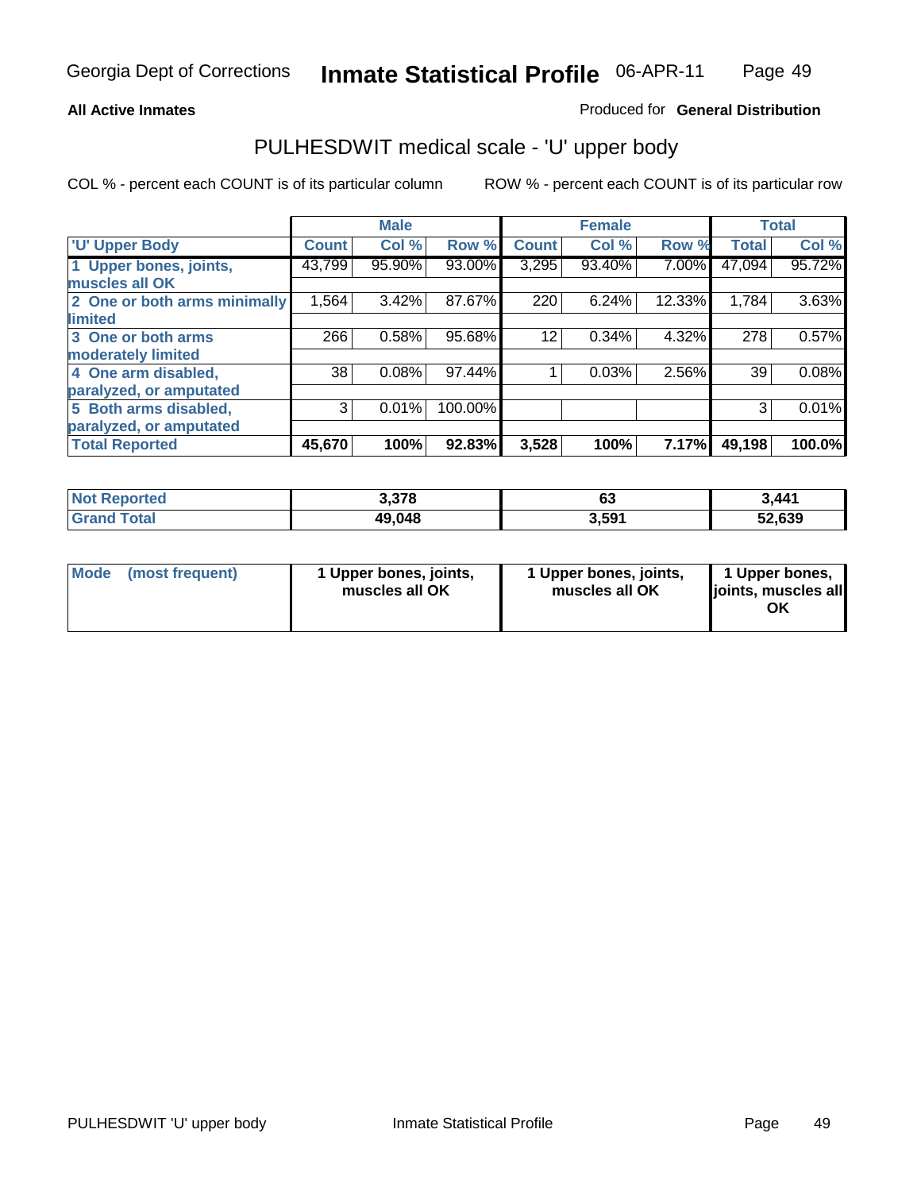**All Active Inmates**

Produced for **General Distribution**

## PULHESDWIT medical scale - 'U' upper body

COL % - percent each COUNT is of its particular column

ROW % - percent each COUNT is of its particular row

| | Male | | | Female | | | Total | |
|---|---|---|---|---|---|---|---|---|
| **'U' Upper Body** | **Count** | **Col %** | **Row %** | **Count** | **Col %** | **Row %** | **Total** | **Col %** |
| **1 Upper bones, joints, muscles all OK** | 43,799 | 95.90% | 93.00% | 3,295 | 93.40% | 7.00% | 47,094 | 95.72% |
| **2 One or both arms minimally limited** | 1,564 | 3.42% | 87.67% | 220 | 6.24% | 12.33% | 1,784 | 3.63% |
| **3 One or both arms moderately limited** | 266 | 0.58% | 95.68% | 12 | 0.34% | 4.32% | 278 | 0.57% |
| **4 One arm disabled, paralyzed, or amputated** | 38 | 0.08% | 97.44% | 1 | 0.03% | 2.56% | 39 | 0.08% |
| **5 Both arms disabled, paralyzed, or amputated** | 3 | 0.01% | 100.00% | | | | 3 | 0.01% |
| **Total Reported** | **45,670** | **100%** | **92.83%** | **3,528** | **100%** | **7.17%** | **49,198** | **100.0%** |

| | Male | Female | Total |
|---|---|---|---|
| **Not Reported** | **3,378** | **63** | **3,441** |
| **Grand Total** | **49,048** | **3,591** | **52,639** |

| | Male | Female | Total |
|---|---|---|---|
| **Mode (most frequent)** | **1 Upper bones, joints, muscles all OK** | **1 Upper bones, joints, muscles all OK** | **1 Upper bones, joints, muscles all OK** |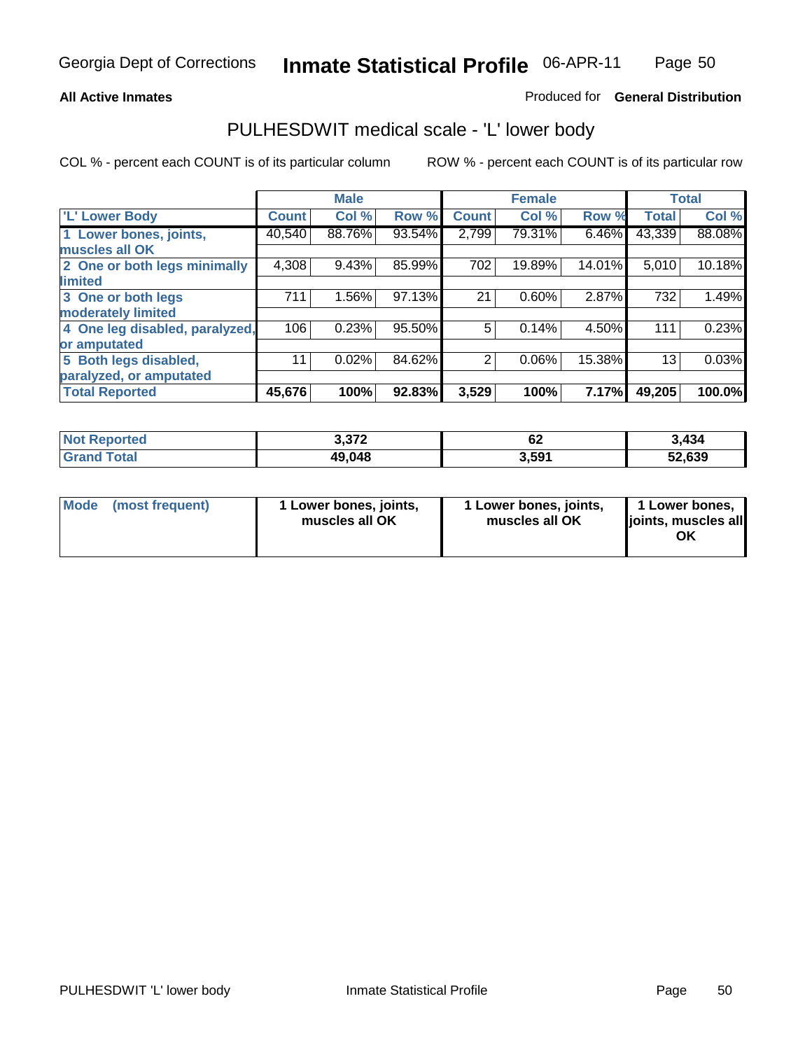**All Active Inmates**

Produced for **General Distribution**

# PULHESDWIT medical scale - 'L' lower body

COL % - percent each COUNT is of its particular column

ROW % - percent each COUNT is of its particular row

| | Male | | | Female | | | Total | |
|---|---|---|---|---|---|---|---|---|
| 'L' Lower Body | Count | Col % | Row % | Count | Col % | Row % | Total | Col % |
| 1 Lower bones, joints, muscles all OK | 40,540 | 88.76% | 93.54% | 2,799 | 79.31% | 6.46% | 43,339 | 88.08% |
| 2 One or both legs minimally limited | 4,308 | 9.43% | 85.99% | 702 | 19.89% | 14.01% | 5,010 | 10.18% |
| 3 One or both legs moderately limited | 711 | 1.56% | 97.13% | 21 | 0.60% | 2.87% | 732 | 1.49% |
| 4 One leg disabled, paralyzed, or amputated | 106 | 0.23% | 95.50% | 5 | 0.14% | 4.50% | 111 | 0.23% |
| 5 Both legs disabled, paralyzed, or amputated | 11 | 0.02% | 84.62% | 2 | 0.06% | 15.38% | 13 | 0.03% |
| **Total Reported** | **45,676** | **100%** | **92.83%** | **3,529** | **100%** | **7.17%** | **49,205** | **100.0%** |

| | Male | Female | Total |
|---|---|---|---|
| Not Reported | 3,372 | 62 | 3,434 |
| Grand Total | 49,048 | 3,591 | 52,639 |

| | Male | Female | Total |
|---|---|---|---|
| Mode (most frequent) | 1 Lower bones, joints, muscles all OK | 1 Lower bones, joints, muscles all OK | 1 Lower bones, joints, muscles all OK |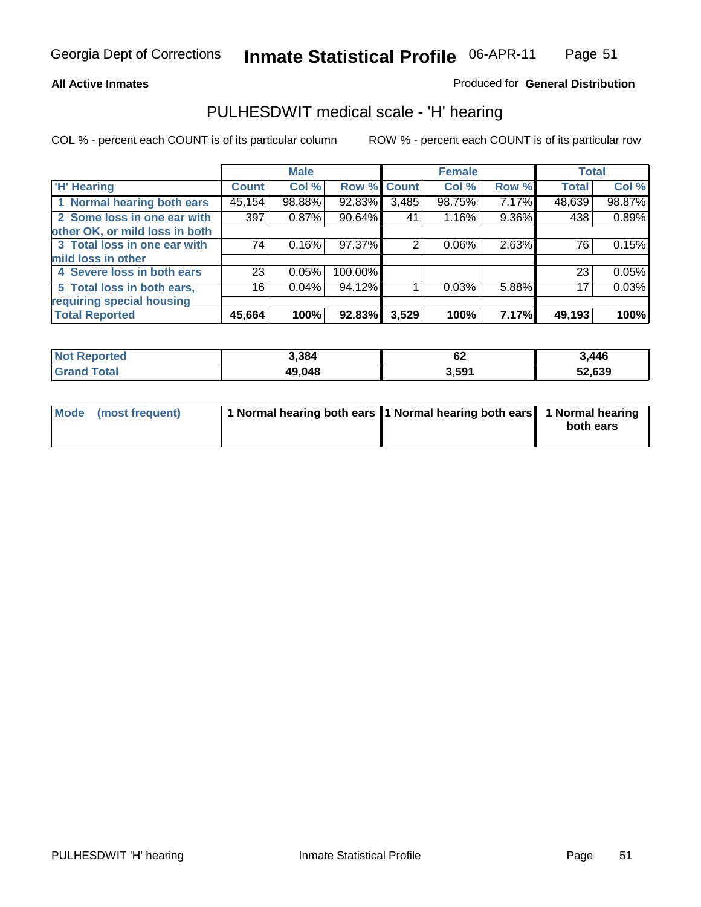**All Active Inmates**

Produced for **General Distribution**

## PULHESDWIT medical scale - 'H' hearing

COL % - percent each COUNT is of its particular column

ROW % - percent each COUNT is of its particular row

| | Male | | | Female | | | Total | |
|---|---|---|---|---|---|---|---|---|
| 'H' Hearing | Count | Col % | Row % | Count | Col % | Row % | Total | Col % |
| 1 Normal hearing both ears | 45,154 | 98.88% | 92.83% | 3,485 | 98.75% | 7.17% | 48,639 | 98.87% |
| 2 Some loss in one ear with other OK, or mild loss in both | 397 | 0.87% | 90.64% | 41 | 1.16% | 9.36% | 438 | 0.89% |
| 3 Total loss in one ear with mild loss in other | 74 | 0.16% | 97.37% | 2 | 0.06% | 2.63% | 76 | 0.15% |
| 4 Severe loss in both ears | 23 | 0.05% | 100.00% | | | | 23 | 0.05% |
| 5 Total loss in both ears, requiring special housing | 16 | 0.04% | 94.12% | 1 | 0.03% | 5.88% | 17 | 0.03% |
| **Total Reported** | **45,664** | **100%** | **92.83%** | **3,529** | **100%** | **7.17%** | **49,193** | **100%** |

| | Male | Female | Total |
|---|---|---|---|
| **Not Reported** | **3,384** | **62** | **3,446** |
| **Grand Total** | **49,048** | **3,591** | **52,639** |

| | Male | Female | Total |
|---|---|---|---|
| **Mode (most frequent)** | **1 Normal hearing both ears** | **1 Normal hearing both ears** | **1 Normal hearing both ears** |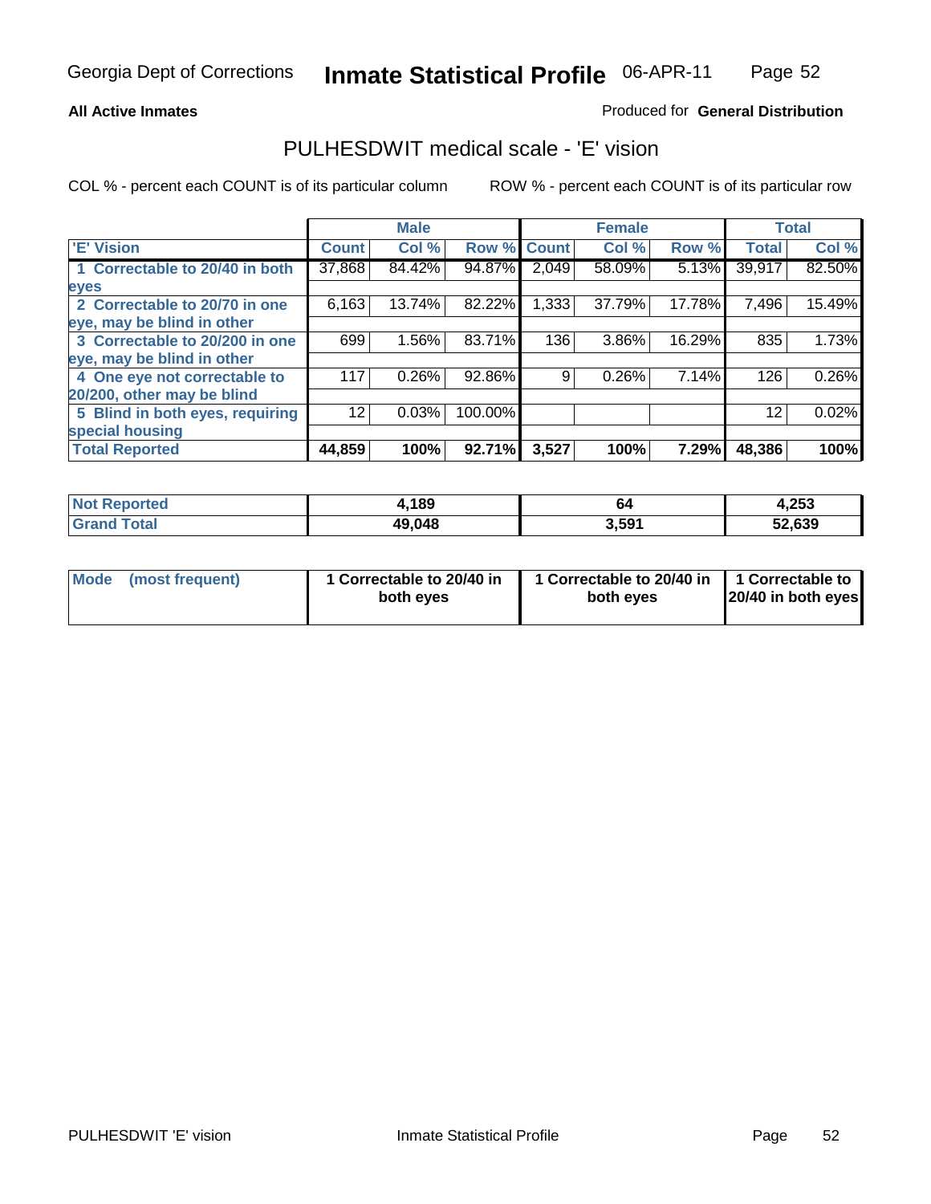Georgia Dept of Corrections **Inmate Statistical Profile** 06-APR-11

**All Active Inmates** Produced for **General Distribution**

## PULHESDWIT medical scale - 'E' vision

COL % - percent each COUNT is of its particular column    ROW % - percent each COUNT is of its particular row

| | Male | | | Female | | | Total | |
|---|---|---|---|---|---|---|---|---|
| 'E' Vision | Count | Col % | Row % | Count | Col % | Row % | Total | Col % |
| 1 Correctable to 20/40 in both eyes | 37,868 | 84.42% | 94.87% | 2,049 | 58.09% | 5.13% | 39,917 | 82.50% |
| 2 Correctable to 20/70 in one eye, may be blind in other | 6,163 | 13.74% | 82.22% | 1,333 | 37.79% | 17.78% | 7,496 | 15.49% |
| 3 Correctable to 20/200 in one eye, may be blind in other | 699 | 1.56% | 83.71% | 136 | 3.86% | 16.29% | 835 | 1.73% |
| 4 One eye not correctable to 20/200, other may be blind | 117 | 0.26% | 92.86% | 9 | 0.26% | 7.14% | 126 | 0.26% |
| 5 Blind in both eyes, requiring special housing | 12 | 0.03% | 100.00% | | | | 12 | 0.02% |
| **Total Reported** | **44,859** | **100%** | **92.71%** | **3,527** | **100%** | **7.29%** | **48,386** | **100%** |

| | Male | Female | Total |
|---|---|---|---|
| **Not Reported** | **4,189** | **64** | **4,253** |
| **Grand Total** | **49,048** | **3,591** | **52,639** |

| | Male | Female | Total |
|---|---|---|---|
| **Mode (most frequent)** | **1 Correctable to 20/40 in both eyes** | **1 Correctable to 20/40 in both eyes** | **1 Correctable to 20/40 in both eyes** |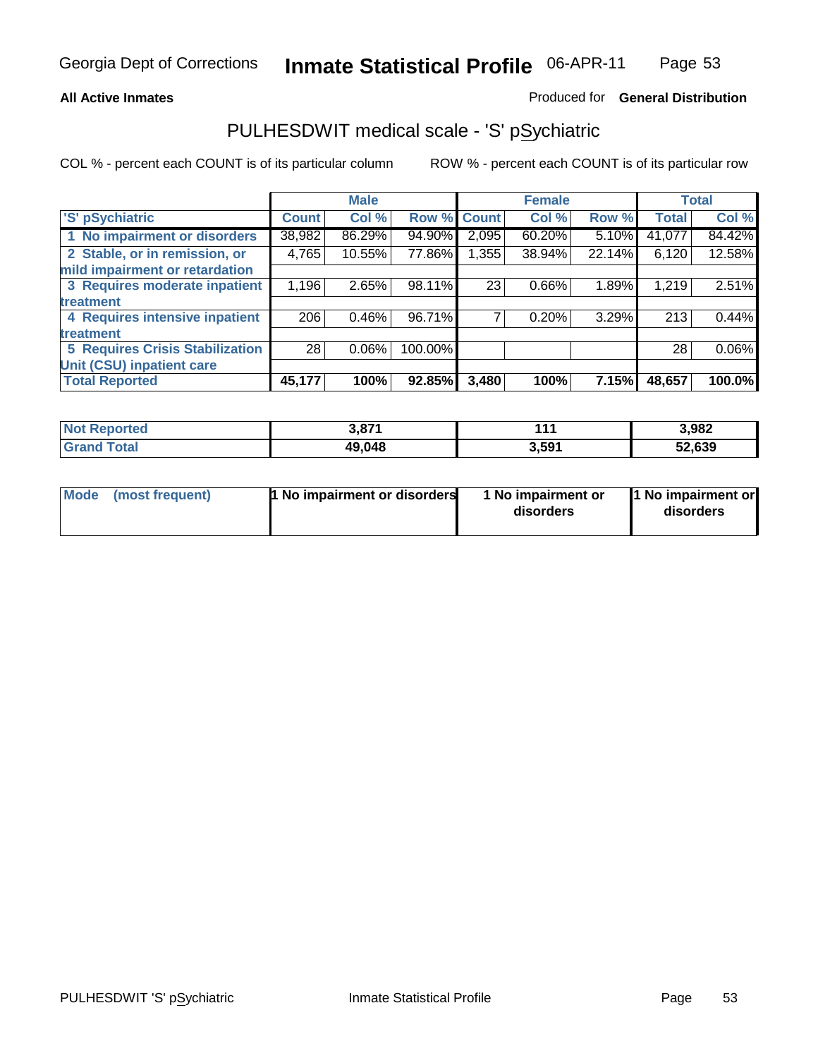**All Active Inmates**

Produced for **General Distribution**

## PULHESDWIT medical scale - 'S' pSychiatric

COL % - percent each COUNT is of its particular column

ROW % - percent each COUNT is of its particular row

| | Male | | | Female | | | Total | |
|---|---|---|---|---|---|---|---|---|
| 'S' pSychiatric | Count | Col % | Row % | Count | Col % | Row % | Total | Col % |
| 1 No impairment or disorders | 38,982 | 86.29% | 94.90% | 2,095 | 60.20% | 5.10% | 41,077 | 84.42% |
| 2 Stable, or in remission, or mild impairment or retardation | 4,765 | 10.55% | 77.86% | 1,355 | 38.94% | 22.14% | 6,120 | 12.58% |
| 3 Requires moderate inpatient treatment | 1,196 | 2.65% | 98.11% | 23 | 0.66% | 1.89% | 1,219 | 2.51% |
| 4 Requires intensive inpatient treatment | 206 | 0.46% | 96.71% | 7 | 0.20% | 3.29% | 213 | 0.44% |
| 5 Requires Crisis Stabilization Unit (CSU) inpatient care | 28 | 0.06% | 100.00% | | | | 28 | 0.06% |
| **Total Reported** | **45,177** | **100%** | **92.85%** | **3,480** | **100%** | **7.15%** | **48,657** | **100.0%** |

| | Male | Female | Total |
|---|---|---|---|
| Not Reported | 3,871 | 111 | 3,982 |
| Grand Total | 49,048 | 3,591 | 52,639 |

| | Male | Female | Total |
|---|---|---|---|
| Mode (most frequent) | 1 No impairment or disorders | 1 No impairment or disorders | 1 No impairment or disorders |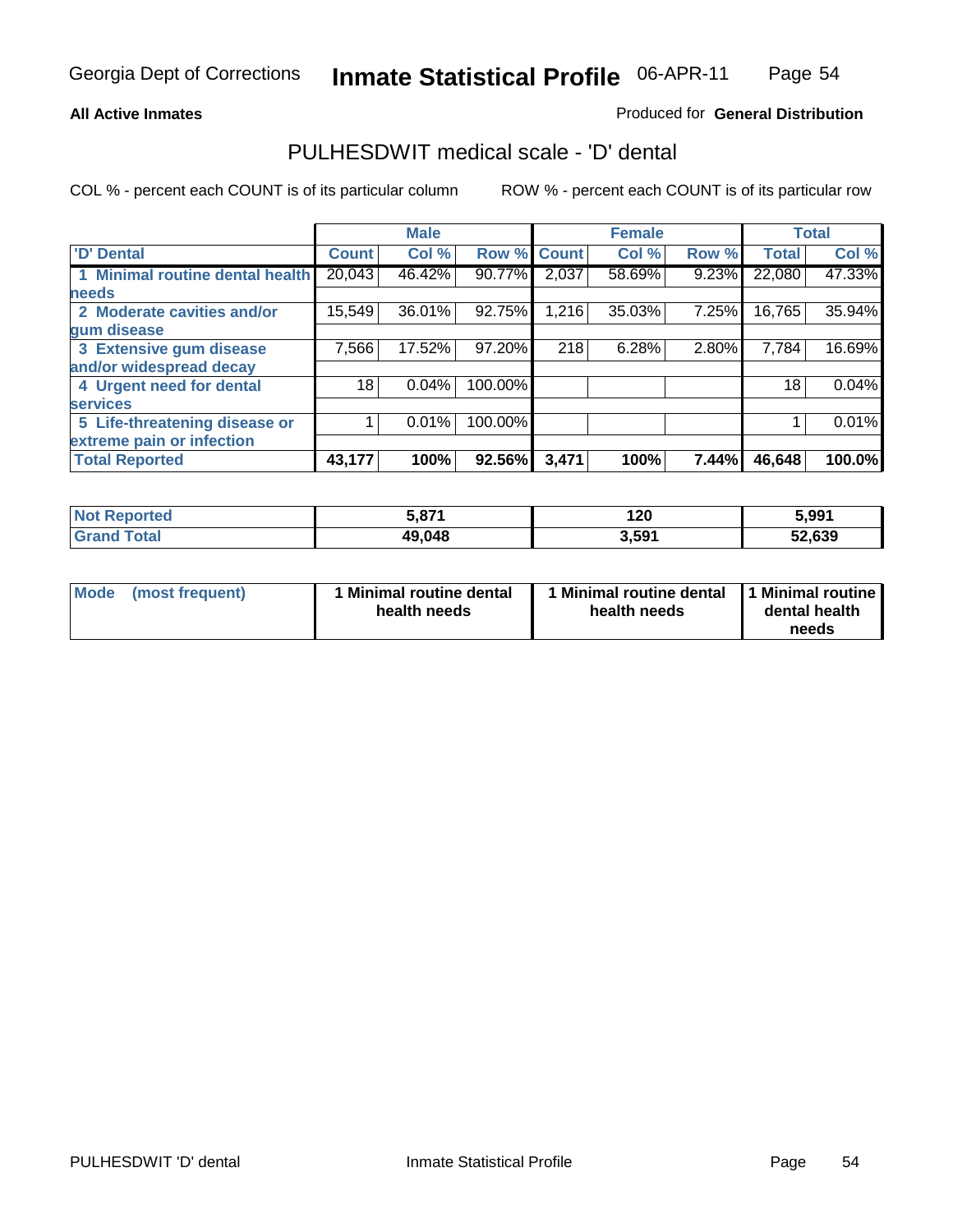**All Active Inmates** — Produced for **General Distribution**

# PULHESDWIT medical scale - 'D' dental

COL % - percent each COUNT is of its particular column    ROW % - percent each COUNT is of its particular row

| 'D' Dental | Male | | | Female | | | Total | |
|---|---|---|---|---|---|---|---|---|
| | Count | Col % | Row % | Count | Col % | Row % | Total | Col % |
| 1 Minimal routine dental health needs | 20,043 | 46.42% | 90.77% | 2,037 | 58.69% | 9.23% | 22,080 | 47.33% |
| 2 Moderate cavities and/or gum disease | 15,549 | 36.01% | 92.75% | 1,216 | 35.03% | 7.25% | 16,765 | 35.94% |
| 3 Extensive gum disease and/or widespread decay | 7,566 | 17.52% | 97.20% | 218 | 6.28% | 2.80% | 7,784 | 16.69% |
| 4 Urgent need for dental services | 18 | 0.04% | 100.00% | | | | 18 | 0.04% |
| 5 Life-threatening disease or extreme pain or infection | 1 | 0.01% | 100.00% | | | | 1 | 0.01% |
| **Total Reported** | **43,177** | **100%** | **92.56%** | **3,471** | **100%** | **7.44%** | **46,648** | **100.0%** |

| | Male | Female | Total |
|---|---|---|---|
| Not Reported | 5,871 | 120 | 5,991 |
| Grand Total | 49,048 | 3,591 | 52,639 |

| Mode (most frequent) | Male | Female | Total |
|---|---|---|---|
| | 1 Minimal routine dental health needs | 1 Minimal routine dental health needs | 1 Minimal routine dental health needs |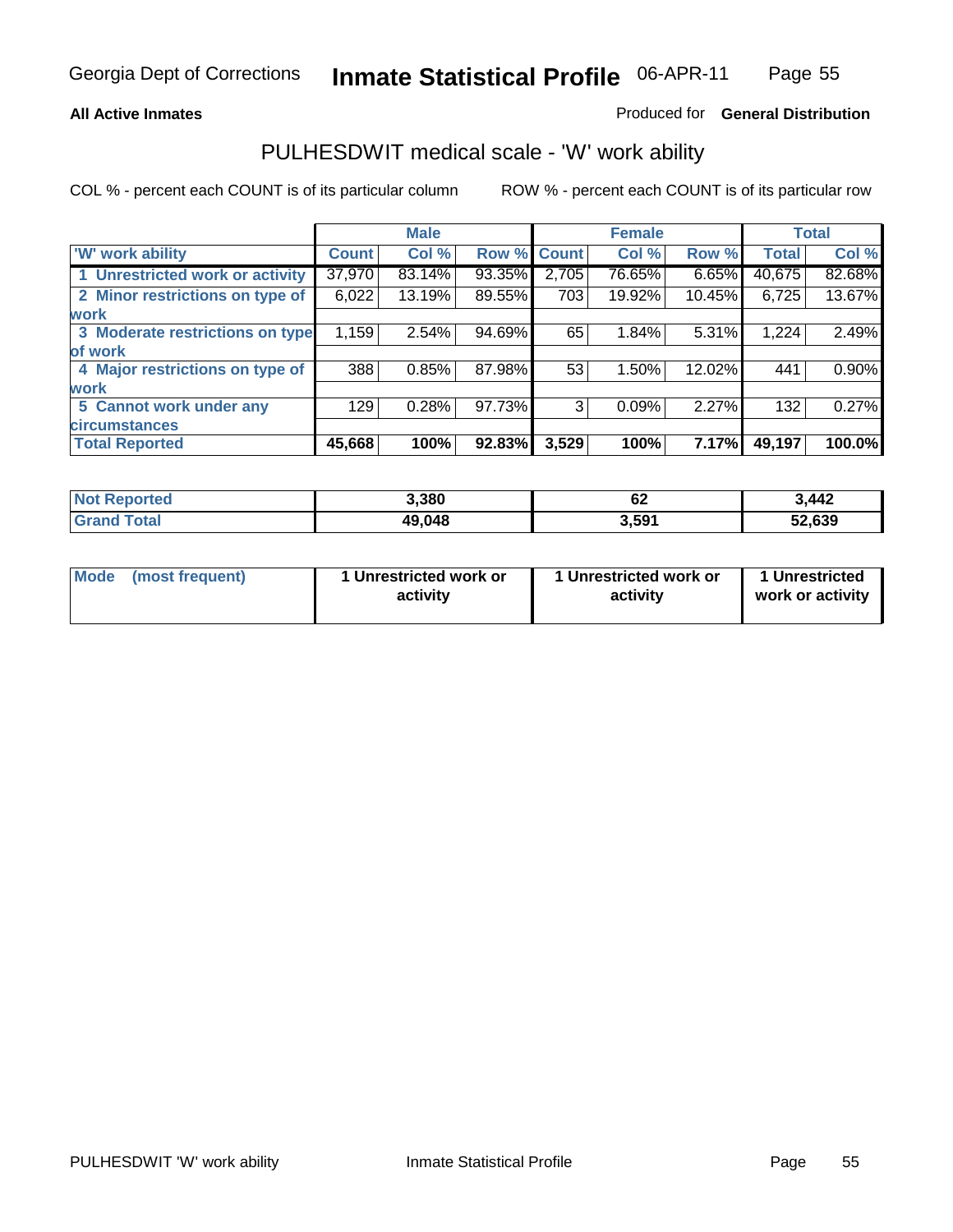**All Active Inmates**

Produced for **General Distribution**

## PULHESDWIT medical scale - 'W' work ability

COL % - percent each COUNT is of its particular column

ROW % - percent each COUNT is of its particular row

| | Male | | | Female | | | Total | |
|---|---|---|---|---|---|---|---|---|
| 'W' work ability | Count | Col % | Row % | Count | Col % | Row % | Total | Col % |
| 1 Unrestricted work or activity | 37,970 | 83.14% | 93.35% | 2,705 | 76.65% | 6.65% | 40,675 | 82.68% |
| 2 Minor restrictions on type of work | 6,022 | 13.19% | 89.55% | 703 | 19.92% | 10.45% | 6,725 | 13.67% |
| 3 Moderate restrictions on type of work | 1,159 | 2.54% | 94.69% | 65 | 1.84% | 5.31% | 1,224 | 2.49% |
| 4 Major restrictions on type of work | 388 | 0.85% | 87.98% | 53 | 1.50% | 12.02% | 441 | 0.90% |
| 5 Cannot work under any circumstances | 129 | 0.28% | 97.73% | 3 | 0.09% | 2.27% | 132 | 0.27% |
| **Total Reported** | **45,668** | **100%** | **92.83%** | **3,529** | **100%** | **7.17%** | **49,197** | **100.0%** |

| | Male | Female | Total |
|---|---|---|---|
| Not Reported | 3,380 | 62 | 3,442 |
| Grand Total | 49,048 | 3,591 | 52,639 |

| | Male | Female | Total |
|---|---|---|---|
| Mode (most frequent) | 1 Unrestricted work or activity | 1 Unrestricted work or activity | 1 Unrestricted work or activity |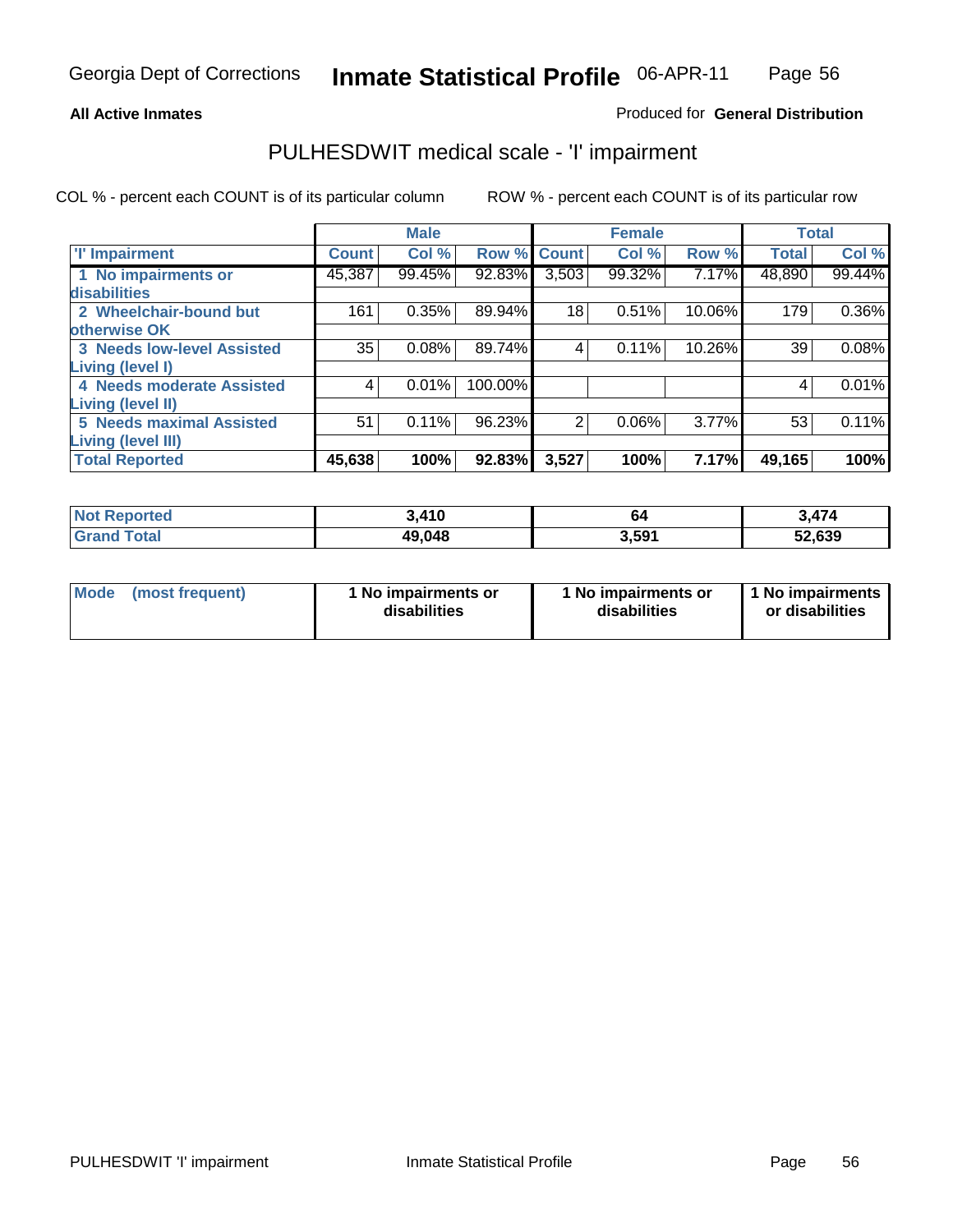Georgia Dept of Corrections **Inmate Statistical Profile** 06-APR-11

**All Active Inmates**

Produced for **General Distribution**

## PULHESDWIT medical scale - 'I' impairment

COL % - percent each COUNT is of its particular column ROW % - percent each COUNT is of its particular row

| | Male | | | Female | | | Total | |
|---|---|---|---|---|---|---|---|---|
| 'I' Impairment | Count | Col % | Row % | Count | Col % | Row % | Total | Col % |
| 1 No impairments or disabilities | 45,387 | 99.45% | 92.83% | 3,503 | 99.32% | 7.17% | 48,890 | 99.44% |
| 2 Wheelchair-bound but otherwise OK | 161 | 0.35% | 89.94% | 18 | 0.51% | 10.06% | 179 | 0.36% |
| 3 Needs low-level Assisted Living (level I) | 35 | 0.08% | 89.74% | 4 | 0.11% | 10.26% | 39 | 0.08% |
| 4 Needs moderate Assisted Living (level II) | 4 | 0.01% | 100.00% | | | | 4 | 0.01% |
| 5 Needs maximal Assisted Living (level III) | 51 | 0.11% | 96.23% | 2 | 0.06% | 3.77% | 53 | 0.11% |
| **Total Reported** | **45,638** | **100%** | **92.83%** | **3,527** | **100%** | **7.17%** | **49,165** | **100%** |

| | Male | Female | Total |
|---|---|---|---|
| Not Reported | 3,410 | 64 | 3,474 |
| Grand Total | 49,048 | 3,591 | 52,639 |

| | Male | Female | Total |
|---|---|---|---|
| Mode (most frequent) | 1 No impairments or disabilities | 1 No impairments or disabilities | 1 No impairments or disabilities |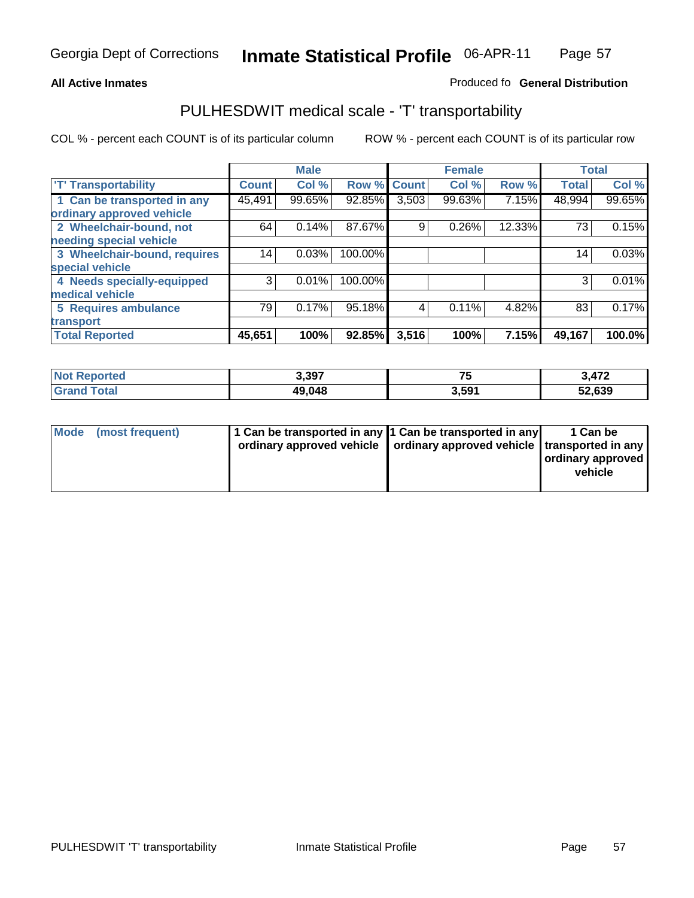**All Active Inmates**

Produced fo **General Distribution**

## PULHESDWIT medical scale - 'T' transportability

COL % - percent each COUNT is of its particular column

ROW % - percent each COUNT is of its particular row

| | Male | | | Female | | | Total | |
|---|---|---|---|---|---|---|---|---|
| 'T' Transportability | Count | Col % | Row % | Count | Col % | Row % | Total | Col % |
| 1 Can be transported in any ordinary approved vehicle | 45,491 | 99.65% | 92.85% | 3,503 | 99.63% | 7.15% | 48,994 | 99.65% |
| 2 Wheelchair-bound, not needing special vehicle | 64 | 0.14% | 87.67% | 9 | 0.26% | 12.33% | 73 | 0.15% |
| 3 Wheelchair-bound, requires special vehicle | 14 | 0.03% | 100.00% | | | | 14 | 0.03% |
| 4 Needs specially-equipped medical vehicle | 3 | 0.01% | 100.00% | | | | 3 | 0.01% |
| 5 Requires ambulance transport | 79 | 0.17% | 95.18% | 4 | 0.11% | 4.82% | 83 | 0.17% |
| **Total Reported** | **45,651** | **100%** | **92.85%** | **3,516** | **100%** | **7.15%** | **49,167** | **100.0%** |

| | Male | Female | Total |
|---|---|---|---|
| **Not Reported** | **3,397** | **75** | **3,472** |
| **Grand Total** | **49,048** | **3,591** | **52,639** |

| | Male | Female | Total |
|---|---|---|---|
| **Mode (most frequent)** | **1 Can be transported in any ordinary approved vehicle** | **1 Can be transported in any ordinary approved vehicle** | **1 Can be transported in any ordinary approved vehicle** |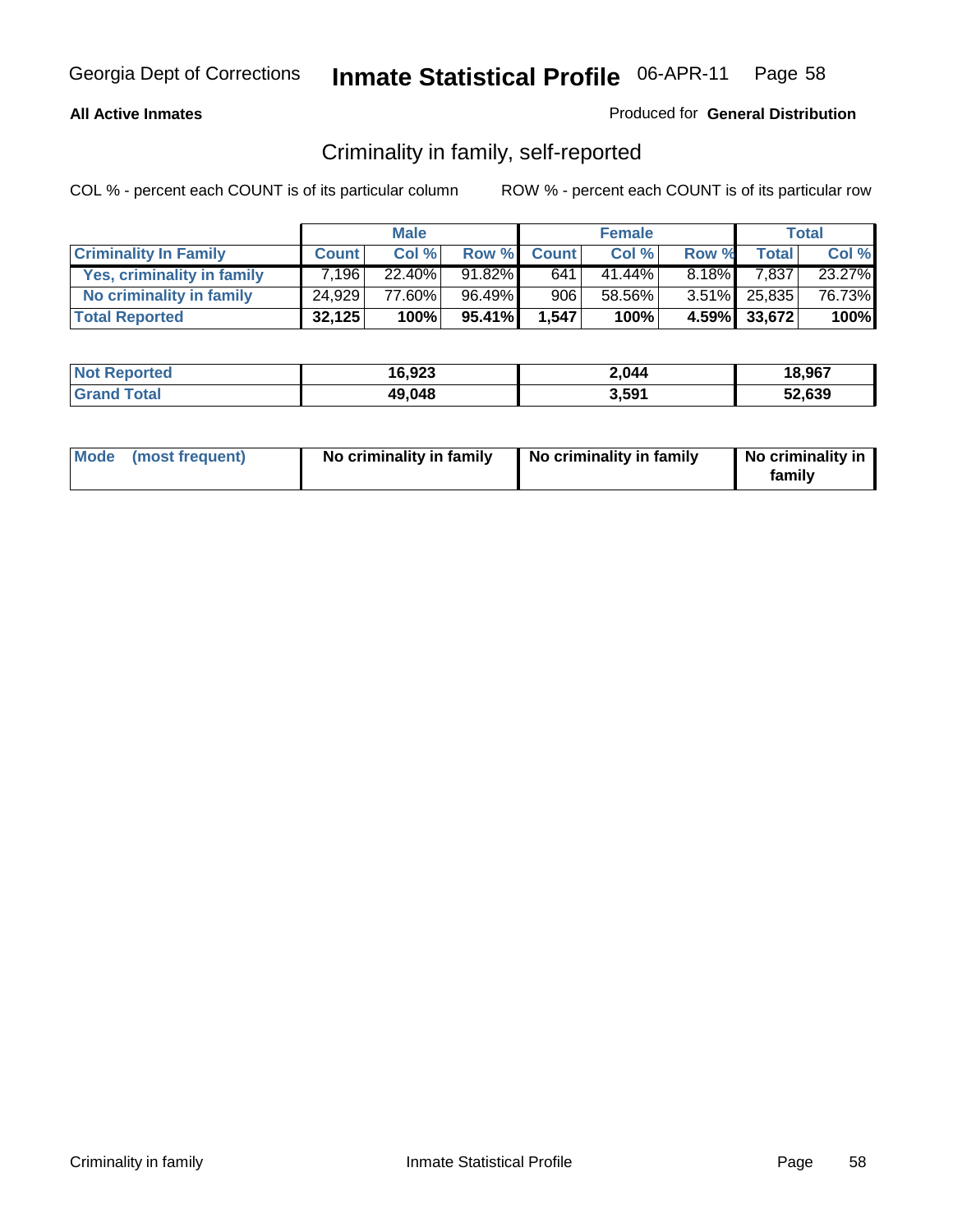Georgia Dept of Corrections **Inmate Statistical Profile** 06-APR-11 Page 58

**All Active Inmates**

Produced for **General Distribution**

## Criminality in family, self-reported

COL % - percent each COUNT is of its particular column ROW % - percent each COUNT is of its particular row

| | Male | | | Female | | | Total | |
|---|---|---|---|---|---|---|---|---|
| **Criminality In Family** | **Count** | **Col %** | **Row %** | **Count** | **Col %** | **Row %** | **Total** | **Col %** |
| **Yes, criminality in family** | 7,196 | 22.40% | 91.82% | 641 | 41.44% | 8.18% | 7,837 | 23.27% |
| **No criminality in family** | 24,929 | 77.60% | 96.49% | 906 | 58.56% | 3.51% | 25,835 | 76.73% |
| **Total Reported** | **32,125** | **100%** | **95.41%** | **1,547** | **100%** | **4.59%** | **33,672** | **100%** |

| | Male | Female | Total |
|---|---|---|---|
| **Not Reported** | **16,923** | **2,044** | **18,967** |
| **Grand Total** | **49,048** | **3,591** | **52,639** |

| | Male | Female | Total |
|---|---|---|---|
| **Mode (most frequent)** | **No criminality in family** | **No criminality in family** | **No criminality in family** |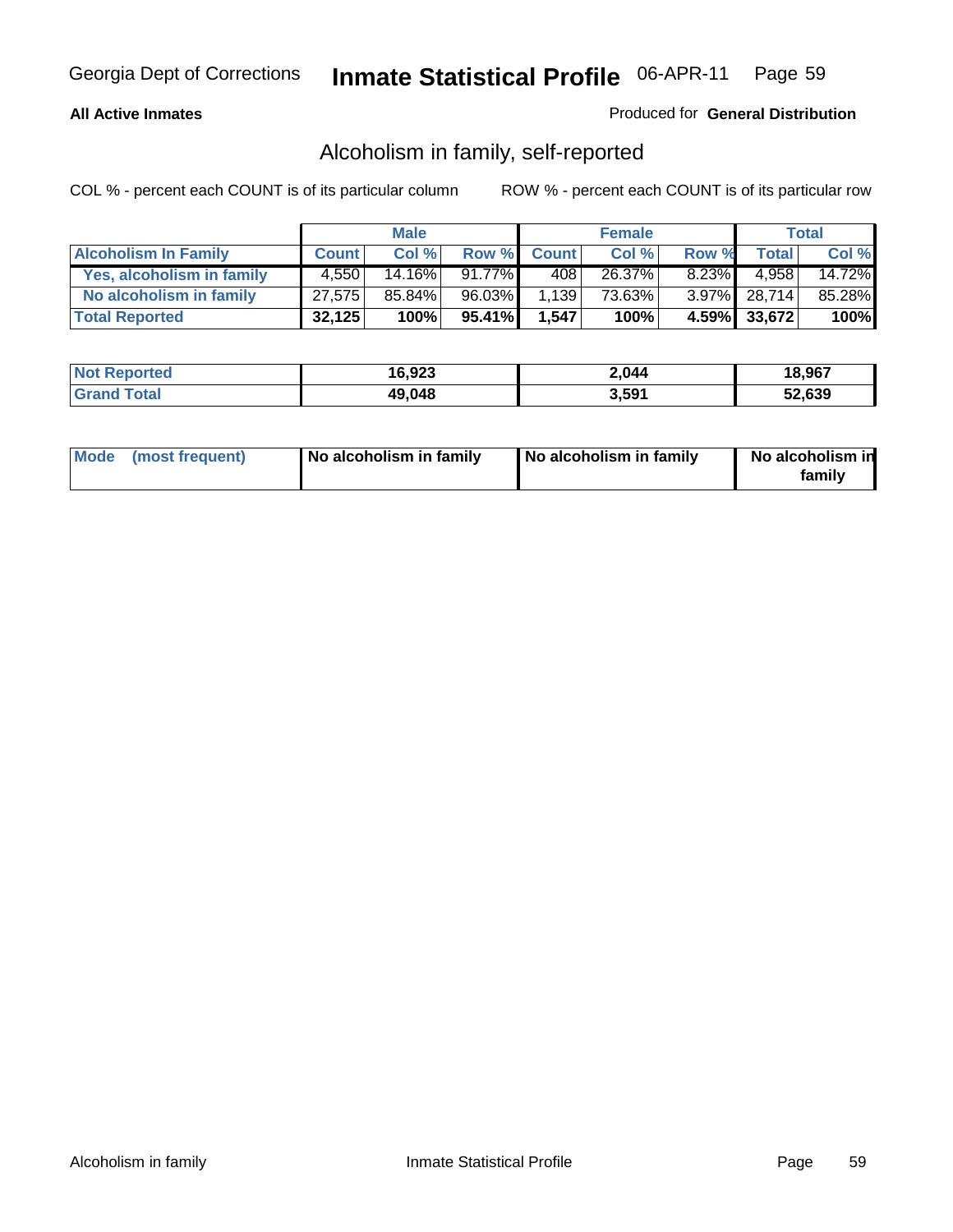**All Active Inmates**

Produced for **General Distribution**

## Alcoholism in family, self-reported

COL % - percent each COUNT is of its particular column

ROW % - percent each COUNT is of its particular row

| | Male | | | Female | | | Total | |
|---|---|---|---|---|---|---|---|---|
| **Alcoholism In Family** | **Count** | **Col %** | **Row %** | **Count** | **Col %** | **Row %** | **Total** | **Col %** |
| **Yes, alcoholism in family** | 4,550 | 14.16% | 91.77% | 408 | 26.37% | 8.23% | 4,958 | 14.72% |
| **No alcoholism in family** | 27,575 | 85.84% | 96.03% | 1,139 | 73.63% | 3.97% | 28,714 | 85.28% |
| **Total Reported** | **32,125** | **100%** | **95.41%** | **1,547** | **100%** | **4.59%** | **33,672** | **100%** |

| | Male | Female | Total |
|---|---|---|---|
| **Not Reported** | **16,923** | **2,044** | **18,967** |
| **Grand Total** | **49,048** | **3,591** | **52,639** |

| | Male | Female | Total |
|---|---|---|---|
| **Mode (most frequent)** | **No alcoholism in family** | **No alcoholism in family** | **No alcoholism in family** |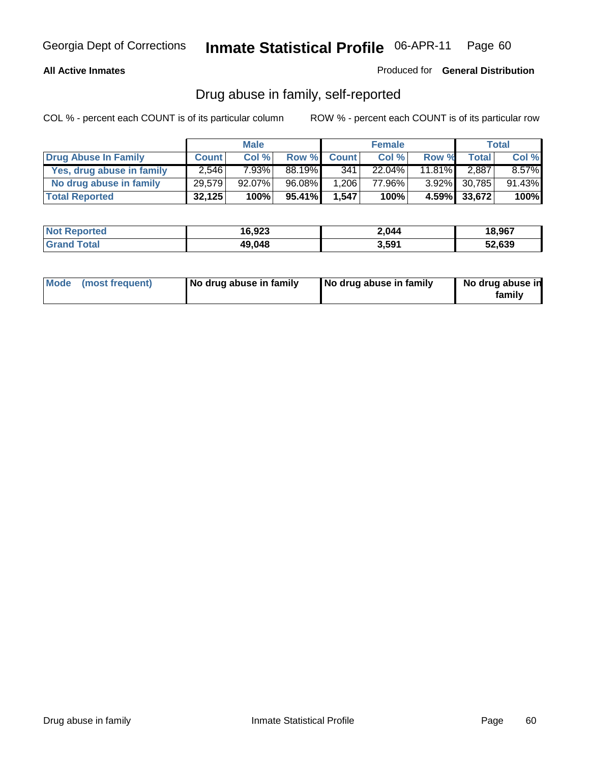Georgia Dept of Corrections **Inmate Statistical Profile** 06-APR-11

**All Active Inmates**

Produced for **General Distribution**

## Drug abuse in family, self-reported

COL % - percent each COUNT is of its particular column

ROW % - percent each COUNT is of its particular row

| | Male | | | Female | | | Total | |
|---|---|---|---|---|---|---|---|---|
| **Drug Abuse In Family** | **Count** | **Col %** | **Row %** | **Count** | **Col %** | **Row %** | **Total** | **Col %** |
| **Yes, drug abuse in family** | 2,546 | 7.93% | 88.19% | 341 | 22.04% | 11.81% | 2,887 | 8.57% |
| **No drug abuse in family** | 29,579 | 92.07% | 96.08% | 1,206 | 77.96% | 3.92% | 30,785 | 91.43% |
| **Total Reported** | **32,125** | **100%** | **95.41%** | **1,547** | **100%** | **4.59%** | **33,672** | **100%** |

| | Male | Female | Total |
|---|---|---|---|
| **Not Reported** | **16,923** | **2,044** | **18,967** |
| **Grand Total** | **49,048** | **3,591** | **52,639** |

| | Male | Female | Total |
|---|---|---|---|
| **Mode (most frequent)** | **No drug abuse in family** | **No drug abuse in family** | **No drug abuse in family** |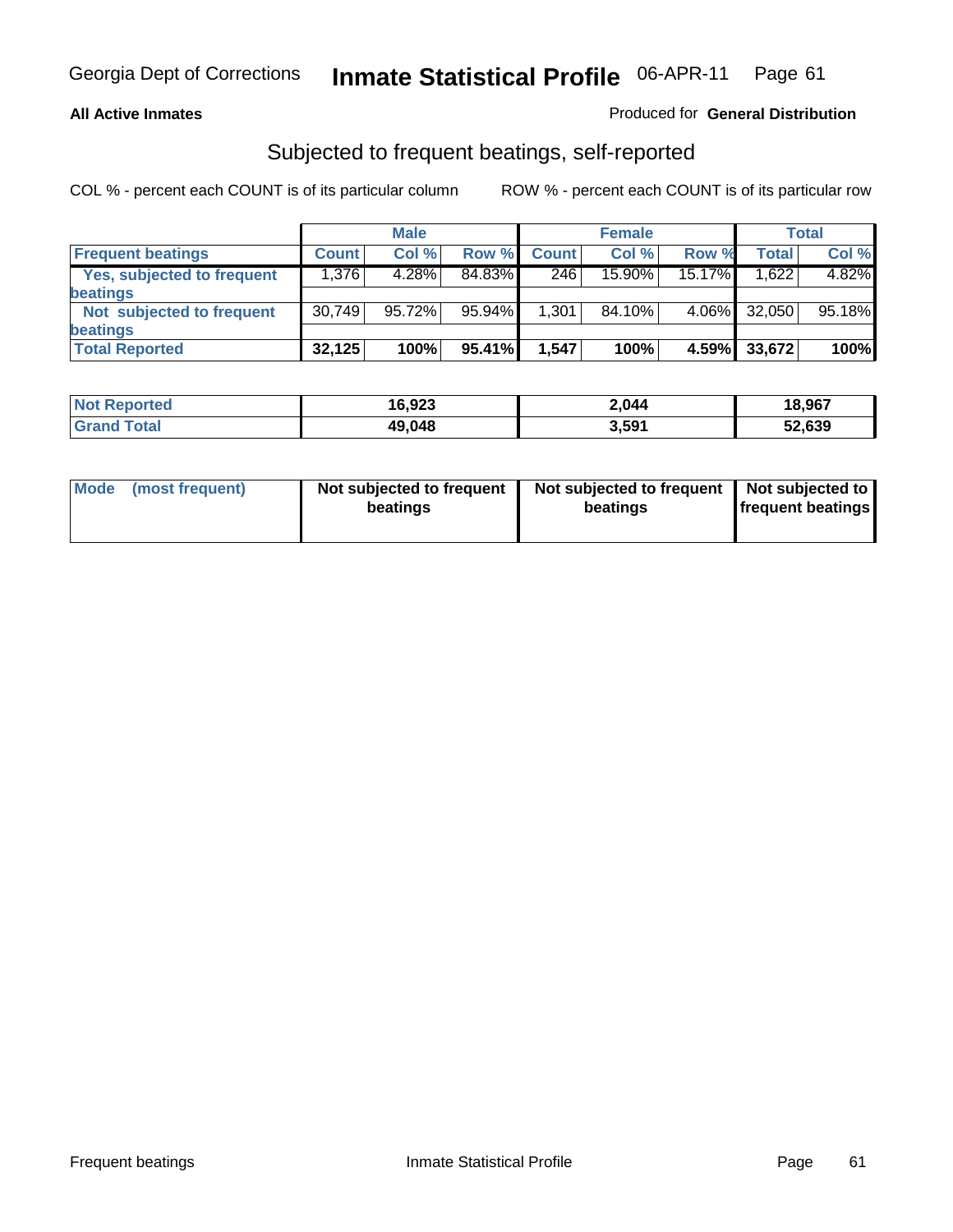Georgia Dept of Corrections **Inmate Statistical Profile** 06-APR-11

**All Active Inmates**

Produced for **General Distribution**

## Subjected to frequent beatings, self-reported

COL % - percent each COUNT is of its particular column ROW % - percent each COUNT is of its particular row

| | Male | | | Female | | | Total | |
|---|---|---|---|---|---|---|---|---|
| **Frequent beatings** | **Count** | **Col %** | **Row %** | **Count** | **Col %** | **Row %** | **Total** | **Col %** |
| **Yes, subjected to frequent beatings** | 1,376 | 4.28% | 84.83% | 246 | 15.90% | 15.17% | 1,622 | 4.82% |
| **Not subjected to frequent beatings** | 30,749 | 95.72% | 95.94% | 1,301 | 84.10% | 4.06% | 32,050 | 95.18% |
| **Total Reported** | **32,125** | **100%** | **95.41%** | **1,547** | **100%** | **4.59%** | **33,672** | **100%** |

| | Male | Female | Total |
|---|---|---|---|
| **Not Reported** | **16,923** | **2,044** | **18,967** |
| **Grand Total** | **49,048** | **3,591** | **52,639** |

| | Male | Female | Total |
|---|---|---|---|
| **Mode (most frequent)** | **Not subjected to frequent beatings** | **Not subjected to frequent beatings** | **Not subjected to frequent beatings** |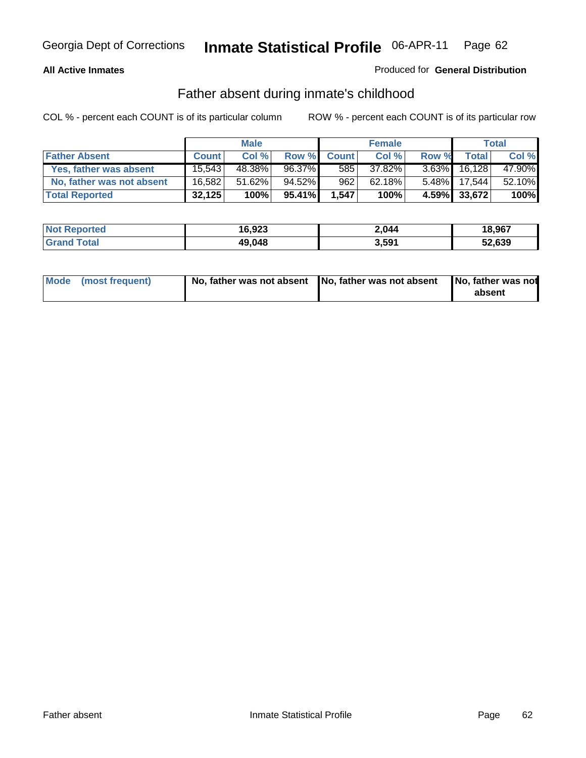Georgia Dept of Corrections **Inmate Statistical Profile** 06-APR-11

**All Active Inmates**

Produced for **General Distribution**

## Father absent during inmate's childhood

COL % - percent each COUNT is of its particular column

ROW % - percent each COUNT is of its particular row

| | Male | | | Female | | | Total | |
|---|---|---|---|---|---|---|---|---|
| **Father Absent** | **Count** | **Col %** | **Row %** | **Count** | **Col %** | **Row %** | **Total** | **Col %** |
| **Yes, father was absent** | 15,543 | 48.38% | 96.37% | 585 | 37.82% | 3.63% | 16,128 | 47.90% |
| **No, father was not absent** | 16,582 | 51.62% | 94.52% | 962 | 62.18% | 5.48% | 17,544 | 52.10% |
| **Total Reported** | **32,125** | **100%** | **95.41%** | **1,547** | **100%** | **4.59%** | **33,672** | **100%** |

| | Male | Female | Total |
|---|---|---|---|
| **Not Reported** | **16,923** | **2,044** | **18,967** |
| **Grand Total** | **49,048** | **3,591** | **52,639** |

| | Male | Female | Total |
|---|---|---|---|
| **Mode (most frequent)** | **No, father was not absent** | **No, father was not absent** | **No, father was not absent** |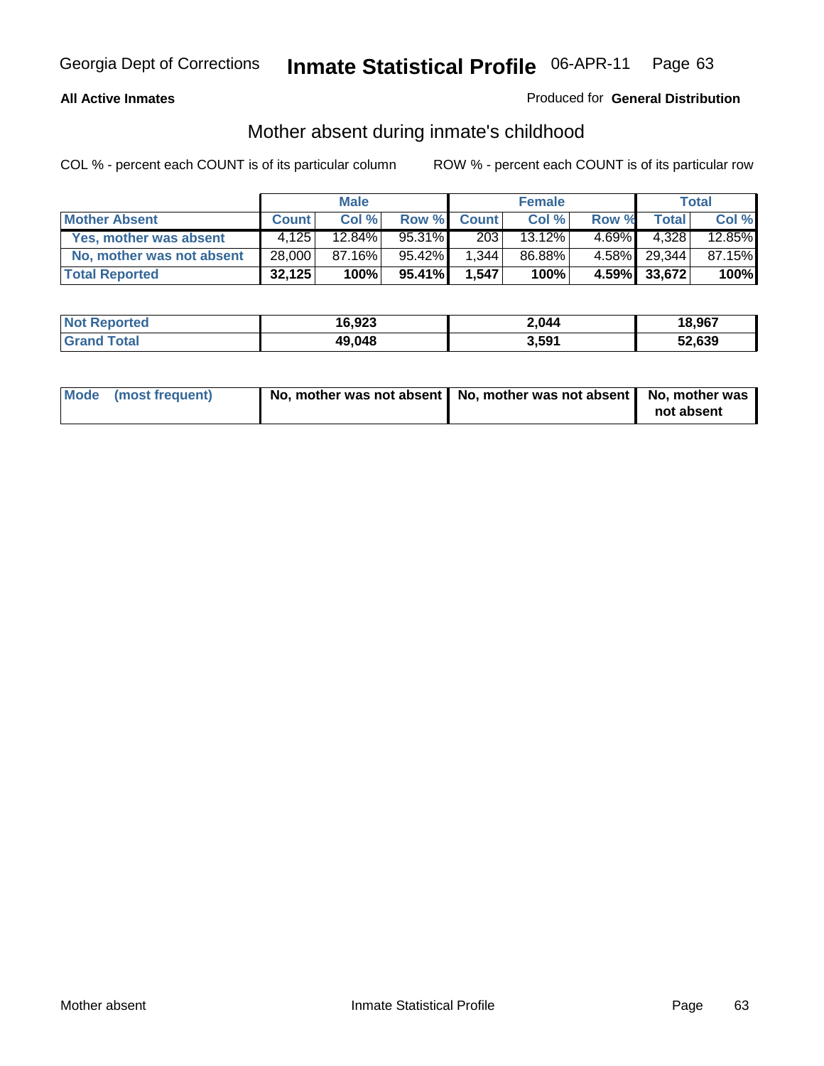**All Active Inmates**

Produced for **General Distribution**

## Mother absent during inmate's childhood

COL % - percent each COUNT is of its particular column

ROW % - percent each COUNT is of its particular row

| | Male | | | Female | | | Total | |
|---|---|---|---|---|---|---|---|---|
| **Mother Absent** | **Count** | **Col %** | **Row %** | **Count** | **Col %** | **Row %** | **Total** | **Col %** |
| **Yes, mother was absent** | 4,125 | 12.84% | 95.31% | 203 | 13.12% | 4.69% | 4,328 | 12.85% |
| **No, mother was not absent** | 28,000 | 87.16% | 95.42% | 1,344 | 86.88% | 4.58% | 29,344 | 87.15% |
| **Total Reported** | **32,125** | **100%** | **95.41%** | **1,547** | **100%** | **4.59%** | **33,672** | **100%** |

| | Male | Female | Total |
|---|---|---|---|
| **Not Reported** | **16,923** | **2,044** | **18,967** |
| **Grand Total** | **49,048** | **3,591** | **52,639** |

| | Male | Female | Total |
|---|---|---|---|
| **Mode (most frequent)** | **No, mother was not absent** | **No, mother was not absent** | **No, mother was not absent** |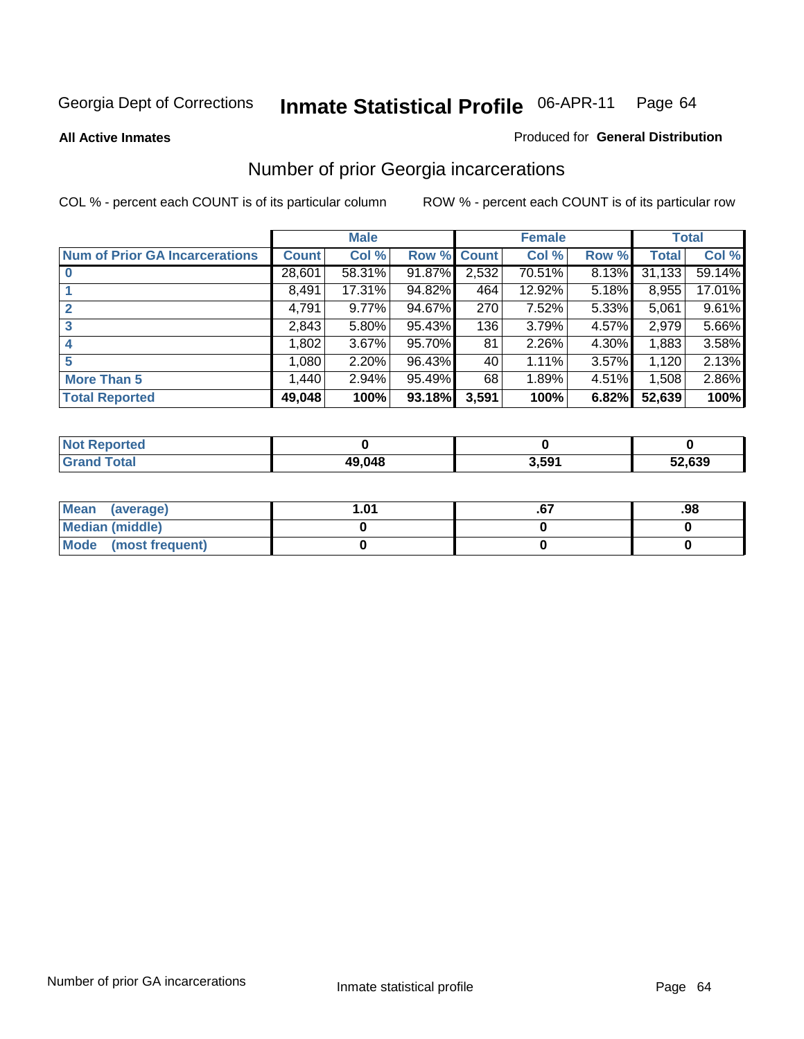Georgia Dept of Corrections **Inmate Statistical Profile** 06-APR-11 Page 64

**All Active Inmates**

Produced for **General Distribution**

## Number of prior Georgia incarcerations

COL % - percent each COUNT is of its particular column

ROW % - percent each COUNT is of its particular row

| | Male | | | Female | | | Total | |
|---|---|---|---|---|---|---|---|---|
| Num of Prior GA Incarcerations | Count | Col % | Row % | Count | Col % | Row % | Total | Col % |
| 0 | 28,601 | 58.31% | 91.87% | 2,532 | 70.51% | 8.13% | 31,133 | 59.14% |
| 1 | 8,491 | 17.31% | 94.82% | 464 | 12.92% | 5.18% | 8,955 | 17.01% |
| 2 | 4,791 | 9.77% | 94.67% | 270 | 7.52% | 5.33% | 5,061 | 9.61% |
| 3 | 2,843 | 5.80% | 95.43% | 136 | 3.79% | 4.57% | 2,979 | 5.66% |
| 4 | 1,802 | 3.67% | 95.70% | 81 | 2.26% | 4.30% | 1,883 | 3.58% |
| 5 | 1,080 | 2.20% | 96.43% | 40 | 1.11% | 3.57% | 1,120 | 2.13% |
| More Than 5 | 1,440 | 2.94% | 95.49% | 68 | 1.89% | 4.51% | 1,508 | 2.86% |
| **Total Reported** | **49,048** | **100%** | **93.18%** | **3,591** | **100%** | **6.82%** | **52,639** | **100%** |

| | Male | Female | Total |
|---|---|---|---|
| Not Reported | **0** | **0** | **0** |
| Grand Total | **49,048** | **3,591** | **52,639** |

| | Male | Female | Total |
|---|---|---|---|
| Mean (average) | **1.01** | **.67** | **.98** |
| Median (middle) | **0** | **0** | **0** |
| Mode (most frequent) | **0** | **0** | **0** |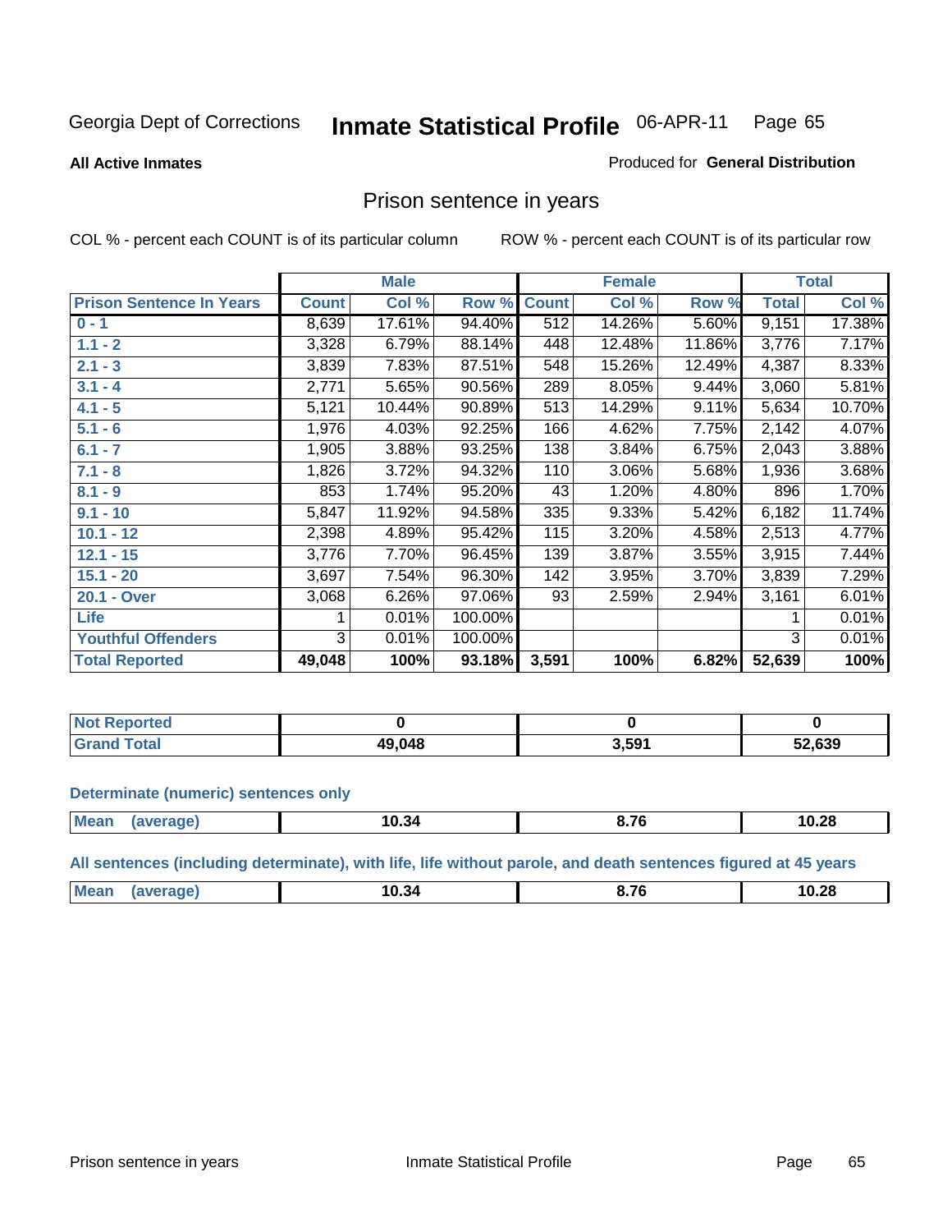Georgia Dept of Corrections **Inmate Statistical Profile** 06-APR-11

**All Active Inmates**

Produced for **General Distribution**

## Prison sentence in years

COL % - percent each COUNT is of its particular column

ROW % - percent each COUNT is of its particular row

| | Male | | | Female | | | Total | |
|---|---|---|---|---|---|---|---|---|
| **Prison Sentence In Years** | **Count** | **Col %** | **Row %** | **Count** | **Col %** | **Row %** | **Total** | **Col %** |
| **0 - 1** | 8,639 | 17.61% | 94.40% | 512 | 14.26% | 5.60% | 9,151 | 17.38% |
| **1.1 - 2** | 3,328 | 6.79% | 88.14% | 448 | 12.48% | 11.86% | 3,776 | 7.17% |
| **2.1 - 3** | 3,839 | 7.83% | 87.51% | 548 | 15.26% | 12.49% | 4,387 | 8.33% |
| **3.1 - 4** | 2,771 | 5.65% | 90.56% | 289 | 8.05% | 9.44% | 3,060 | 5.81% |
| **4.1 - 5** | 5,121 | 10.44% | 90.89% | 513 | 14.29% | 9.11% | 5,634 | 10.70% |
| **5.1 - 6** | 1,976 | 4.03% | 92.25% | 166 | 4.62% | 7.75% | 2,142 | 4.07% |
| **6.1 - 7** | 1,905 | 3.88% | 93.25% | 138 | 3.84% | 6.75% | 2,043 | 3.88% |
| **7.1 - 8** | 1,826 | 3.72% | 94.32% | 110 | 3.06% | 5.68% | 1,936 | 3.68% |
| **8.1 - 9** | 853 | 1.74% | 95.20% | 43 | 1.20% | 4.80% | 896 | 1.70% |
| **9.1 - 10** | 5,847 | 11.92% | 94.58% | 335 | 9.33% | 5.42% | 6,182 | 11.74% |
| **10.1 - 12** | 2,398 | 4.89% | 95.42% | 115 | 3.20% | 4.58% | 2,513 | 4.77% |
| **12.1 - 15** | 3,776 | 7.70% | 96.45% | 139 | 3.87% | 3.55% | 3,915 | 7.44% |
| **15.1 - 20** | 3,697 | 7.54% | 96.30% | 142 | 3.95% | 3.70% | 3,839 | 7.29% |
| **20.1 - Over** | 3,068 | 6.26% | 97.06% | 93 | 2.59% | 2.94% | 3,161 | 6.01% |
| **Life** | 1 | 0.01% | 100.00% | | | | 1 | 0.01% |
| **Youthful Offenders** | 3 | 0.01% | 100.00% | | | | 3 | 0.01% |
| **Total Reported** | **49,048** | **100%** | **93.18%** | **3,591** | **100%** | **6.82%** | **52,639** | **100%** |

| | Male | Female | Total |
|---|---|---|---|
| **Not Reported** | **0** | **0** | **0** |
| **Grand Total** | **49,048** | **3,591** | **52,639** |

**Determinate (numeric) sentences only**

| | Male | Female | Total |
|---|---|---|---|
| **Mean (average)** | **10.34** | **8.76** | **10.28** |

**All sentences (including determinate), with life, life without parole, and death sentences figured at 45 years**

| | Male | Female | Total |
|---|---|---|---|
| **Mean (average)** | **10.34** | **8.76** | **10.28** |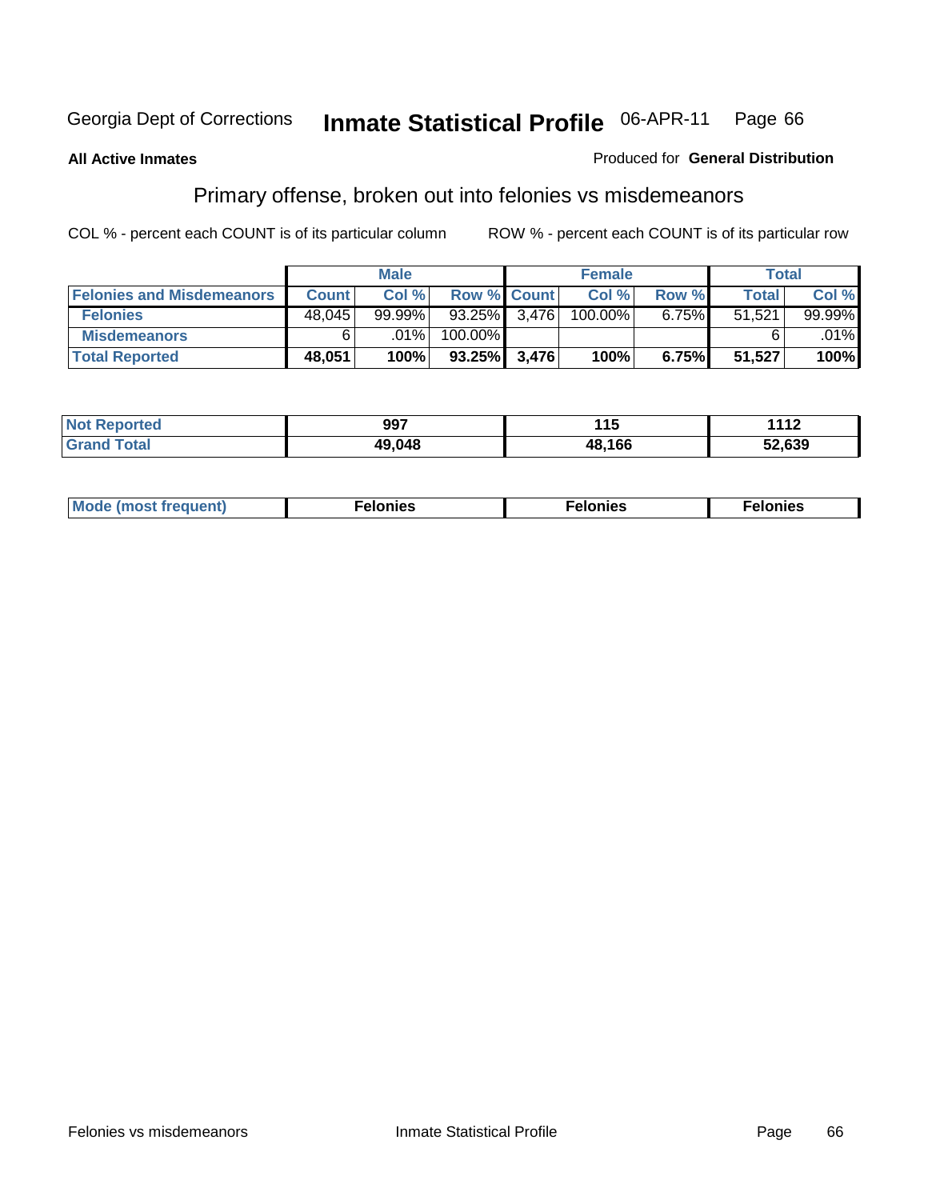Georgia Dept of Corrections **Inmate Statistical Profile** 06-APR-11

**All Active Inmates**

Produced for **General Distribution**

## Primary offense, broken out into felonies vs misdemeanors

COL % - percent each COUNT is of its particular column

ROW % - percent each COUNT is of its particular row

| | Male | | | Female | | | Total | |
|---|---|---|---|---|---|---|---|---|
| **Felonies and Misdemeanors** | **Count** | **Col %** | **Row %** | **Count** | **Col %** | **Row %** | **Total** | **Col %** |
| **Felonies** | 48,045 | 99.99% | 93.25% | 3,476 | 100.00% | 6.75% | 51,521 | 99.99% |
| **Misdemeanors** | 6 | .01% | 100.00% | | | | 6 | .01% |
| **Total Reported** | **48,051** | **100%** | **93.25%** | **3,476** | **100%** | **6.75%** | **51,527** | **100%** |

| | Male | Female | Total |
|---|---|---|---|
| **Not Reported** | **997** | **115** | **1112** |
| **Grand Total** | **49,048** | **48,166** | **52,639** |

| | Male | Female | Total |
|---|---|---|---|
| **Mode (most frequent)** | **Felonies** | **Felonies** | **Felonies** |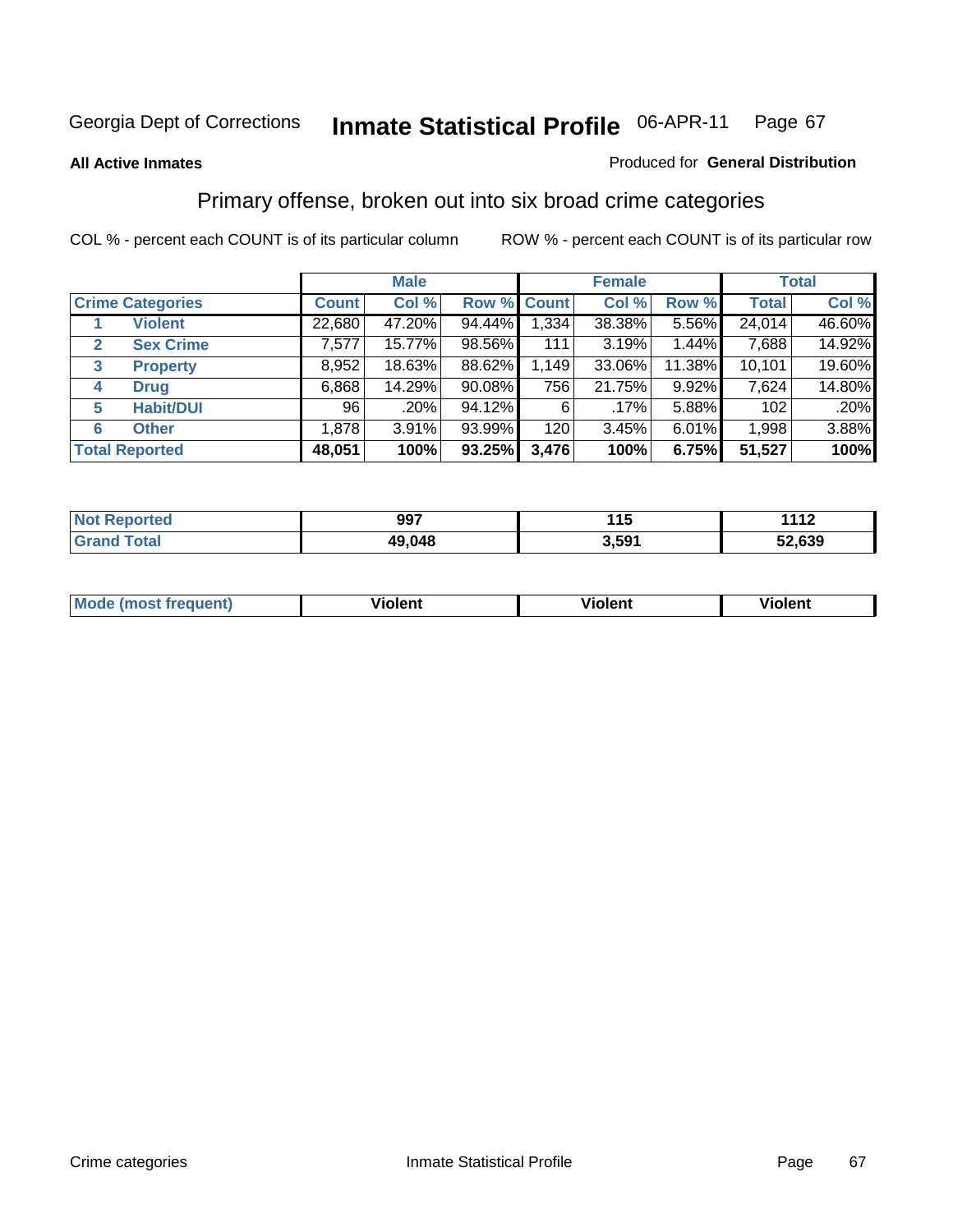Georgia Dept of Corrections **Inmate Statistical Profile** 06-APR-11

**All Active Inmates**

Produced for **General Distribution**

## Primary offense, broken out into six broad crime categories

COL % - percent each COUNT is of its particular column

ROW % - percent each COUNT is of its particular row

| | | Male | | | Female | | | Total | |
|---|---|---|---|---|---|---|---|---|---|
| **Crime Categories** | | **Count** | **Col %** | **Row %** | **Count** | **Col %** | **Row %** | **Total** | **Col %** |
| 1 | **Violent** | 22,680 | 47.20% | 94.44% | 1,334 | 38.38% | 5.56% | 24,014 | 46.60% |
| 2 | **Sex Crime** | 7,577 | 15.77% | 98.56% | 111 | 3.19% | 1.44% | 7,688 | 14.92% |
| 3 | **Property** | 8,952 | 18.63% | 88.62% | 1,149 | 33.06% | 11.38% | 10,101 | 19.60% |
| 4 | **Drug** | 6,868 | 14.29% | 90.08% | 756 | 21.75% | 9.92% | 7,624 | 14.80% |
| 5 | **Habit/DUI** | 96 | .20% | 94.12% | 6 | .17% | 5.88% | 102 | .20% |
| 6 | **Other** | 1,878 | 3.91% | 93.99% | 120 | 3.45% | 6.01% | 1,998 | 3.88% |
| **Total Reported** | | **48,051** | **100%** | **93.25%** | **3,476** | **100%** | **6.75%** | **51,527** | **100%** |

| | Male | Female | Total |
|---|---|---|---|
| **Not Reported** | **997** | **115** | **1112** |
| **Grand Total** | **49,048** | **3,591** | **52,639** |

| | Male | Female | Total |
|---|---|---|---|
| **Mode (most frequent)** | **Violent** | **Violent** | **Violent** |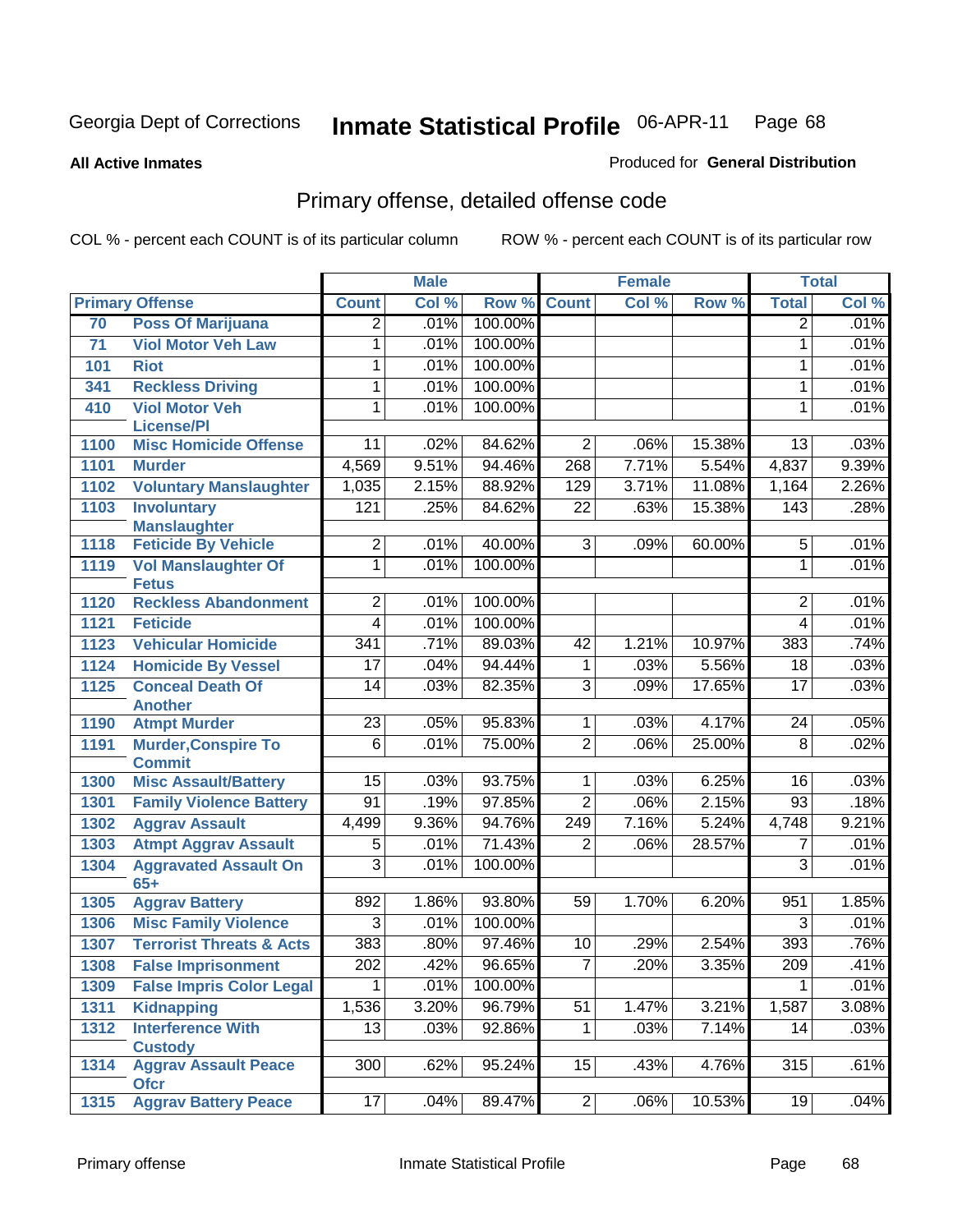Georgia Dept of Corrections **Inmate Statistical Profile** 06-APR-11 Page 68

**All Active Inmates**

Produced for **General Distribution**

## Primary offense, detailed offense code

COL % - percent each COUNT is of its particular column

ROW % - percent each COUNT is of its particular row

| Primary Offense | | Male | | | Female | | | Total | |
|---|---|---|---|---|---|---|---|---|---|
| | | Count | Col % | Row % | Count | Col % | Row % | Total | Col % |
| 70 | Poss Of Marijuana | 2 | .01% | 100.00% | | | | 2 | .01% |
| 71 | Viol Motor Veh Law | 1 | .01% | 100.00% | | | | 1 | .01% |
| 101 | Riot | 1 | .01% | 100.00% | | | | 1 | .01% |
| 341 | Reckless Driving | 1 | .01% | 100.00% | | | | 1 | .01% |
| 410 | Viol Motor Veh License/Pl | 1 | .01% | 100.00% | | | | 1 | .01% |
| 1100 | Misc Homicide Offense | 11 | .02% | 84.62% | 2 | .06% | 15.38% | 13 | .03% |
| 1101 | Murder | 4,569 | 9.51% | 94.46% | 268 | 7.71% | 5.54% | 4,837 | 9.39% |
| 1102 | Voluntary Manslaughter | 1,035 | 2.15% | 88.92% | 129 | 3.71% | 11.08% | 1,164 | 2.26% |
| 1103 | Involuntary Manslaughter | 121 | .25% | 84.62% | 22 | .63% | 15.38% | 143 | .28% |
| 1118 | Feticide By Vehicle | 2 | .01% | 40.00% | 3 | .09% | 60.00% | 5 | .01% |
| 1119 | Vol Manslaughter Of Fetus | 1 | .01% | 100.00% | | | | 1 | .01% |
| 1120 | Reckless Abandonment | 2 | .01% | 100.00% | | | | 2 | .01% |
| 1121 | Feticide | 4 | .01% | 100.00% | | | | 4 | .01% |
| 1123 | Vehicular Homicide | 341 | .71% | 89.03% | 42 | 1.21% | 10.97% | 383 | .74% |
| 1124 | Homicide By Vessel | 17 | .04% | 94.44% | 1 | .03% | 5.56% | 18 | .03% |
| 1125 | Conceal Death Of Another | 14 | .03% | 82.35% | 3 | .09% | 17.65% | 17 | .03% |
| 1190 | Atmpt Murder | 23 | .05% | 95.83% | 1 | .03% | 4.17% | 24 | .05% |
| 1191 | Murder,Conspire To Commit | 6 | .01% | 75.00% | 2 | .06% | 25.00% | 8 | .02% |
| 1300 | Misc Assault/Battery | 15 | .03% | 93.75% | 1 | .03% | 6.25% | 16 | .03% |
| 1301 | Family Violence Battery | 91 | .19% | 97.85% | 2 | .06% | 2.15% | 93 | .18% |
| 1302 | Aggrav Assault | 4,499 | 9.36% | 94.76% | 249 | 7.16% | 5.24% | 4,748 | 9.21% |
| 1303 | Atmpt Aggrav Assault | 5 | .01% | 71.43% | 2 | .06% | 28.57% | 7 | .01% |
| 1304 | Aggravated Assault On 65+ | 3 | .01% | 100.00% | | | | 3 | .01% |
| 1305 | Aggrav Battery | 892 | 1.86% | 93.80% | 59 | 1.70% | 6.20% | 951 | 1.85% |
| 1306 | Misc Family Violence | 3 | .01% | 100.00% | | | | 3 | .01% |
| 1307 | Terrorist Threats & Acts | 383 | .80% | 97.46% | 10 | .29% | 2.54% | 393 | .76% |
| 1308 | False Imprisonment | 202 | .42% | 96.65% | 7 | .20% | 3.35% | 209 | .41% |
| 1309 | False Impris Color Legal | 1 | .01% | 100.00% | | | | 1 | .01% |
| 1311 | Kidnapping | 1,536 | 3.20% | 96.79% | 51 | 1.47% | 3.21% | 1,587 | 3.08% |
| 1312 | Interference With Custody | 13 | .03% | 92.86% | 1 | .03% | 7.14% | 14 | .03% |
| 1314 | Aggrav Assault Peace Ofcr | 300 | .62% | 95.24% | 15 | .43% | 4.76% | 315 | .61% |
| 1315 | Aggrav Battery Peace | 17 | .04% | 89.47% | 2 | .06% | 10.53% | 19 | .04% |

Primary offense Inmate Statistical Profile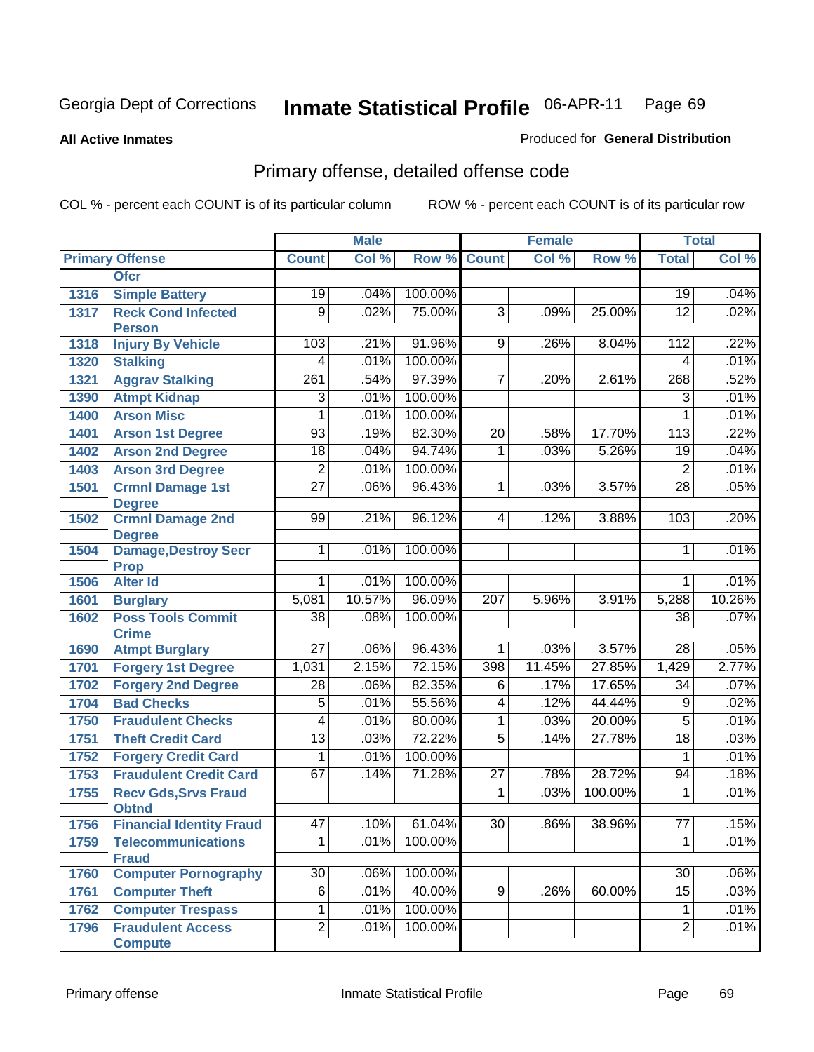Georgia Dept of Corrections **Inmate Statistical Profile** 06-APR-11

**All Active Inmates**

Produced for **General Distribution**

## Primary offense, detailed offense code

COL % - percent each COUNT is of its particular column

ROW % - percent each COUNT is of its particular row

| Primary Offense | | Male | | | Female | | | Total | |
|---|---|---|---|---|---|---|---|---|---|
| | | Count | Col % | Row % | Count | Col % | Row % | Total | Col % |
| | Ofcr | | | | | | | | |
| 1316 | Simple Battery | 19 | .04% | 100.00% | | | | 19 | .04% |
| 1317 | Reck Cond Infected Person | 9 | .02% | 75.00% | 3 | .09% | 25.00% | 12 | .02% |
| 1318 | Injury By Vehicle | 103 | .21% | 91.96% | 9 | .26% | 8.04% | 112 | .22% |
| 1320 | Stalking | 4 | .01% | 100.00% | | | | 4 | .01% |
| 1321 | Aggrav Stalking | 261 | .54% | 97.39% | 7 | .20% | 2.61% | 268 | .52% |
| 1390 | Atmpt Kidnap | 3 | .01% | 100.00% | | | | 3 | .01% |
| 1400 | Arson Misc | 1 | .01% | 100.00% | | | | 1 | .01% |
| 1401 | Arson 1st Degree | 93 | .19% | 82.30% | 20 | .58% | 17.70% | 113 | .22% |
| 1402 | Arson 2nd Degree | 18 | .04% | 94.74% | 1 | .03% | 5.26% | 19 | .04% |
| 1403 | Arson 3rd Degree | 2 | .01% | 100.00% | | | | 2 | .01% |
| 1501 | Crmnl Damage 1st Degree | 27 | .06% | 96.43% | 1 | .03% | 3.57% | 28 | .05% |
| 1502 | Crmnl Damage 2nd Degree | 99 | .21% | 96.12% | 4 | .12% | 3.88% | 103 | .20% |
| 1504 | Damage,Destroy Secr Prop | 1 | .01% | 100.00% | | | | 1 | .01% |
| 1506 | Alter Id | 1 | .01% | 100.00% | | | | 1 | .01% |
| 1601 | Burglary | 5,081 | 10.57% | 96.09% | 207 | 5.96% | 3.91% | 5,288 | 10.26% |
| 1602 | Poss Tools Commit Crime | 38 | .08% | 100.00% | | | | 38 | .07% |
| 1690 | Atmpt Burglary | 27 | .06% | 96.43% | 1 | .03% | 3.57% | 28 | .05% |
| 1701 | Forgery 1st Degree | 1,031 | 2.15% | 72.15% | 398 | 11.45% | 27.85% | 1,429 | 2.77% |
| 1702 | Forgery 2nd Degree | 28 | .06% | 82.35% | 6 | .17% | 17.65% | 34 | .07% |
| 1704 | Bad Checks | 5 | .01% | 55.56% | 4 | .12% | 44.44% | 9 | .02% |
| 1750 | Fraudulent Checks | 4 | .01% | 80.00% | 1 | .03% | 20.00% | 5 | .01% |
| 1751 | Theft Credit Card | 13 | .03% | 72.22% | 5 | .14% | 27.78% | 18 | .03% |
| 1752 | Forgery Credit Card | 1 | .01% | 100.00% | | | | 1 | .01% |
| 1753 | Fraudulent Credit Card | 67 | .14% | 71.28% | 27 | .78% | 28.72% | 94 | .18% |
| 1755 | Recv Gds,Srvs Fraud Obtnd | | | | 1 | .03% | 100.00% | 1 | .01% |
| 1756 | Financial Identity Fraud | 47 | .10% | 61.04% | 30 | .86% | 38.96% | 77 | .15% |
| 1759 | Telecommunications Fraud | 1 | .01% | 100.00% | | | | 1 | .01% |
| 1760 | Computer Pornography | 30 | .06% | 100.00% | | | | 30 | .06% |
| 1761 | Computer Theft | 6 | .01% | 40.00% | 9 | .26% | 60.00% | 15 | .03% |
| 1762 | Computer Trespass | 1 | .01% | 100.00% | | | | 1 | .01% |
| 1796 | Fraudulent Access Compute | 2 | .01% | 100.00% | | | | 2 | .01% |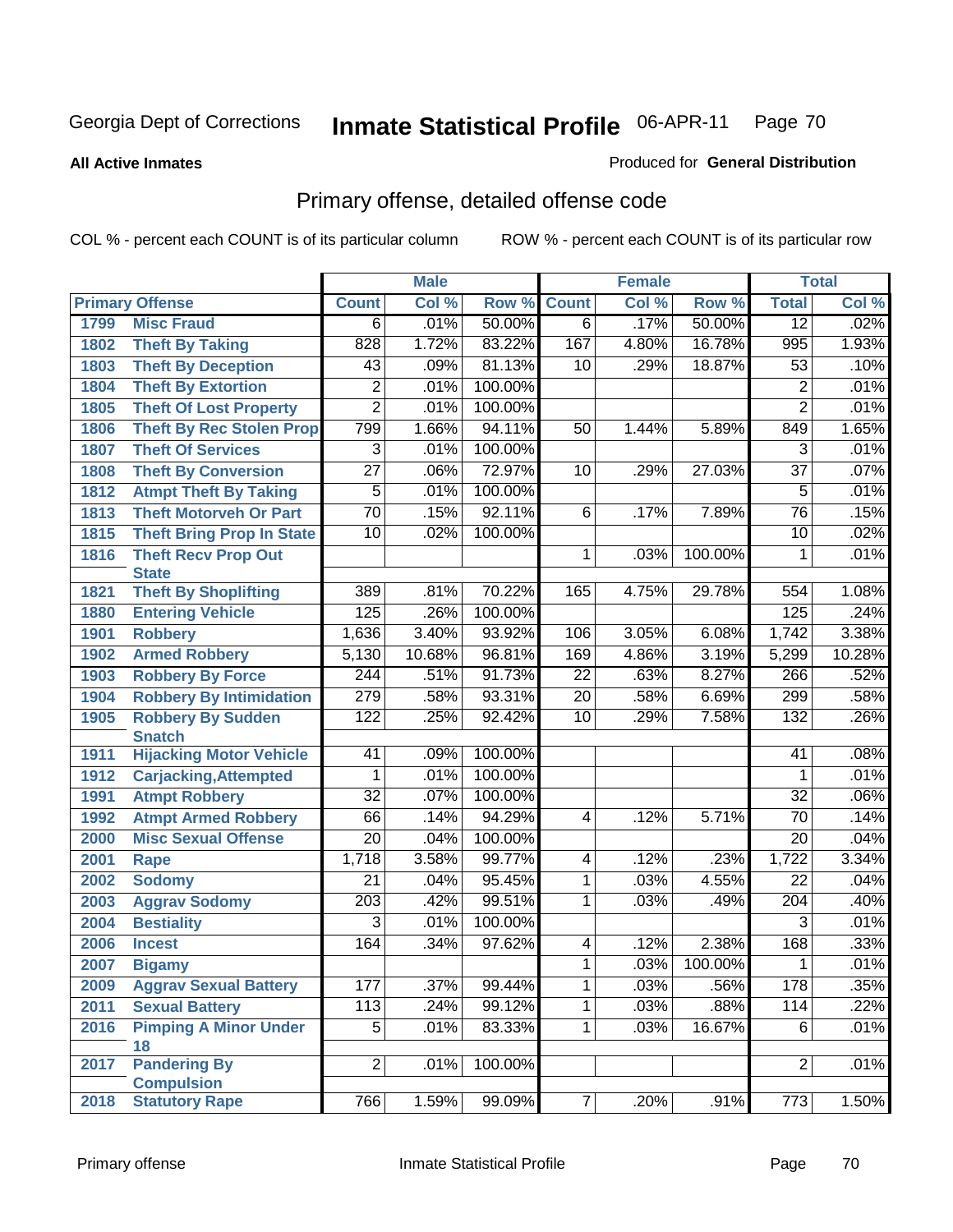Georgia Dept of Corrections **Inmate Statistical Profile** 06-APR-11

**All Active Inmates**

Produced for **General Distribution**

## Primary offense, detailed offense code

COL % - percent each COUNT is of its particular column ROW % - percent each COUNT is of its particular row

| Primary Offense | | Male | | | Female | | | Total | |
|---|---|---|---|---|---|---|---|---|---|
| | | Count | Col % | Row % | Count | Col % | Row % | Total | Col % |
| 1799 | Misc Fraud | 6 | .01% | 50.00% | 6 | .17% | 50.00% | 12 | .02% |
| 1802 | Theft By Taking | 828 | 1.72% | 83.22% | 167 | 4.80% | 16.78% | 995 | 1.93% |
| 1803 | Theft By Deception | 43 | .09% | 81.13% | 10 | .29% | 18.87% | 53 | .10% |
| 1804 | Theft By Extortion | 2 | .01% | 100.00% | | | | 2 | .01% |
| 1805 | Theft Of Lost Property | 2 | .01% | 100.00% | | | | 2 | .01% |
| 1806 | Theft By Rec Stolen Prop | 799 | 1.66% | 94.11% | 50 | 1.44% | 5.89% | 849 | 1.65% |
| 1807 | Theft Of Services | 3 | .01% | 100.00% | | | | 3 | .01% |
| 1808 | Theft By Conversion | 27 | .06% | 72.97% | 10 | .29% | 27.03% | 37 | .07% |
| 1812 | Atmpt Theft By Taking | 5 | .01% | 100.00% | | | | 5 | .01% |
| 1813 | Theft Motorveh Or Part | 70 | .15% | 92.11% | 6 | .17% | 7.89% | 76 | .15% |
| 1815 | Theft Bring Prop In State | 10 | .02% | 100.00% | | | | 10 | .02% |
| 1816 | Theft Recv Prop Out State | | | | 1 | .03% | 100.00% | 1 | .01% |
| 1821 | Theft By Shoplifting | 389 | .81% | 70.22% | 165 | 4.75% | 29.78% | 554 | 1.08% |
| 1880 | Entering Vehicle | 125 | .26% | 100.00% | | | | 125 | .24% |
| 1901 | Robbery | 1,636 | 3.40% | 93.92% | 106 | 3.05% | 6.08% | 1,742 | 3.38% |
| 1902 | Armed Robbery | 5,130 | 10.68% | 96.81% | 169 | 4.86% | 3.19% | 5,299 | 10.28% |
| 1903 | Robbery By Force | 244 | .51% | 91.73% | 22 | .63% | 8.27% | 266 | .52% |
| 1904 | Robbery By Intimidation | 279 | .58% | 93.31% | 20 | .58% | 6.69% | 299 | .58% |
| 1905 | Robbery By Sudden Snatch | 122 | .25% | 92.42% | 10 | .29% | 7.58% | 132 | .26% |
| 1911 | Hijacking Motor Vehicle | 41 | .09% | 100.00% | | | | 41 | .08% |
| 1912 | Carjacking,Attempted | 1 | .01% | 100.00% | | | | 1 | .01% |
| 1991 | Atmpt Robbery | 32 | .07% | 100.00% | | | | 32 | .06% |
| 1992 | Atmpt Armed Robbery | 66 | .14% | 94.29% | 4 | .12% | 5.71% | 70 | .14% |
| 2000 | Misc Sexual Offense | 20 | .04% | 100.00% | | | | 20 | .04% |
| 2001 | Rape | 1,718 | 3.58% | 99.77% | 4 | .12% | .23% | 1,722 | 3.34% |
| 2002 | Sodomy | 21 | .04% | 95.45% | 1 | .03% | 4.55% | 22 | .04% |
| 2003 | Aggrav Sodomy | 203 | .42% | 99.51% | 1 | .03% | .49% | 204 | .40% |
| 2004 | Bestiality | 3 | .01% | 100.00% | | | | 3 | .01% |
| 2006 | Incest | 164 | .34% | 97.62% | 4 | .12% | 2.38% | 168 | .33% |
| 2007 | Bigamy | | | | 1 | .03% | 100.00% | 1 | .01% |
| 2009 | Aggrav Sexual Battery | 177 | .37% | 99.44% | 1 | .03% | .56% | 178 | .35% |
| 2011 | Sexual Battery | 113 | .24% | 99.12% | 1 | .03% | .88% | 114 | .22% |
| 2016 | Pimping A Minor Under 18 | 5 | .01% | 83.33% | 1 | .03% | 16.67% | 6 | .01% |
| 2017 | Pandering By Compulsion | 2 | .01% | 100.00% | | | | 2 | .01% |
| 2018 | Statutory Rape | 766 | 1.59% | 99.09% | 7 | .20% | .91% | 773 | 1.50% |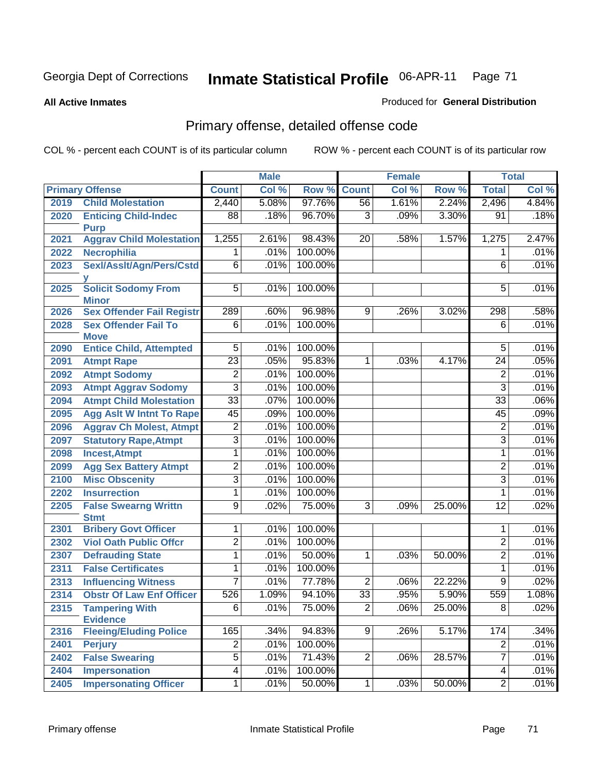Georgia Dept of Corrections **Inmate Statistical Profile** 06-APR-11

**All Active Inmates**

Produced for **General Distribution**

## Primary offense, detailed offense code

COL % - percent each COUNT is of its particular column ROW % - percent each COUNT is of its particular row

| Primary Offense | | Male | | | Female | | | Total | |
|---|---|---|---|---|---|---|---|---|---|
| | | Count | Col % | Row % | Count | Col % | Row % | Total | Col % |
| 2019 | Child Molestation | 2,440 | 5.08% | 97.76% | 56 | 1.61% | 2.24% | 2,496 | 4.84% |
| 2020 | Enticing Child-Indec Purp | 88 | .18% | 96.70% | 3 | .09% | 3.30% | 91 | .18% |
| 2021 | Aggrav Child Molestation | 1,255 | 2.61% | 98.43% | 20 | .58% | 1.57% | 1,275 | 2.47% |
| 2022 | Necrophilia | 1 | .01% | 100.00% | | | | 1 | .01% |
| 2023 | Sexl/Asslt/Agn/Pers/Cstdy | 6 | .01% | 100.00% | | | | 6 | .01% |
| 2025 | Solicit Sodomy From Minor | 5 | .01% | 100.00% | | | | 5 | .01% |
| 2026 | Sex Offender Fail Registr | 289 | .60% | 96.98% | 9 | .26% | 3.02% | 298 | .58% |
| 2028 | Sex Offender Fail To Move | 6 | .01% | 100.00% | | | | 6 | .01% |
| 2090 | Entice Child, Attempted | 5 | .01% | 100.00% | | | | 5 | .01% |
| 2091 | Atmpt Rape | 23 | .05% | 95.83% | 1 | .03% | 4.17% | 24 | .05% |
| 2092 | Atmpt Sodomy | 2 | .01% | 100.00% | | | | 2 | .01% |
| 2093 | Atmpt Aggrav Sodomy | 3 | .01% | 100.00% | | | | 3 | .01% |
| 2094 | Atmpt Child Molestation | 33 | .07% | 100.00% | | | | 33 | .06% |
| 2095 | Agg Aslt W Intnt To Rape | 45 | .09% | 100.00% | | | | 45 | .09% |
| 2096 | Aggrav Ch Molest, Atmpt | 2 | .01% | 100.00% | | | | 2 | .01% |
| 2097 | Statutory Rape,Atmpt | 3 | .01% | 100.00% | | | | 3 | .01% |
| 2098 | Incest,Atmpt | 1 | .01% | 100.00% | | | | 1 | .01% |
| 2099 | Agg Sex Battery Atmpt | 2 | .01% | 100.00% | | | | 2 | .01% |
| 2100 | Misc Obscenity | 3 | .01% | 100.00% | | | | 3 | .01% |
| 2202 | Insurrection | 1 | .01% | 100.00% | | | | 1 | .01% |
| 2205 | False Swearng Writtn Stmt | 9 | .02% | 75.00% | 3 | .09% | 25.00% | 12 | .02% |
| 2301 | Bribery Govt Officer | 1 | .01% | 100.00% | | | | 1 | .01% |
| 2302 | Viol Oath Public Offcr | 2 | .01% | 100.00% | | | | 2 | .01% |
| 2307 | Defrauding State | 1 | .01% | 50.00% | 1 | .03% | 50.00% | 2 | .01% |
| 2311 | False Certificates | 1 | .01% | 100.00% | | | | 1 | .01% |
| 2313 | Influencing Witness | 7 | .01% | 77.78% | 2 | .06% | 22.22% | 9 | .02% |
| 2314 | Obstr Of Law Enf Officer | 526 | 1.09% | 94.10% | 33 | .95% | 5.90% | 559 | 1.08% |
| 2315 | Tampering With Evidence | 6 | .01% | 75.00% | 2 | .06% | 25.00% | 8 | .02% |
| 2316 | Fleeing/Eluding Police | 165 | .34% | 94.83% | 9 | .26% | 5.17% | 174 | .34% |
| 2401 | Perjury | 2 | .01% | 100.00% | | | | 2 | .01% |
| 2402 | False Swearing | 5 | .01% | 71.43% | 2 | .06% | 28.57% | 7 | .01% |
| 2404 | Impersonation | 4 | .01% | 100.00% | | | | 4 | .01% |
| 2405 | Impersonating Officer | 1 | .01% | 50.00% | 1 | .03% | 50.00% | 2 | .01% |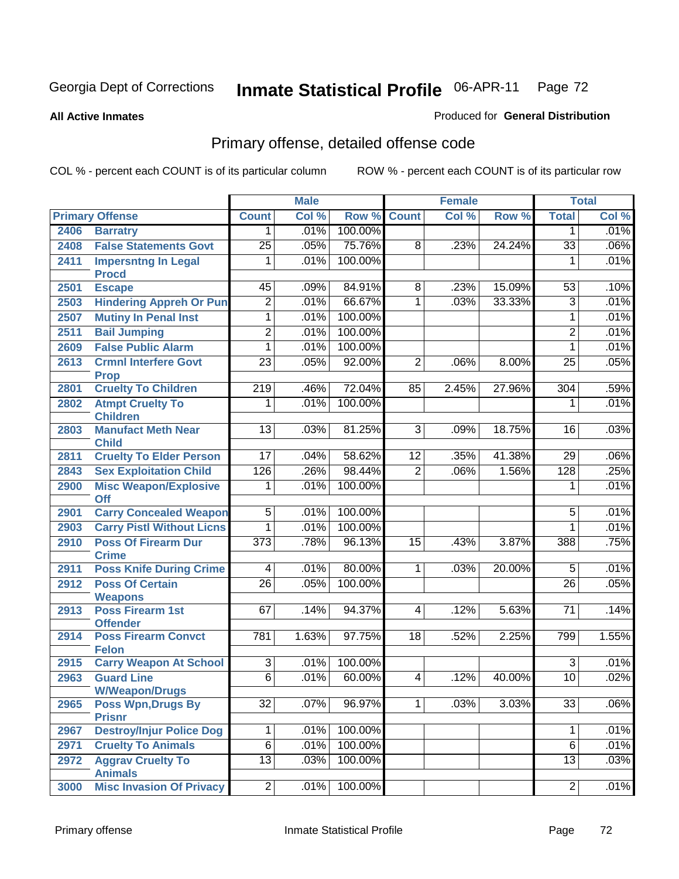Georgia Dept of Corrections **Inmate Statistical Profile** 06-APR-11

**All Active Inmates**

Produced for **General Distribution**

## Primary offense, detailed offense code

COL % - percent each COUNT is of its particular column    ROW % - percent each COUNT is of its particular row

| Primary Offense | | Male | | | Female | | | Total | |
|---|---|---|---|---|---|---|---|---|---|
| | | Count | Col % | Row % | Count | Col % | Row % | Total | Col % |
| 2406 | Barratry | 1 | .01% | 100.00% | | | | 1 | .01% |
| 2408 | False Statements Govt | 25 | .05% | 75.76% | 8 | .23% | 24.24% | 33 | .06% |
| 2411 | Impersntng In Legal Procd | 1 | .01% | 100.00% | | | | 1 | .01% |
| 2501 | Escape | 45 | .09% | 84.91% | 8 | .23% | 15.09% | 53 | .10% |
| 2503 | Hindering Appreh Or Pun | 2 | .01% | 66.67% | 1 | .03% | 33.33% | 3 | .01% |
| 2507 | Mutiny In Penal Inst | 1 | .01% | 100.00% | | | | 1 | .01% |
| 2511 | Bail Jumping | 2 | .01% | 100.00% | | | | 2 | .01% |
| 2609 | False Public Alarm | 1 | .01% | 100.00% | | | | 1 | .01% |
| 2613 | Crmnl Interfere Govt Prop | 23 | .05% | 92.00% | 2 | .06% | 8.00% | 25 | .05% |
| 2801 | Cruelty To Children | 219 | .46% | 72.04% | 85 | 2.45% | 27.96% | 304 | .59% |
| 2802 | Atmpt Cruelty To Children | 1 | .01% | 100.00% | | | | 1 | .01% |
| 2803 | Manufact Meth Near Child | 13 | .03% | 81.25% | 3 | .09% | 18.75% | 16 | .03% |
| 2811 | Cruelty To Elder Person | 17 | .04% | 58.62% | 12 | .35% | 41.38% | 29 | .06% |
| 2843 | Sex Exploitation Child | 126 | .26% | 98.44% | 2 | .06% | 1.56% | 128 | .25% |
| 2900 | Misc Weapon/Explosive Off | 1 | .01% | 100.00% | | | | 1 | .01% |
| 2901 | Carry Concealed Weapon | 5 | .01% | 100.00% | | | | 5 | .01% |
| 2903 | Carry Pistl Without Licns | 1 | .01% | 100.00% | | | | 1 | .01% |
| 2910 | Poss Of Firearm Dur Crime | 373 | .78% | 96.13% | 15 | .43% | 3.87% | 388 | .75% |
| 2911 | Poss Knife During Crime | 4 | .01% | 80.00% | 1 | .03% | 20.00% | 5 | .01% |
| 2912 | Poss Of Certain Weapons | 26 | .05% | 100.00% | | | | 26 | .05% |
| 2913 | Poss Firearm 1st Offender | 67 | .14% | 94.37% | 4 | .12% | 5.63% | 71 | .14% |
| 2914 | Poss Firearm Convct Felon | 781 | 1.63% | 97.75% | 18 | .52% | 2.25% | 799 | 1.55% |
| 2915 | Carry Weapon At School | 3 | .01% | 100.00% | | | | 3 | .01% |
| 2963 | Guard Line W/Weapon/Drugs | 6 | .01% | 60.00% | 4 | .12% | 40.00% | 10 | .02% |
| 2965 | Poss Wpn,Drugs By Prisnr | 32 | .07% | 96.97% | 1 | .03% | 3.03% | 33 | .06% |
| 2967 | Destroy/Injur Police Dog | 1 | .01% | 100.00% | | | | 1 | .01% |
| 2971 | Cruelty To Animals | 6 | .01% | 100.00% | | | | 6 | .01% |
| 2972 | Aggrav Cruelty To Animals | 13 | .03% | 100.00% | | | | 13 | .03% |
| 3000 | Misc Invasion Of Privacy | 2 | .01% | 100.00% | | | | 2 | .01% |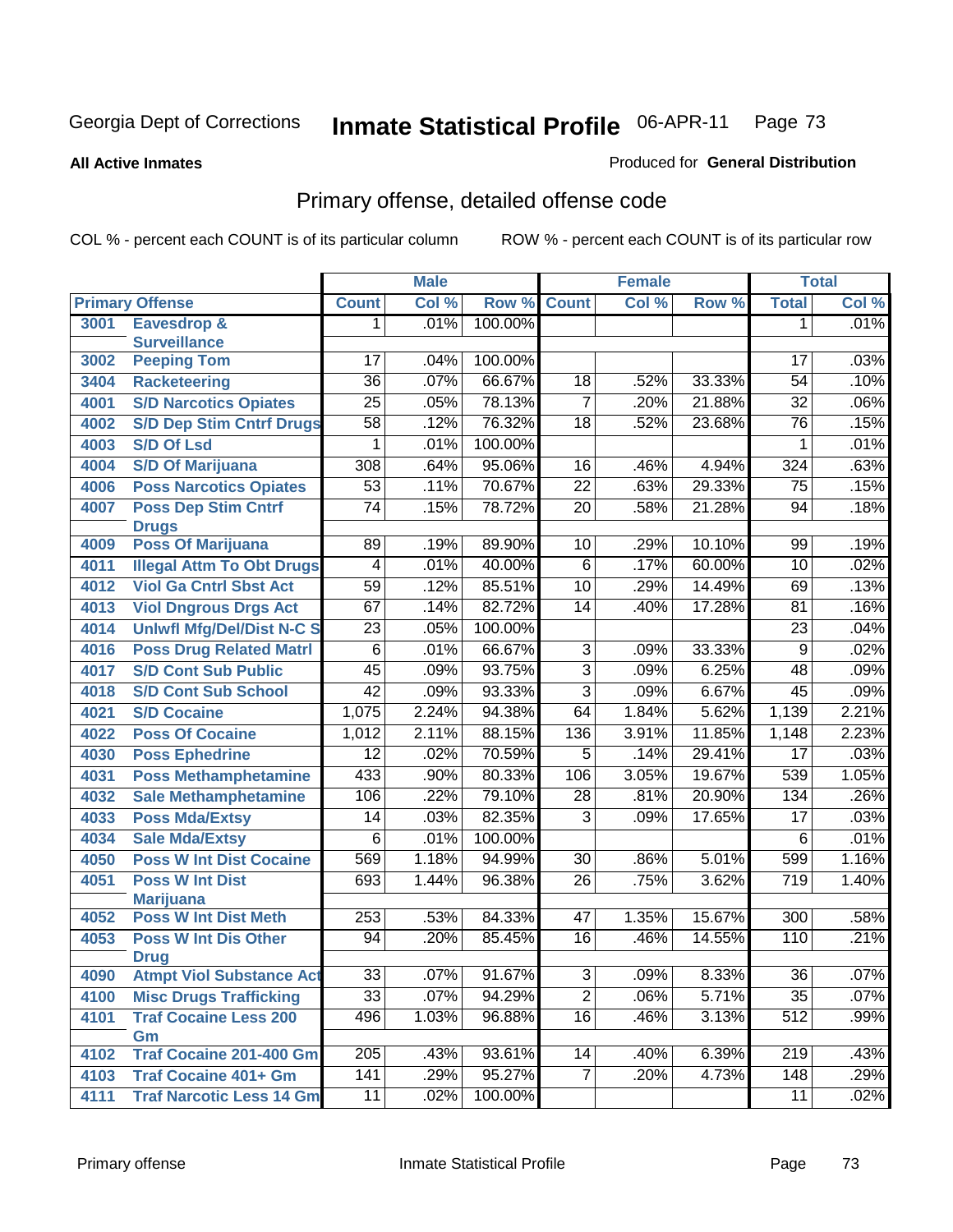Georgia Dept of Corrections **Inmate Statistical Profile** 06-APR-11

**All Active Inmates** Produced for **General Distribution**

## Primary offense, detailed offense code

COL % - percent each COUNT is of its particular column ROW % - percent each COUNT is of its particular row

| Primary Offense | | Male | | | Female | | | Total | |
|---|---|---|---|---|---|---|---|---|---|
| | | Count | Col % | Row % | Count | Col % | Row % | Total | Col % |
| 3001 | Eavesdrop & Surveillance | 1 | .01% | 100.00% | | | | 1 | .01% |
| 3002 | Peeping Tom | 17 | .04% | 100.00% | | | | 17 | .03% |
| 3404 | Racketeering | 36 | .07% | 66.67% | 18 | .52% | 33.33% | 54 | .10% |
| 4001 | S/D Narcotics Opiates | 25 | .05% | 78.13% | 7 | .20% | 21.88% | 32 | .06% |
| 4002 | S/D Dep Stim Cntrf Drugs | 58 | .12% | 76.32% | 18 | .52% | 23.68% | 76 | .15% |
| 4003 | S/D Of Lsd | 1 | .01% | 100.00% | | | | 1 | .01% |
| 4004 | S/D Of Marijuana | 308 | .64% | 95.06% | 16 | .46% | 4.94% | 324 | .63% |
| 4006 | Poss Narcotics Opiates | 53 | .11% | 70.67% | 22 | .63% | 29.33% | 75 | .15% |
| 4007 | Poss Dep Stim Cntrf Drugs | 74 | .15% | 78.72% | 20 | .58% | 21.28% | 94 | .18% |
| 4009 | Poss Of Marijuana | 89 | .19% | 89.90% | 10 | .29% | 10.10% | 99 | .19% |
| 4011 | Illegal Attm To Obt Drugs | 4 | .01% | 40.00% | 6 | .17% | 60.00% | 10 | .02% |
| 4012 | Viol Ga Cntrl Sbst Act | 59 | .12% | 85.51% | 10 | .29% | 14.49% | 69 | .13% |
| 4013 | Viol Dngrous Drgs Act | 67 | .14% | 82.72% | 14 | .40% | 17.28% | 81 | .16% |
| 4014 | Unlwfl Mfg/Del/Dist N-C S | 23 | .05% | 100.00% | | | | 23 | .04% |
| 4016 | Poss Drug Related Matrl | 6 | .01% | 66.67% | 3 | .09% | 33.33% | 9 | .02% |
| 4017 | S/D Cont Sub Public | 45 | .09% | 93.75% | 3 | .09% | 6.25% | 48 | .09% |
| 4018 | S/D Cont Sub School | 42 | .09% | 93.33% | 3 | .09% | 6.67% | 45 | .09% |
| 4021 | S/D Cocaine | 1,075 | 2.24% | 94.38% | 64 | 1.84% | 5.62% | 1,139 | 2.21% |
| 4022 | Poss Of Cocaine | 1,012 | 2.11% | 88.15% | 136 | 3.91% | 11.85% | 1,148 | 2.23% |
| 4030 | Poss Ephedrine | 12 | .02% | 70.59% | 5 | .14% | 29.41% | 17 | .03% |
| 4031 | Poss Methamphetamine | 433 | .90% | 80.33% | 106 | 3.05% | 19.67% | 539 | 1.05% |
| 4032 | Sale Methamphetamine | 106 | .22% | 79.10% | 28 | .81% | 20.90% | 134 | .26% |
| 4033 | Poss Mda/Extsy | 14 | .03% | 82.35% | 3 | .09% | 17.65% | 17 | .03% |
| 4034 | Sale Mda/Extsy | 6 | .01% | 100.00% | | | | 6 | .01% |
| 4050 | Poss W Int Dist Cocaine | 569 | 1.18% | 94.99% | 30 | .86% | 5.01% | 599 | 1.16% |
| 4051 | Poss W Int Dist Marijuana | 693 | 1.44% | 96.38% | 26 | .75% | 3.62% | 719 | 1.40% |
| 4052 | Poss W Int Dist Meth | 253 | .53% | 84.33% | 47 | 1.35% | 15.67% | 300 | .58% |
| 4053 | Poss W Int Dis Other Drug | 94 | .20% | 85.45% | 16 | .46% | 14.55% | 110 | .21% |
| 4090 | Atmpt Viol Substance Act | 33 | .07% | 91.67% | 3 | .09% | 8.33% | 36 | .07% |
| 4100 | Misc Drugs Trafficking | 33 | .07% | 94.29% | 2 | .06% | 5.71% | 35 | .07% |
| 4101 | Traf Cocaine Less 200 Gm | 496 | 1.03% | 96.88% | 16 | .46% | 3.13% | 512 | .99% |
| 4102 | Traf Cocaine 201-400 Gm | 205 | .43% | 93.61% | 14 | .40% | 6.39% | 219 | .43% |
| 4103 | Traf Cocaine 401+ Gm | 141 | .29% | 95.27% | 7 | .20% | 4.73% | 148 | .29% |
| 4111 | Traf Narcotic Less 14 Gm | 11 | .02% | 100.00% | | | | 11 | .02% |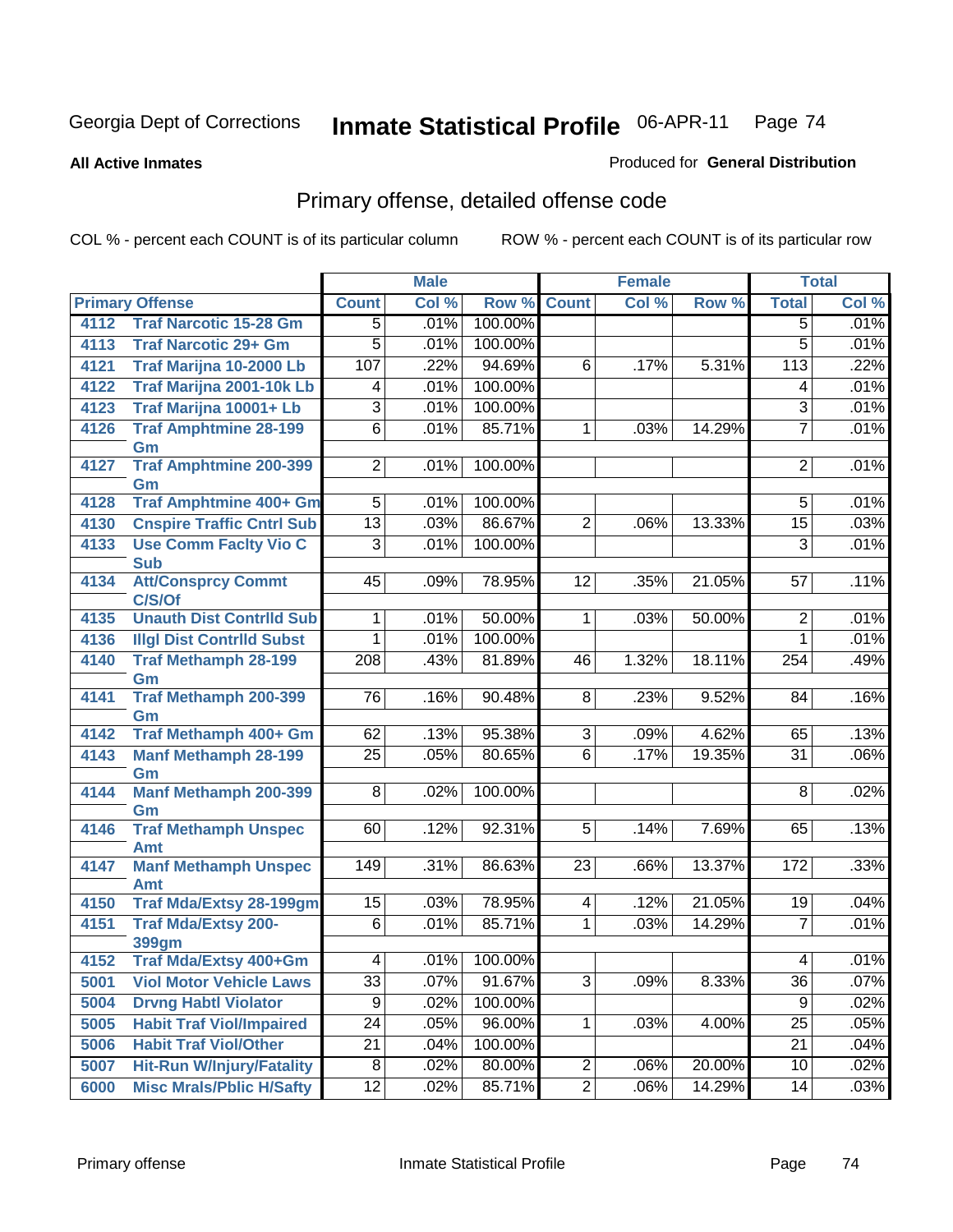Georgia Dept of Corrections **Inmate Statistical Profile** 06-APR-11

**All Active Inmates**

Produced for **General Distribution**

## Primary offense, detailed offense code

COL % - percent each COUNT is of its particular column    ROW % - percent each COUNT is of its particular row

| Primary Offense | | Male | | | Female | | | Total | |
|---|---|---|---|---|---|---|---|---|---|
| | | Count | Col % | Row % | Count | Col % | Row % | Total | Col % |
| 4112 | Traf Narcotic 15-28 Gm | 5 | .01% | 100.00% | | | | 5 | .01% |
| 4113 | Traf Narcotic 29+ Gm | 5 | .01% | 100.00% | | | | 5 | .01% |
| 4121 | Traf Marijna 10-2000 Lb | 107 | .22% | 94.69% | 6 | .17% | 5.31% | 113 | .22% |
| 4122 | Traf Marijna 2001-10k Lb | 4 | .01% | 100.00% | | | | 4 | .01% |
| 4123 | Traf Marijna 10001+ Lb | 3 | .01% | 100.00% | | | | 3 | .01% |
| 4126 | Traf Amphtmine 28-199 Gm | 6 | .01% | 85.71% | 1 | .03% | 14.29% | 7 | .01% |
| 4127 | Traf Amphtmine 200-399 Gm | 2 | .01% | 100.00% | | | | 2 | .01% |
| 4128 | Traf Amphtmine 400+ Gm | 5 | .01% | 100.00% | | | | 5 | .01% |
| 4130 | Cnspire Traffic Cntrl Sub | 13 | .03% | 86.67% | 2 | .06% | 13.33% | 15 | .03% |
| 4133 | Use Comm Faclty Vio C Sub | 3 | .01% | 100.00% | | | | 3 | .01% |
| 4134 | Att/Consprcy Commt C/S/Of | 45 | .09% | 78.95% | 12 | .35% | 21.05% | 57 | .11% |
| 4135 | Unauth Dist Contrlld Sub | 1 | .01% | 50.00% | 1 | .03% | 50.00% | 2 | .01% |
| 4136 | Illgl Dist Contrlld Subst | 1 | .01% | 100.00% | | | | 1 | .01% |
| 4140 | Traf Methamph 28-199 Gm | 208 | .43% | 81.89% | 46 | 1.32% | 18.11% | 254 | .49% |
| 4141 | Traf Methamph 200-399 Gm | 76 | .16% | 90.48% | 8 | .23% | 9.52% | 84 | .16% |
| 4142 | Traf Methamph 400+ Gm | 62 | .13% | 95.38% | 3 | .09% | 4.62% | 65 | .13% |
| 4143 | Manf Methamph 28-199 Gm | 25 | .05% | 80.65% | 6 | .17% | 19.35% | 31 | .06% |
| 4144 | Manf Methamph 200-399 Gm | 8 | .02% | 100.00% | | | | 8 | .02% |
| 4146 | Traf Methamph Unspec Amt | 60 | .12% | 92.31% | 5 | .14% | 7.69% | 65 | .13% |
| 4147 | Manf Methamph Unspec Amt | 149 | .31% | 86.63% | 23 | .66% | 13.37% | 172 | .33% |
| 4150 | Traf Mda/Extsy 28-199gm | 15 | .03% | 78.95% | 4 | .12% | 21.05% | 19 | .04% |
| 4151 | Traf Mda/Extsy 200-399gm | 6 | .01% | 85.71% | 1 | .03% | 14.29% | 7 | .01% |
| 4152 | Traf Mda/Extsy 400+Gm | 4 | .01% | 100.00% | | | | 4 | .01% |
| 5001 | Viol Motor Vehicle Laws | 33 | .07% | 91.67% | 3 | .09% | 8.33% | 36 | .07% |
| 5004 | Drvng Habtl Violator | 9 | .02% | 100.00% | | | | 9 | .02% |
| 5005 | Habit Traf Viol/Impaired | 24 | .05% | 96.00% | 1 | .03% | 4.00% | 25 | .05% |
| 5006 | Habit Traf Viol/Other | 21 | .04% | 100.00% | | | | 21 | .04% |
| 5007 | Hit-Run W/Injury/Fatality | 8 | .02% | 80.00% | 2 | .06% | 20.00% | 10 | .02% |
| 6000 | Misc Mrals/Pblic H/Safty | 12 | .02% | 85.71% | 2 | .06% | 14.29% | 14 | .03% |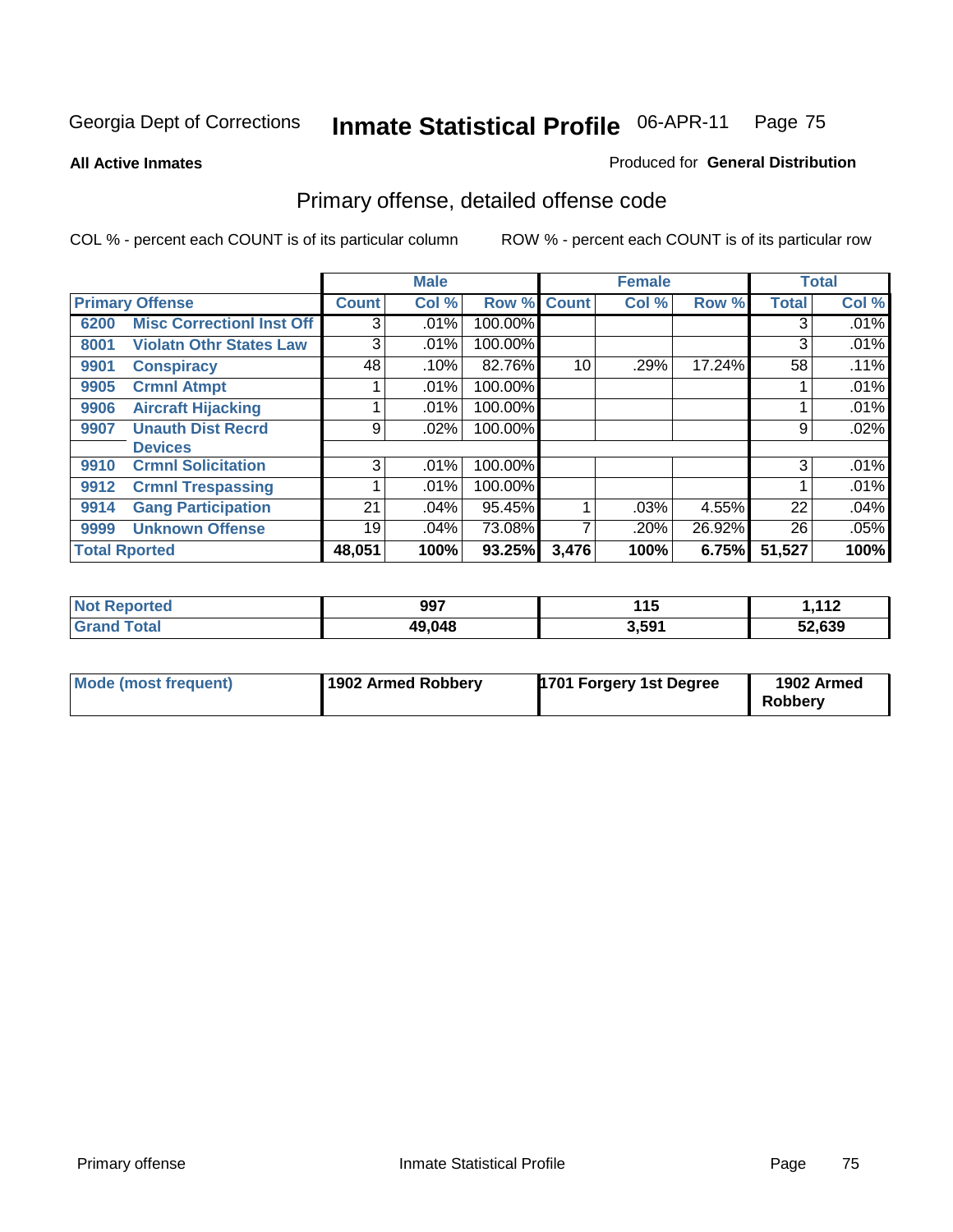Georgia Dept of Corrections **Inmate Statistical Profile** 06-APR-11

**All Active Inmates**

Produced for **General Distribution**

## Primary offense, detailed offense code

COL % - percent each COUNT is of its particular column

ROW % - percent each COUNT is of its particular row

| Primary Offense | | Male | | | Female | | | Total | |
|---|---|---|---|---|---|---|---|---|---|
| | | Count | Col % | Row % | Count | Col % | Row % | Total | Col % |
| 6200 | Misc Correctionl Inst Off | 3 | .01% | 100.00% | | | | 3 | .01% |
| 8001 | Violatn Othr States Law | 3 | .01% | 100.00% | | | | 3 | .01% |
| 9901 | Conspiracy | 48 | .10% | 82.76% | 10 | .29% | 17.24% | 58 | .11% |
| 9905 | Crmnl Atmpt | 1 | .01% | 100.00% | | | | 1 | .01% |
| 9906 | Aircraft Hijacking | 1 | .01% | 100.00% | | | | 1 | .01% |
| 9907 | Unauth Dist Recrd Devices | 9 | .02% | 100.00% | | | | 9 | .02% |
| 9910 | Crmnl Solicitation | 3 | .01% | 100.00% | | | | 3 | .01% |
| 9912 | Crmnl Trespassing | 1 | .01% | 100.00% | | | | 1 | .01% |
| 9914 | Gang Participation | 21 | .04% | 95.45% | 1 | .03% | 4.55% | 22 | .04% |
| 9999 | Unknown Offense | 19 | .04% | 73.08% | 7 | .20% | 26.92% | 26 | .05% |
| **Total Rported** | | **48,051** | **100%** | **93.25%** | **3,476** | **100%** | **6.75%** | **51,527** | **100%** |

| | Male | Female | Total |
|---|---|---|---|
| Not Reported | 997 | 115 | 1,112 |
| Grand Total | 49,048 | 3,591 | 52,639 |

| | Male | Female | Total |
|---|---|---|---|
| Mode (most frequent) | 1902 Armed Robbery | 1701 Forgery 1st Degree | 1902 Armed Robbery |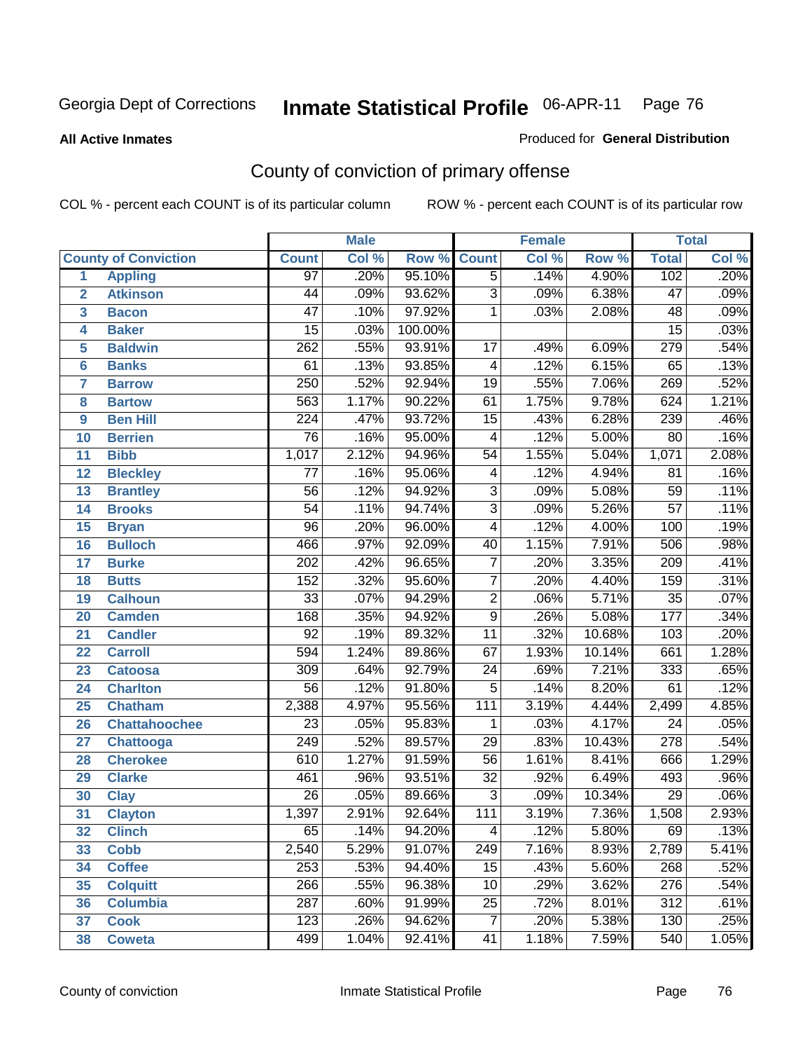Georgia Dept of Corrections **Inmate Statistical Profile** 06-APR-11

**All Active Inmates**

Produced for **General Distribution**

## County of conviction of primary offense

COL % - percent each COUNT is of its particular column

ROW % - percent each COUNT is of its particular row

| | | Male | | | Female | | | Total | |
|---|---|---|---|---|---|---|---|---|---|
| | **County of Conviction** | **Count** | **Col %** | **Row %** | **Count** | **Col %** | **Row %** | **Total** | **Col %** |
| 1 | Appling | 97 | .20% | 95.10% | 5 | .14% | 4.90% | 102 | .20% |
| 2 | Atkinson | 44 | .09% | 93.62% | 3 | .09% | 6.38% | 47 | .09% |
| 3 | Bacon | 47 | .10% | 97.92% | 1 | .03% | 2.08% | 48 | .09% |
| 4 | Baker | 15 | .03% | 100.00% | | | | 15 | .03% |
| 5 | Baldwin | 262 | .55% | 93.91% | 17 | .49% | 6.09% | 279 | .54% |
| 6 | Banks | 61 | .13% | 93.85% | 4 | .12% | 6.15% | 65 | .13% |
| 7 | Barrow | 250 | .52% | 92.94% | 19 | .55% | 7.06% | 269 | .52% |
| 8 | Bartow | 563 | 1.17% | 90.22% | 61 | 1.75% | 9.78% | 624 | 1.21% |
| 9 | Ben Hill | 224 | .47% | 93.72% | 15 | .43% | 6.28% | 239 | .46% |
| 10 | Berrien | 76 | .16% | 95.00% | 4 | .12% | 5.00% | 80 | .16% |
| 11 | Bibb | 1,017 | 2.12% | 94.96% | 54 | 1.55% | 5.04% | 1,071 | 2.08% |
| 12 | Bleckley | 77 | .16% | 95.06% | 4 | .12% | 4.94% | 81 | .16% |
| 13 | Brantley | 56 | .12% | 94.92% | 3 | .09% | 5.08% | 59 | .11% |
| 14 | Brooks | 54 | .11% | 94.74% | 3 | .09% | 5.26% | 57 | .11% |
| 15 | Bryan | 96 | .20% | 96.00% | 4 | .12% | 4.00% | 100 | .19% |
| 16 | Bulloch | 466 | .97% | 92.09% | 40 | 1.15% | 7.91% | 506 | .98% |
| 17 | Burke | 202 | .42% | 96.65% | 7 | .20% | 3.35% | 209 | .41% |
| 18 | Butts | 152 | .32% | 95.60% | 7 | .20% | 4.40% | 159 | .31% |
| 19 | Calhoun | 33 | .07% | 94.29% | 2 | .06% | 5.71% | 35 | .07% |
| 20 | Camden | 168 | .35% | 94.92% | 9 | .26% | 5.08% | 177 | .34% |
| 21 | Candler | 92 | .19% | 89.32% | 11 | .32% | 10.68% | 103 | .20% |
| 22 | Carroll | 594 | 1.24% | 89.86% | 67 | 1.93% | 10.14% | 661 | 1.28% |
| 23 | Catoosa | 309 | .64% | 92.79% | 24 | .69% | 7.21% | 333 | .65% |
| 24 | Charlton | 56 | .12% | 91.80% | 5 | .14% | 8.20% | 61 | .12% |
| 25 | Chatham | 2,388 | 4.97% | 95.56% | 111 | 3.19% | 4.44% | 2,499 | 4.85% |
| 26 | Chattahoochee | 23 | .05% | 95.83% | 1 | .03% | 4.17% | 24 | .05% |
| 27 | Chattooga | 249 | .52% | 89.57% | 29 | .83% | 10.43% | 278 | .54% |
| 28 | Cherokee | 610 | 1.27% | 91.59% | 56 | 1.61% | 8.41% | 666 | 1.29% |
| 29 | Clarke | 461 | .96% | 93.51% | 32 | .92% | 6.49% | 493 | .96% |
| 30 | Clay | 26 | .05% | 89.66% | 3 | .09% | 10.34% | 29 | .06% |
| 31 | Clayton | 1,397 | 2.91% | 92.64% | 111 | 3.19% | 7.36% | 1,508 | 2.93% |
| 32 | Clinch | 65 | .14% | 94.20% | 4 | .12% | 5.80% | 69 | .13% |
| 33 | Cobb | 2,540 | 5.29% | 91.07% | 249 | 7.16% | 8.93% | 2,789 | 5.41% |
| 34 | Coffee | 253 | .53% | 94.40% | 15 | .43% | 5.60% | 268 | .52% |
| 35 | Colquitt | 266 | .55% | 96.38% | 10 | .29% | 3.62% | 276 | .54% |
| 36 | Columbia | 287 | .60% | 91.99% | 25 | .72% | 8.01% | 312 | .61% |
| 37 | Cook | 123 | .26% | 94.62% | 7 | .20% | 5.38% | 130 | .25% |
| 38 | Coweta | 499 | 1.04% | 92.41% | 41 | 1.18% | 7.59% | 540 | 1.05% |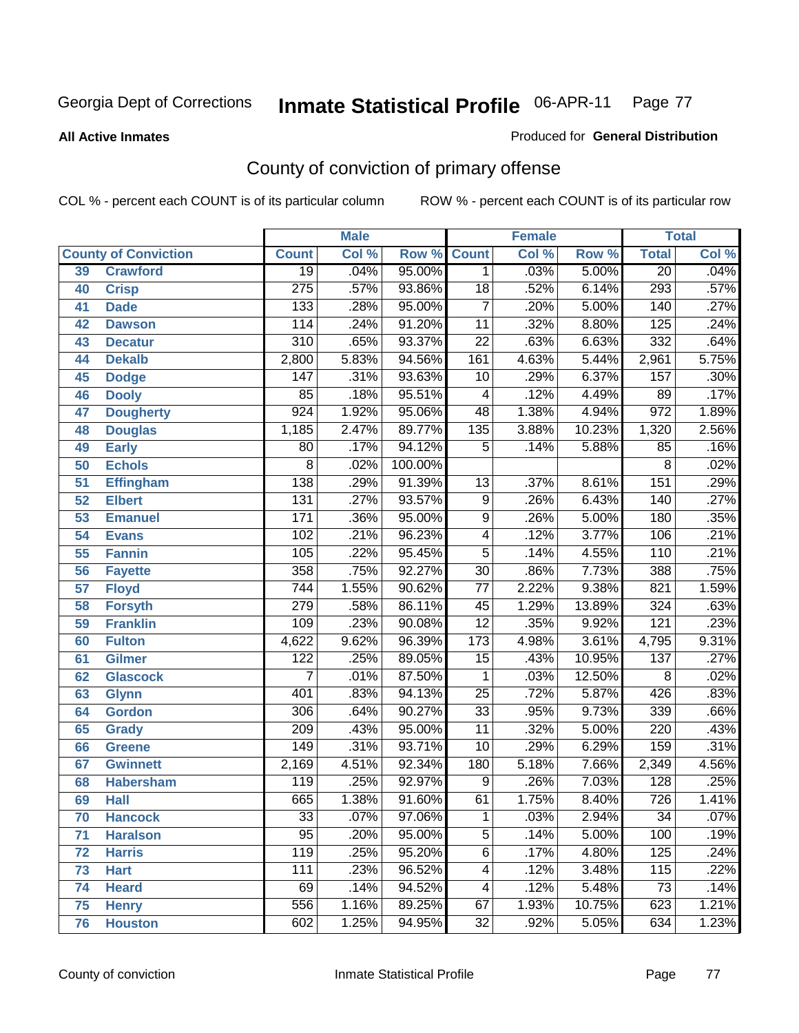Georgia Dept of Corrections **Inmate Statistical Profile** 06-APR-11

**All Active Inmates**

Produced for **General Distribution**

## County of conviction of primary offense

COL % - percent each COUNT is of its particular column

ROW % - percent each COUNT is of its particular row

| County of Conviction | | Male | | | Female | | | Total | |
|---|---|---|---|---|---|---|---|---|---|
| | | Count | Col % | Row % | Count | Col % | Row % | Total | Col % |
| 39 | Crawford | 19 | .04% | 95.00% | 1 | .03% | 5.00% | 20 | .04% |
| 40 | Crisp | 275 | .57% | 93.86% | 18 | .52% | 6.14% | 293 | .57% |
| 41 | Dade | 133 | .28% | 95.00% | 7 | .20% | 5.00% | 140 | .27% |
| 42 | Dawson | 114 | .24% | 91.20% | 11 | .32% | 8.80% | 125 | .24% |
| 43 | Decatur | 310 | .65% | 93.37% | 22 | .63% | 6.63% | 332 | .64% |
| 44 | Dekalb | 2,800 | 5.83% | 94.56% | 161 | 4.63% | 5.44% | 2,961 | 5.75% |
| 45 | Dodge | 147 | .31% | 93.63% | 10 | .29% | 6.37% | 157 | .30% |
| 46 | Dooly | 85 | .18% | 95.51% | 4 | .12% | 4.49% | 89 | .17% |
| 47 | Dougherty | 924 | 1.92% | 95.06% | 48 | 1.38% | 4.94% | 972 | 1.89% |
| 48 | Douglas | 1,185 | 2.47% | 89.77% | 135 | 3.88% | 10.23% | 1,320 | 2.56% |
| 49 | Early | 80 | .17% | 94.12% | 5 | .14% | 5.88% | 85 | .16% |
| 50 | Echols | 8 | .02% | 100.00% | | | | 8 | .02% |
| 51 | Effingham | 138 | .29% | 91.39% | 13 | .37% | 8.61% | 151 | .29% |
| 52 | Elbert | 131 | .27% | 93.57% | 9 | .26% | 6.43% | 140 | .27% |
| 53 | Emanuel | 171 | .36% | 95.00% | 9 | .26% | 5.00% | 180 | .35% |
| 54 | Evans | 102 | .21% | 96.23% | 4 | .12% | 3.77% | 106 | .21% |
| 55 | Fannin | 105 | .22% | 95.45% | 5 | .14% | 4.55% | 110 | .21% |
| 56 | Fayette | 358 | .75% | 92.27% | 30 | .86% | 7.73% | 388 | .75% |
| 57 | Floyd | 744 | 1.55% | 90.62% | 77 | 2.22% | 9.38% | 821 | 1.59% |
| 58 | Forsyth | 279 | .58% | 86.11% | 45 | 1.29% | 13.89% | 324 | .63% |
| 59 | Franklin | 109 | .23% | 90.08% | 12 | .35% | 9.92% | 121 | .23% |
| 60 | Fulton | 4,622 | 9.62% | 96.39% | 173 | 4.98% | 3.61% | 4,795 | 9.31% |
| 61 | Gilmer | 122 | .25% | 89.05% | 15 | .43% | 10.95% | 137 | .27% |
| 62 | Glascock | 7 | .01% | 87.50% | 1 | .03% | 12.50% | 8 | .02% |
| 63 | Glynn | 401 | .83% | 94.13% | 25 | .72% | 5.87% | 426 | .83% |
| 64 | Gordon | 306 | .64% | 90.27% | 33 | .95% | 9.73% | 339 | .66% |
| 65 | Grady | 209 | .43% | 95.00% | 11 | .32% | 5.00% | 220 | .43% |
| 66 | Greene | 149 | .31% | 93.71% | 10 | .29% | 6.29% | 159 | .31% |
| 67 | Gwinnett | 2,169 | 4.51% | 92.34% | 180 | 5.18% | 7.66% | 2,349 | 4.56% |
| 68 | Habersham | 119 | .25% | 92.97% | 9 | .26% | 7.03% | 128 | .25% |
| 69 | Hall | 665 | 1.38% | 91.60% | 61 | 1.75% | 8.40% | 726 | 1.41% |
| 70 | Hancock | 33 | .07% | 97.06% | 1 | .03% | 2.94% | 34 | .07% |
| 71 | Haralson | 95 | .20% | 95.00% | 5 | .14% | 5.00% | 100 | .19% |
| 72 | Harris | 119 | .25% | 95.20% | 6 | .17% | 4.80% | 125 | .24% |
| 73 | Hart | 111 | .23% | 96.52% | 4 | .12% | 3.48% | 115 | .22% |
| 74 | Heard | 69 | .14% | 94.52% | 4 | .12% | 5.48% | 73 | .14% |
| 75 | Henry | 556 | 1.16% | 89.25% | 67 | 1.93% | 10.75% | 623 | 1.21% |
| 76 | Houston | 602 | 1.25% | 94.95% | 32 | .92% | 5.05% | 634 | 1.23% |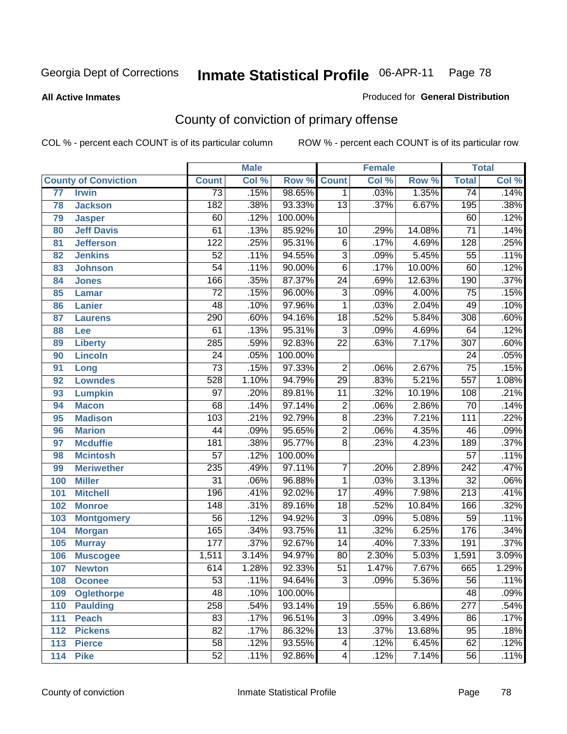Georgia Dept of Corrections **Inmate Statistical Profile** 06-APR-11

**All Active Inmates** Produced for **General Distribution**

## County of conviction of primary offense

COL % - percent each COUNT is of its particular column ROW % - percent each COUNT is of its particular row

| County of Conviction | | Male | | | Female | | | Total | |
|---|---|---|---|---|---|---|---|---|---|
| | | Count | Col % | Row % | Count | Col % | Row % | Total | Col % |
| 77 | Irwin | 73 | .15% | 98.65% | 1 | .03% | 1.35% | 74 | .14% |
| 78 | Jackson | 182 | .38% | 93.33% | 13 | .37% | 6.67% | 195 | .38% |
| 79 | Jasper | 60 | .12% | 100.00% | | | | 60 | .12% |
| 80 | Jeff Davis | 61 | .13% | 85.92% | 10 | .29% | 14.08% | 71 | .14% |
| 81 | Jefferson | 122 | .25% | 95.31% | 6 | .17% | 4.69% | 128 | .25% |
| 82 | Jenkins | 52 | .11% | 94.55% | 3 | .09% | 5.45% | 55 | .11% |
| 83 | Johnson | 54 | .11% | 90.00% | 6 | .17% | 10.00% | 60 | .12% |
| 84 | Jones | 166 | .35% | 87.37% | 24 | .69% | 12.63% | 190 | .37% |
| 85 | Lamar | 72 | .15% | 96.00% | 3 | .09% | 4.00% | 75 | .15% |
| 86 | Lanier | 48 | .10% | 97.96% | 1 | .03% | 2.04% | 49 | .10% |
| 87 | Laurens | 290 | .60% | 94.16% | 18 | .52% | 5.84% | 308 | .60% |
| 88 | Lee | 61 | .13% | 95.31% | 3 | .09% | 4.69% | 64 | .12% |
| 89 | Liberty | 285 | .59% | 92.83% | 22 | .63% | 7.17% | 307 | .60% |
| 90 | Lincoln | 24 | .05% | 100.00% | | | | 24 | .05% |
| 91 | Long | 73 | .15% | 97.33% | 2 | .06% | 2.67% | 75 | .15% |
| 92 | Lowndes | 528 | 1.10% | 94.79% | 29 | .83% | 5.21% | 557 | 1.08% |
| 93 | Lumpkin | 97 | .20% | 89.81% | 11 | .32% | 10.19% | 108 | .21% |
| 94 | Macon | 68 | .14% | 97.14% | 2 | .06% | 2.86% | 70 | .14% |
| 95 | Madison | 103 | .21% | 92.79% | 8 | .23% | 7.21% | 111 | .22% |
| 96 | Marion | 44 | .09% | 95.65% | 2 | .06% | 4.35% | 46 | .09% |
| 97 | Mcduffie | 181 | .38% | 95.77% | 8 | .23% | 4.23% | 189 | .37% |
| 98 | Mcintosh | 57 | .12% | 100.00% | | | | 57 | .11% |
| 99 | Meriwether | 235 | .49% | 97.11% | 7 | .20% | 2.89% | 242 | .47% |
| 100 | Miller | 31 | .06% | 96.88% | 1 | .03% | 3.13% | 32 | .06% |
| 101 | Mitchell | 196 | .41% | 92.02% | 17 | .49% | 7.98% | 213 | .41% |
| 102 | Monroe | 148 | .31% | 89.16% | 18 | .52% | 10.84% | 166 | .32% |
| 103 | Montgomery | 56 | .12% | 94.92% | 3 | .09% | 5.08% | 59 | .11% |
| 104 | Morgan | 165 | .34% | 93.75% | 11 | .32% | 6.25% | 176 | .34% |
| 105 | Murray | 177 | .37% | 92.67% | 14 | .40% | 7.33% | 191 | .37% |
| 106 | Muscogee | 1,511 | 3.14% | 94.97% | 80 | 2.30% | 5.03% | 1,591 | 3.09% |
| 107 | Newton | 614 | 1.28% | 92.33% | 51 | 1.47% | 7.67% | 665 | 1.29% |
| 108 | Oconee | 53 | .11% | 94.64% | 3 | .09% | 5.36% | 56 | .11% |
| 109 | Oglethorpe | 48 | .10% | 100.00% | | | | 48 | .09% |
| 110 | Paulding | 258 | .54% | 93.14% | 19 | .55% | 6.86% | 277 | .54% |
| 111 | Peach | 83 | .17% | 96.51% | 3 | .09% | 3.49% | 86 | .17% |
| 112 | Pickens | 82 | .17% | 86.32% | 13 | .37% | 13.68% | 95 | .18% |
| 113 | Pierce | 58 | .12% | 93.55% | 4 | .12% | 6.45% | 62 | .12% |
| 114 | Pike | 52 | .11% | 92.86% | 4 | .12% | 7.14% | 56 | .11% |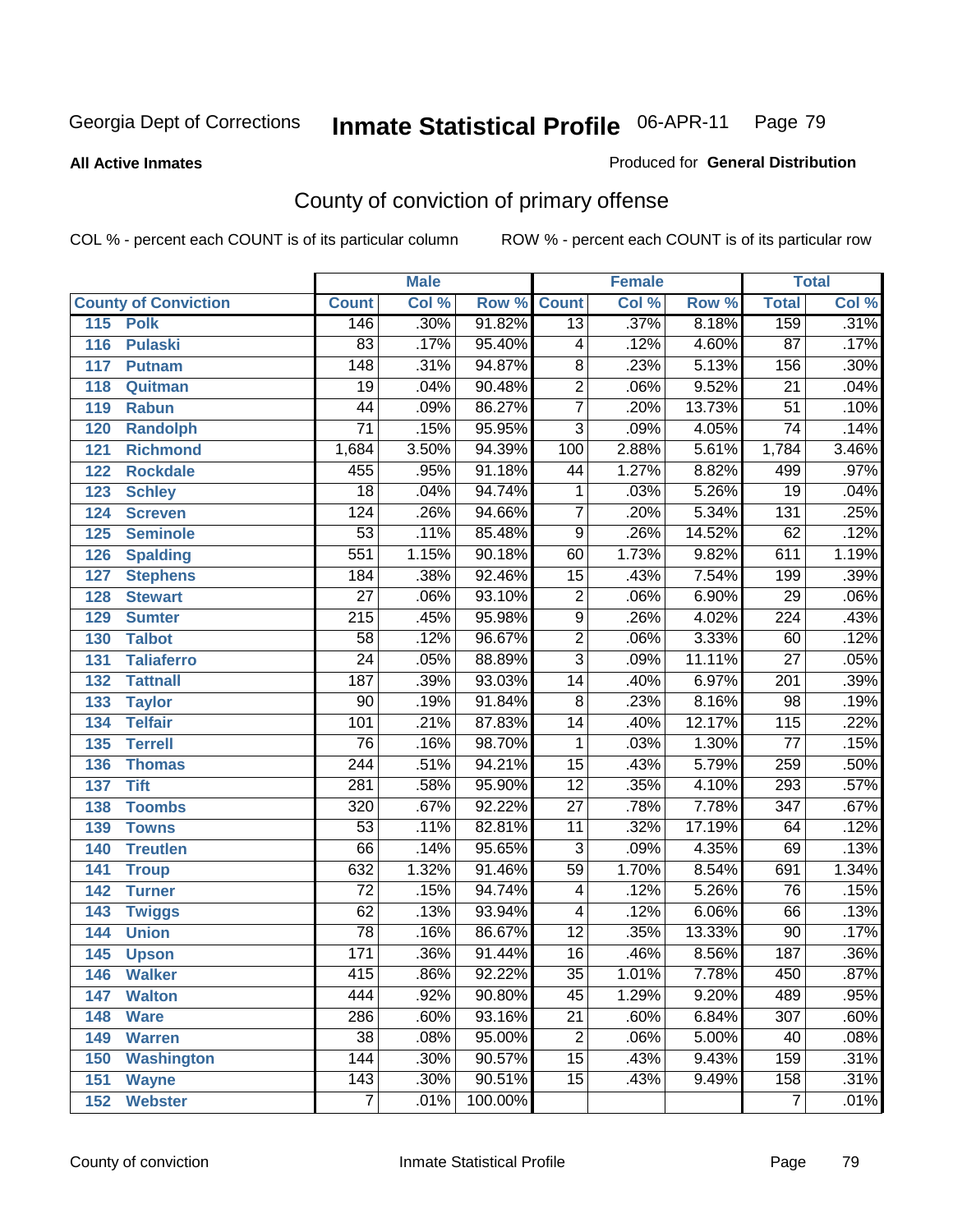Georgia Dept of Corrections **Inmate Statistical Profile** 06-APR-11 Page 79

**All Active Inmates**

Produced for **General Distribution**

## County of conviction of primary offense

COL % - percent each COUNT is of its particular column ROW % - percent each COUNT is of its particular row

| | Male | | | Female | | | Total | |
|---|---|---|---|---|---|---|---|---|
| **County of Conviction** | **Count** | **Col %** | **Row %** | **Count** | **Col %** | **Row %** | **Total** | **Col %** |
| 115 Polk | 146 | .30% | 91.82% | 13 | .37% | 8.18% | 159 | .31% |
| 116 Pulaski | 83 | .17% | 95.40% | 4 | .12% | 4.60% | 87 | .17% |
| 117 Putnam | 148 | .31% | 94.87% | 8 | .23% | 5.13% | 156 | .30% |
| 118 Quitman | 19 | .04% | 90.48% | 2 | .06% | 9.52% | 21 | .04% |
| 119 Rabun | 44 | .09% | 86.27% | 7 | .20% | 13.73% | 51 | .10% |
| 120 Randolph | 71 | .15% | 95.95% | 3 | .09% | 4.05% | 74 | .14% |
| 121 Richmond | 1,684 | 3.50% | 94.39% | 100 | 2.88% | 5.61% | 1,784 | 3.46% |
| 122 Rockdale | 455 | .95% | 91.18% | 44 | 1.27% | 8.82% | 499 | .97% |
| 123 Schley | 18 | .04% | 94.74% | 1 | .03% | 5.26% | 19 | .04% |
| 124 Screven | 124 | .26% | 94.66% | 7 | .20% | 5.34% | 131 | .25% |
| 125 Seminole | 53 | .11% | 85.48% | 9 | .26% | 14.52% | 62 | .12% |
| 126 Spalding | 551 | 1.15% | 90.18% | 60 | 1.73% | 9.82% | 611 | 1.19% |
| 127 Stephens | 184 | .38% | 92.46% | 15 | .43% | 7.54% | 199 | .39% |
| 128 Stewart | 27 | .06% | 93.10% | 2 | .06% | 6.90% | 29 | .06% |
| 129 Sumter | 215 | .45% | 95.98% | 9 | .26% | 4.02% | 224 | .43% |
| 130 Talbot | 58 | .12% | 96.67% | 2 | .06% | 3.33% | 60 | .12% |
| 131 Taliaferro | 24 | .05% | 88.89% | 3 | .09% | 11.11% | 27 | .05% |
| 132 Tattnall | 187 | .39% | 93.03% | 14 | .40% | 6.97% | 201 | .39% |
| 133 Taylor | 90 | .19% | 91.84% | 8 | .23% | 8.16% | 98 | .19% |
| 134 Telfair | 101 | .21% | 87.83% | 14 | .40% | 12.17% | 115 | .22% |
| 135 Terrell | 76 | .16% | 98.70% | 1 | .03% | 1.30% | 77 | .15% |
| 136 Thomas | 244 | .51% | 94.21% | 15 | .43% | 5.79% | 259 | .50% |
| 137 Tift | 281 | .58% | 95.90% | 12 | .35% | 4.10% | 293 | .57% |
| 138 Toombs | 320 | .67% | 92.22% | 27 | .78% | 7.78% | 347 | .67% |
| 139 Towns | 53 | .11% | 82.81% | 11 | .32% | 17.19% | 64 | .12% |
| 140 Treutlen | 66 | .14% | 95.65% | 3 | .09% | 4.35% | 69 | .13% |
| 141 Troup | 632 | 1.32% | 91.46% | 59 | 1.70% | 8.54% | 691 | 1.34% |
| 142 Turner | 72 | .15% | 94.74% | 4 | .12% | 5.26% | 76 | .15% |
| 143 Twiggs | 62 | .13% | 93.94% | 4 | .12% | 6.06% | 66 | .13% |
| 144 Union | 78 | .16% | 86.67% | 12 | .35% | 13.33% | 90 | .17% |
| 145 Upson | 171 | .36% | 91.44% | 16 | .46% | 8.56% | 187 | .36% |
| 146 Walker | 415 | .86% | 92.22% | 35 | 1.01% | 7.78% | 450 | .87% |
| 147 Walton | 444 | .92% | 90.80% | 45 | 1.29% | 9.20% | 489 | .95% |
| 148 Ware | 286 | .60% | 93.16% | 21 | .60% | 6.84% | 307 | .60% |
| 149 Warren | 38 | .08% | 95.00% | 2 | .06% | 5.00% | 40 | .08% |
| 150 Washington | 144 | .30% | 90.57% | 15 | .43% | 9.43% | 159 | .31% |
| 151 Wayne | 143 | .30% | 90.51% | 15 | .43% | 9.49% | 158 | .31% |
| 152 Webster | 7 | .01% | 100.00% | | | | 7 | .01% |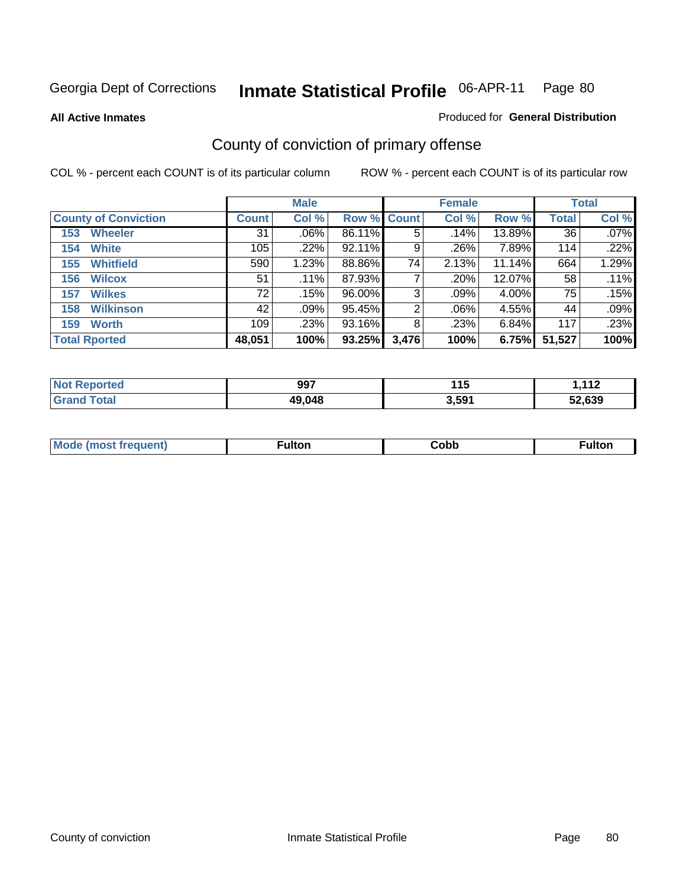Georgia Dept of Corrections **Inmate Statistical Profile** 06-APR-11

**All Active Inmates**

Produced for **General Distribution**

## County of conviction of primary offense

COL % - percent each COUNT is of its particular column ROW % - percent each COUNT is of its particular row

| | Male | | | Female | | | Total | |
|---|---|---|---|---|---|---|---|---|
| **County of Conviction** | **Count** | **Col %** | **Row %** | **Count** | **Col %** | **Row %** | **Total** | **Col %** |
| 153 Wheeler | 31 | .06% | 86.11% | 5 | .14% | 13.89% | 36 | .07% |
| 154 White | 105 | .22% | 92.11% | 9 | .26% | 7.89% | 114 | .22% |
| 155 Whitfield | 590 | 1.23% | 88.86% | 74 | 2.13% | 11.14% | 664 | 1.29% |
| 156 Wilcox | 51 | .11% | 87.93% | 7 | .20% | 12.07% | 58 | .11% |
| 157 Wilkes | 72 | .15% | 96.00% | 3 | .09% | 4.00% | 75 | .15% |
| 158 Wilkinson | 42 | .09% | 95.45% | 2 | .06% | 4.55% | 44 | .09% |
| 159 Worth | 109 | .23% | 93.16% | 8 | .23% | 6.84% | 117 | .23% |
| **Total Rported** | **48,051** | **100%** | **93.25%** | **3,476** | **100%** | **6.75%** | **51,527** | **100%** |

| | Male | Female | Total |
|---|---|---|---|
| **Not Reported** | **997** | **115** | **1,112** |
| **Grand Total** | **49,048** | **3,591** | **52,639** |

| | Male | Female | Total |
|---|---|---|---|
| **Mode (most frequent)** | **Fulton** | **Cobb** | **Fulton** |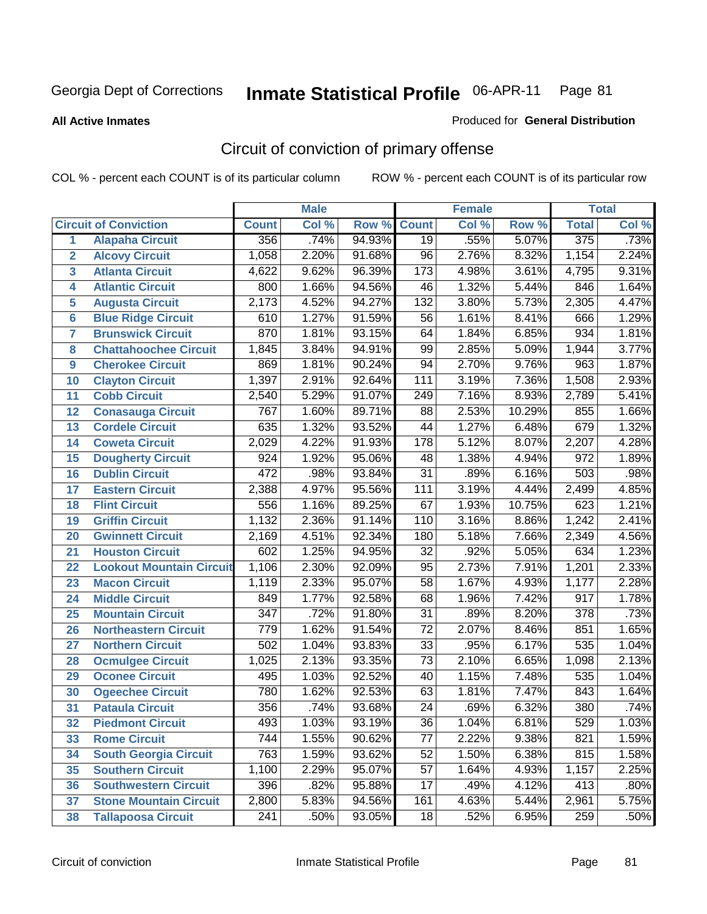Georgia Dept of Corrections **Inmate Statistical Profile** 06-APR-11

**All Active Inmates**

Produced for **General Distribution**

## Circuit of conviction of primary offense

COL % - percent each COUNT is of its particular column    ROW % - percent each COUNT is of its particular row

| | | Male | | | Female | | | Total | |
|---|---|---|---|---|---|---|---|---|---|
| Circuit of Conviction | | Count | Col % | Row % | Count | Col % | Row % | Total | Col % |
| 1 | Alapaha Circuit | 356 | .74% | 94.93% | 19 | .55% | 5.07% | 375 | .73% |
| 2 | Alcovy Circuit | 1,058 | 2.20% | 91.68% | 96 | 2.76% | 8.32% | 1,154 | 2.24% |
| 3 | Atlanta Circuit | 4,622 | 9.62% | 96.39% | 173 | 4.98% | 3.61% | 4,795 | 9.31% |
| 4 | Atlantic Circuit | 800 | 1.66% | 94.56% | 46 | 1.32% | 5.44% | 846 | 1.64% |
| 5 | Augusta Circuit | 2,173 | 4.52% | 94.27% | 132 | 3.80% | 5.73% | 2,305 | 4.47% |
| 6 | Blue Ridge Circuit | 610 | 1.27% | 91.59% | 56 | 1.61% | 8.41% | 666 | 1.29% |
| 7 | Brunswick Circuit | 870 | 1.81% | 93.15% | 64 | 1.84% | 6.85% | 934 | 1.81% |
| 8 | Chattahoochee Circuit | 1,845 | 3.84% | 94.91% | 99 | 2.85% | 5.09% | 1,944 | 3.77% |
| 9 | Cherokee Circuit | 869 | 1.81% | 90.24% | 94 | 2.70% | 9.76% | 963 | 1.87% |
| 10 | Clayton Circuit | 1,397 | 2.91% | 92.64% | 111 | 3.19% | 7.36% | 1,508 | 2.93% |
| 11 | Cobb Circuit | 2,540 | 5.29% | 91.07% | 249 | 7.16% | 8.93% | 2,789 | 5.41% |
| 12 | Conasauga Circuit | 767 | 1.60% | 89.71% | 88 | 2.53% | 10.29% | 855 | 1.66% |
| 13 | Cordele Circuit | 635 | 1.32% | 93.52% | 44 | 1.27% | 6.48% | 679 | 1.32% |
| 14 | Coweta Circuit | 2,029 | 4.22% | 91.93% | 178 | 5.12% | 8.07% | 2,207 | 4.28% |
| 15 | Dougherty Circuit | 924 | 1.92% | 95.06% | 48 | 1.38% | 4.94% | 972 | 1.89% |
| 16 | Dublin Circuit | 472 | .98% | 93.84% | 31 | .89% | 6.16% | 503 | .98% |
| 17 | Eastern Circuit | 2,388 | 4.97% | 95.56% | 111 | 3.19% | 4.44% | 2,499 | 4.85% |
| 18 | Flint Circuit | 556 | 1.16% | 89.25% | 67 | 1.93% | 10.75% | 623 | 1.21% |
| 19 | Griffin Circuit | 1,132 | 2.36% | 91.14% | 110 | 3.16% | 8.86% | 1,242 | 2.41% |
| 20 | Gwinnett Circuit | 2,169 | 4.51% | 92.34% | 180 | 5.18% | 7.66% | 2,349 | 4.56% |
| 21 | Houston Circuit | 602 | 1.25% | 94.95% | 32 | .92% | 5.05% | 634 | 1.23% |
| 22 | Lookout Mountain Circuit | 1,106 | 2.30% | 92.09% | 95 | 2.73% | 7.91% | 1,201 | 2.33% |
| 23 | Macon Circuit | 1,119 | 2.33% | 95.07% | 58 | 1.67% | 4.93% | 1,177 | 2.28% |
| 24 | Middle Circuit | 849 | 1.77% | 92.58% | 68 | 1.96% | 7.42% | 917 | 1.78% |
| 25 | Mountain Circuit | 347 | .72% | 91.80% | 31 | .89% | 8.20% | 378 | .73% |
| 26 | Northeastern Circuit | 779 | 1.62% | 91.54% | 72 | 2.07% | 8.46% | 851 | 1.65% |
| 27 | Northern Circuit | 502 | 1.04% | 93.83% | 33 | .95% | 6.17% | 535 | 1.04% |
| 28 | Ocmulgee Circuit | 1,025 | 2.13% | 93.35% | 73 | 2.10% | 6.65% | 1,098 | 2.13% |
| 29 | Oconee Circuit | 495 | 1.03% | 92.52% | 40 | 1.15% | 7.48% | 535 | 1.04% |
| 30 | Ogeechee Circuit | 780 | 1.62% | 92.53% | 63 | 1.81% | 7.47% | 843 | 1.64% |
| 31 | Pataula Circuit | 356 | .74% | 93.68% | 24 | .69% | 6.32% | 380 | .74% |
| 32 | Piedmont Circuit | 493 | 1.03% | 93.19% | 36 | 1.04% | 6.81% | 529 | 1.03% |
| 33 | Rome Circuit | 744 | 1.55% | 90.62% | 77 | 2.22% | 9.38% | 821 | 1.59% |
| 34 | South Georgia Circuit | 763 | 1.59% | 93.62% | 52 | 1.50% | 6.38% | 815 | 1.58% |
| 35 | Southern Circuit | 1,100 | 2.29% | 95.07% | 57 | 1.64% | 4.93% | 1,157 | 2.25% |
| 36 | Southwestern Circuit | 396 | .82% | 95.88% | 17 | .49% | 4.12% | 413 | .80% |
| 37 | Stone Mountain Circuit | 2,800 | 5.83% | 94.56% | 161 | 4.63% | 5.44% | 2,961 | 5.75% |
| 38 | Tallapoosa Circuit | 241 | .50% | 93.05% | 18 | .52% | 6.95% | 259 | .50% |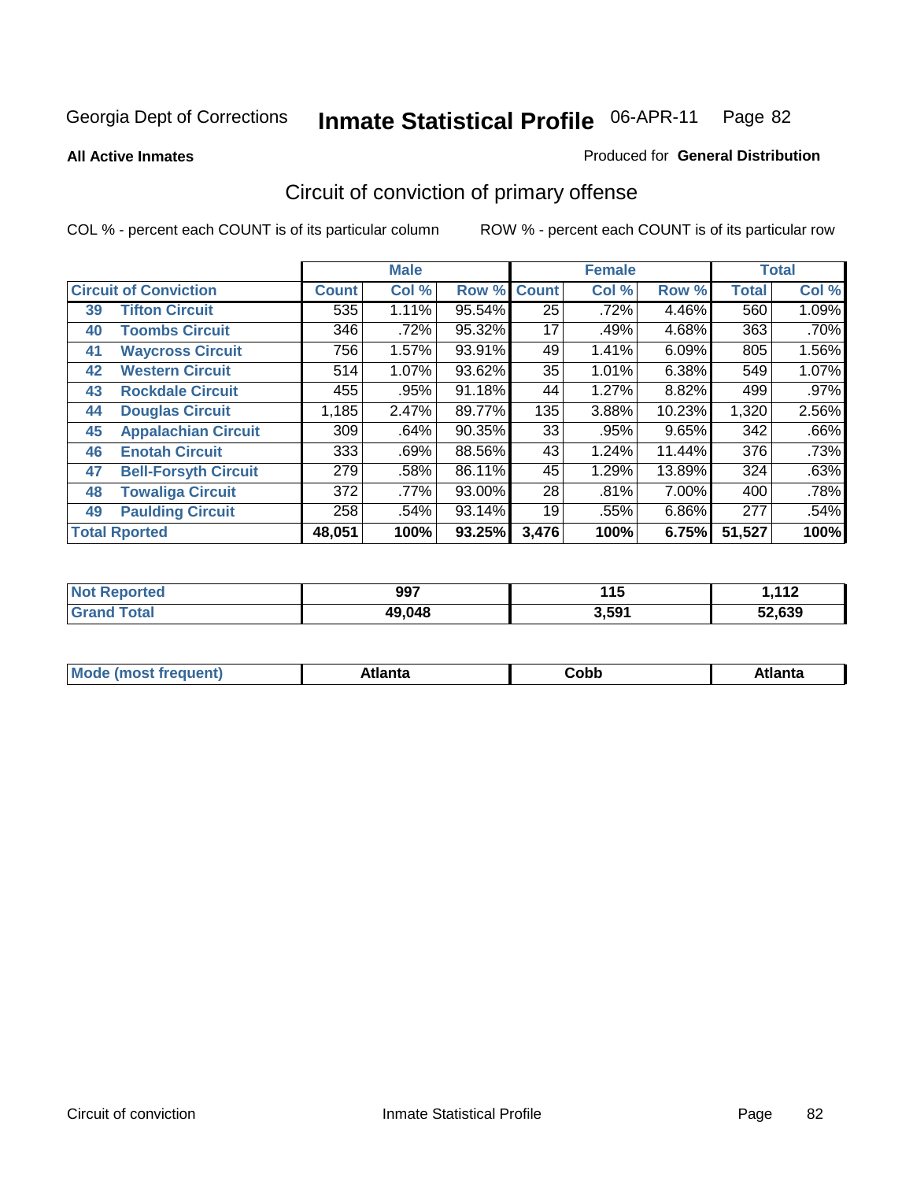Georgia Dept of Corrections **Inmate Statistical Profile** 06-APR-11

**All Active Inmates** Produced for **General Distribution**

## Circuit of conviction of primary offense

COL % - percent each COUNT is of its particular column ROW % - percent each COUNT is of its particular row

| Circuit of Conviction | | Male | | | Female | | | Total | |
|---|---|---|---|---|---|---|---|---|---|
| | | Count | Col % | Row % | Count | Col % | Row % | Total | Col % |
| 39 | Tifton Circuit | 535 | 1.11% | 95.54% | 25 | .72% | 4.46% | 560 | 1.09% |
| 40 | Toombs Circuit | 346 | .72% | 95.32% | 17 | .49% | 4.68% | 363 | .70% |
| 41 | Waycross Circuit | 756 | 1.57% | 93.91% | 49 | 1.41% | 6.09% | 805 | 1.56% |
| 42 | Western Circuit | 514 | 1.07% | 93.62% | 35 | 1.01% | 6.38% | 549 | 1.07% |
| 43 | Rockdale Circuit | 455 | .95% | 91.18% | 44 | 1.27% | 8.82% | 499 | .97% |
| 44 | Douglas Circuit | 1,185 | 2.47% | 89.77% | 135 | 3.88% | 10.23% | 1,320 | 2.56% |
| 45 | Appalachian Circuit | 309 | .64% | 90.35% | 33 | .95% | 9.65% | 342 | .66% |
| 46 | Enotah Circuit | 333 | .69% | 88.56% | 43 | 1.24% | 11.44% | 376 | .73% |
| 47 | Bell-Forsyth Circuit | 279 | .58% | 86.11% | 45 | 1.29% | 13.89% | 324 | .63% |
| 48 | Towaliga Circuit | 372 | .77% | 93.00% | 28 | .81% | 7.00% | 400 | .78% |
| 49 | Paulding Circuit | 258 | .54% | 93.14% | 19 | .55% | 6.86% | 277 | .54% |
| Total Rported | | 48,051 | 100% | 93.25% | 3,476 | 100% | 6.75% | 51,527 | 100% |

| | Male | Female | Total |
|---|---|---|---|
| Not Reported | 997 | 115 | 1,112 |
| Grand Total | 49,048 | 3,591 | 52,639 |

| | Male | Female | Total |
|---|---|---|---|
| Mode (most frequent) | Atlanta | Cobb | Atlanta |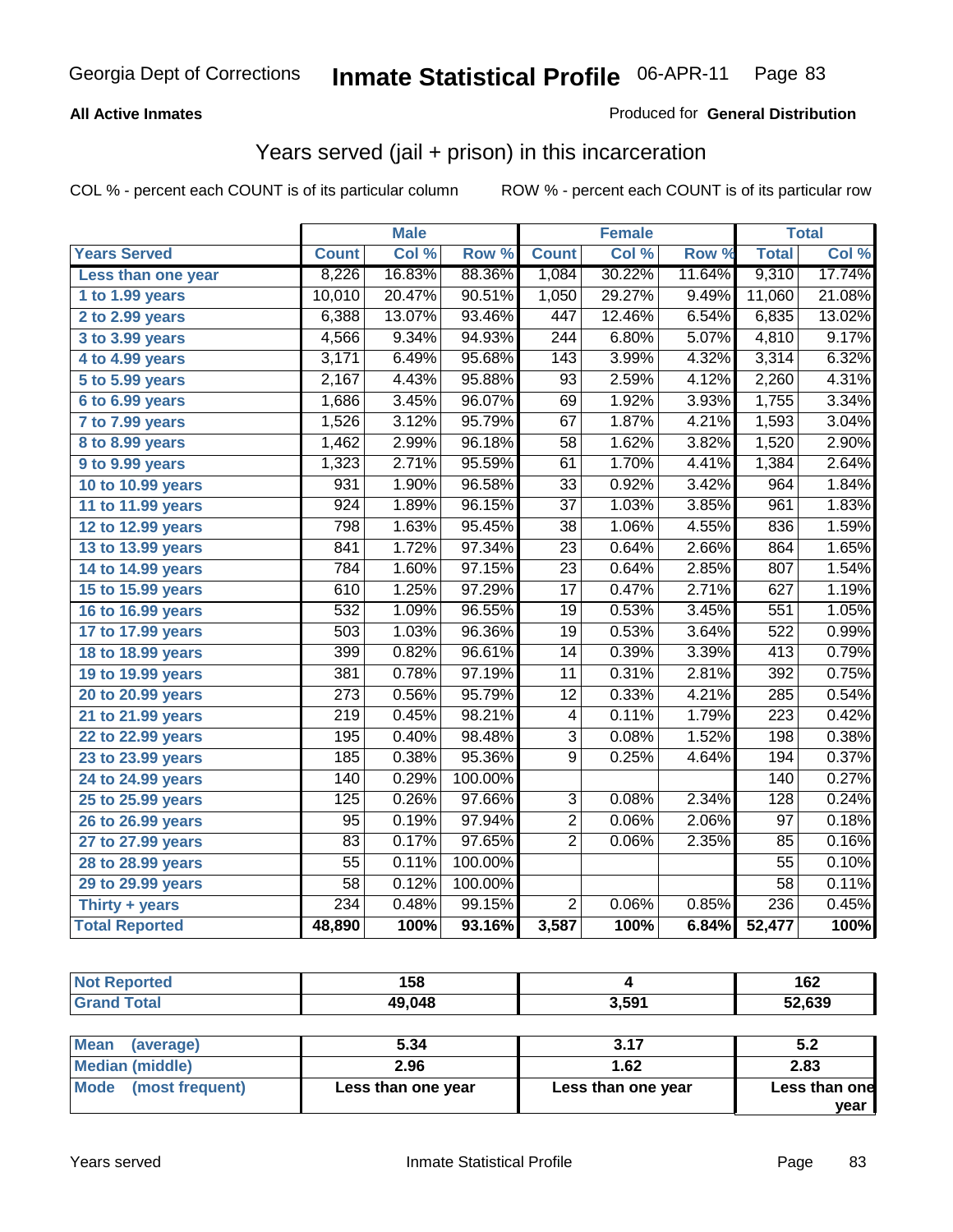**All Active Inmates**

Produced for **General Distribution**

# Years served (jail + prison) in this incarceration

COL % - percent each COUNT is of its particular column

ROW % - percent each COUNT is of its particular row

| | Male | | | Female | | | Total | |
|---|---|---|---|---|---|---|---|---|
| **Years Served** | **Count** | **Col %** | **Row %** | **Count** | **Col %** | **Row %** | **Total** | **Col %** |
| Less than one year | 8,226 | 16.83% | 88.36% | 1,084 | 30.22% | 11.64% | 9,310 | 17.74% |
| 1 to 1.99 years | 10,010 | 20.47% | 90.51% | 1,050 | 29.27% | 9.49% | 11,060 | 21.08% |
| 2 to 2.99 years | 6,388 | 13.07% | 93.46% | 447 | 12.46% | 6.54% | 6,835 | 13.02% |
| 3 to 3.99 years | 4,566 | 9.34% | 94.93% | 244 | 6.80% | 5.07% | 4,810 | 9.17% |
| 4 to 4.99 years | 3,171 | 6.49% | 95.68% | 143 | 3.99% | 4.32% | 3,314 | 6.32% |
| 5 to 5.99 years | 2,167 | 4.43% | 95.88% | 93 | 2.59% | 4.12% | 2,260 | 4.31% |
| 6 to 6.99 years | 1,686 | 3.45% | 96.07% | 69 | 1.92% | 3.93% | 1,755 | 3.34% |
| 7 to 7.99 years | 1,526 | 3.12% | 95.79% | 67 | 1.87% | 4.21% | 1,593 | 3.04% |
| 8 to 8.99 years | 1,462 | 2.99% | 96.18% | 58 | 1.62% | 3.82% | 1,520 | 2.90% |
| 9 to 9.99 years | 1,323 | 2.71% | 95.59% | 61 | 1.70% | 4.41% | 1,384 | 2.64% |
| 10 to 10.99 years | 931 | 1.90% | 96.58% | 33 | 0.92% | 3.42% | 964 | 1.84% |
| 11 to 11.99 years | 924 | 1.89% | 96.15% | 37 | 1.03% | 3.85% | 961 | 1.83% |
| 12 to 12.99 years | 798 | 1.63% | 95.45% | 38 | 1.06% | 4.55% | 836 | 1.59% |
| 13 to 13.99 years | 841 | 1.72% | 97.34% | 23 | 0.64% | 2.66% | 864 | 1.65% |
| 14 to 14.99 years | 784 | 1.60% | 97.15% | 23 | 0.64% | 2.85% | 807 | 1.54% |
| 15 to 15.99 years | 610 | 1.25% | 97.29% | 17 | 0.47% | 2.71% | 627 | 1.19% |
| 16 to 16.99 years | 532 | 1.09% | 96.55% | 19 | 0.53% | 3.45% | 551 | 1.05% |
| 17 to 17.99 years | 503 | 1.03% | 96.36% | 19 | 0.53% | 3.64% | 522 | 0.99% |
| 18 to 18.99 years | 399 | 0.82% | 96.61% | 14 | 0.39% | 3.39% | 413 | 0.79% |
| 19 to 19.99 years | 381 | 0.78% | 97.19% | 11 | 0.31% | 2.81% | 392 | 0.75% |
| 20 to 20.99 years | 273 | 0.56% | 95.79% | 12 | 0.33% | 4.21% | 285 | 0.54% |
| 21 to 21.99 years | 219 | 0.45% | 98.21% | 4 | 0.11% | 1.79% | 223 | 0.42% |
| 22 to 22.99 years | 195 | 0.40% | 98.48% | 3 | 0.08% | 1.52% | 198 | 0.38% |
| 23 to 23.99 years | 185 | 0.38% | 95.36% | 9 | 0.25% | 4.64% | 194 | 0.37% |
| 24 to 24.99 years | 140 | 0.29% | 100.00% | | | | 140 | 0.27% |
| 25 to 25.99 years | 125 | 0.26% | 97.66% | 3 | 0.08% | 2.34% | 128 | 0.24% |
| 26 to 26.99 years | 95 | 0.19% | 97.94% | 2 | 0.06% | 2.06% | 97 | 0.18% |
| 27 to 27.99 years | 83 | 0.17% | 97.65% | 2 | 0.06% | 2.35% | 85 | 0.16% |
| 28 to 28.99 years | 55 | 0.11% | 100.00% | | | | 55 | 0.10% |
| 29 to 29.99 years | 58 | 0.12% | 100.00% | | | | 58 | 0.11% |
| Thirty + years | 234 | 0.48% | 99.15% | 2 | 0.06% | 0.85% | 236 | 0.45% |
| **Total Reported** | **48,890** | **100%** | **93.16%** | **3,587** | **100%** | **6.84%** | **52,477** | **100%** |

| | Male | Female | Total |
|---|---|---|---|
| Not Reported | 158 | 4 | 162 |
| Grand Total | 49,048 | 3,591 | 52,639 |

| | Male | Female | Total |
|---|---|---|---|
| Mean (average) | 5.34 | 3.17 | 5.2 |
| Median (middle) | 2.96 | 1.62 | 2.83 |
| Mode (most frequent) | Less than one year | Less than one year | Less than one year |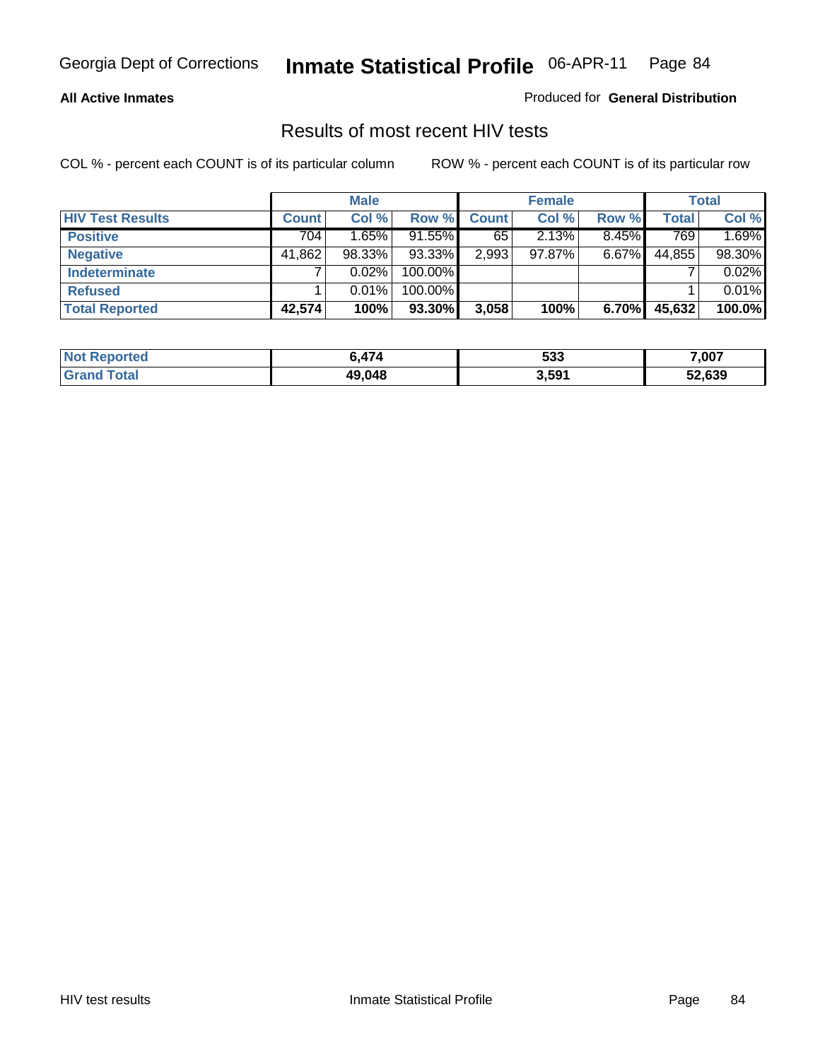## All Active Inmates

Produced for **General Distribution**

# Results of most recent HIV tests

COL % - percent each COUNT is of its particular column

ROW % - percent each COUNT is of its particular row

| | Male | | | Female | | | Total | |
|---|---|---|---|---|---|---|---|---|
| **HIV Test Results** | **Count** | **Col %** | **Row %** | **Count** | **Col %** | **Row %** | **Total** | **Col %** |
| **Positive** | 704 | 1.65% | 91.55% | 65 | 2.13% | 8.45% | 769 | 1.69% |
| **Negative** | 41,862 | 98.33% | 93.33% | 2,993 | 97.87% | 6.67% | 44,855 | 98.30% |
| **Indeterminate** | 7 | 0.02% | 100.00% | | | | 7 | 0.02% |
| **Refused** | 1 | 0.01% | 100.00% | | | | 1 | 0.01% |
| **Total Reported** | **42,574** | **100%** | **93.30%** | **3,058** | **100%** | **6.70%** | **45,632** | **100.0%** |

| | Male | Female | Total |
|---|---|---|---|
| **Not Reported** | **6,474** | **533** | **7,007** |
| **Grand Total** | **49,048** | **3,591** | **52,639** |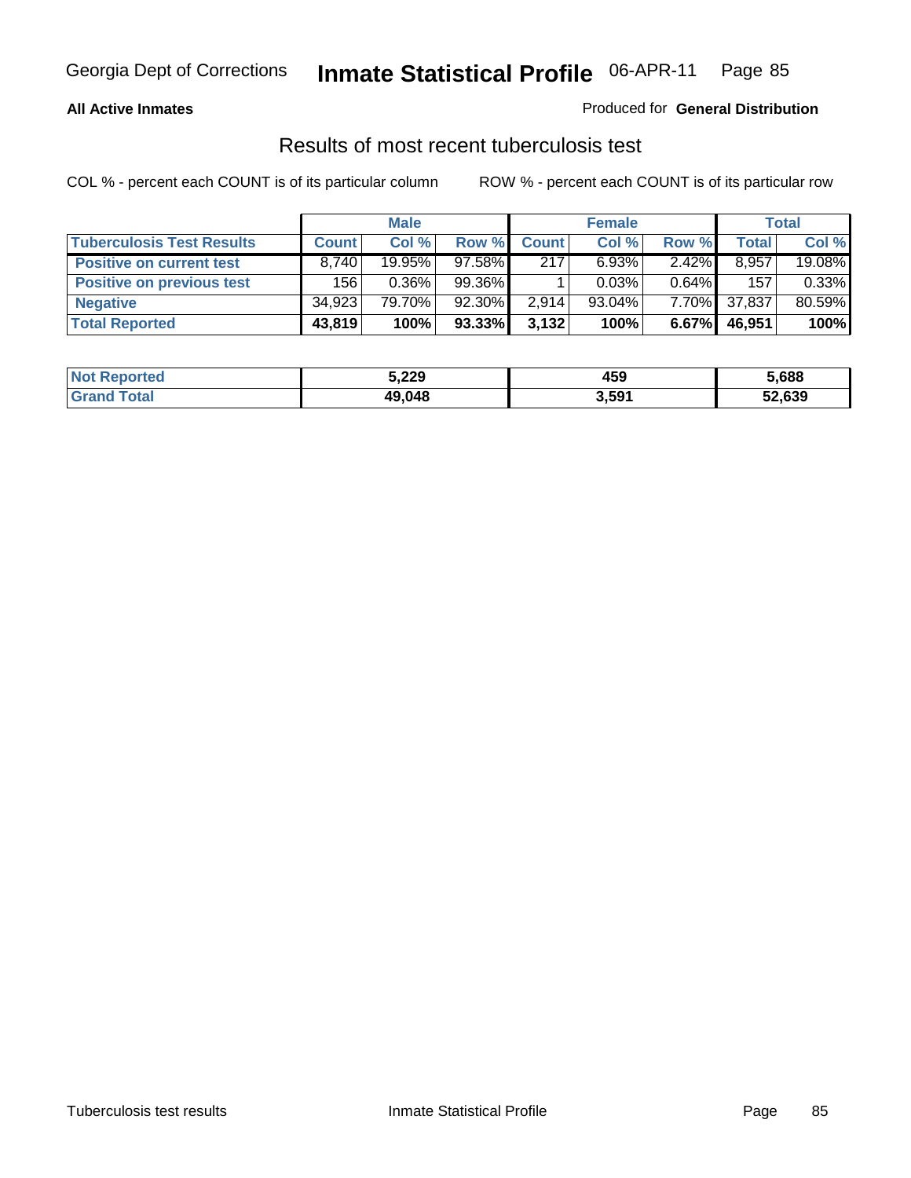**All Active Inmates**

Produced for **General Distribution**

## Results of most recent tuberculosis test

COL % - percent each COUNT is of its particular column

ROW % - percent each COUNT is of its particular row

| | Male | | | Female | | | Total | |
|---|---|---|---|---|---|---|---|---|
| **Tuberculosis Test Results** | **Count** | **Col %** | **Row %** | **Count** | **Col %** | **Row %** | **Total** | **Col %** |
| **Positive on current test** | 8,740 | 19.95% | 97.58% | 217 | 6.93% | 2.42% | 8,957 | 19.08% |
| **Positive on previous test** | 156 | 0.36% | 99.36% | 1 | 0.03% | 0.64% | 157 | 0.33% |
| **Negative** | 34,923 | 79.70% | 92.30% | 2,914 | 93.04% | 7.70% | 37,837 | 80.59% |
| **Total Reported** | **43,819** | **100%** | **93.33%** | **3,132** | **100%** | **6.67%** | **46,951** | **100%** |

| | Male | Female | Total |
|---|---|---|---|
| **Not Reported** | **5,229** | **459** | **5,688** |
| **Grand Total** | **49,048** | **3,591** | **52,639** |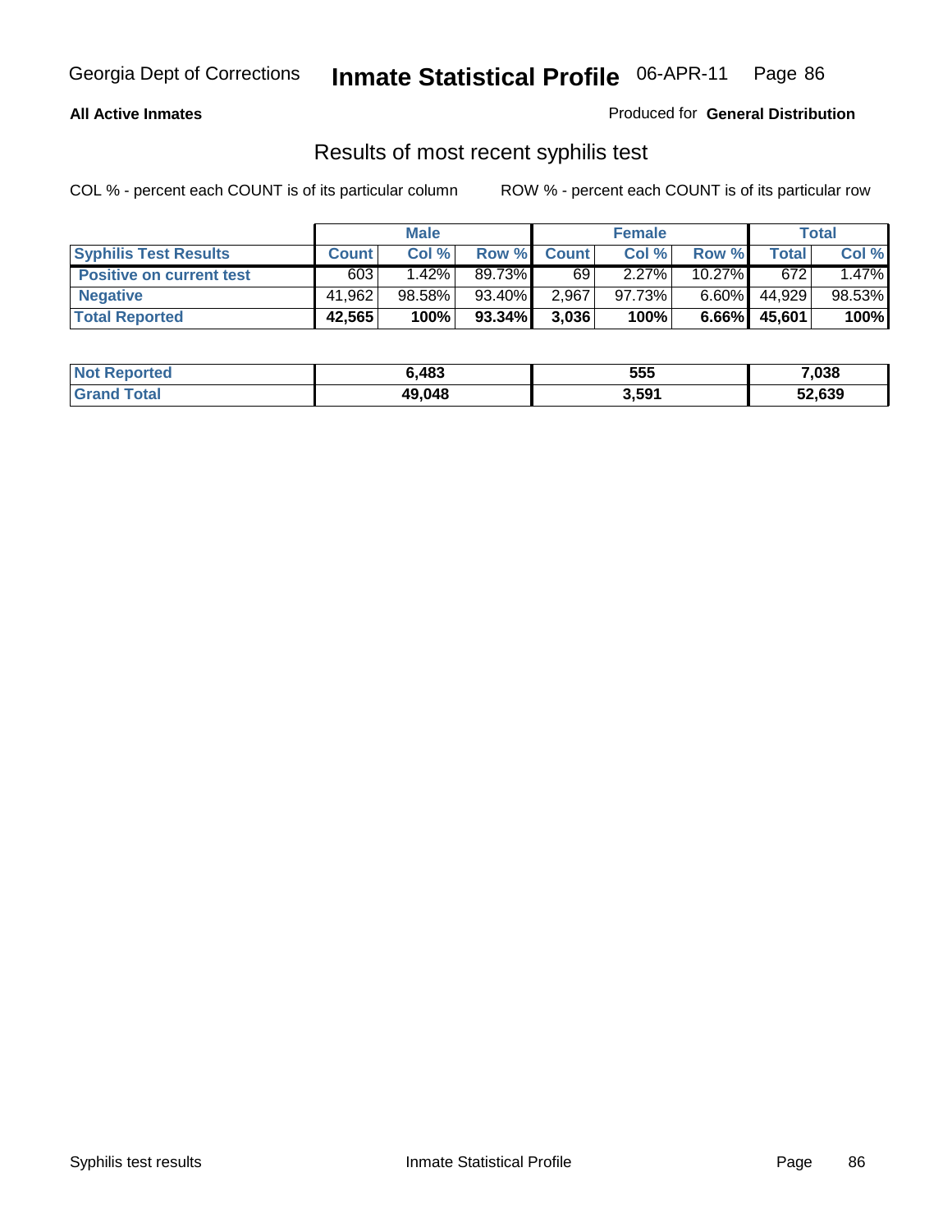**All Active Inmates**

Produced for **General Distribution**

## Results of most recent syphilis test

COL % - percent each COUNT is of its particular column

ROW % - percent each COUNT is of its particular row

| | Male | | | Female | | | Total | |
|---|---|---|---|---|---|---|---|---|
| **Syphilis Test Results** | **Count** | **Col %** | **Row %** | **Count** | **Col %** | **Row %** | **Total** | **Col %** |
| **Positive on current test** | 603 | 1.42% | 89.73% | 69 | 2.27% | 10.27% | 672 | 1.47% |
| **Negative** | 41,962 | 98.58% | 93.40% | 2,967 | 97.73% | 6.60% | 44,929 | 98.53% |
| **Total Reported** | **42,565** | **100%** | **93.34%** | **3,036** | **100%** | **6.66%** | **45,601** | **100%** |

| | Male | Female | Total |
|---|---|---|---|
| **Not Reported** | **6,483** | **555** | **7,038** |
| **Grand Total** | **49,048** | **3,591** | **52,639** |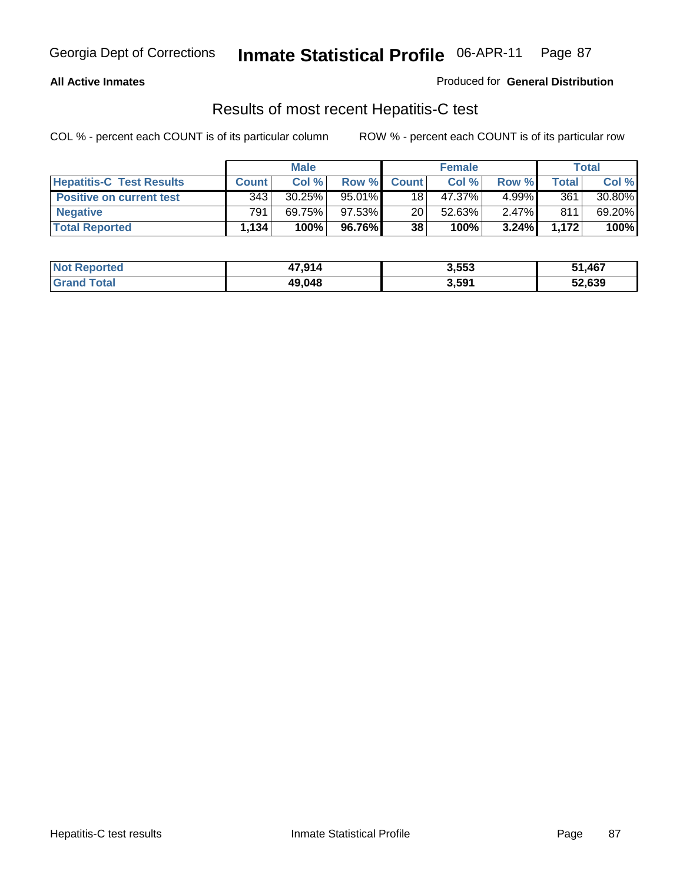**All Active Inmates**

Produced for **General Distribution**

## Results of most recent Hepatitis-C test

COL % - percent each COUNT is of its particular column

ROW % - percent each COUNT is of its particular row

| | Male | | | Female | | | Total | |
|---|---|---|---|---|---|---|---|---|
| **Hepatitis-C Test Results** | **Count** | **Col %** | **Row %** | **Count** | **Col %** | **Row %** | **Total** | **Col %** |
| **Positive on current test** | 343 | 30.25% | 95.01% | 18 | 47.37% | 4.99% | 361 | 30.80% |
| **Negative** | 791 | 69.75% | 97.53% | 20 | 52.63% | 2.47% | 811 | 69.20% |
| **Total Reported** | **1,134** | **100%** | **96.76%** | **38** | **100%** | **3.24%** | **1,172** | **100%** |

| | Male | Female | Total |
|---|---|---|---|
| **Not Reported** | **47,914** | **3,553** | **51,467** |
| **Grand Total** | **49,048** | **3,591** | **52,639** |